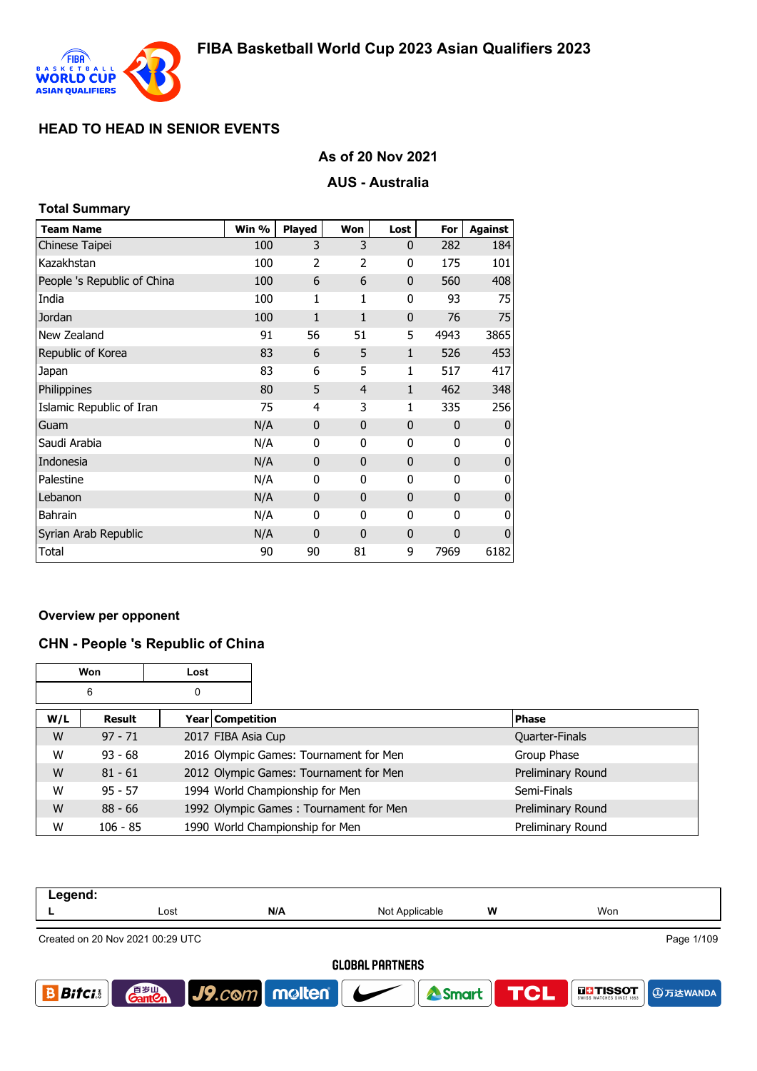# FIBA Basketball World Cup 2023 Asian Qualifiers 2023

## HEAD TO HEAD IN SENIOR EVENTS

### As of 20 Nov 2021

### AUS - Australia

**Total Summary**

| Team Name | Win % | Played | Won | Lost | For | Against |
|---|---|---|---|---|---|---|
| Chinese Taipei | 100 | 3 | 3 | 0 | 282 | 184 |
| Kazakhstan | 100 | 2 | 2 | 0 | 175 | 101 |
| People 's Republic of China | 100 | 6 | 6 | 0 | 560 | 408 |
| India | 100 | 1 | 1 | 0 | 93 | 75 |
| Jordan | 100 | 1 | 1 | 0 | 76 | 75 |
| New Zealand | 91 | 56 | 51 | 5 | 4943 | 3865 |
| Republic of Korea | 83 | 6 | 5 | 1 | 526 | 453 |
| Japan | 83 | 6 | 5 | 1 | 517 | 417 |
| Philippines | 80 | 5 | 4 | 1 | 462 | 348 |
| Islamic Republic of Iran | 75 | 4 | 3 | 1 | 335 | 256 |
| Guam | N/A | 0 | 0 | 0 | 0 | 0 |
| Saudi Arabia | N/A | 0 | 0 | 0 | 0 | 0 |
| Indonesia | N/A | 0 | 0 | 0 | 0 | 0 |
| Palestine | N/A | 0 | 0 | 0 | 0 | 0 |
| Lebanon | N/A | 0 | 0 | 0 | 0 | 0 |
| Bahrain | N/A | 0 | 0 | 0 | 0 | 0 |
| Syrian Arab Republic | N/A | 0 | 0 | 0 | 0 | 0 |
| Total | 90 | 90 | 81 | 9 | 7969 | 6182 |

**Overview per opponent**

### CHN - People 's Republic of China

| Won | Lost |
|---|---|
| 6 | 0 |

| W/L | Result | Year | Competition | Phase |
|---|---|---|---|---|
| W | 97 - 71 | 2017 | FIBA Asia Cup | Quarter-Finals |
| W | 93 - 68 | 2016 | Olympic Games: Tournament for Men | Group Phase |
| W | 81 - 61 | 2012 | Olympic Games: Tournament for Men | Preliminary Round |
| W | 95 - 57 | 1994 | World Championship for Men | Semi-Finals |
| W | 88 - 66 | 1992 | Olympic Games : Tournament for Men | Preliminary Round |
| W | 106 - 85 | 1990 | World Championship for Men | Preliminary Round |

**Legend:**

| L | Lost | N/A | Not Applicable | W | Won |
|---|---|---|---|---|---|

Created on 20 Nov 2021 00:29 UTC

GLOBAL PARTNERS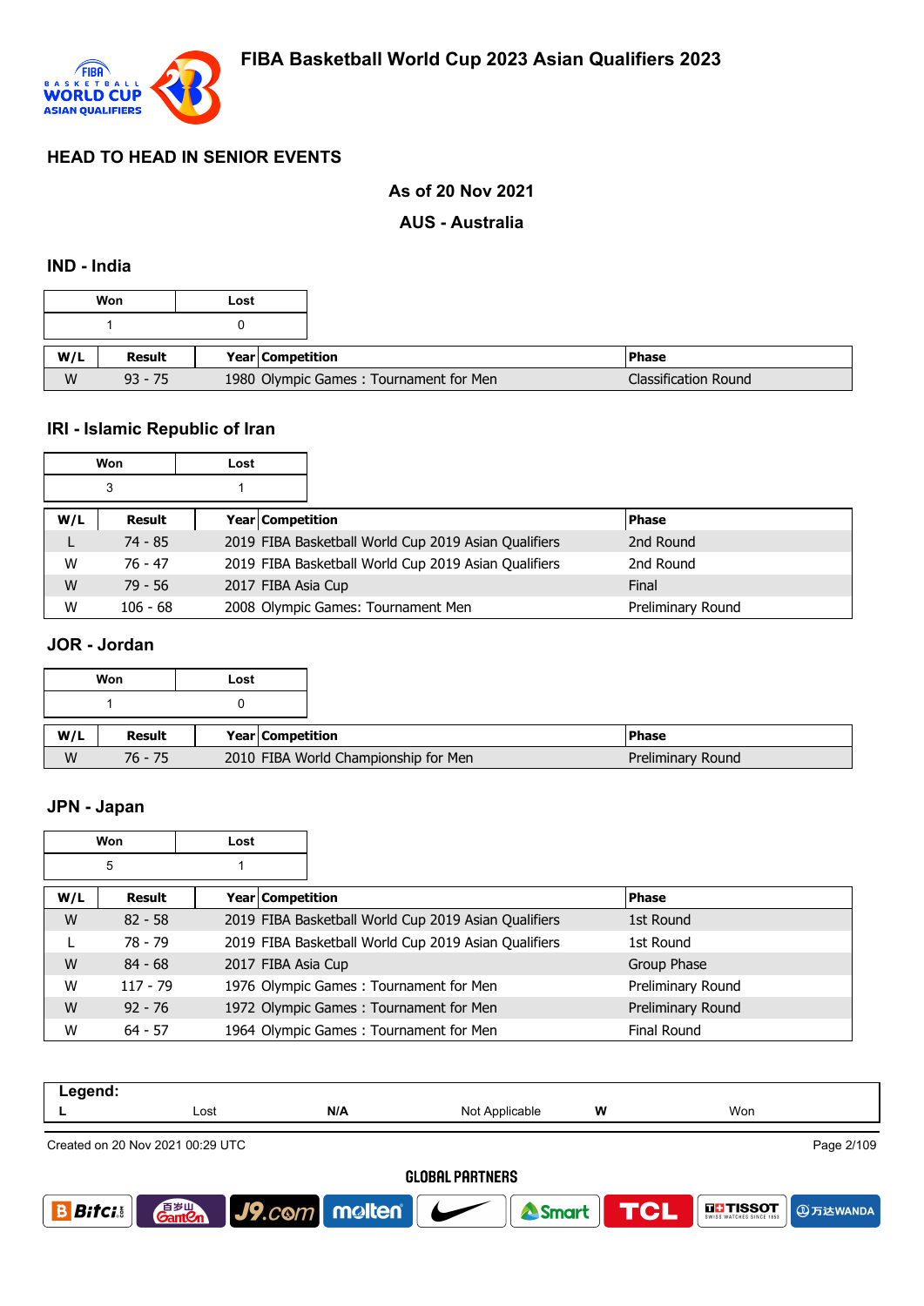# FIBA Basketball World Cup 2023 Asian Qualifiers 2023

## HEAD TO HEAD IN SENIOR EVENTS

**As of 20 Nov 2021**

**AUS - Australia**

### IND - India

| Won | Lost |
|---|---|
| 1 | 0 |

| W/L | Result | Year | Competition | Phase |
|---|---|---|---|---|
| W | 93 - 75 | 1980 | Olympic Games : Tournament for Men | Classification Round |

### IRI - Islamic Republic of Iran

| Won | Lost |
|---|---|
| 3 | 1 |

| W/L | Result | Year | Competition | Phase |
|---|---|---|---|---|
| L | 74 - 85 | 2019 | FIBA Basketball World Cup 2019 Asian Qualifiers | 2nd Round |
| W | 76 - 47 | 2019 | FIBA Basketball World Cup 2019 Asian Qualifiers | 2nd Round |
| W | 79 - 56 | 2017 | FIBA Asia Cup | Final |
| W | 106 - 68 | 2008 | Olympic Games: Tournament Men | Preliminary Round |

### JOR - Jordan

| Won | Lost |
|---|---|
| 1 | 0 |

| W/L | Result | Year | Competition | Phase |
|---|---|---|---|---|
| W | 76 - 75 | 2010 | FIBA World Championship for Men | Preliminary Round |

### JPN - Japan

| Won | Lost |
|---|---|
| 5 | 1 |

| W/L | Result | Year | Competition | Phase |
|---|---|---|---|---|
| W | 82 - 58 | 2019 | FIBA Basketball World Cup 2019 Asian Qualifiers | 1st Round |
| L | 78 - 79 | 2019 | FIBA Basketball World Cup 2019 Asian Qualifiers | 1st Round |
| W | 84 - 68 | 2017 | FIBA Asia Cup | Group Phase |
| W | 117 - 79 | 1976 | Olympic Games : Tournament for Men | Preliminary Round |
| W | 92 - 76 | 1972 | Olympic Games : Tournament for Men | Preliminary Round |
| W | 64 - 57 | 1964 | Olympic Games : Tournament for Men | Final Round |

| Legend: | | | | | |
|---|---|---|---|---|---|
| L | Lost | N/A | Not Applicable | W | Won |

Created on 20 Nov 2021 00:29 UTC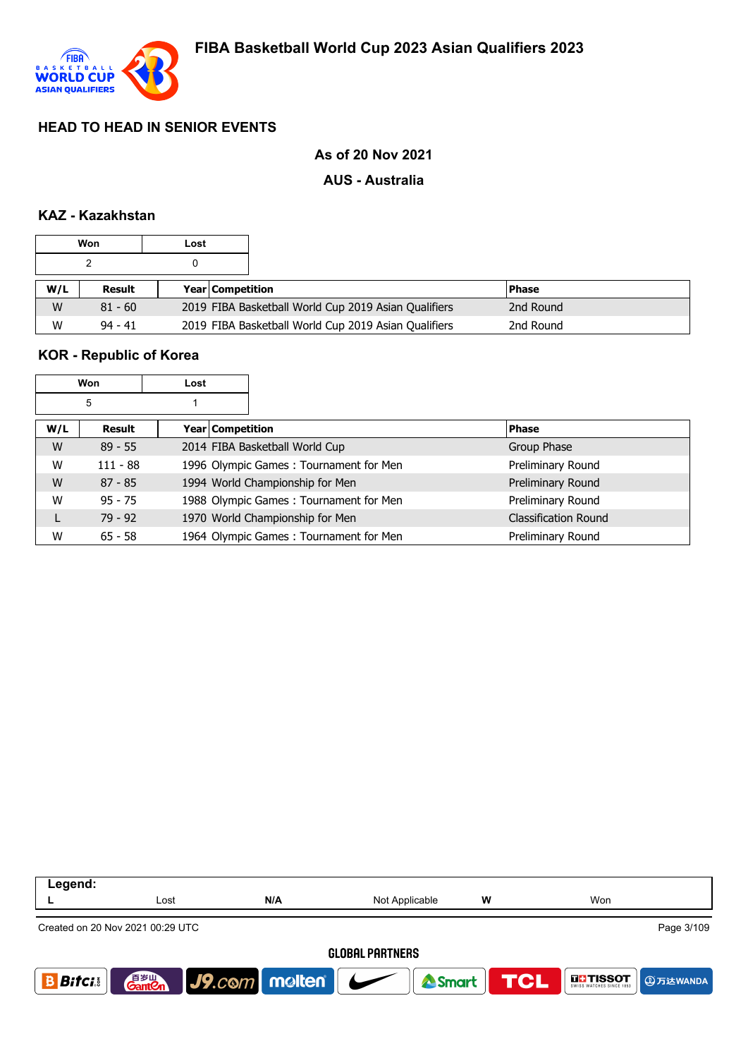# FIBA Basketball World Cup 2023 Asian Qualifiers 2023

## HEAD TO HEAD IN SENIOR EVENTS

**As of 20 Nov 2021**

**AUS - Australia**

### KAZ - Kazakhstan

| Won | Lost |
|---|---|
| 2 | 0 |

| W/L | Result | Year | Competition | Phase |
|---|---|---|---|---|
| W | 81 - 60 | 2019 | FIBA Basketball World Cup 2019 Asian Qualifiers | 2nd Round |
| W | 94 - 41 | 2019 | FIBA Basketball World Cup 2019 Asian Qualifiers | 2nd Round |

### KOR - Republic of Korea

| Won | Lost |
|---|---|
| 5 | 1 |

| W/L | Result | Year | Competition | Phase |
|---|---|---|---|---|
| W | 89 - 55 | 2014 | FIBA Basketball World Cup | Group Phase |
| W | 111 - 88 | 1996 | Olympic Games : Tournament for Men | Preliminary Round |
| W | 87 - 85 | 1994 | World Championship for Men | Preliminary Round |
| W | 95 - 75 | 1988 | Olympic Games : Tournament for Men | Preliminary Round |
| L | 79 - 92 | 1970 | World Championship for Men | Classification Round |
| W | 65 - 58 | 1964 | Olympic Games : Tournament for Men | Preliminary Round |

| Legend: | | | | | |
|---|---|---|---|---|---|
| L | Lost | N/A | Not Applicable | W | Won |

Created on 20 Nov 2021 00:29 UTC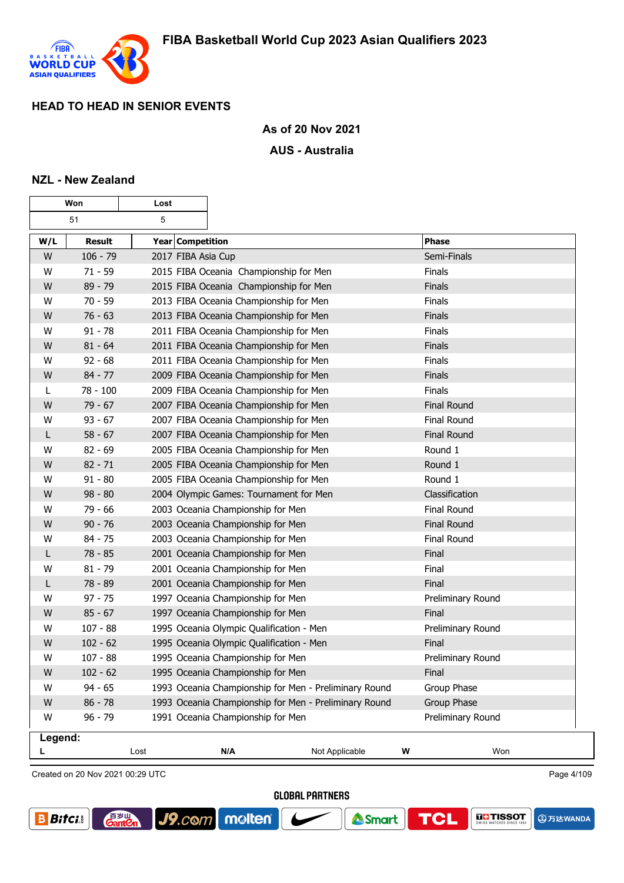# FIBA Basketball World Cup 2023 Asian Qualifiers 2023

## HEAD TO HEAD IN SENIOR EVENTS

**As of 20 Nov 2021**

**AUS - Australia**

### NZL - New Zealand

| Won | Lost |
|---|---|
| 51 | 5 |

| W/L | Result | Year | Competition | Phase |
|---|---|---|---|---|
| W | 106 - 79 | 2017 | FIBA Asia Cup | Semi-Finals |
| W | 71 - 59 | 2015 | FIBA Oceania Championship for Men | Finals |
| W | 89 - 79 | 2015 | FIBA Oceania Championship for Men | Finals |
| W | 70 - 59 | 2013 | FIBA Oceania Championship for Men | Finals |
| W | 76 - 63 | 2013 | FIBA Oceania Championship for Men | Finals |
| W | 91 - 78 | 2011 | FIBA Oceania Championship for Men | Finals |
| W | 81 - 64 | 2011 | FIBA Oceania Championship for Men | Finals |
| W | 92 - 68 | 2011 | FIBA Oceania Championship for Men | Finals |
| W | 84 - 77 | 2009 | FIBA Oceania Championship for Men | Finals |
| L | 78 - 100 | 2009 | FIBA Oceania Championship for Men | Finals |
| W | 79 - 67 | 2007 | FIBA Oceania Championship for Men | Final Round |
| W | 93 - 67 | 2007 | FIBA Oceania Championship for Men | Final Round |
| L | 58 - 67 | 2007 | FIBA Oceania Championship for Men | Final Round |
| W | 82 - 69 | 2005 | FIBA Oceania Championship for Men | Round 1 |
| W | 82 - 71 | 2005 | FIBA Oceania Championship for Men | Round 1 |
| W | 91 - 80 | 2005 | FIBA Oceania Championship for Men | Round 1 |
| W | 98 - 80 | 2004 | Olympic Games: Tournament for Men | Classification |
| W | 79 - 66 | 2003 | Oceania Championship for Men | Final Round |
| W | 90 - 76 | 2003 | Oceania Championship for Men | Final Round |
| W | 84 - 75 | 2003 | Oceania Championship for Men | Final Round |
| L | 78 - 85 | 2001 | Oceania Championship for Men | Final |
| W | 81 - 79 | 2001 | Oceania Championship for Men | Final |
| L | 78 - 89 | 2001 | Oceania Championship for Men | Final |
| W | 97 - 75 | 1997 | Oceania Championship for Men | Preliminary Round |
| W | 85 - 67 | 1997 | Oceania Championship for Men | Final |
| W | 107 - 88 | 1995 | Oceania Olympic Qualification - Men | Preliminary Round |
| W | 102 - 62 | 1995 | Oceania Olympic Qualification - Men | Final |
| W | 107 - 88 | 1995 | Oceania Championship for Men | Preliminary Round |
| W | 102 - 62 | 1995 | Oceania Championship for Men | Final |
| W | 94 - 65 | 1993 | Oceania Championship for Men - Preliminary Round | Group Phase |
| W | 86 - 78 | 1993 | Oceania Championship for Men - Preliminary Round | Group Phase |
| W | 96 - 79 | 1991 | Oceania Championship for Men | Preliminary Round |

**Legend:**

| L | Lost | N/A | Not Applicable | W | Won |
|---|---|---|---|---|---|

Created on 20 Nov 2021 00:29 UTC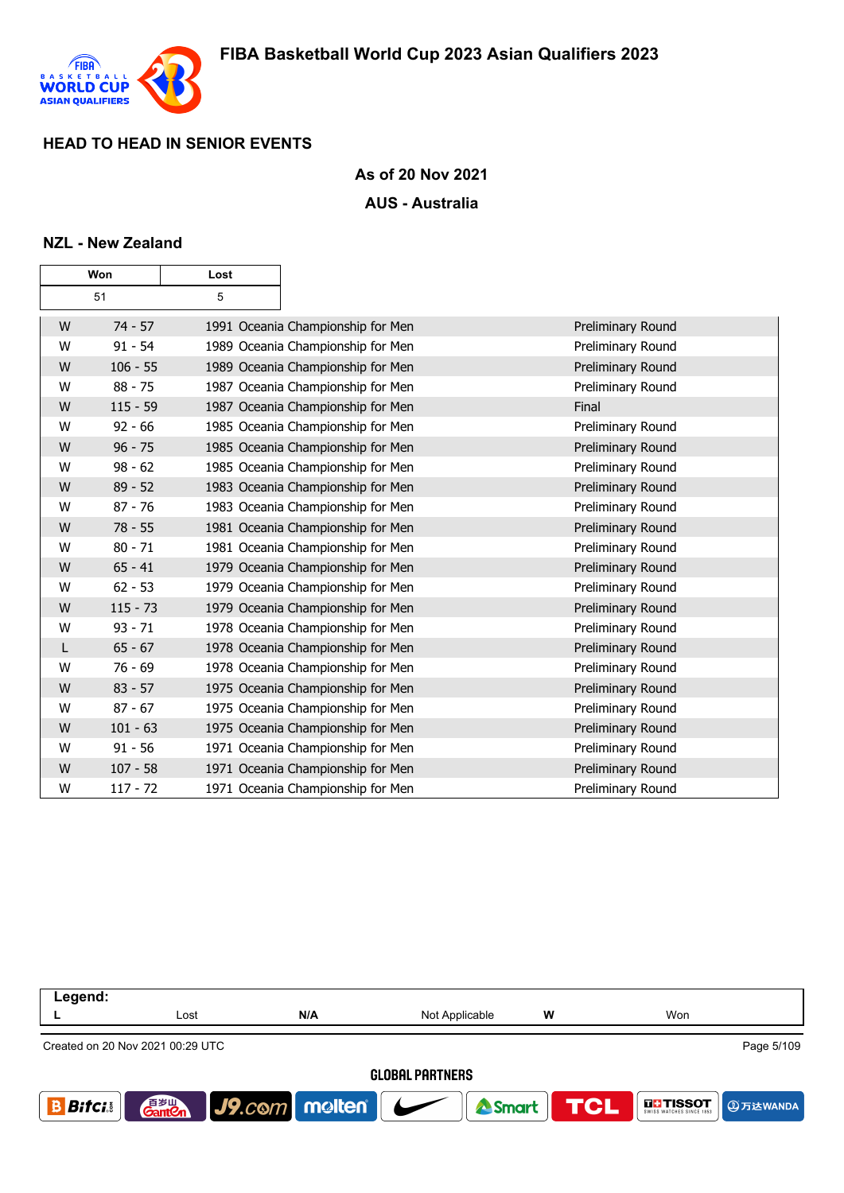# FIBA Basketball World Cup 2023 Asian Qualifiers 2023

## HEAD TO HEAD IN SENIOR EVENTS

**As of 20 Nov 2021**

**AUS - Australia**

### NZL - New Zealand

| Won | Lost |
|---|---|
| 51 | 5 |

| | | | |
|---|---|---|---|
| W | 74 - 57 | 1991 Oceania Championship for Men | Preliminary Round |
| W | 91 - 54 | 1989 Oceania Championship for Men | Preliminary Round |
| W | 106 - 55 | 1989 Oceania Championship for Men | Preliminary Round |
| W | 88 - 75 | 1987 Oceania Championship for Men | Preliminary Round |
| W | 115 - 59 | 1987 Oceania Championship for Men | Final |
| W | 92 - 66 | 1985 Oceania Championship for Men | Preliminary Round |
| W | 96 - 75 | 1985 Oceania Championship for Men | Preliminary Round |
| W | 98 - 62 | 1985 Oceania Championship for Men | Preliminary Round |
| W | 89 - 52 | 1983 Oceania Championship for Men | Preliminary Round |
| W | 87 - 76 | 1983 Oceania Championship for Men | Preliminary Round |
| W | 78 - 55 | 1981 Oceania Championship for Men | Preliminary Round |
| W | 80 - 71 | 1981 Oceania Championship for Men | Preliminary Round |
| W | 65 - 41 | 1979 Oceania Championship for Men | Preliminary Round |
| W | 62 - 53 | 1979 Oceania Championship for Men | Preliminary Round |
| W | 115 - 73 | 1979 Oceania Championship for Men | Preliminary Round |
| W | 93 - 71 | 1978 Oceania Championship for Men | Preliminary Round |
| L | 65 - 67 | 1978 Oceania Championship for Men | Preliminary Round |
| W | 76 - 69 | 1978 Oceania Championship for Men | Preliminary Round |
| W | 83 - 57 | 1975 Oceania Championship for Men | Preliminary Round |
| W | 87 - 67 | 1975 Oceania Championship for Men | Preliminary Round |
| W | 101 - 63 | 1975 Oceania Championship for Men | Preliminary Round |
| W | 91 - 56 | 1971 Oceania Championship for Men | Preliminary Round |
| W | 107 - 58 | 1971 Oceania Championship for Men | Preliminary Round |
| W | 117 - 72 | 1971 Oceania Championship for Men | Preliminary Round |

| Legend: | | | | | |
|---|---|---|---|---|---|
| L | Lost | N/A | Not Applicable | W | Won |

Created on 20 Nov 2021 00:29 UTC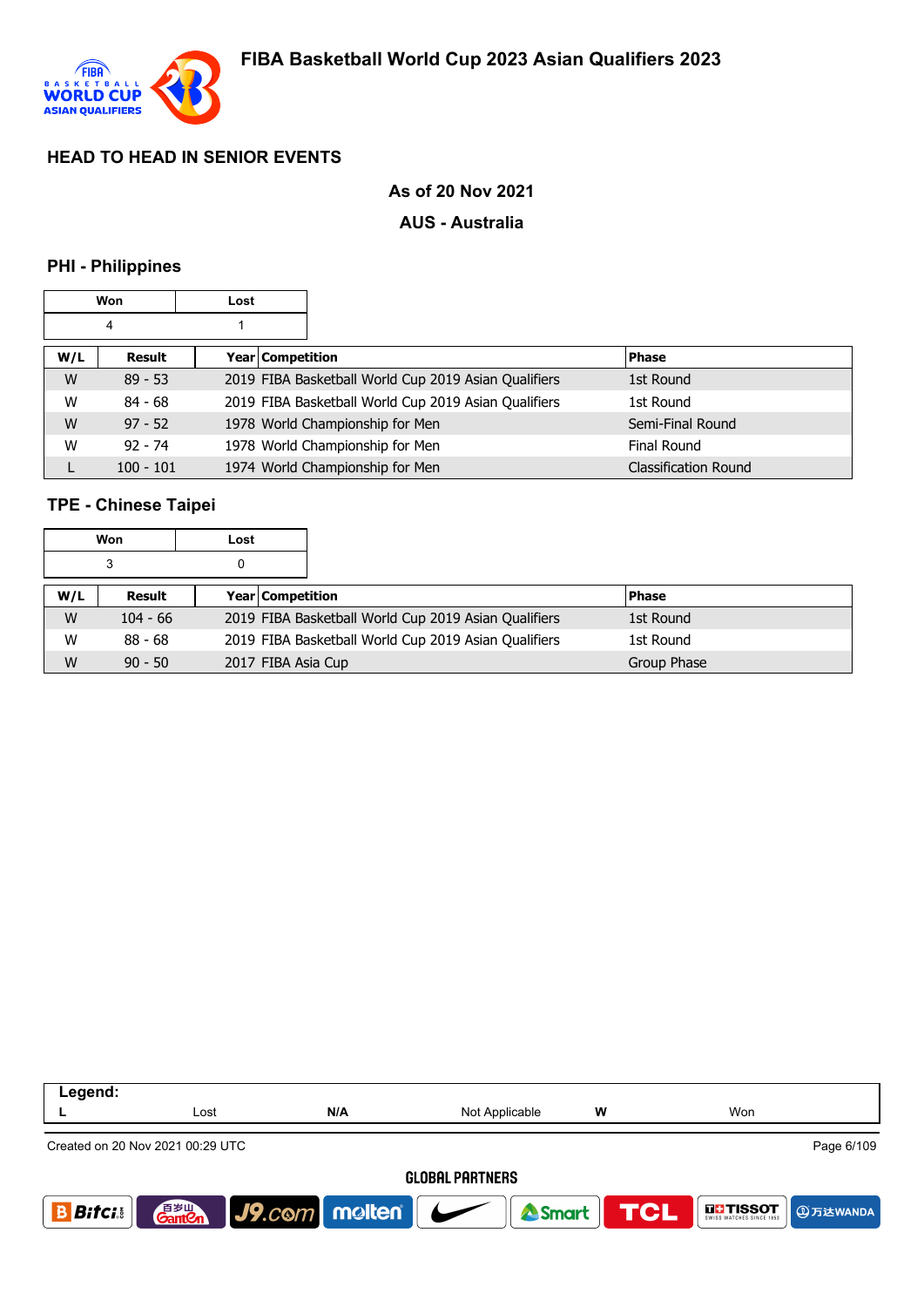# FIBA Basketball World Cup 2023 Asian Qualifiers 2023

## HEAD TO HEAD IN SENIOR EVENTS

**As of 20 Nov 2021**

**AUS - Australia**

### PHI - Philippines

| Won | Lost |
|---|---|
| 4 | 1 |

| W/L | Result | Year | Competition | Phase |
|---|---|---|---|---|
| W | 89 - 53 | 2019 | FIBA Basketball World Cup 2019 Asian Qualifiers | 1st Round |
| W | 84 - 68 | 2019 | FIBA Basketball World Cup 2019 Asian Qualifiers | 1st Round |
| W | 97 - 52 | 1978 | World Championship for Men | Semi-Final Round |
| W | 92 - 74 | 1978 | World Championship for Men | Final Round |
| L | 100 - 101 | 1974 | World Championship for Men | Classification Round |

### TPE - Chinese Taipei

| Won | Lost |
|---|---|
| 3 | 0 |

| W/L | Result | Year | Competition | Phase |
|---|---|---|---|---|
| W | 104 - 66 | 2019 | FIBA Basketball World Cup 2019 Asian Qualifiers | 1st Round |
| W | 88 - 68 | 2019 | FIBA Basketball World Cup 2019 Asian Qualifiers | 1st Round |
| W | 90 - 50 | 2017 | FIBA Asia Cup | Group Phase |

| Legend: | | | | | |
|---|---|---|---|---|---|
| L | Lost | N/A | Not Applicable | W | Won |

Created on 20 Nov 2021 00:29 UTC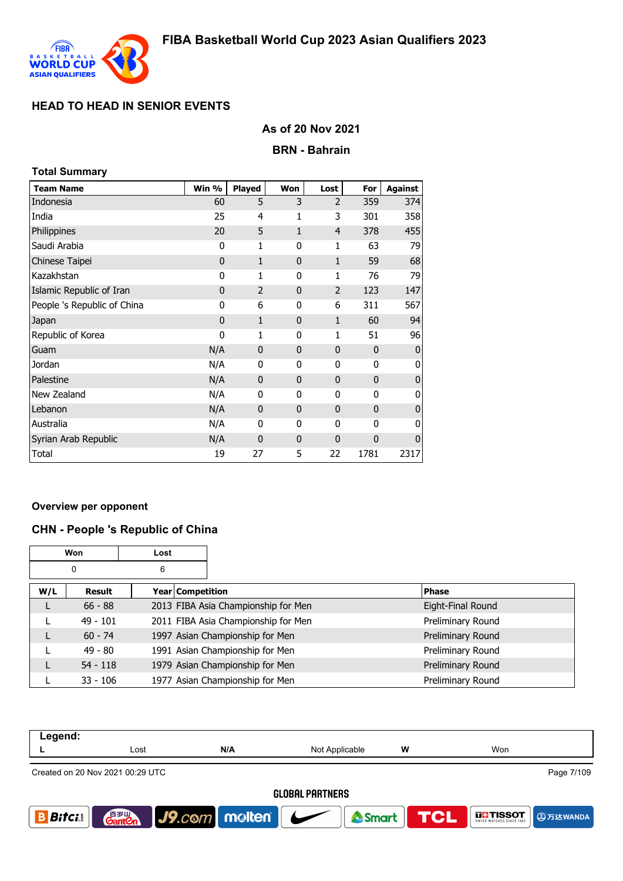# FIBA Basketball World Cup 2023 Asian Qualifiers 2023

## HEAD TO HEAD IN SENIOR EVENTS

### As of 20 Nov 2021

### BRN - Bahrain

**Total Summary**

| Team Name | Win % | Played | Won | Lost | For | Against |
|---|---|---|---|---|---|---|
| Indonesia | 60 | 5 | 3 | 2 | 359 | 374 |
| India | 25 | 4 | 1 | 3 | 301 | 358 |
| Philippines | 20 | 5 | 1 | 4 | 378 | 455 |
| Saudi Arabia | 0 | 1 | 0 | 1 | 63 | 79 |
| Chinese Taipei | 0 | 1 | 0 | 1 | 59 | 68 |
| Kazakhstan | 0 | 1 | 0 | 1 | 76 | 79 |
| Islamic Republic of Iran | 0 | 2 | 0 | 2 | 123 | 147 |
| People 's Republic of China | 0 | 6 | 0 | 6 | 311 | 567 |
| Japan | 0 | 1 | 0 | 1 | 60 | 94 |
| Republic of Korea | 0 | 1 | 0 | 1 | 51 | 96 |
| Guam | N/A | 0 | 0 | 0 | 0 | 0 |
| Jordan | N/A | 0 | 0 | 0 | 0 | 0 |
| Palestine | N/A | 0 | 0 | 0 | 0 | 0 |
| New Zealand | N/A | 0 | 0 | 0 | 0 | 0 |
| Lebanon | N/A | 0 | 0 | 0 | 0 | 0 |
| Australia | N/A | 0 | 0 | 0 | 0 | 0 |
| Syrian Arab Republic | N/A | 0 | 0 | 0 | 0 | 0 |
| Total | 19 | 27 | 5 | 22 | 1781 | 2317 |

**Overview per opponent**

### CHN - People 's Republic of China

| Won | Lost |
|---|---|
| 0 | 6 |

| W/L | Result | Year | Competition | Phase |
|---|---|---|---|---|
| L | 66 - 88 | 2013 | FIBA Asia Championship for Men | Eight-Final Round |
| L | 49 - 101 | 2011 | FIBA Asia Championship for Men | Preliminary Round |
| L | 60 - 74 | 1997 | Asian Championship for Men | Preliminary Round |
| L | 49 - 80 | 1991 | Asian Championship for Men | Preliminary Round |
| L | 54 - 118 | 1979 | Asian Championship for Men | Preliminary Round |
| L | 33 - 106 | 1977 | Asian Championship for Men | Preliminary Round |

**Legend:**

| L | Lost | N/A | Not Applicable | W | Won |
|---|---|---|---|---|---|

Created on 20 Nov 2021 00:29 UTC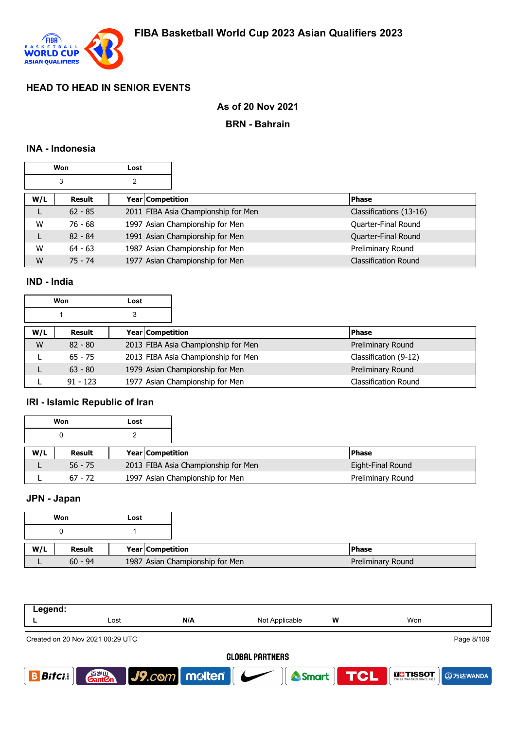## HEAD TO HEAD IN SENIOR EVENTS

### As of 20 Nov 2021

### BRN - Bahrain

### INA - Indonesia

| Won | Lost |
|---|---|
| 3 | 2 |

| W/L | Result | Year | Competition | Phase |
|---|---|---|---|---|
| L | 62 - 85 | 2011 | FIBA Asia Championship for Men | Classifications (13-16) |
| W | 76 - 68 | 1997 | Asian Championship for Men | Quarter-Final Round |
| L | 82 - 84 | 1991 | Asian Championship for Men | Quarter-Final Round |
| W | 64 - 63 | 1987 | Asian Championship for Men | Preliminary Round |
| W | 75 - 74 | 1977 | Asian Championship for Men | Classification Round |

### IND - India

| Won | Lost |
|---|---|
| 1 | 3 |

| W/L | Result | Year | Competition | Phase |
|---|---|---|---|---|
| W | 82 - 80 | 2013 | FIBA Asia Championship for Men | Preliminary Round |
| L | 65 - 75 | 2013 | FIBA Asia Championship for Men | Classification (9-12) |
| L | 63 - 80 | 1979 | Asian Championship for Men | Preliminary Round |
| L | 91 - 123 | 1977 | Asian Championship for Men | Classification Round |

### IRI - Islamic Republic of Iran

| Won | Lost |
|---|---|
| 0 | 2 |

| W/L | Result | Year | Competition | Phase |
|---|---|---|---|---|
| L | 56 - 75 | 2013 | FIBA Asia Championship for Men | Eight-Final Round |
| L | 67 - 72 | 1997 | Asian Championship for Men | Preliminary Round |

### JPN - Japan

| Won | Lost |
|---|---|
| 0 | 1 |

| W/L | Result | Year | Competition | Phase |
|---|---|---|---|---|
| L | 60 - 94 | 1987 | Asian Championship for Men | Preliminary Round |

**Legend:**

| L | Lost | N/A | Not Applicable | W | Won |
|---|---|---|---|---|---|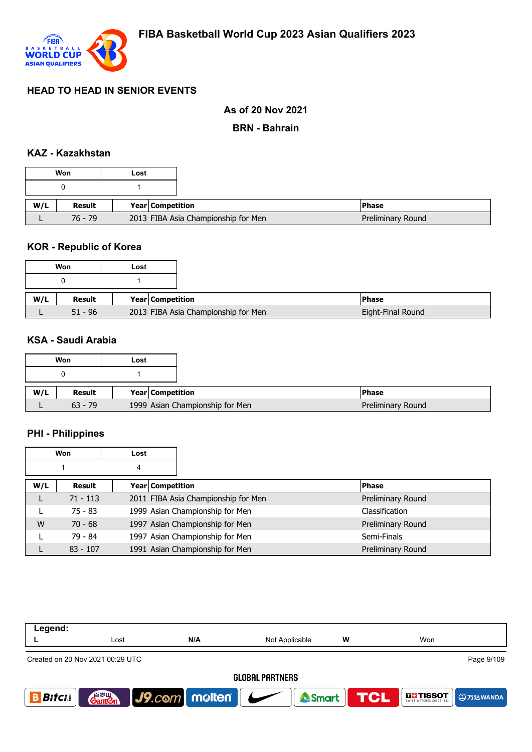# FIBA Basketball World Cup 2023 Asian Qualifiers 2023

## HEAD TO HEAD IN SENIOR EVENTS

**As of 20 Nov 2021**

**BRN - Bahrain**

### KAZ - Kazakhstan

| Won | Lost |
|---|---|
| 0 | 1 |

| W/L | Result | Year | Competition | Phase |
|---|---|---|---|---|
| L | 76 - 79 | 2013 | FIBA Asia Championship for Men | Preliminary Round |

### KOR - Republic of Korea

| Won | Lost |
|---|---|
| 0 | 1 |

| W/L | Result | Year | Competition | Phase |
|---|---|---|---|---|
| L | 51 - 96 | 2013 | FIBA Asia Championship for Men | Eight-Final Round |

### KSA - Saudi Arabia

| Won | Lost |
|---|---|
| 0 | 1 |

| W/L | Result | Year | Competition | Phase |
|---|---|---|---|---|
| L | 63 - 79 | 1999 | Asian Championship for Men | Preliminary Round |

### PHI - Philippines

| Won | Lost |
|---|---|
| 1 | 4 |

| W/L | Result | Year | Competition | Phase |
|---|---|---|---|---|
| L | 71 - 113 | 2011 | FIBA Asia Championship for Men | Preliminary Round |
| L | 75 - 83 | 1999 | Asian Championship for Men | Classification |
| W | 70 - 68 | 1997 | Asian Championship for Men | Preliminary Round |
| L | 79 - 84 | 1997 | Asian Championship for Men | Semi-Finals |
| L | 83 - 107 | 1991 | Asian Championship for Men | Preliminary Round |

| Legend: | | | | | |
|---|---|---|---|---|---|
| L | Lost | N/A | Not Applicable | W | Won |

Created on 20 Nov 2021 00:29 UTC

GLOBAL PARTNERS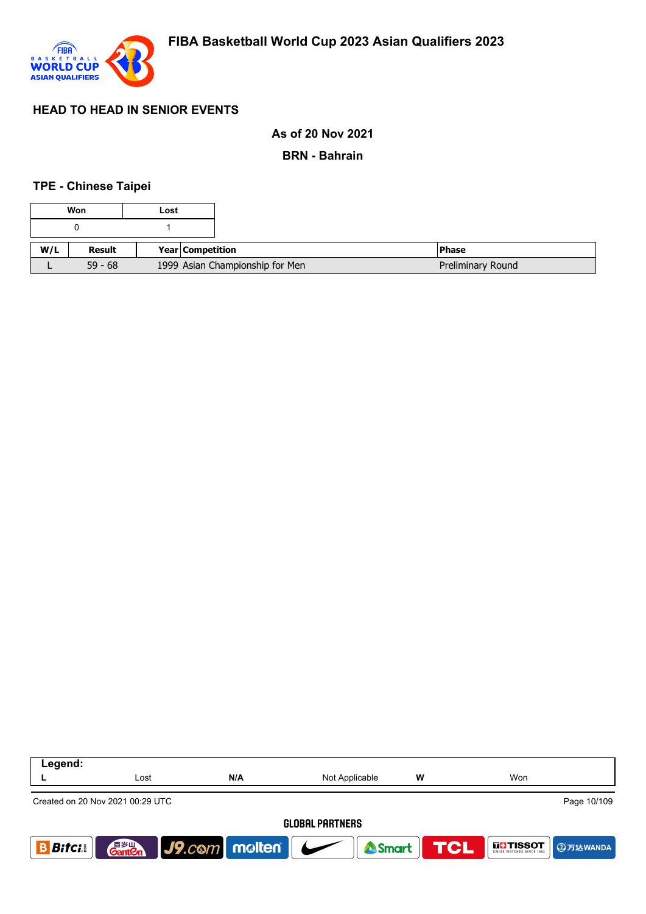# FIBA Basketball World Cup 2023 Asian Qualifiers 2023

## HEAD TO HEAD IN SENIOR EVENTS

**As of 20 Nov 2021**

**BRN - Bahrain**

### TPE - Chinese Taipei

| Won | Lost |
|---|---|
| 0 | 1 |

| W/L | Result | Year | Competition | Phase |
|---|---|---|---|---|
| L | 59 - 68 | 1999 | Asian Championship for Men | Preliminary Round |

| Legend: | | | | | |
|---|---|---|---|---|---|
| L | Lost | N/A | Not Applicable | W | Won |

Created on 20 Nov 2021 00:29 UTC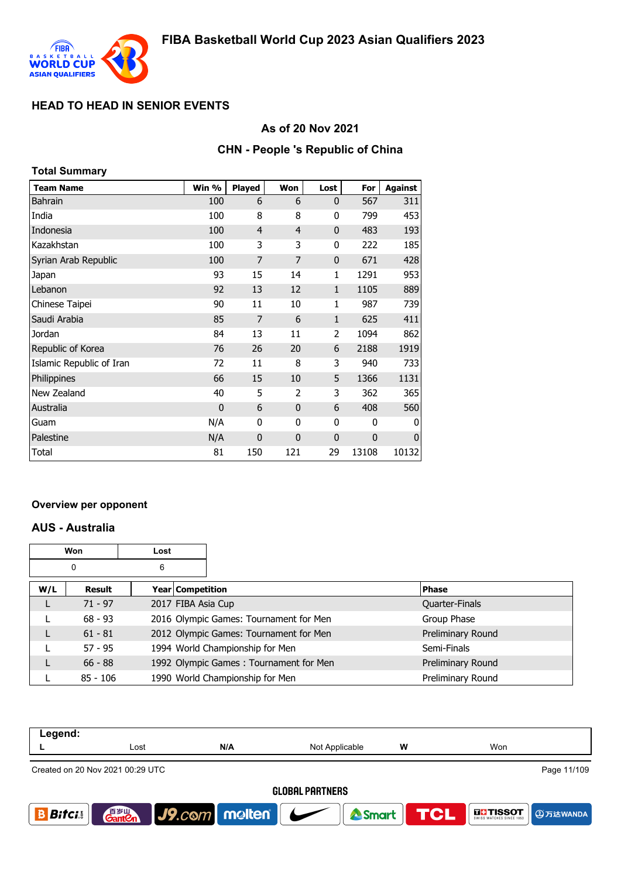# FIBA Basketball World Cup 2023 Asian Qualifiers 2023

## HEAD TO HEAD IN SENIOR EVENTS

### As of 20 Nov 2021

### CHN - People 's Republic of China

**Total Summary**

| Team Name | Win % | Played | Won | Lost | For | Against |
|---|---|---|---|---|---|---|
| Bahrain | 100 | 6 | 6 | 0 | 567 | 311 |
| India | 100 | 8 | 8 | 0 | 799 | 453 |
| Indonesia | 100 | 4 | 4 | 0 | 483 | 193 |
| Kazakhstan | 100 | 3 | 3 | 0 | 222 | 185 |
| Syrian Arab Republic | 100 | 7 | 7 | 0 | 671 | 428 |
| Japan | 93 | 15 | 14 | 1 | 1291 | 953 |
| Lebanon | 92 | 13 | 12 | 1 | 1105 | 889 |
| Chinese Taipei | 90 | 11 | 10 | 1 | 987 | 739 |
| Saudi Arabia | 85 | 7 | 6 | 1 | 625 | 411 |
| Jordan | 84 | 13 | 11 | 2 | 1094 | 862 |
| Republic of Korea | 76 | 26 | 20 | 6 | 2188 | 1919 |
| Islamic Republic of Iran | 72 | 11 | 8 | 3 | 940 | 733 |
| Philippines | 66 | 15 | 10 | 5 | 1366 | 1131 |
| New Zealand | 40 | 5 | 2 | 3 | 362 | 365 |
| Australia | 0 | 6 | 0 | 6 | 408 | 560 |
| Guam | N/A | 0 | 0 | 0 | 0 | 0 |
| Palestine | N/A | 0 | 0 | 0 | 0 | 0 |
| Total | 81 | 150 | 121 | 29 | 13108 | 10132 |

### Overview per opponent

### AUS - Australia

| Won | Lost |
|---|---|
| 0 | 6 |

| W/L | Result | Year | Competition | Phase |
|---|---|---|---|---|
| L | 71 - 97 | 2017 | FIBA Asia Cup | Quarter-Finals |
| L | 68 - 93 | 2016 | Olympic Games: Tournament for Men | Group Phase |
| L | 61 - 81 | 2012 | Olympic Games: Tournament for Men | Preliminary Round |
| L | 57 - 95 | 1994 | World Championship for Men | Semi-Finals |
| L | 66 - 88 | 1992 | Olympic Games : Tournament for Men | Preliminary Round |
| L | 85 - 106 | 1990 | World Championship for Men | Preliminary Round |

**Legend:**

| | | | | | |
|---|---|---|---|---|---|
| **L** | Lost | **N/A** | Not Applicable | **W** | Won |

Created on 20 Nov 2021 00:29 UTC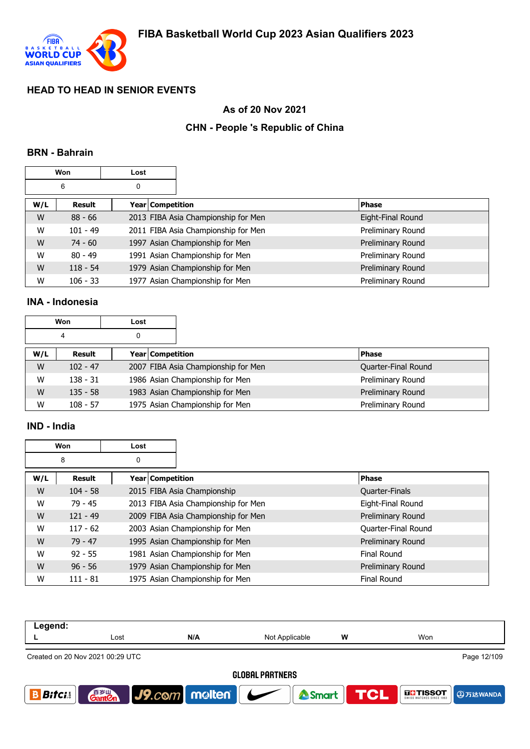# FIBA Basketball World Cup 2023 Asian Qualifiers 2023

## HEAD TO HEAD IN SENIOR EVENTS

### As of 20 Nov 2021

### CHN - People 's Republic of China

### BRN - Bahrain

| Won | Lost |
|---|---|
| 6 | 0 |

| W/L | Result | Year | Competition | Phase |
|---|---|---|---|---|
| W | 88 - 66 | 2013 | FIBA Asia Championship for Men | Eight-Final Round |
| W | 101 - 49 | 2011 | FIBA Asia Championship for Men | Preliminary Round |
| W | 74 - 60 | 1997 | Asian Championship for Men | Preliminary Round |
| W | 80 - 49 | 1991 | Asian Championship for Men | Preliminary Round |
| W | 118 - 54 | 1979 | Asian Championship for Men | Preliminary Round |
| W | 106 - 33 | 1977 | Asian Championship for Men | Preliminary Round |

### INA - Indonesia

| Won | Lost |
|---|---|
| 4 | 0 |

| W/L | Result | Year | Competition | Phase |
|---|---|---|---|---|
| W | 102 - 47 | 2007 | FIBA Asia Championship for Men | Quarter-Final Round |
| W | 138 - 31 | 1986 | Asian Championship for Men | Preliminary Round |
| W | 135 - 58 | 1983 | Asian Championship for Men | Preliminary Round |
| W | 108 - 57 | 1975 | Asian Championship for Men | Preliminary Round |

### IND - India

| Won | Lost |
|---|---|
| 8 | 0 |

| W/L | Result | Year | Competition | Phase |
|---|---|---|---|---|
| W | 104 - 58 | 2015 | FIBA Asia Championship | Quarter-Finals |
| W | 79 - 45 | 2013 | FIBA Asia Championship for Men | Eight-Final Round |
| W | 121 - 49 | 2009 | FIBA Asia Championship for Men | Preliminary Round |
| W | 117 - 62 | 2003 | Asian Championship for Men | Quarter-Final Round |
| W | 79 - 47 | 1995 | Asian Championship for Men | Preliminary Round |
| W | 92 - 55 | 1981 | Asian Championship for Men | Final Round |
| W | 96 - 56 | 1979 | Asian Championship for Men | Preliminary Round |
| W | 111 - 81 | 1975 | Asian Championship for Men | Final Round |

| Legend: | | | | | |
|---|---|---|---|---|---|
| L | Lost | N/A | Not Applicable | W | Won |

Created on 20 Nov 2021 00:29 UTC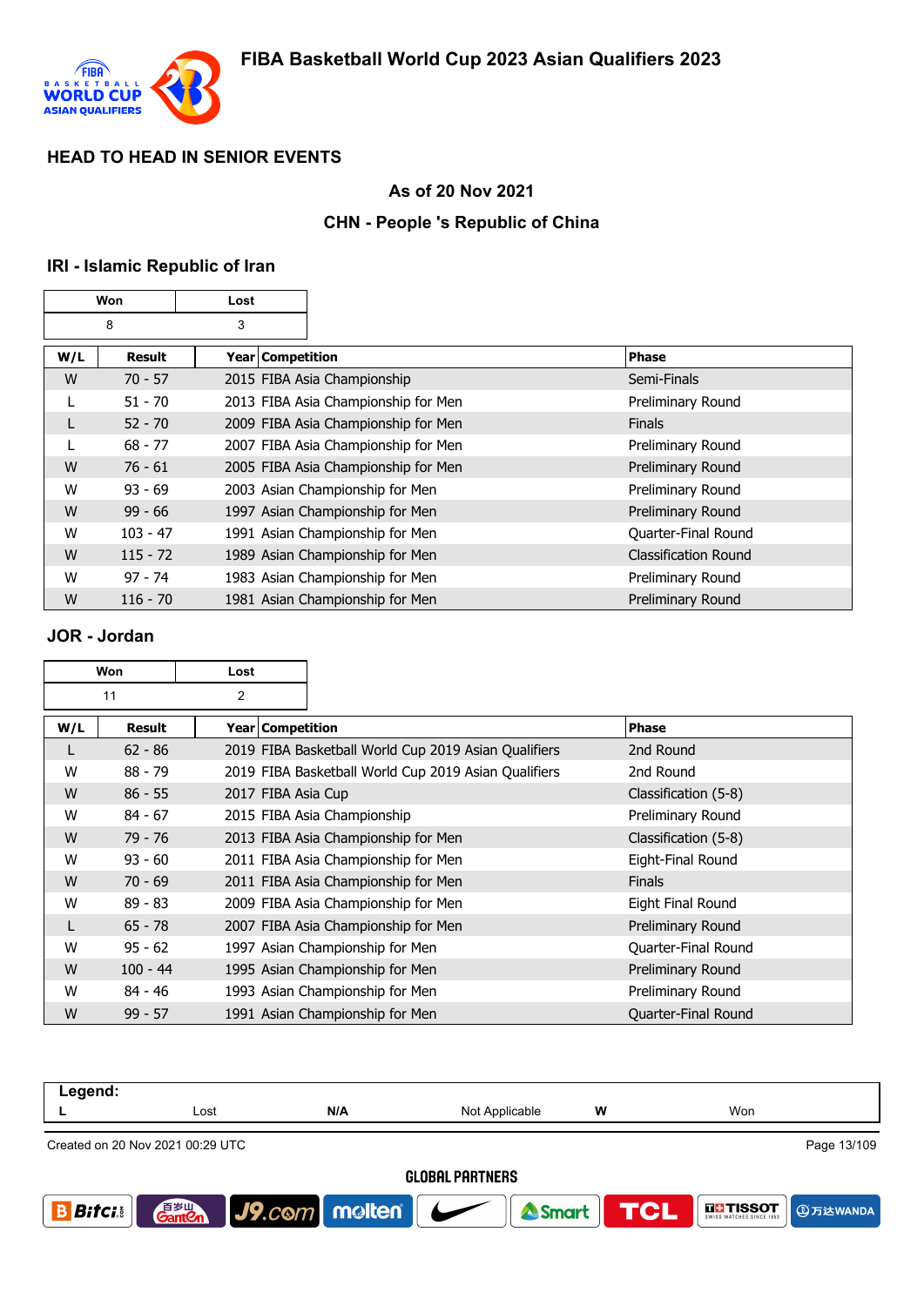## HEAD TO HEAD IN SENIOR EVENTS

**As of 20 Nov 2021**

**CHN - People 's Republic of China**

### IRI - Islamic Republic of Iran

| Won | Lost |
|---|---|
| 8 | 3 |

| W/L | Result | Year | Competition | Phase |
|---|---|---|---|---|
| W | 70 - 57 | 2015 | FIBA Asia Championship | Semi-Finals |
| L | 51 - 70 | 2013 | FIBA Asia Championship for Men | Preliminary Round |
| L | 52 - 70 | 2009 | FIBA Asia Championship for Men | Finals |
| L | 68 - 77 | 2007 | FIBA Asia Championship for Men | Preliminary Round |
| W | 76 - 61 | 2005 | FIBA Asia Championship for Men | Preliminary Round |
| W | 93 - 69 | 2003 | Asian Championship for Men | Preliminary Round |
| W | 99 - 66 | 1997 | Asian Championship for Men | Preliminary Round |
| W | 103 - 47 | 1991 | Asian Championship for Men | Quarter-Final Round |
| W | 115 - 72 | 1989 | Asian Championship for Men | Classification Round |
| W | 97 - 74 | 1983 | Asian Championship for Men | Preliminary Round |
| W | 116 - 70 | 1981 | Asian Championship for Men | Preliminary Round |

### JOR - Jordan

| Won | Lost |
|---|---|
| 11 | 2 |

| W/L | Result | Year | Competition | Phase |
|---|---|---|---|---|
| L | 62 - 86 | 2019 | FIBA Basketball World Cup 2019 Asian Qualifiers | 2nd Round |
| W | 88 - 79 | 2019 | FIBA Basketball World Cup 2019 Asian Qualifiers | 2nd Round |
| W | 86 - 55 | 2017 | FIBA Asia Cup | Classification (5-8) |
| W | 84 - 67 | 2015 | FIBA Asia Championship | Preliminary Round |
| W | 79 - 76 | 2013 | FIBA Asia Championship for Men | Classification (5-8) |
| W | 93 - 60 | 2011 | FIBA Asia Championship for Men | Eight-Final Round |
| W | 70 - 69 | 2011 | FIBA Asia Championship for Men | Finals |
| W | 89 - 83 | 2009 | FIBA Asia Championship for Men | Eight Final Round |
| L | 65 - 78 | 2007 | FIBA Asia Championship for Men | Preliminary Round |
| W | 95 - 62 | 1997 | Asian Championship for Men | Quarter-Final Round |
| W | 100 - 44 | 1995 | Asian Championship for Men | Preliminary Round |
| W | 84 - 46 | 1993 | Asian Championship for Men | Preliminary Round |
| W | 99 - 57 | 1991 | Asian Championship for Men | Quarter-Final Round |

**Legend:**

| L | Lost | N/A | Not Applicable | W | Won |
|---|---|---|---|---|---|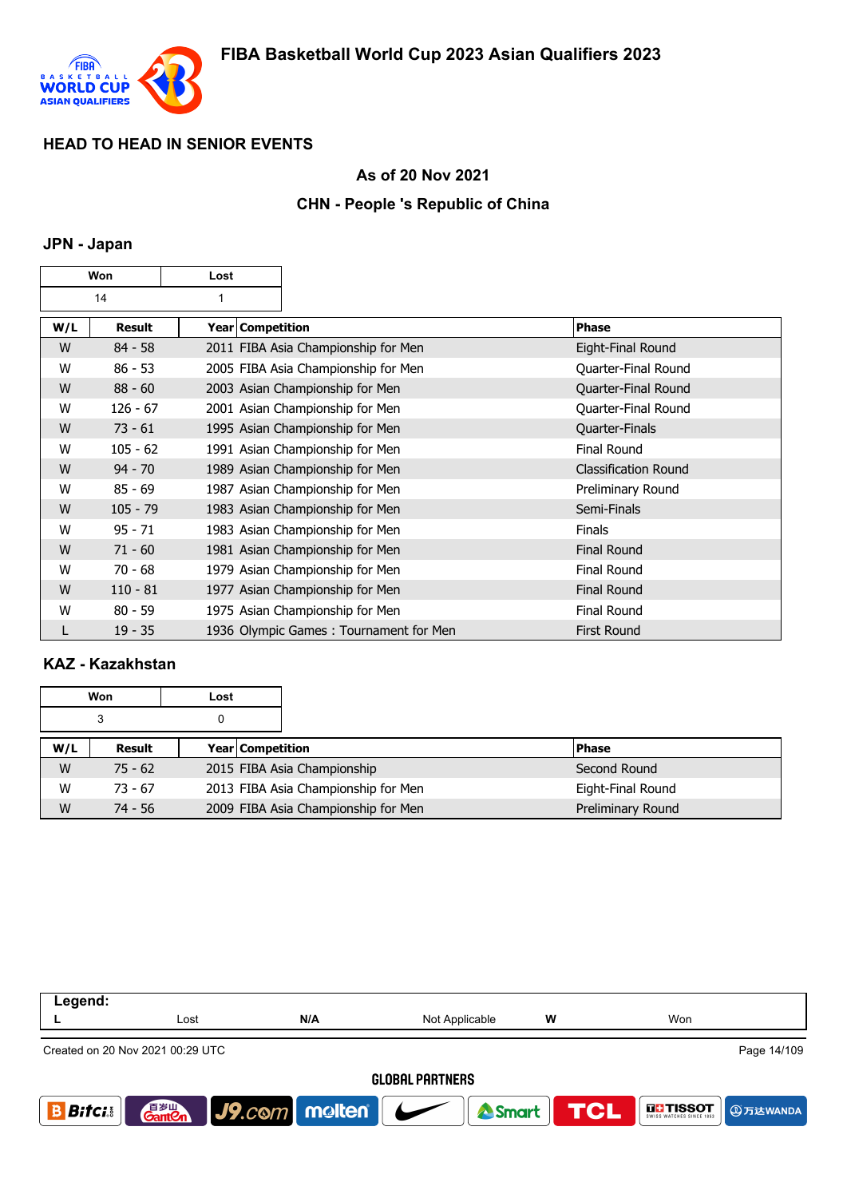# FIBA Basketball World Cup 2023 Asian Qualifiers 2023

## HEAD TO HEAD IN SENIOR EVENTS

### As of 20 Nov 2021

### CHN - People 's Republic of China

### JPN - Japan

| Won | Lost |
|---|---|
| 14 | 1 |

| W/L | Result | Year | Competition | Phase |
|---|---|---|---|---|
| W | 84 - 58 | 2011 | FIBA Asia Championship for Men | Eight-Final Round |
| W | 86 - 53 | 2005 | FIBA Asia Championship for Men | Quarter-Final Round |
| W | 88 - 60 | 2003 | Asian Championship for Men | Quarter-Final Round |
| W | 126 - 67 | 2001 | Asian Championship for Men | Quarter-Final Round |
| W | 73 - 61 | 1995 | Asian Championship for Men | Quarter-Finals |
| W | 105 - 62 | 1991 | Asian Championship for Men | Final Round |
| W | 94 - 70 | 1989 | Asian Championship for Men | Classification Round |
| W | 85 - 69 | 1987 | Asian Championship for Men | Preliminary Round |
| W | 105 - 79 | 1983 | Asian Championship for Men | Semi-Finals |
| W | 95 - 71 | 1983 | Asian Championship for Men | Finals |
| W | 71 - 60 | 1981 | Asian Championship for Men | Final Round |
| W | 70 - 68 | 1979 | Asian Championship for Men | Final Round |
| W | 110 - 81 | 1977 | Asian Championship for Men | Final Round |
| W | 80 - 59 | 1975 | Asian Championship for Men | Final Round |
| L | 19 - 35 | 1936 | Olympic Games : Tournament for Men | First Round |

### KAZ - Kazakhstan

| Won | Lost |
|---|---|
| 3 | 0 |

| W/L | Result | Year | Competition | Phase |
|---|---|---|---|---|
| W | 75 - 62 | 2015 | FIBA Asia Championship | Second Round |
| W | 73 - 67 | 2013 | FIBA Asia Championship for Men | Eight-Final Round |
| W | 74 - 56 | 2009 | FIBA Asia Championship for Men | Preliminary Round |

| Legend: | | | | | |
|---|---|---|---|---|---|
| L | Lost | N/A | Not Applicable | W | Won |

Created on 20 Nov 2021 00:29 UTC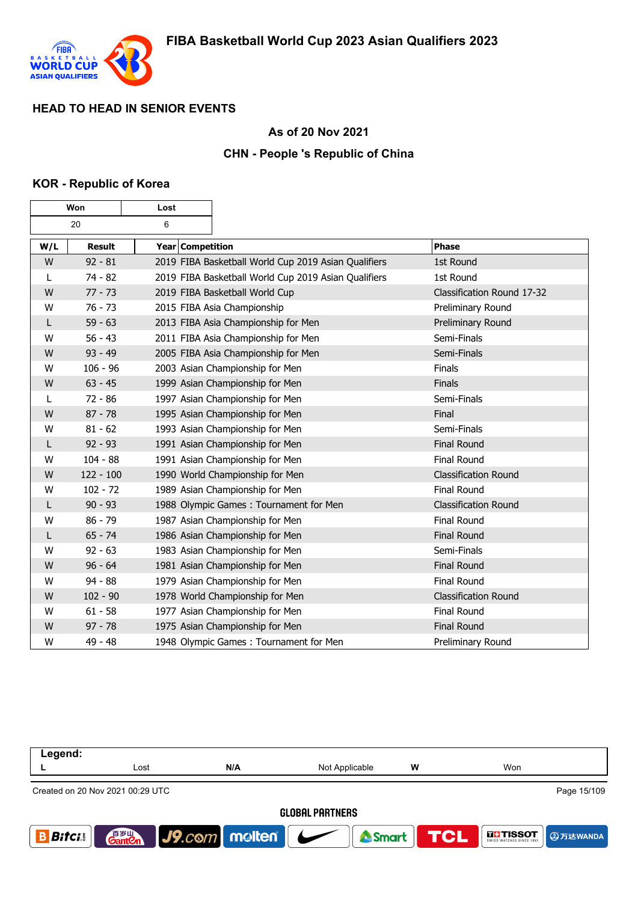## HEAD TO HEAD IN SENIOR EVENTS

### As of 20 Nov 2021

### CHN - People 's Republic of China

### KOR - Republic of Korea

| Won | Lost |
|---|---|
| 20 | 6 |

| W/L | Result | Year | Competition | Phase |
|---|---|---|---|---|
| W | 92 - 81 | 2019 | FIBA Basketball World Cup 2019 Asian Qualifiers | 1st Round |
| L | 74 - 82 | 2019 | FIBA Basketball World Cup 2019 Asian Qualifiers | 1st Round |
| W | 77 - 73 | 2019 | FIBA Basketball World Cup | Classification Round 17-32 |
| W | 76 - 73 | 2015 | FIBA Asia Championship | Preliminary Round |
| L | 59 - 63 | 2013 | FIBA Asia Championship for Men | Preliminary Round |
| W | 56 - 43 | 2011 | FIBA Asia Championship for Men | Semi-Finals |
| W | 93 - 49 | 2005 | FIBA Asia Championship for Men | Semi-Finals |
| W | 106 - 96 | 2003 | Asian Championship for Men | Finals |
| W | 63 - 45 | 1999 | Asian Championship for Men | Finals |
| L | 72 - 86 | 1997 | Asian Championship for Men | Semi-Finals |
| W | 87 - 78 | 1995 | Asian Championship for Men | Final |
| W | 81 - 62 | 1993 | Asian Championship for Men | Semi-Finals |
| L | 92 - 93 | 1991 | Asian Championship for Men | Final Round |
| W | 104 - 88 | 1991 | Asian Championship for Men | Final Round |
| W | 122 - 100 | 1990 | World Championship for Men | Classification Round |
| W | 102 - 72 | 1989 | Asian Championship for Men | Final Round |
| L | 90 - 93 | 1988 | Olympic Games : Tournament for Men | Classification Round |
| W | 86 - 79 | 1987 | Asian Championship for Men | Final Round |
| L | 65 - 74 | 1986 | Asian Championship for Men | Final Round |
| W | 92 - 63 | 1983 | Asian Championship for Men | Semi-Finals |
| W | 96 - 64 | 1981 | Asian Championship for Men | Final Round |
| W | 94 - 88 | 1979 | Asian Championship for Men | Final Round |
| W | 102 - 90 | 1978 | World Championship for Men | Classification Round |
| W | 61 - 58 | 1977 | Asian Championship for Men | Final Round |
| W | 97 - 78 | 1975 | Asian Championship for Men | Final Round |
| W | 49 - 48 | 1948 | Olympic Games : Tournament for Men | Preliminary Round |

**Legend:**

| L | Lost | N/A | Not Applicable | W | Won |
|---|---|---|---|---|---|

Created on 20 Nov 2021 00:29 UTC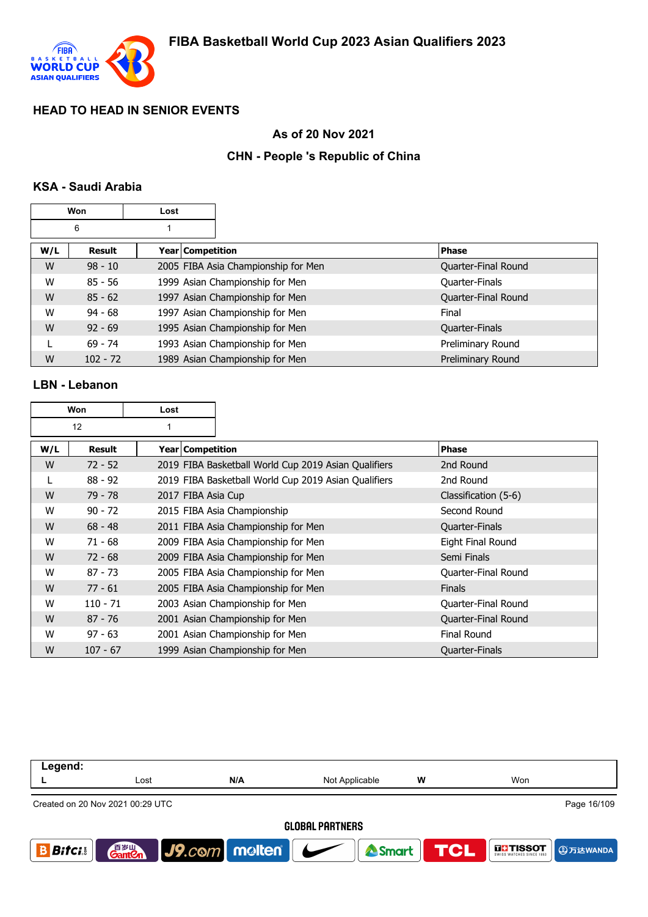## HEAD TO HEAD IN SENIOR EVENTS

### As of 20 Nov 2021

### CHN - People 's Republic of China

### KSA - Saudi Arabia

| Won | Lost |
|---|---|
| 6 | 1 |

| W/L | Result | Year | Competition | Phase |
|---|---|---|---|---|
| W | 98 - 10 | 2005 | FIBA Asia Championship for Men | Quarter-Final Round |
| W | 85 - 56 | 1999 | Asian Championship for Men | Quarter-Finals |
| W | 85 - 62 | 1997 | Asian Championship for Men | Quarter-Final Round |
| W | 94 - 68 | 1997 | Asian Championship for Men | Final |
| W | 92 - 69 | 1995 | Asian Championship for Men | Quarter-Finals |
| L | 69 - 74 | 1993 | Asian Championship for Men | Preliminary Round |
| W | 102 - 72 | 1989 | Asian Championship for Men | Preliminary Round |

### LBN - Lebanon

| Won | Lost |
|---|---|
| 12 | 1 |

| W/L | Result | Year | Competition | Phase |
|---|---|---|---|---|
| W | 72 - 52 | 2019 | FIBA Basketball World Cup 2019 Asian Qualifiers | 2nd Round |
| L | 88 - 92 | 2019 | FIBA Basketball World Cup 2019 Asian Qualifiers | 2nd Round |
| W | 79 - 78 | 2017 | FIBA Asia Cup | Classification (5-6) |
| W | 90 - 72 | 2015 | FIBA Asia Championship | Second Round |
| W | 68 - 48 | 2011 | FIBA Asia Championship for Men | Quarter-Finals |
| W | 71 - 68 | 2009 | FIBA Asia Championship for Men | Eight Final Round |
| W | 72 - 68 | 2009 | FIBA Asia Championship for Men | Semi Finals |
| W | 87 - 73 | 2005 | FIBA Asia Championship for Men | Quarter-Final Round |
| W | 77 - 61 | 2005 | FIBA Asia Championship for Men | Finals |
| W | 110 - 71 | 2003 | Asian Championship for Men | Quarter-Final Round |
| W | 87 - 76 | 2001 | Asian Championship for Men | Quarter-Final Round |
| W | 97 - 63 | 2001 | Asian Championship for Men | Final Round |
| W | 107 - 67 | 1999 | Asian Championship for Men | Quarter-Finals |

**Legend:**

| L | Lost | N/A | Not Applicable | W | Won |
|---|---|---|---|---|---|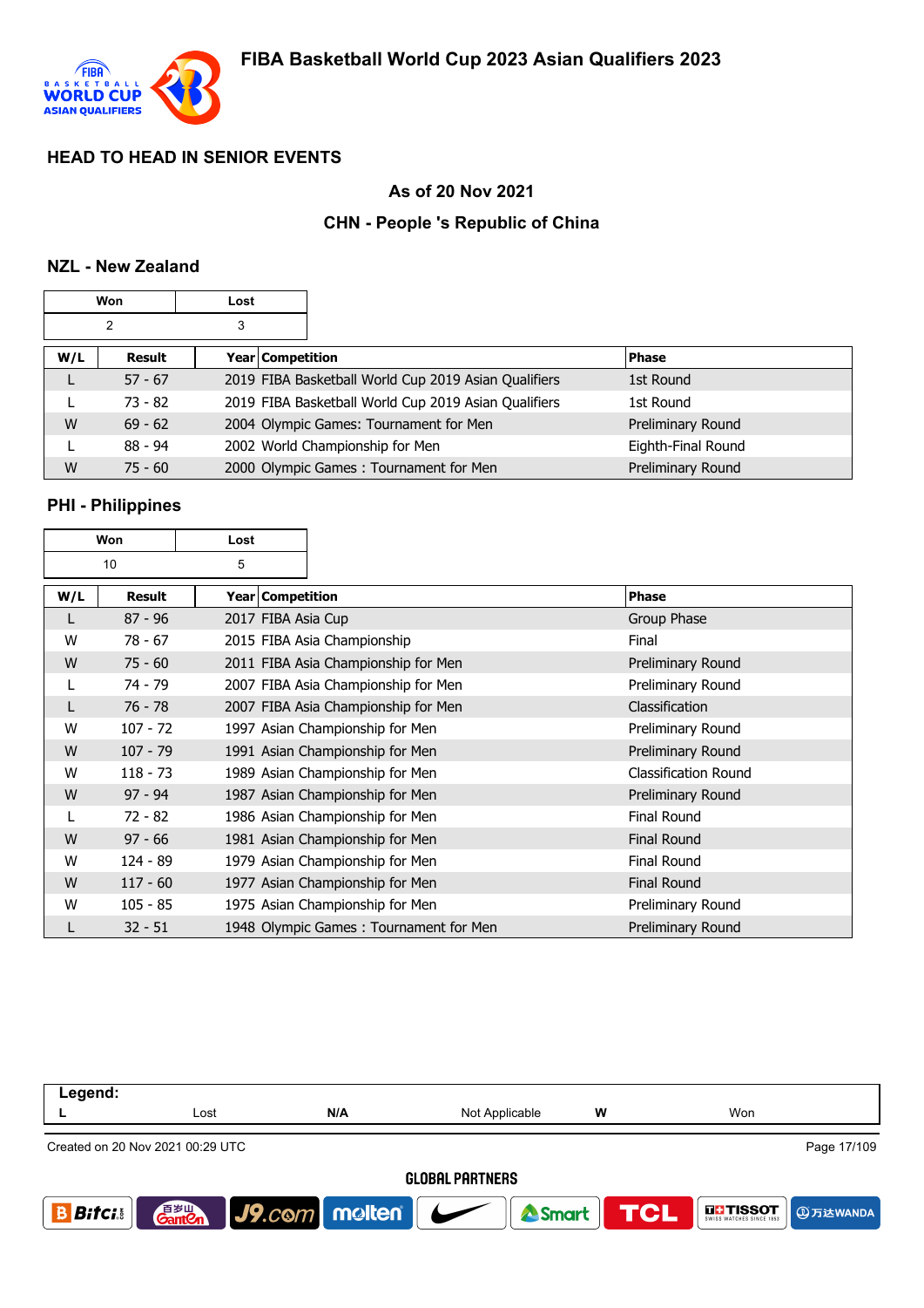## HEAD TO HEAD IN SENIOR EVENTS

### As of 20 Nov 2021

### CHN - People 's Republic of China

### NZL - New Zealand

| Won | Lost |
|---|---|
| 2 | 3 |

| W/L | Result | Year | Competition | Phase |
|---|---|---|---|---|
| L | 57 - 67 | 2019 | FIBA Basketball World Cup 2019 Asian Qualifiers | 1st Round |
| L | 73 - 82 | 2019 | FIBA Basketball World Cup 2019 Asian Qualifiers | 1st Round |
| W | 69 - 62 | 2004 | Olympic Games: Tournament for Men | Preliminary Round |
| L | 88 - 94 | 2002 | World Championship for Men | Eighth-Final Round |
| W | 75 - 60 | 2000 | Olympic Games : Tournament for Men | Preliminary Round |

### PHI - Philippines

| Won | Lost |
|---|---|
| 10 | 5 |

| W/L | Result | Year | Competition | Phase |
|---|---|---|---|---|
| L | 87 - 96 | 2017 | FIBA Asia Cup | Group Phase |
| W | 78 - 67 | 2015 | FIBA Asia Championship | Final |
| W | 75 - 60 | 2011 | FIBA Asia Championship for Men | Preliminary Round |
| L | 74 - 79 | 2007 | FIBA Asia Championship for Men | Preliminary Round |
| L | 76 - 78 | 2007 | FIBA Asia Championship for Men | Classification |
| W | 107 - 72 | 1997 | Asian Championship for Men | Preliminary Round |
| W | 107 - 79 | 1991 | Asian Championship for Men | Preliminary Round |
| W | 118 - 73 | 1989 | Asian Championship for Men | Classification Round |
| W | 97 - 94 | 1987 | Asian Championship for Men | Preliminary Round |
| L | 72 - 82 | 1986 | Asian Championship for Men | Final Round |
| W | 97 - 66 | 1981 | Asian Championship for Men | Final Round |
| W | 124 - 89 | 1979 | Asian Championship for Men | Final Round |
| W | 117 - 60 | 1977 | Asian Championship for Men | Final Round |
| W | 105 - 85 | 1975 | Asian Championship for Men | Preliminary Round |
| L | 32 - 51 | 1948 | Olympic Games : Tournament for Men | Preliminary Round |

**Legend:**

| L | Lost | N/A | Not Applicable | W | Won |
|---|---|---|---|---|---|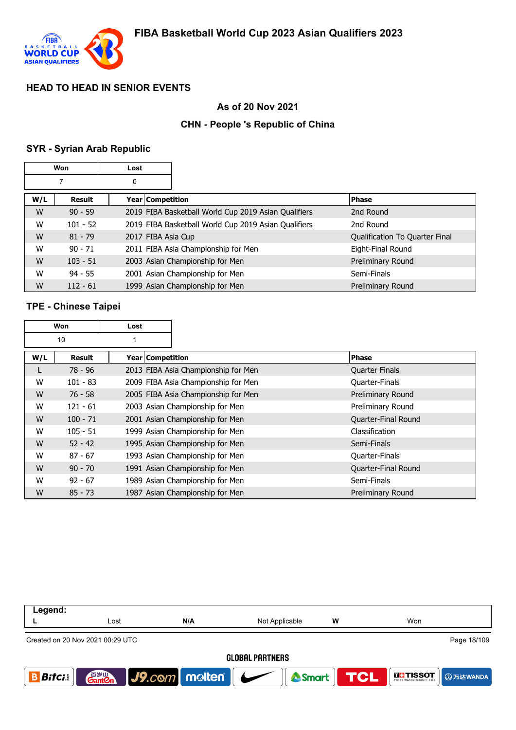## HEAD TO HEAD IN SENIOR EVENTS

### As of 20 Nov 2021

### CHN - People 's Republic of China

### SYR - Syrian Arab Republic

| Won | Lost |
|---|---|
| 7 | 0 |

| W/L | Result | Year | Competition | Phase |
|---|---|---|---|---|
| W | 90 - 59 | 2019 | FIBA Basketball World Cup 2019 Asian Qualifiers | 2nd Round |
| W | 101 - 52 | 2019 | FIBA Basketball World Cup 2019 Asian Qualifiers | 2nd Round |
| W | 81 - 79 | 2017 | FIBA Asia Cup | Qualification To Quarter Final |
| W | 90 - 71 | 2011 | FIBA Asia Championship for Men | Eight-Final Round |
| W | 103 - 51 | 2003 | Asian Championship for Men | Preliminary Round |
| W | 94 - 55 | 2001 | Asian Championship for Men | Semi-Finals |
| W | 112 - 61 | 1999 | Asian Championship for Men | Preliminary Round |

### TPE - Chinese Taipei

| Won | Lost |
|---|---|
| 10 | 1 |

| W/L | Result | Year | Competition | Phase |
|---|---|---|---|---|
| L | 78 - 96 | 2013 | FIBA Asia Championship for Men | Quarter Finals |
| W | 101 - 83 | 2009 | FIBA Asia Championship for Men | Quarter-Finals |
| W | 76 - 58 | 2005 | FIBA Asia Championship for Men | Preliminary Round |
| W | 121 - 61 | 2003 | Asian Championship for Men | Preliminary Round |
| W | 100 - 71 | 2001 | Asian Championship for Men | Quarter-Final Round |
| W | 105 - 51 | 1999 | Asian Championship for Men | Classification |
| W | 52 - 42 | 1995 | Asian Championship for Men | Semi-Finals |
| W | 87 - 67 | 1993 | Asian Championship for Men | Quarter-Finals |
| W | 90 - 70 | 1991 | Asian Championship for Men | Quarter-Final Round |
| W | 92 - 67 | 1989 | Asian Championship for Men | Semi-Finals |
| W | 85 - 73 | 1987 | Asian Championship for Men | Preliminary Round |

**Legend:**

| L | Lost | N/A | Not Applicable | W | Won |
|---|---|---|---|---|---|

Created on 20 Nov 2021 00:29 UTC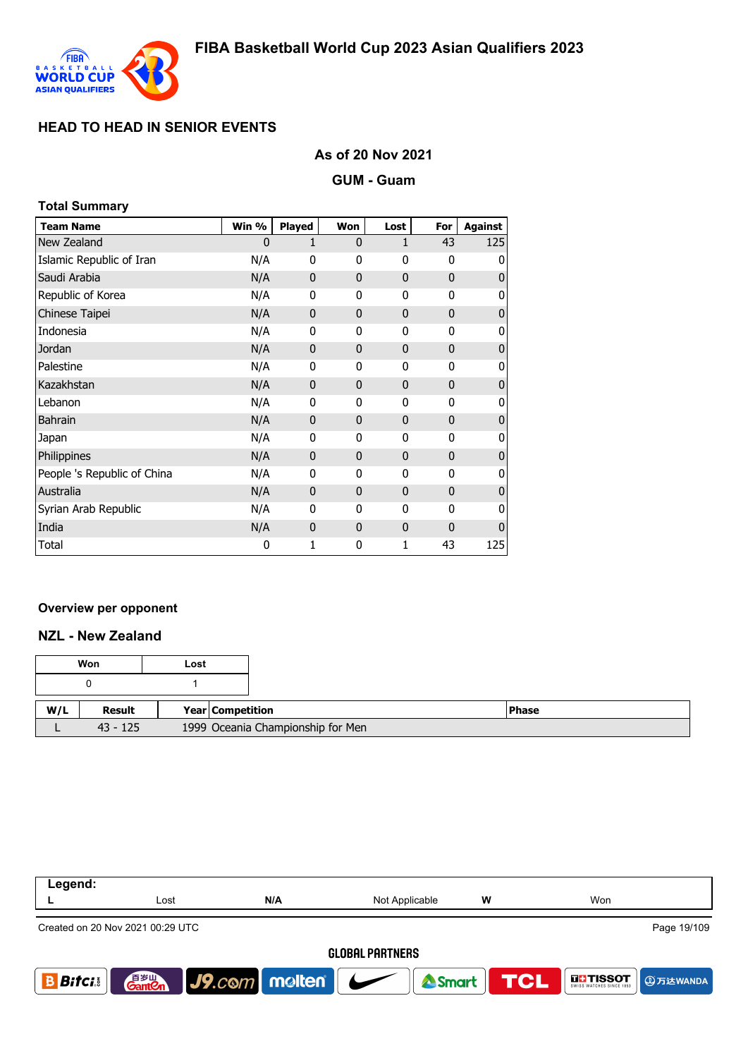# FIBA Basketball World Cup 2023 Asian Qualifiers 2023

## HEAD TO HEAD IN SENIOR EVENTS

### As of 20 Nov 2021

### GUM - Guam

#### Total Summary

| Team Name | Win % | Played | Won | Lost | For | Against |
|---|---|---|---|---|---|---|
| New Zealand | 0 | 1 | 0 | 1 | 43 | 125 |
| Islamic Republic of Iran | N/A | 0 | 0 | 0 | 0 | 0 |
| Saudi Arabia | N/A | 0 | 0 | 0 | 0 | 0 |
| Republic of Korea | N/A | 0 | 0 | 0 | 0 | 0 |
| Chinese Taipei | N/A | 0 | 0 | 0 | 0 | 0 |
| Indonesia | N/A | 0 | 0 | 0 | 0 | 0 |
| Jordan | N/A | 0 | 0 | 0 | 0 | 0 |
| Palestine | N/A | 0 | 0 | 0 | 0 | 0 |
| Kazakhstan | N/A | 0 | 0 | 0 | 0 | 0 |
| Lebanon | N/A | 0 | 0 | 0 | 0 | 0 |
| Bahrain | N/A | 0 | 0 | 0 | 0 | 0 |
| Japan | N/A | 0 | 0 | 0 | 0 | 0 |
| Philippines | N/A | 0 | 0 | 0 | 0 | 0 |
| People 's Republic of China | N/A | 0 | 0 | 0 | 0 | 0 |
| Australia | N/A | 0 | 0 | 0 | 0 | 0 |
| Syrian Arab Republic | N/A | 0 | 0 | 0 | 0 | 0 |
| India | N/A | 0 | 0 | 0 | 0 | 0 |
| Total | 0 | 1 | 0 | 1 | 43 | 125 |

#### Overview per opponent

#### NZL - New Zealand

| Won | Lost |
|---|---|
| 0 | 1 |

| W/L | Result | Year | Competition | Phase |
|---|---|---|---|---|
| L | 43 - 125 | 1999 | Oceania Championship for Men | |

| Legend: | | | | | |
|---|---|---|---|---|---|
| L | Lost | N/A | Not Applicable | W | Won |

Created on 20 Nov 2021 00:29 UTC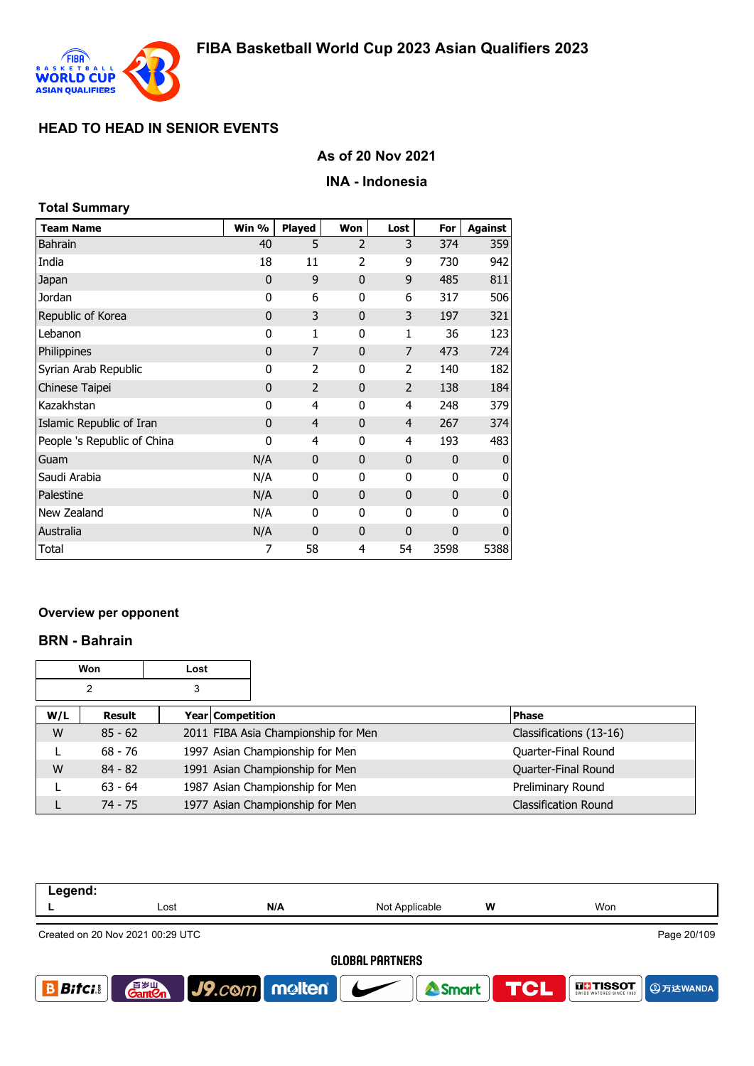# FIBA Basketball World Cup 2023 Asian Qualifiers 2023

## HEAD TO HEAD IN SENIOR EVENTS

### As of 20 Nov 2021

### INA - Indonesia

**Total Summary**

| Team Name | Win % | Played | Won | Lost | For | Against |
|---|---|---|---|---|---|---|
| Bahrain | 40 | 5 | 2 | 3 | 374 | 359 |
| India | 18 | 11 | 2 | 9 | 730 | 942 |
| Japan | 0 | 9 | 0 | 9 | 485 | 811 |
| Jordan | 0 | 6 | 0 | 6 | 317 | 506 |
| Republic of Korea | 0 | 3 | 0 | 3 | 197 | 321 |
| Lebanon | 0 | 1 | 0 | 1 | 36 | 123 |
| Philippines | 0 | 7 | 0 | 7 | 473 | 724 |
| Syrian Arab Republic | 0 | 2 | 0 | 2 | 140 | 182 |
| Chinese Taipei | 0 | 2 | 0 | 2 | 138 | 184 |
| Kazakhstan | 0 | 4 | 0 | 4 | 248 | 379 |
| Islamic Republic of Iran | 0 | 4 | 0 | 4 | 267 | 374 |
| People 's Republic of China | 0 | 4 | 0 | 4 | 193 | 483 |
| Guam | N/A | 0 | 0 | 0 | 0 | 0 |
| Saudi Arabia | N/A | 0 | 0 | 0 | 0 | 0 |
| Palestine | N/A | 0 | 0 | 0 | 0 | 0 |
| New Zealand | N/A | 0 | 0 | 0 | 0 | 0 |
| Australia | N/A | 0 | 0 | 0 | 0 | 0 |
| Total | 7 | 58 | 4 | 54 | 3598 | 5388 |

**Overview per opponent**

### BRN - Bahrain

| Won | Lost |
|---|---|
| 2 | 3 |

| W/L | Result | Year | Competition | Phase |
|---|---|---|---|---|
| W | 85 - 62 | 2011 | FIBA Asia Championship for Men | Classifications (13-16) |
| L | 68 - 76 | 1997 | Asian Championship for Men | Quarter-Final Round |
| W | 84 - 82 | 1991 | Asian Championship for Men | Quarter-Final Round |
| L | 63 - 64 | 1987 | Asian Championship for Men | Preliminary Round |
| L | 74 - 75 | 1977 | Asian Championship for Men | Classification Round |

| Legend: | | | | | |
|---|---|---|---|---|---|
| L | Lost | N/A | Not Applicable | W | Won |

Created on 20 Nov 2021 00:29 UTC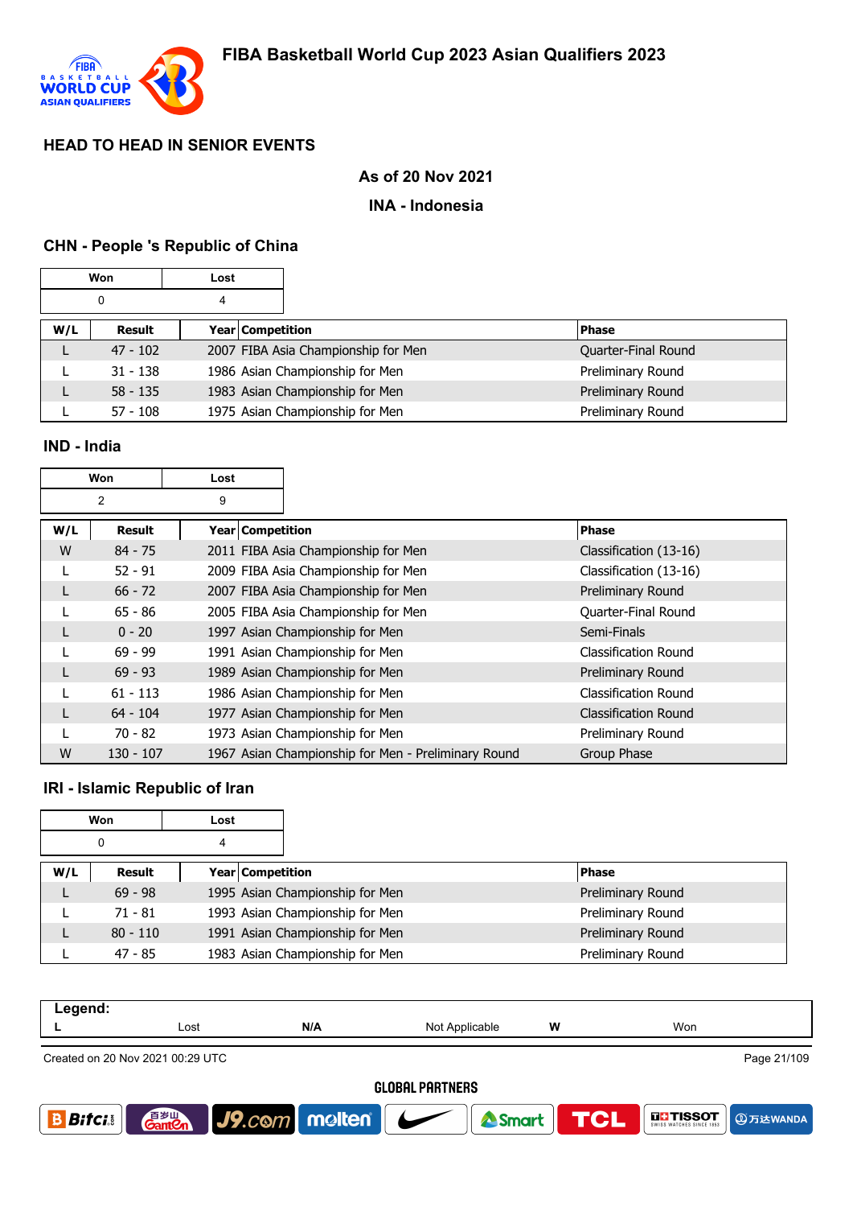# FIBA Basketball World Cup 2023 Asian Qualifiers 2023

## HEAD TO HEAD IN SENIOR EVENTS

**As of 20 Nov 2021**

**INA - Indonesia**

### CHN - People 's Republic of China

| Won | Lost |
|---|---|
| 0 | 4 |

| W/L | Result | Year | Competition | Phase |
|---|---|---|---|---|
| L | 47 - 102 | 2007 | FIBA Asia Championship for Men | Quarter-Final Round |
| L | 31 - 138 | 1986 | Asian Championship for Men | Preliminary Round |
| L | 58 - 135 | 1983 | Asian Championship for Men | Preliminary Round |
| L | 57 - 108 | 1975 | Asian Championship for Men | Preliminary Round |

### IND - India

| Won | Lost |
|---|---|
| 2 | 9 |

| W/L | Result | Year | Competition | Phase |
|---|---|---|---|---|
| W | 84 - 75 | 2011 | FIBA Asia Championship for Men | Classification (13-16) |
| L | 52 - 91 | 2009 | FIBA Asia Championship for Men | Classification (13-16) |
| L | 66 - 72 | 2007 | FIBA Asia Championship for Men | Preliminary Round |
| L | 65 - 86 | 2005 | FIBA Asia Championship for Men | Quarter-Final Round |
| L | 0 - 20 | 1997 | Asian Championship for Men | Semi-Finals |
| L | 69 - 99 | 1991 | Asian Championship for Men | Classification Round |
| L | 69 - 93 | 1989 | Asian Championship for Men | Preliminary Round |
| L | 61 - 113 | 1986 | Asian Championship for Men | Classification Round |
| L | 64 - 104 | 1977 | Asian Championship for Men | Classification Round |
| L | 70 - 82 | 1973 | Asian Championship for Men | Preliminary Round |
| W | 130 - 107 | 1967 | Asian Championship for Men - Preliminary Round | Group Phase |

### IRI - Islamic Republic of Iran

| Won | Lost |
|---|---|
| 0 | 4 |

| W/L | Result | Year | Competition | Phase |
|---|---|---|---|---|
| L | 69 - 98 | 1995 | Asian Championship for Men | Preliminary Round |
| L | 71 - 81 | 1993 | Asian Championship for Men | Preliminary Round |
| L | 80 - 110 | 1991 | Asian Championship for Men | Preliminary Round |
| L | 47 - 85 | 1983 | Asian Championship for Men | Preliminary Round |

**Legend:**

| L | Lost | N/A | Not Applicable | W | Won |
|---|---|---|---|---|---|

Created on 20 Nov 2021 00:29 UTC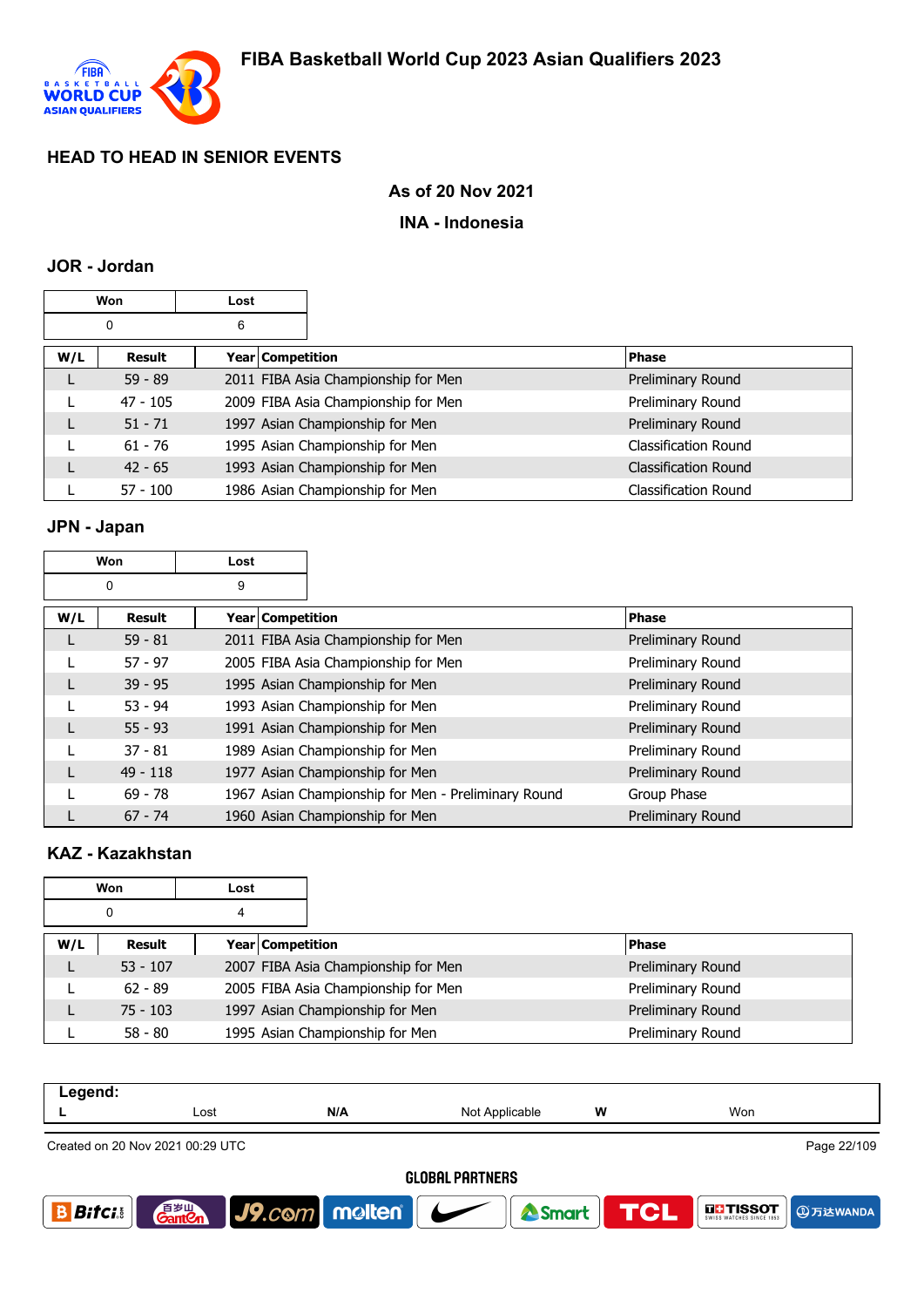# FIBA Basketball World Cup 2023 Asian Qualifiers 2023

## HEAD TO HEAD IN SENIOR EVENTS

**As of 20 Nov 2021**

**INA - Indonesia**

### JOR - Jordan

| Won | Lost |
|---|---|
| 0 | 6 |

| W/L | Result | Year | Competition | Phase |
|---|---|---|---|---|
| L | 59 - 89 | 2011 | FIBA Asia Championship for Men | Preliminary Round |
| L | 47 - 105 | 2009 | FIBA Asia Championship for Men | Preliminary Round |
| L | 51 - 71 | 1997 | Asian Championship for Men | Preliminary Round |
| L | 61 - 76 | 1995 | Asian Championship for Men | Classification Round |
| L | 42 - 65 | 1993 | Asian Championship for Men | Classification Round |
| L | 57 - 100 | 1986 | Asian Championship for Men | Classification Round |

### JPN - Japan

| Won | Lost |
|---|---|
| 0 | 9 |

| W/L | Result | Year | Competition | Phase |
|---|---|---|---|---|
| L | 59 - 81 | 2011 | FIBA Asia Championship for Men | Preliminary Round |
| L | 57 - 97 | 2005 | FIBA Asia Championship for Men | Preliminary Round |
| L | 39 - 95 | 1995 | Asian Championship for Men | Preliminary Round |
| L | 53 - 94 | 1993 | Asian Championship for Men | Preliminary Round |
| L | 55 - 93 | 1991 | Asian Championship for Men | Preliminary Round |
| L | 37 - 81 | 1989 | Asian Championship for Men | Preliminary Round |
| L | 49 - 118 | 1977 | Asian Championship for Men | Preliminary Round |
| L | 69 - 78 | 1967 | Asian Championship for Men - Preliminary Round | Group Phase |
| L | 67 - 74 | 1960 | Asian Championship for Men | Preliminary Round |

### KAZ - Kazakhstan

| Won | Lost |
|---|---|
| 0 | 4 |

| W/L | Result | Year | Competition | Phase |
|---|---|---|---|---|
| L | 53 - 107 | 2007 | FIBA Asia Championship for Men | Preliminary Round |
| L | 62 - 89 | 2005 | FIBA Asia Championship for Men | Preliminary Round |
| L | 75 - 103 | 1997 | Asian Championship for Men | Preliminary Round |
| L | 58 - 80 | 1995 | Asian Championship for Men | Preliminary Round |

**Legend:**

| L | Lost | N/A | Not Applicable | W | Won |
|---|---|---|---|---|---|

Created on 20 Nov 2021 00:29 UTC

GLOBAL PARTNERS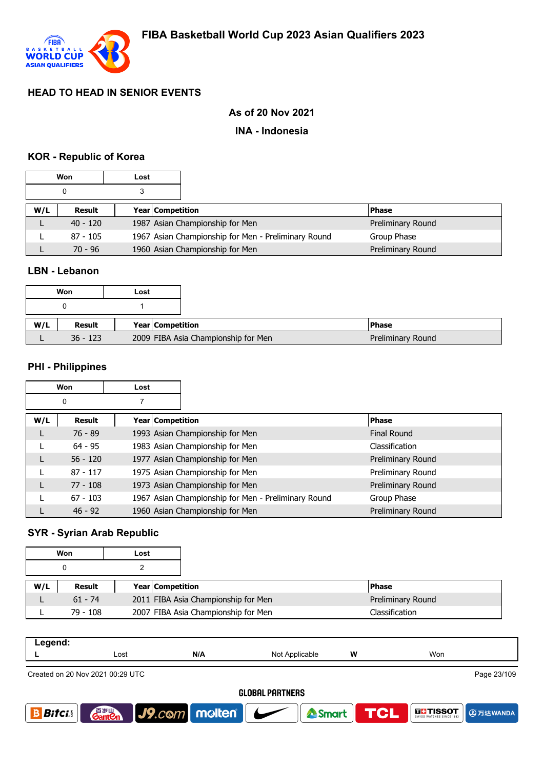# FIBA Basketball World Cup 2023 Asian Qualifiers 2023

## HEAD TO HEAD IN SENIOR EVENTS

**As of 20 Nov 2021**

**INA - Indonesia**

### KOR - Republic of Korea

| Won | Lost |
|---|---|
| 0 | 3 |

| W/L | Result | Year | Competition | Phase |
|---|---|---|---|---|
| L | 40 - 120 | 1987 | Asian Championship for Men | Preliminary Round |
| L | 87 - 105 | 1967 | Asian Championship for Men - Preliminary Round | Group Phase |
| L | 70 - 96 | 1960 | Asian Championship for Men | Preliminary Round |

### LBN - Lebanon

| Won | Lost |
|---|---|
| 0 | 1 |

| W/L | Result | Year | Competition | Phase |
|---|---|---|---|---|
| L | 36 - 123 | 2009 | FIBA Asia Championship for Men | Preliminary Round |

### PHI - Philippines

| Won | Lost |
|---|---|
| 0 | 7 |

| W/L | Result | Year | Competition | Phase |
|---|---|---|---|---|
| L | 76 - 89 | 1993 | Asian Championship for Men | Final Round |
| L | 64 - 95 | 1983 | Asian Championship for Men | Classification |
| L | 56 - 120 | 1977 | Asian Championship for Men | Preliminary Round |
| L | 87 - 117 | 1975 | Asian Championship for Men | Preliminary Round |
| L | 77 - 108 | 1973 | Asian Championship for Men | Preliminary Round |
| L | 67 - 103 | 1967 | Asian Championship for Men - Preliminary Round | Group Phase |
| L | 46 - 92 | 1960 | Asian Championship for Men | Preliminary Round |

### SYR - Syrian Arab Republic

| Won | Lost |
|---|---|
| 0 | 2 |

| W/L | Result | Year | Competition | Phase |
|---|---|---|---|---|
| L | 61 - 74 | 2011 | FIBA Asia Championship for Men | Preliminary Round |
| L | 79 - 108 | 2007 | FIBA Asia Championship for Men | Classification |

**Legend:**

| L | Lost | N/A | Not Applicable | W | Won |
|---|---|---|---|---|---|

Created on 20 Nov 2021 00:29 UTC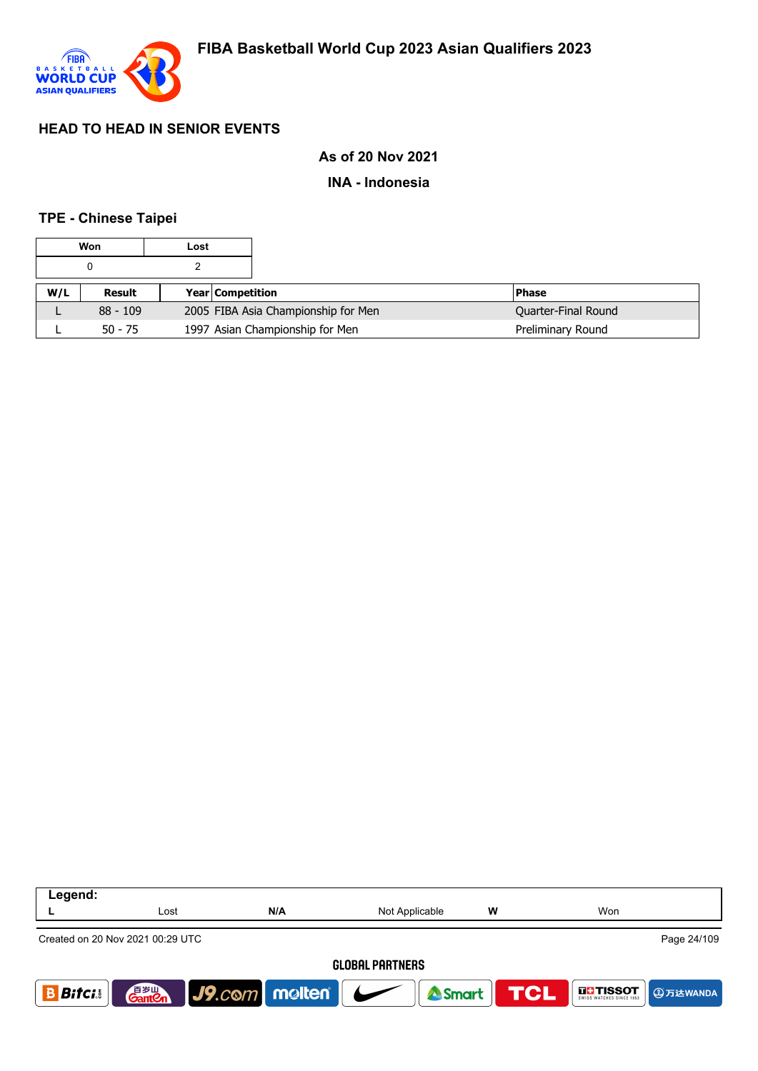# FIBA Basketball World Cup 2023 Asian Qualifiers 2023

## HEAD TO HEAD IN SENIOR EVENTS

**As of 20 Nov 2021**

**INA - Indonesia**

### TPE - Chinese Taipei

| Won | Lost |
|---|---|
| 0 | 2 |

| W/L | Result | Year | Competition | Phase |
|---|---|---|---|---|
| L | 88 - 109 | 2005 | FIBA Asia Championship for Men | Quarter-Final Round |
| L | 50 - 75 | 1997 | Asian Championship for Men | Preliminary Round |

| Legend: | | | | | |
|---|---|---|---|---|---|
| L | Lost | N/A | Not Applicable | W | Won |

Created on 20 Nov 2021 00:29 UTC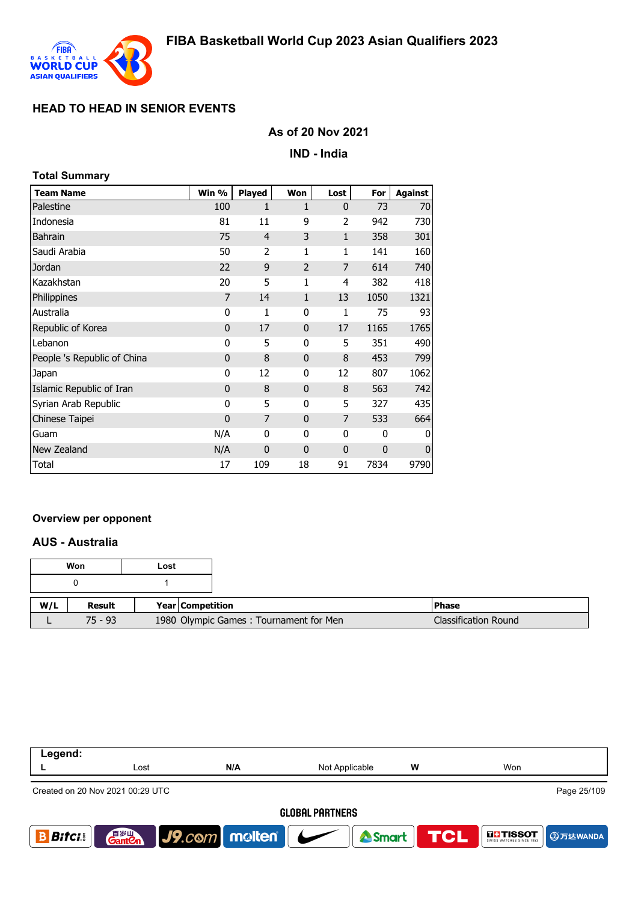# FIBA Basketball World Cup 2023 Asian Qualifiers 2023

## HEAD TO HEAD IN SENIOR EVENTS

**As of 20 Nov 2021**

**IND - India**

### Total Summary

| Team Name | Win % | Played | Won | Lost | For | Against |
|---|---|---|---|---|---|---|
| Palestine | 100 | 1 | 1 | 0 | 73 | 70 |
| Indonesia | 81 | 11 | 9 | 2 | 942 | 730 |
| Bahrain | 75 | 4 | 3 | 1 | 358 | 301 |
| Saudi Arabia | 50 | 2 | 1 | 1 | 141 | 160 |
| Jordan | 22 | 9 | 2 | 7 | 614 | 740 |
| Kazakhstan | 20 | 5 | 1 | 4 | 382 | 418 |
| Philippines | 7 | 14 | 1 | 13 | 1050 | 1321 |
| Australia | 0 | 1 | 0 | 1 | 75 | 93 |
| Republic of Korea | 0 | 17 | 0 | 17 | 1165 | 1765 |
| Lebanon | 0 | 5 | 0 | 5 | 351 | 490 |
| People 's Republic of China | 0 | 8 | 0 | 8 | 453 | 799 |
| Japan | 0 | 12 | 0 | 12 | 807 | 1062 |
| Islamic Republic of Iran | 0 | 8 | 0 | 8 | 563 | 742 |
| Syrian Arab Republic | 0 | 5 | 0 | 5 | 327 | 435 |
| Chinese Taipei | 0 | 7 | 0 | 7 | 533 | 664 |
| Guam | N/A | 0 | 0 | 0 | 0 | 0 |
| New Zealand | N/A | 0 | 0 | 0 | 0 | 0 |
| Total | 17 | 109 | 18 | 91 | 7834 | 9790 |

### Overview per opponent

### AUS - Australia

| Won | Lost |
|---|---|
| 0 | 1 |

| W/L | Result | Year | Competition | Phase |
|---|---|---|---|---|
| L | 75 - 93 | 1980 | Olympic Games : Tournament for Men | Classification Round |

| Legend: | | | | | |
|---|---|---|---|---|---|
| L | Lost | N/A | Not Applicable | W | Won |

Created on 20 Nov 2021 00:29 UTC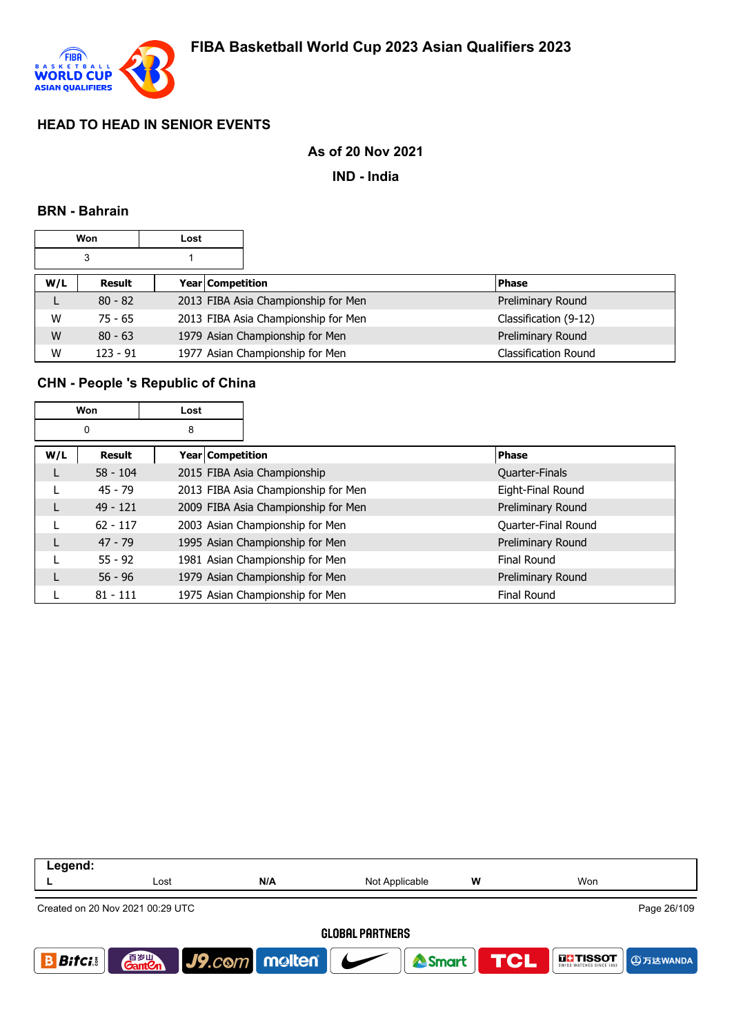# FIBA Basketball World Cup 2023 Asian Qualifiers 2023

## HEAD TO HEAD IN SENIOR EVENTS

**As of 20 Nov 2021**

**IND - India**

### BRN - Bahrain

| Won | Lost |
|---|---|
| 3 | 1 |

| W/L | Result | Year | Competition | Phase |
|---|---|---|---|---|
| L | 80 - 82 | 2013 | FIBA Asia Championship for Men | Preliminary Round |
| W | 75 - 65 | 2013 | FIBA Asia Championship for Men | Classification (9-12) |
| W | 80 - 63 | 1979 | Asian Championship for Men | Preliminary Round |
| W | 123 - 91 | 1977 | Asian Championship for Men | Classification Round |

### CHN - People 's Republic of China

| Won | Lost |
|---|---|
| 0 | 8 |

| W/L | Result | Year | Competition | Phase |
|---|---|---|---|---|
| L | 58 - 104 | 2015 | FIBA Asia Championship | Quarter-Finals |
| L | 45 - 79 | 2013 | FIBA Asia Championship for Men | Eight-Final Round |
| L | 49 - 121 | 2009 | FIBA Asia Championship for Men | Preliminary Round |
| L | 62 - 117 | 2003 | Asian Championship for Men | Quarter-Final Round |
| L | 47 - 79 | 1995 | Asian Championship for Men | Preliminary Round |
| L | 55 - 92 | 1981 | Asian Championship for Men | Final Round |
| L | 56 - 96 | 1979 | Asian Championship for Men | Preliminary Round |
| L | 81 - 111 | 1975 | Asian Championship for Men | Final Round |

**Legend:**

| L | Lost | N/A | Not Applicable | W | Won |
|---|---|---|---|---|---|

Created on 20 Nov 2021 00:29 UTC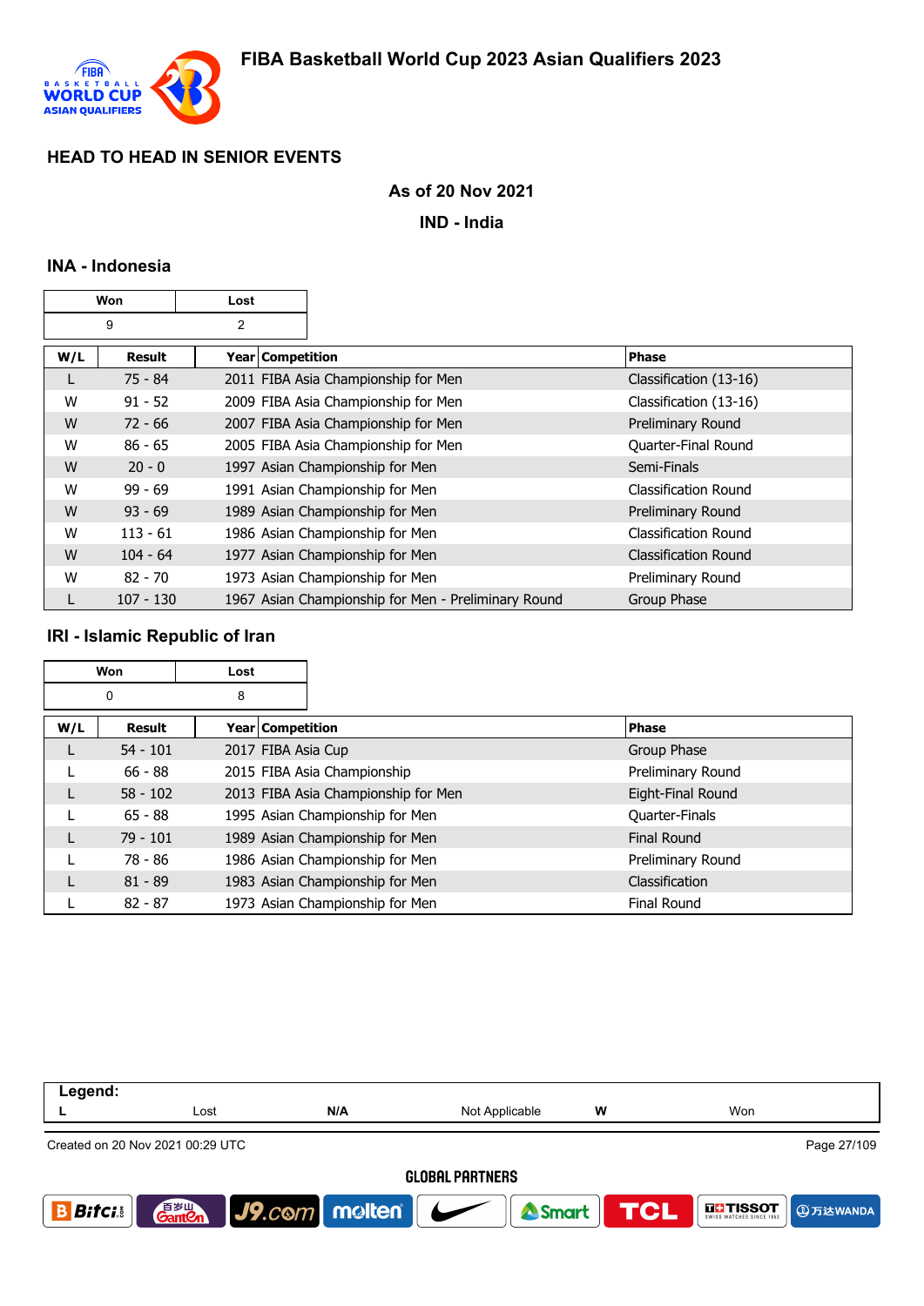## HEAD TO HEAD IN SENIOR EVENTS

**As of 20 Nov 2021**

**IND - India**

### INA - Indonesia

| Won | Lost |
|---|---|
| 9 | 2 |

| W/L | Result | Year | Competition | Phase |
|---|---|---|---|---|
| L | 75 - 84 | 2011 | FIBA Asia Championship for Men | Classification (13-16) |
| W | 91 - 52 | 2009 | FIBA Asia Championship for Men | Classification (13-16) |
| W | 72 - 66 | 2007 | FIBA Asia Championship for Men | Preliminary Round |
| W | 86 - 65 | 2005 | FIBA Asia Championship for Men | Quarter-Final Round |
| W | 20 - 0 | 1997 | Asian Championship for Men | Semi-Finals |
| W | 99 - 69 | 1991 | Asian Championship for Men | Classification Round |
| W | 93 - 69 | 1989 | Asian Championship for Men | Preliminary Round |
| W | 113 - 61 | 1986 | Asian Championship for Men | Classification Round |
| W | 104 - 64 | 1977 | Asian Championship for Men | Classification Round |
| W | 82 - 70 | 1973 | Asian Championship for Men | Preliminary Round |
| L | 107 - 130 | 1967 | Asian Championship for Men - Preliminary Round | Group Phase |

### IRI - Islamic Republic of Iran

| Won | Lost |
|---|---|
| 0 | 8 |

| W/L | Result | Year | Competition | Phase |
|---|---|---|---|---|
| L | 54 - 101 | 2017 | FIBA Asia Cup | Group Phase |
| L | 66 - 88 | 2015 | FIBA Asia Championship | Preliminary Round |
| L | 58 - 102 | 2013 | FIBA Asia Championship for Men | Eight-Final Round |
| L | 65 - 88 | 1995 | Asian Championship for Men | Quarter-Finals |
| L | 79 - 101 | 1989 | Asian Championship for Men | Final Round |
| L | 78 - 86 | 1986 | Asian Championship for Men | Preliminary Round |
| L | 81 - 89 | 1983 | Asian Championship for Men | Classification |
| L | 82 - 87 | 1973 | Asian Championship for Men | Final Round |

| Legend: | | | | | |
|---|---|---|---|---|---|
| L | Lost | N/A | Not Applicable | W | Won |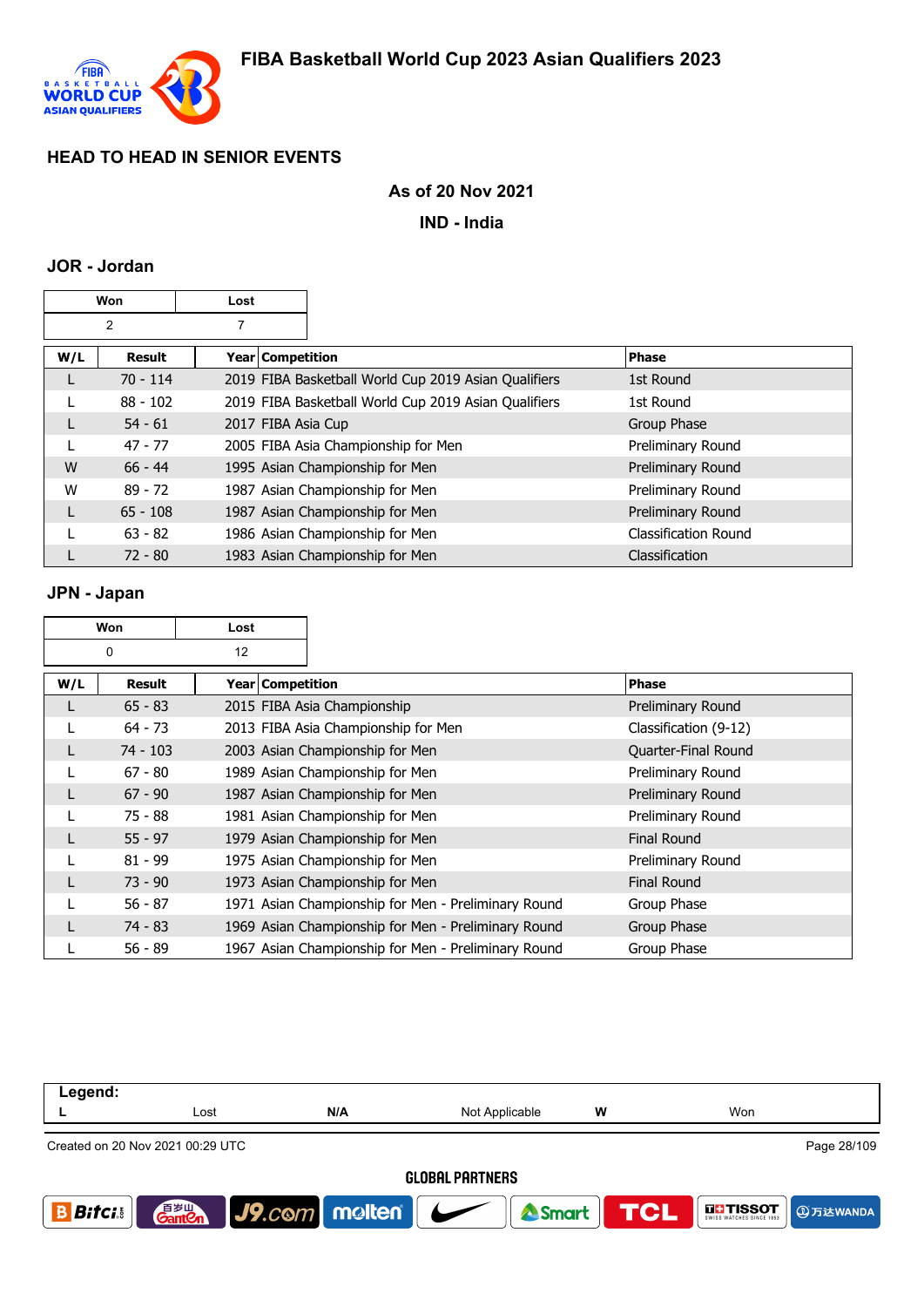## HEAD TO HEAD IN SENIOR EVENTS

**As of 20 Nov 2021**

**IND - India**

### JOR - Jordan

| Won | Lost |
|---|---|
| 2 | 7 |

| W/L | Result | Year | Competition | Phase |
|---|---|---|---|---|
| L | 70 - 114 | 2019 | FIBA Basketball World Cup 2019 Asian Qualifiers | 1st Round |
| L | 88 - 102 | 2019 | FIBA Basketball World Cup 2019 Asian Qualifiers | 1st Round |
| L | 54 - 61 | 2017 | FIBA Asia Cup | Group Phase |
| L | 47 - 77 | 2005 | FIBA Asia Championship for Men | Preliminary Round |
| W | 66 - 44 | 1995 | Asian Championship for Men | Preliminary Round |
| W | 89 - 72 | 1987 | Asian Championship for Men | Preliminary Round |
| L | 65 - 108 | 1987 | Asian Championship for Men | Preliminary Round |
| L | 63 - 82 | 1986 | Asian Championship for Men | Classification Round |
| L | 72 - 80 | 1983 | Asian Championship for Men | Classification |

### JPN - Japan

| Won | Lost |
|---|---|
| 0 | 12 |

| W/L | Result | Year | Competition | Phase |
|---|---|---|---|---|
| L | 65 - 83 | 2015 | FIBA Asia Championship | Preliminary Round |
| L | 64 - 73 | 2013 | FIBA Asia Championship for Men | Classification (9-12) |
| L | 74 - 103 | 2003 | Asian Championship for Men | Quarter-Final Round |
| L | 67 - 80 | 1989 | Asian Championship for Men | Preliminary Round |
| L | 67 - 90 | 1987 | Asian Championship for Men | Preliminary Round |
| L | 75 - 88 | 1981 | Asian Championship for Men | Preliminary Round |
| L | 55 - 97 | 1979 | Asian Championship for Men | Final Round |
| L | 81 - 99 | 1975 | Asian Championship for Men | Preliminary Round |
| L | 73 - 90 | 1973 | Asian Championship for Men | Final Round |
| L | 56 - 87 | 1971 | Asian Championship for Men - Preliminary Round | Group Phase |
| L | 74 - 83 | 1969 | Asian Championship for Men - Preliminary Round | Group Phase |
| L | 56 - 89 | 1967 | Asian Championship for Men - Preliminary Round | Group Phase |

**Legend:**

| L | Lost | N/A | Not Applicable | W | Won |
|---|---|---|---|---|---|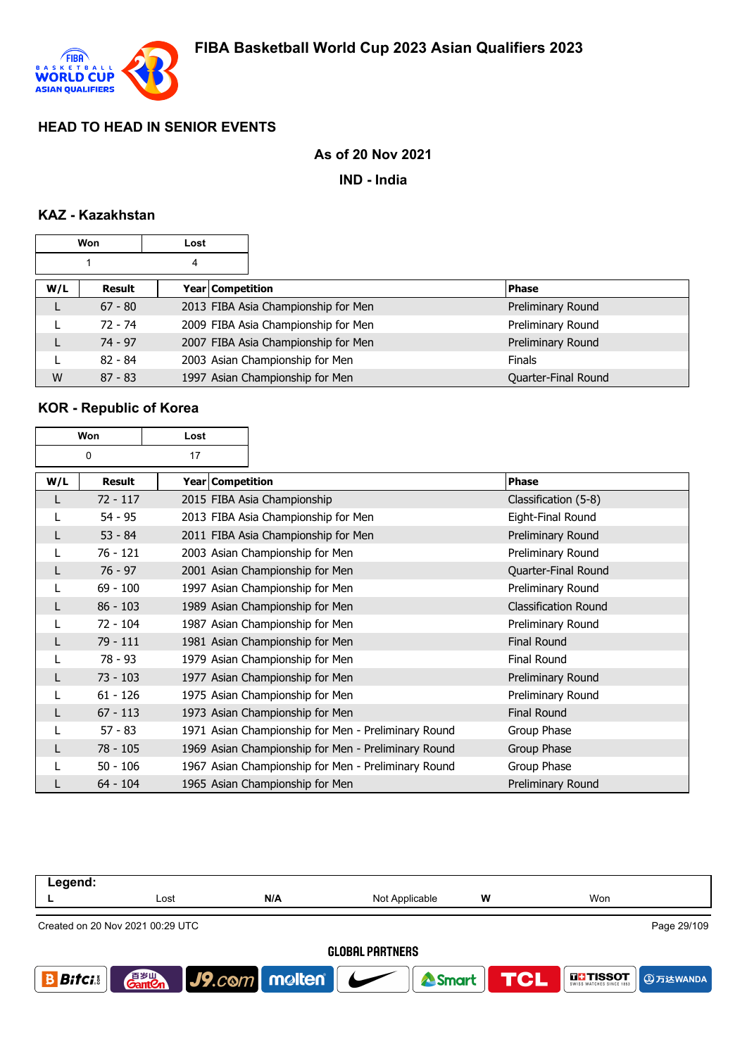# FIBA Basketball World Cup 2023 Asian Qualifiers 2023

## HEAD TO HEAD IN SENIOR EVENTS

**As of 20 Nov 2021**

**IND - India**

### KAZ - Kazakhstan

| Won | Lost |
|---|---|
| 1 | 4 |

| W/L | Result | Year | Competition | Phase |
|---|---|---|---|---|
| L | 67 - 80 | 2013 | FIBA Asia Championship for Men | Preliminary Round |
| L | 72 - 74 | 2009 | FIBA Asia Championship for Men | Preliminary Round |
| L | 74 - 97 | 2007 | FIBA Asia Championship for Men | Preliminary Round |
| L | 82 - 84 | 2003 | Asian Championship for Men | Finals |
| W | 87 - 83 | 1997 | Asian Championship for Men | Quarter-Final Round |

### KOR - Republic of Korea

| Won | Lost |
|---|---|
| 0 | 17 |

| W/L | Result | Year | Competition | Phase |
|---|---|---|---|---|
| L | 72 - 117 | 2015 | FIBA Asia Championship | Classification (5-8) |
| L | 54 - 95 | 2013 | FIBA Asia Championship for Men | Eight-Final Round |
| L | 53 - 84 | 2011 | FIBA Asia Championship for Men | Preliminary Round |
| L | 76 - 121 | 2003 | Asian Championship for Men | Preliminary Round |
| L | 76 - 97 | 2001 | Asian Championship for Men | Quarter-Final Round |
| L | 69 - 100 | 1997 | Asian Championship for Men | Preliminary Round |
| L | 86 - 103 | 1989 | Asian Championship for Men | Classification Round |
| L | 72 - 104 | 1987 | Asian Championship for Men | Preliminary Round |
| L | 79 - 111 | 1981 | Asian Championship for Men | Final Round |
| L | 78 - 93 | 1979 | Asian Championship for Men | Final Round |
| L | 73 - 103 | 1977 | Asian Championship for Men | Preliminary Round |
| L | 61 - 126 | 1975 | Asian Championship for Men | Preliminary Round |
| L | 67 - 113 | 1973 | Asian Championship for Men | Final Round |
| L | 57 - 83 | 1971 | Asian Championship for Men - Preliminary Round | Group Phase |
| L | 78 - 105 | 1969 | Asian Championship for Men - Preliminary Round | Group Phase |
| L | 50 - 106 | 1967 | Asian Championship for Men - Preliminary Round | Group Phase |
| L | 64 - 104 | 1965 | Asian Championship for Men | Preliminary Round |

**Legend:**

| L | Lost | N/A | Not Applicable | W | Won |
|---|---|---|---|---|---|

Created on 20 Nov 2021 00:29 UTC

GLOBAL PARTNERS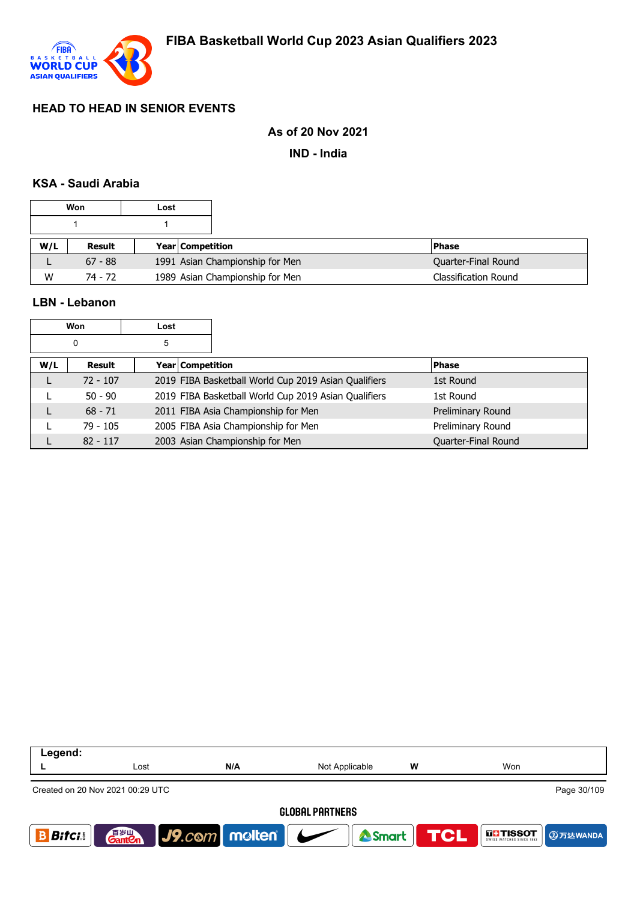## FIBA Basketball World Cup 2023 Asian Qualifiers 2023

### HEAD TO HEAD IN SENIOR EVENTS

**As of 20 Nov 2021**

**IND - India**

### KSA - Saudi Arabia

| Won | Lost |
|---|---|
| 1 | 1 |

| W/L | Result | Year | Competition | Phase |
|---|---|---|---|---|
| L | 67 - 88 | 1991 | Asian Championship for Men | Quarter-Final Round |
| W | 74 - 72 | 1989 | Asian Championship for Men | Classification Round |

### LBN - Lebanon

| Won | Lost |
|---|---|
| 0 | 5 |

| W/L | Result | Year | Competition | Phase |
|---|---|---|---|---|
| L | 72 - 107 | 2019 | FIBA Basketball World Cup 2019 Asian Qualifiers | 1st Round |
| L | 50 - 90 | 2019 | FIBA Basketball World Cup 2019 Asian Qualifiers | 1st Round |
| L | 68 - 71 | 2011 | FIBA Asia Championship for Men | Preliminary Round |
| L | 79 - 105 | 2005 | FIBA Asia Championship for Men | Preliminary Round |
| L | 82 - 117 | 2003 | Asian Championship for Men | Quarter-Final Round |

**Legend:**

| L | Lost | N/A | Not Applicable | W | Won |
|---|---|---|---|---|---|

Created on 20 Nov 2021 00:29 UTC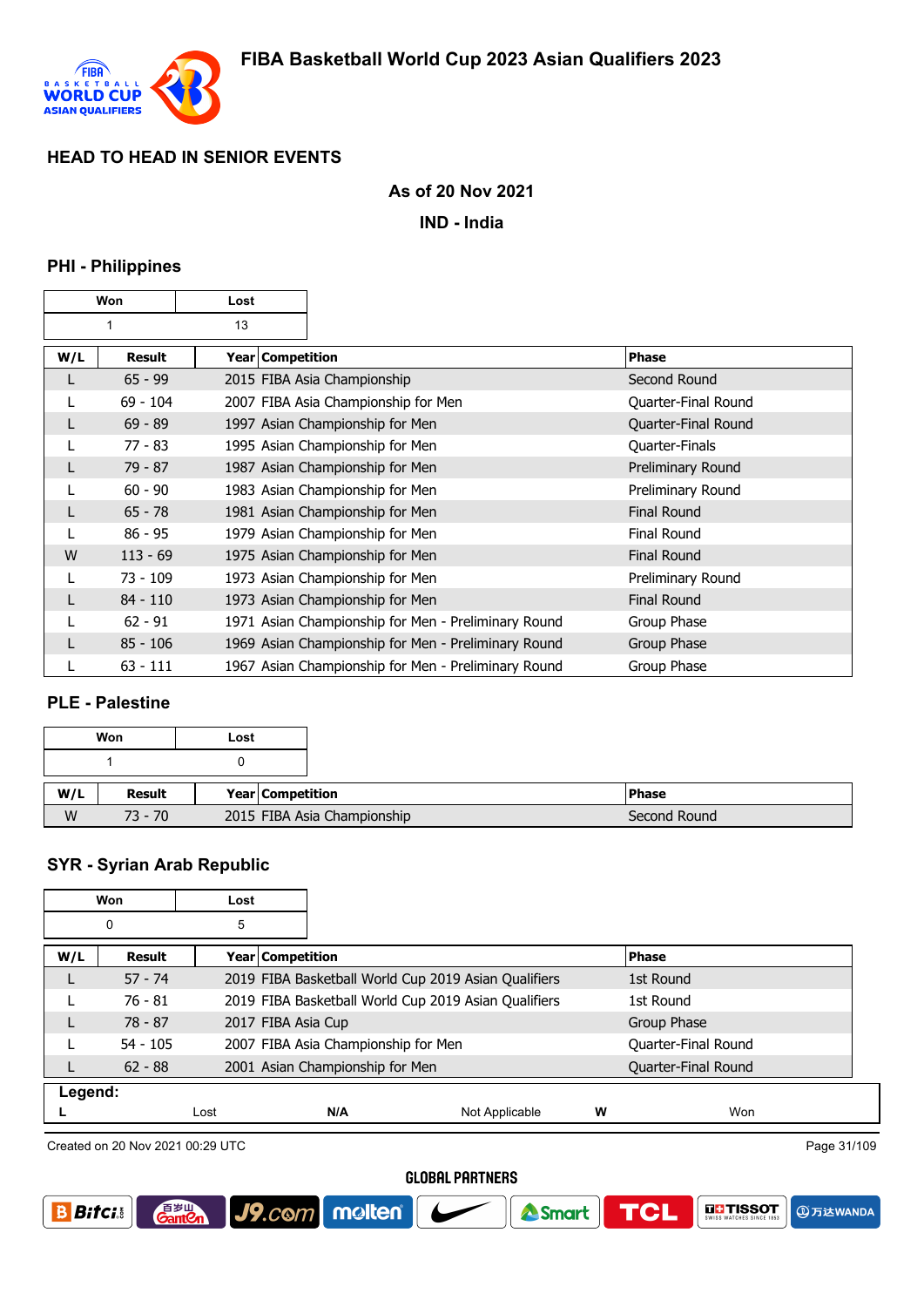# HEAD TO HEAD IN SENIOR EVENTS

**As of 20 Nov 2021**

**IND - India**

## PHI - Philippines

| Won | Lost |
|---|---|
| 1 | 13 |

| W/L | Result | Year | Competition | Phase |
|---|---|---|---|---|
| L | 65 - 99 | 2015 | FIBA Asia Championship | Second Round |
| L | 69 - 104 | 2007 | FIBA Asia Championship for Men | Quarter-Final Round |
| L | 69 - 89 | 1997 | Asian Championship for Men | Quarter-Final Round |
| L | 77 - 83 | 1995 | Asian Championship for Men | Quarter-Finals |
| L | 79 - 87 | 1987 | Asian Championship for Men | Preliminary Round |
| L | 60 - 90 | 1983 | Asian Championship for Men | Preliminary Round |
| L | 65 - 78 | 1981 | Asian Championship for Men | Final Round |
| L | 86 - 95 | 1979 | Asian Championship for Men | Final Round |
| W | 113 - 69 | 1975 | Asian Championship for Men | Final Round |
| L | 73 - 109 | 1973 | Asian Championship for Men | Preliminary Round |
| L | 84 - 110 | 1973 | Asian Championship for Men | Final Round |
| L | 62 - 91 | 1971 | Asian Championship for Men - Preliminary Round | Group Phase |
| L | 85 - 106 | 1969 | Asian Championship for Men - Preliminary Round | Group Phase |
| L | 63 - 111 | 1967 | Asian Championship for Men - Preliminary Round | Group Phase |

## PLE - Palestine

| Won | Lost |
|---|---|
| 1 | 0 |

| W/L | Result | Year | Competition | Phase |
|---|---|---|---|---|
| W | 73 - 70 | 2015 | FIBA Asia Championship | Second Round |

## SYR - Syrian Arab Republic

| Won | Lost |
|---|---|
| 0 | 5 |

| W/L | Result | Year | Competition | Phase |
|---|---|---|---|---|
| L | 57 - 74 | 2019 | FIBA Basketball World Cup 2019 Asian Qualifiers | 1st Round |
| L | 76 - 81 | 2019 | FIBA Basketball World Cup 2019 Asian Qualifiers | 1st Round |
| L | 78 - 87 | 2017 | FIBA Asia Cup | Group Phase |
| L | 54 - 105 | 2007 | FIBA Asia Championship for Men | Quarter-Final Round |
| L | 62 - 88 | 2001 | Asian Championship for Men | Quarter-Final Round |

**Legend:**

| L | Lost | N/A | Not Applicable | W | Won |
|---|---|---|---|---|---|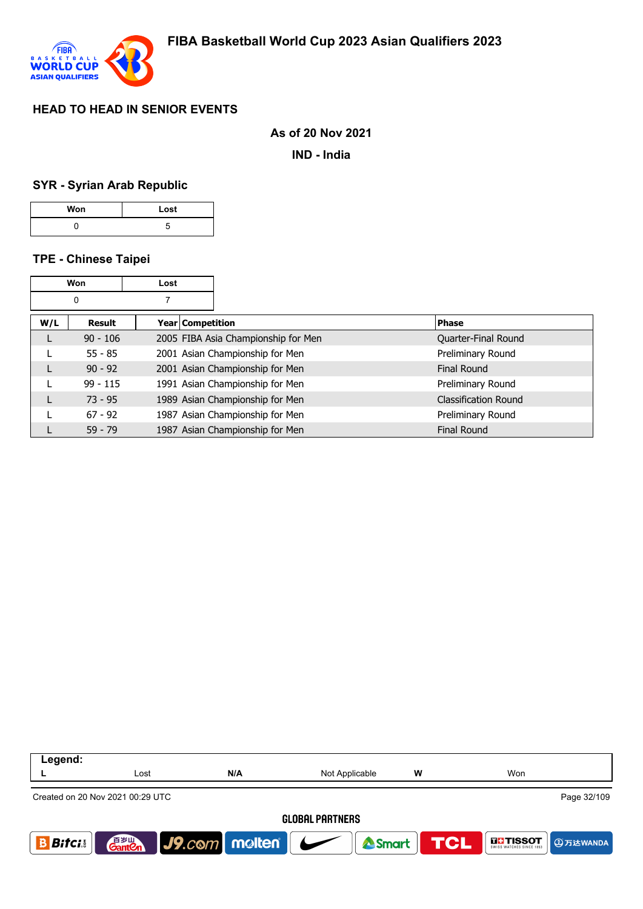## HEAD TO HEAD IN SENIOR EVENTS

**As of 20 Nov 2021**

**IND - India**

### SYR - Syrian Arab Republic

| Won | Lost |
|---|---|
| 0 | 5 |

### TPE - Chinese Taipei

| Won | Lost |
|---|---|
| 0 | 7 |

| W/L | Result | Year | Competition | Phase |
|---|---|---|---|---|
| L | 90 - 106 | 2005 | FIBA Asia Championship for Men | Quarter-Final Round |
| L | 55 - 85 | 2001 | Asian Championship for Men | Preliminary Round |
| L | 90 - 92 | 2001 | Asian Championship for Men | Final Round |
| L | 99 - 115 | 1991 | Asian Championship for Men | Preliminary Round |
| L | 73 - 95 | 1989 | Asian Championship for Men | Classification Round |
| L | 67 - 92 | 1987 | Asian Championship for Men | Preliminary Round |
| L | 59 - 79 | 1987 | Asian Championship for Men | Final Round |

**Legend:**

| L | Lost | N/A | Not Applicable | W | Won |
|---|---|---|---|---|---|

Created on 20 Nov 2021 00:29 UTC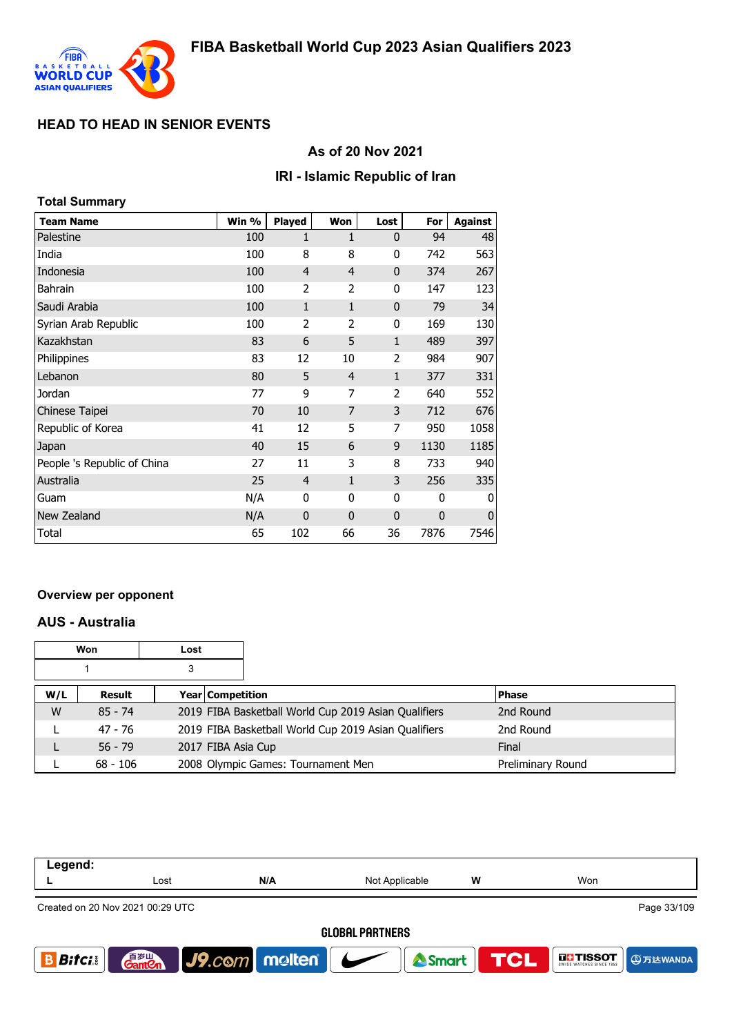# FIBA Basketball World Cup 2023 Asian Qualifiers 2023

## HEAD TO HEAD IN SENIOR EVENTS

### As of 20 Nov 2021

### IRI - Islamic Republic of Iran

**Total Summary**

| Team Name | Win % | Played | Won | Lost | For | Against |
|---|---|---|---|---|---|---|
| Palestine | 100 | 1 | 1 | 0 | 94 | 48 |
| India | 100 | 8 | 8 | 0 | 742 | 563 |
| Indonesia | 100 | 4 | 4 | 0 | 374 | 267 |
| Bahrain | 100 | 2 | 2 | 0 | 147 | 123 |
| Saudi Arabia | 100 | 1 | 1 | 0 | 79 | 34 |
| Syrian Arab Republic | 100 | 2 | 2 | 0 | 169 | 130 |
| Kazakhstan | 83 | 6 | 5 | 1 | 489 | 397 |
| Philippines | 83 | 12 | 10 | 2 | 984 | 907 |
| Lebanon | 80 | 5 | 4 | 1 | 377 | 331 |
| Jordan | 77 | 9 | 7 | 2 | 640 | 552 |
| Chinese Taipei | 70 | 10 | 7 | 3 | 712 | 676 |
| Republic of Korea | 41 | 12 | 5 | 7 | 950 | 1058 |
| Japan | 40 | 15 | 6 | 9 | 1130 | 1185 |
| People 's Republic of China | 27 | 11 | 3 | 8 | 733 | 940 |
| Australia | 25 | 4 | 1 | 3 | 256 | 335 |
| Guam | N/A | 0 | 0 | 0 | 0 | 0 |
| New Zealand | N/A | 0 | 0 | 0 | 0 | 0 |
| Total | 65 | 102 | 66 | 36 | 7876 | 7546 |

#### Overview per opponent

### AUS - Australia

| Won | Lost |
|---|---|
| 1 | 3 |

| W/L | Result | Year | Competition | Phase |
|---|---|---|---|---|
| W | 85 - 74 | 2019 | FIBA Basketball World Cup 2019 Asian Qualifiers | 2nd Round |
| L | 47 - 76 | 2019 | FIBA Basketball World Cup 2019 Asian Qualifiers | 2nd Round |
| L | 56 - 79 | 2017 | FIBA Asia Cup | Final |
| L | 68 - 106 | 2008 | Olympic Games: Tournament Men | Preliminary Round |

**Legend:**

| L | Lost | N/A | Not Applicable | W | Won |
|---|---|---|---|---|---|

Created on 20 Nov 2021 00:29 UTC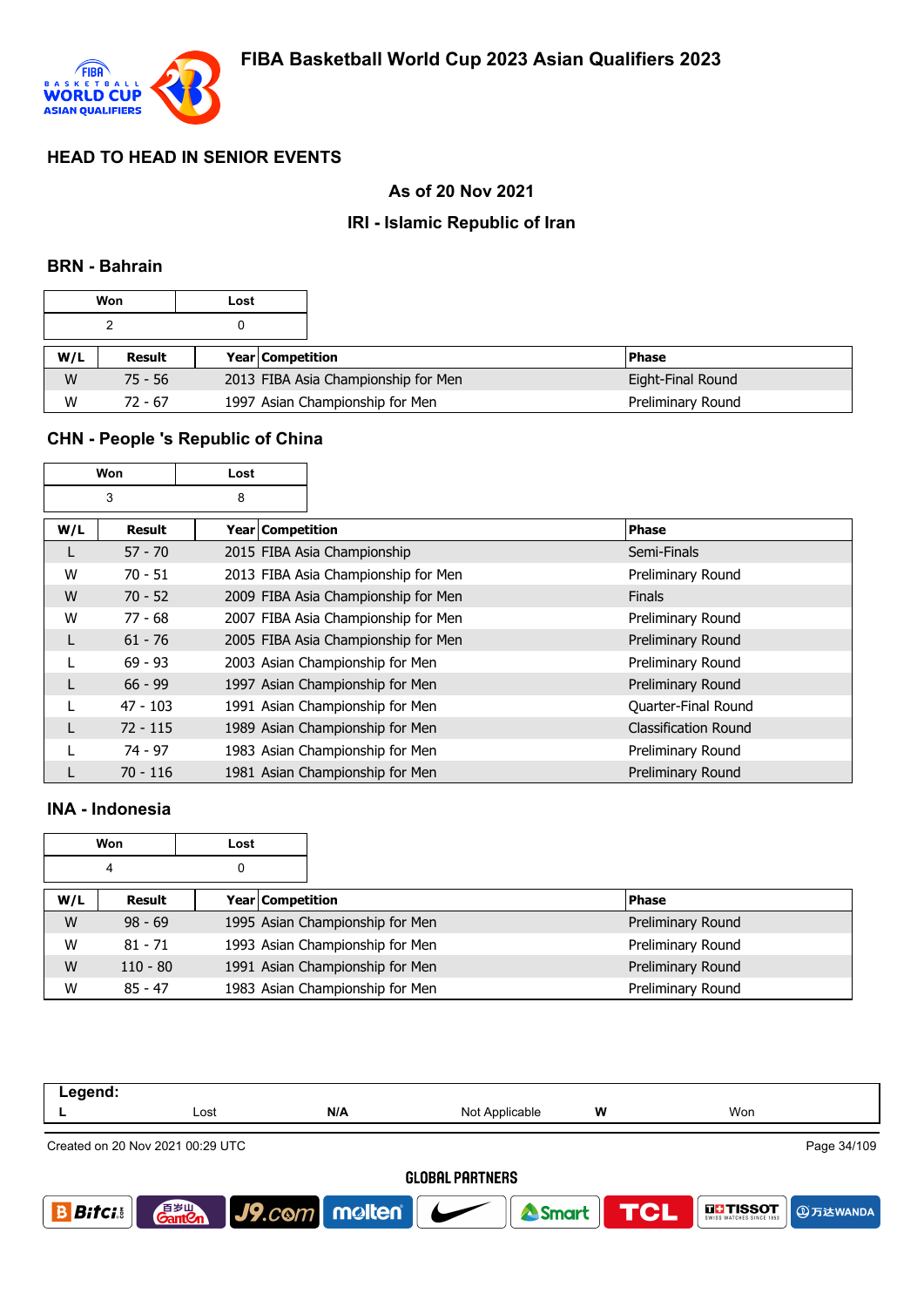# FIBA Basketball World Cup 2023 Asian Qualifiers 2023

## HEAD TO HEAD IN SENIOR EVENTS

**As of 20 Nov 2021**

**IRI - Islamic Republic of Iran**

### BRN - Bahrain

| Won | Lost |
|---|---|
| 2 | 0 |

| W/L | Result | Year | Competition | Phase |
|---|---|---|---|---|
| W | 75 - 56 | 2013 | FIBA Asia Championship for Men | Eight-Final Round |
| W | 72 - 67 | 1997 | Asian Championship for Men | Preliminary Round |

### CHN - People 's Republic of China

| Won | Lost |
|---|---|
| 3 | 8 |

| W/L | Result | Year | Competition | Phase |
|---|---|---|---|---|
| L | 57 - 70 | 2015 | FIBA Asia Championship | Semi-Finals |
| W | 70 - 51 | 2013 | FIBA Asia Championship for Men | Preliminary Round |
| W | 70 - 52 | 2009 | FIBA Asia Championship for Men | Finals |
| W | 77 - 68 | 2007 | FIBA Asia Championship for Men | Preliminary Round |
| L | 61 - 76 | 2005 | FIBA Asia Championship for Men | Preliminary Round |
| L | 69 - 93 | 2003 | Asian Championship for Men | Preliminary Round |
| L | 66 - 99 | 1997 | Asian Championship for Men | Preliminary Round |
| L | 47 - 103 | 1991 | Asian Championship for Men | Quarter-Final Round |
| L | 72 - 115 | 1989 | Asian Championship for Men | Classification Round |
| L | 74 - 97 | 1983 | Asian Championship for Men | Preliminary Round |
| L | 70 - 116 | 1981 | Asian Championship for Men | Preliminary Round |

### INA - Indonesia

| Won | Lost |
|---|---|
| 4 | 0 |

| W/L | Result | Year | Competition | Phase |
|---|---|---|---|---|
| W | 98 - 69 | 1995 | Asian Championship for Men | Preliminary Round |
| W | 81 - 71 | 1993 | Asian Championship for Men | Preliminary Round |
| W | 110 - 80 | 1991 | Asian Championship for Men | Preliminary Round |
| W | 85 - 47 | 1983 | Asian Championship for Men | Preliminary Round |

**Legend:**

| L | Lost | N/A | Not Applicable | W | Won |
|---|---|---|---|---|---|

Created on 20 Nov 2021 00:29 UTC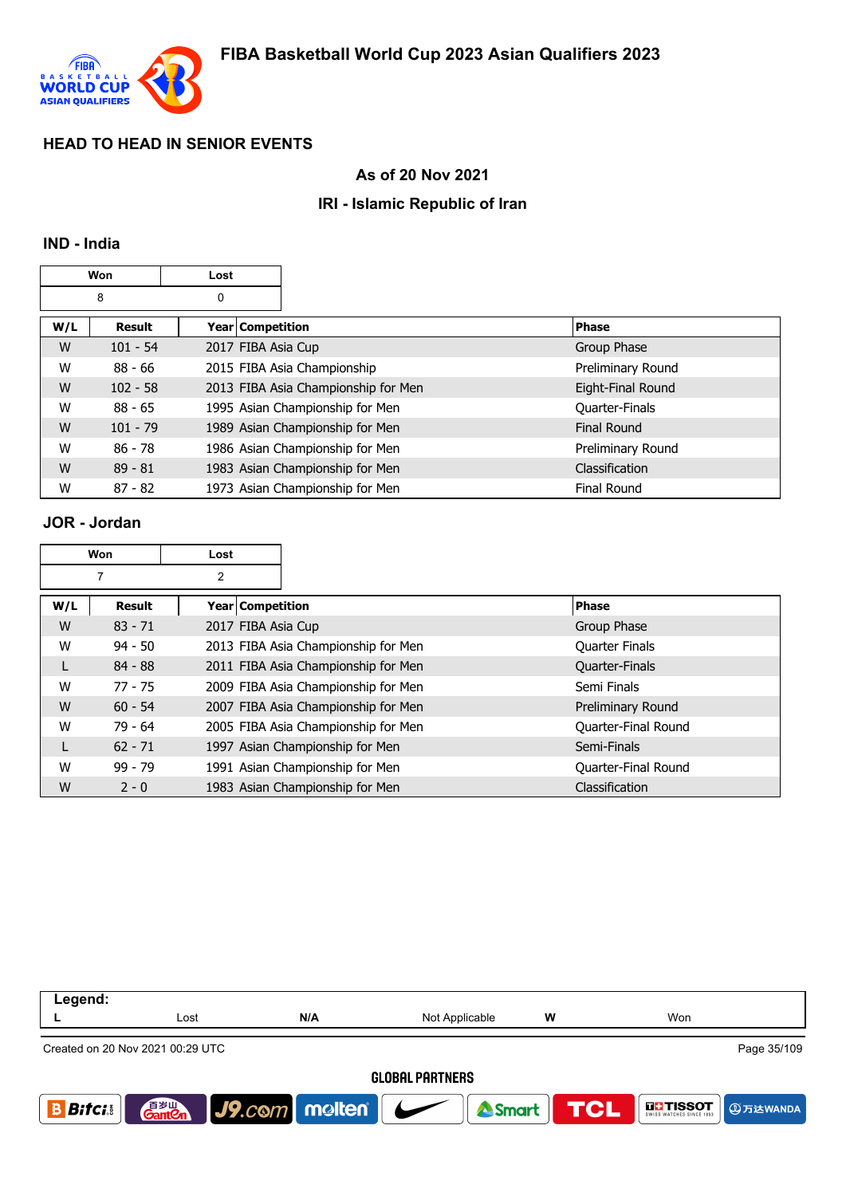## HEAD TO HEAD IN SENIOR EVENTS

### As of 20 Nov 2021

### IRI - Islamic Republic of Iran

### IND - India

| Won | Lost |
|---|---|
| 8 | 0 |

| W/L | Result | Year | Competition | Phase |
|---|---|---|---|---|
| W | 101 - 54 | 2017 | FIBA Asia Cup | Group Phase |
| W | 88 - 66 | 2015 | FIBA Asia Championship | Preliminary Round |
| W | 102 - 58 | 2013 | FIBA Asia Championship for Men | Eight-Final Round |
| W | 88 - 65 | 1995 | Asian Championship for Men | Quarter-Finals |
| W | 101 - 79 | 1989 | Asian Championship for Men | Final Round |
| W | 86 - 78 | 1986 | Asian Championship for Men | Preliminary Round |
| W | 89 - 81 | 1983 | Asian Championship for Men | Classification |
| W | 87 - 82 | 1973 | Asian Championship for Men | Final Round |

### JOR - Jordan

| Won | Lost |
|---|---|
| 7 | 2 |

| W/L | Result | Year | Competition | Phase |
|---|---|---|---|---|
| W | 83 - 71 | 2017 | FIBA Asia Cup | Group Phase |
| W | 94 - 50 | 2013 | FIBA Asia Championship for Men | Quarter Finals |
| L | 84 - 88 | 2011 | FIBA Asia Championship for Men | Quarter-Finals |
| W | 77 - 75 | 2009 | FIBA Asia Championship for Men | Semi Finals |
| W | 60 - 54 | 2007 | FIBA Asia Championship for Men | Preliminary Round |
| W | 79 - 64 | 2005 | FIBA Asia Championship for Men | Quarter-Final Round |
| L | 62 - 71 | 1997 | Asian Championship for Men | Semi-Finals |
| W | 99 - 79 | 1991 | Asian Championship for Men | Quarter-Final Round |
| W | 2 - 0 | 1983 | Asian Championship for Men | Classification |

| Legend: | | | | | |
|---|---|---|---|---|---|
| L | Lost | N/A | Not Applicable | W | Won |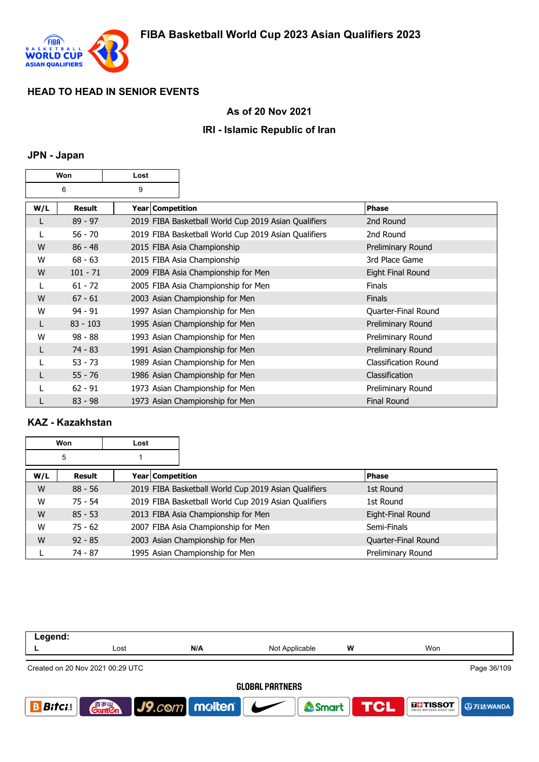# FIBA Basketball World Cup 2023 Asian Qualifiers 2023

## HEAD TO HEAD IN SENIOR EVENTS

### As of 20 Nov 2021

### IRI - Islamic Republic of Iran

### JPN - Japan

| Won | Lost |
|---|---|
| 6 | 9 |

| W/L | Result | Year | Competition | Phase |
|---|---|---|---|---|
| L | 89 - 97 | 2019 | FIBA Basketball World Cup 2019 Asian Qualifiers | 2nd Round |
| L | 56 - 70 | 2019 | FIBA Basketball World Cup 2019 Asian Qualifiers | 2nd Round |
| W | 86 - 48 | 2015 | FIBA Asia Championship | Preliminary Round |
| W | 68 - 63 | 2015 | FIBA Asia Championship | 3rd Place Game |
| W | 101 - 71 | 2009 | FIBA Asia Championship for Men | Eight Final Round |
| L | 61 - 72 | 2005 | FIBA Asia Championship for Men | Finals |
| W | 67 - 61 | 2003 | Asian Championship for Men | Finals |
| W | 94 - 91 | 1997 | Asian Championship for Men | Quarter-Final Round |
| L | 83 - 103 | 1995 | Asian Championship for Men | Preliminary Round |
| W | 98 - 88 | 1993 | Asian Championship for Men | Preliminary Round |
| L | 74 - 83 | 1991 | Asian Championship for Men | Preliminary Round |
| L | 53 - 73 | 1989 | Asian Championship for Men | Classification Round |
| L | 55 - 76 | 1986 | Asian Championship for Men | Classification |
| L | 62 - 91 | 1973 | Asian Championship for Men | Preliminary Round |
| L | 83 - 98 | 1973 | Asian Championship for Men | Final Round |

### KAZ - Kazakhstan

| Won | Lost |
|---|---|
| 5 | 1 |

| W/L | Result | Year | Competition | Phase |
|---|---|---|---|---|
| W | 88 - 56 | 2019 | FIBA Basketball World Cup 2019 Asian Qualifiers | 1st Round |
| W | 75 - 54 | 2019 | FIBA Basketball World Cup 2019 Asian Qualifiers | 1st Round |
| W | 85 - 53 | 2013 | FIBA Asia Championship for Men | Eight-Final Round |
| W | 75 - 62 | 2007 | FIBA Asia Championship for Men | Semi-Finals |
| W | 92 - 85 | 2003 | Asian Championship for Men | Quarter-Final Round |
| L | 74 - 87 | 1995 | Asian Championship for Men | Preliminary Round |

**Legend:**

| L | Lost | N/A | Not Applicable | W | Won |
|---|---|---|---|---|---|

Created on 20 Nov 2021 00:29 UTC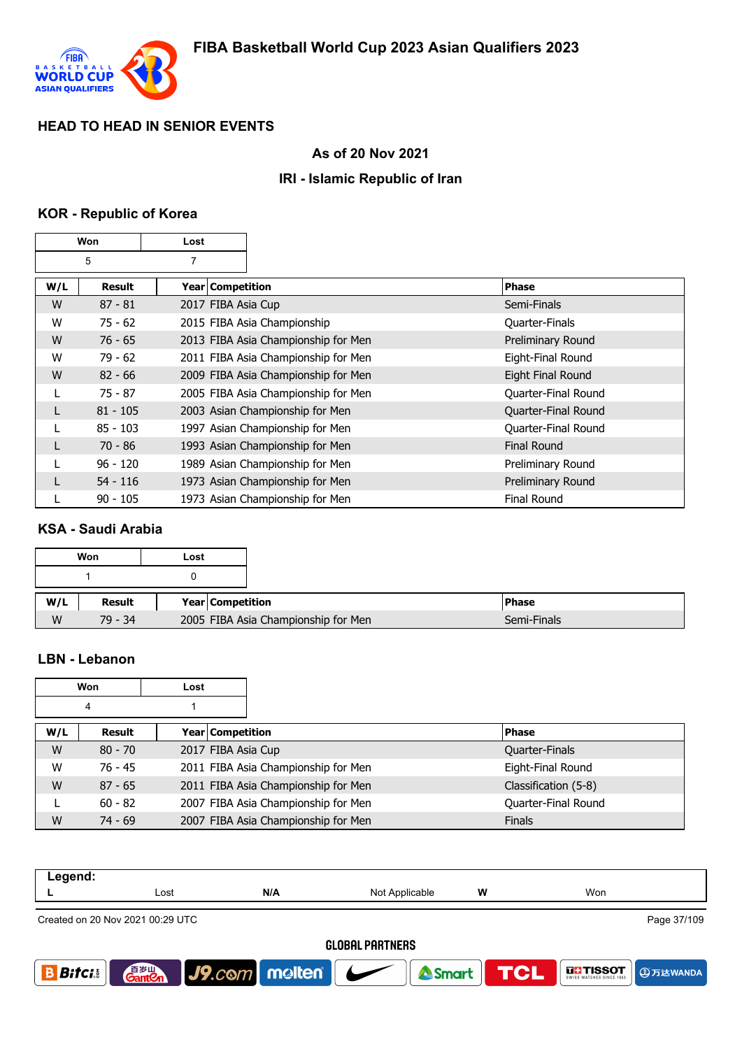# FIBA Basketball World Cup 2023 Asian Qualifiers 2023

## HEAD TO HEAD IN SENIOR EVENTS

### As of 20 Nov 2021

### IRI - Islamic Republic of Iran

### KOR - Republic of Korea

| Won | Lost |
|---|---|
| 5 | 7 |

| W/L | Result | Year | Competition | Phase |
|---|---|---|---|---|
| W | 87 - 81 | 2017 | FIBA Asia Cup | Semi-Finals |
| W | 75 - 62 | 2015 | FIBA Asia Championship | Quarter-Finals |
| W | 76 - 65 | 2013 | FIBA Asia Championship for Men | Preliminary Round |
| W | 79 - 62 | 2011 | FIBA Asia Championship for Men | Eight-Final Round |
| W | 82 - 66 | 2009 | FIBA Asia Championship for Men | Eight Final Round |
| L | 75 - 87 | 2005 | FIBA Asia Championship for Men | Quarter-Final Round |
| L | 81 - 105 | 2003 | Asian Championship for Men | Quarter-Final Round |
| L | 85 - 103 | 1997 | Asian Championship for Men | Quarter-Final Round |
| L | 70 - 86 | 1993 | Asian Championship for Men | Final Round |
| L | 96 - 120 | 1989 | Asian Championship for Men | Preliminary Round |
| L | 54 - 116 | 1973 | Asian Championship for Men | Preliminary Round |
| L | 90 - 105 | 1973 | Asian Championship for Men | Final Round |

### KSA - Saudi Arabia

| Won | Lost |
|---|---|
| 1 | 0 |

| W/L | Result | Year | Competition | Phase |
|---|---|---|---|---|
| W | 79 - 34 | 2005 | FIBA Asia Championship for Men | Semi-Finals |

### LBN - Lebanon

| Won | Lost |
|---|---|
| 4 | 1 |

| W/L | Result | Year | Competition | Phase |
|---|---|---|---|---|
| W | 80 - 70 | 2017 | FIBA Asia Cup | Quarter-Finals |
| W | 76 - 45 | 2011 | FIBA Asia Championship for Men | Eight-Final Round |
| W | 87 - 65 | 2011 | FIBA Asia Championship for Men | Classification (5-8) |
| L | 60 - 82 | 2007 | FIBA Asia Championship for Men | Quarter-Final Round |
| W | 74 - 69 | 2007 | FIBA Asia Championship for Men | Finals |

| Legend: | | | | | |
|---|---|---|---|---|---|
| L | Lost | N/A | Not Applicable | W | Won |

Created on 20 Nov 2021 00:29 UTC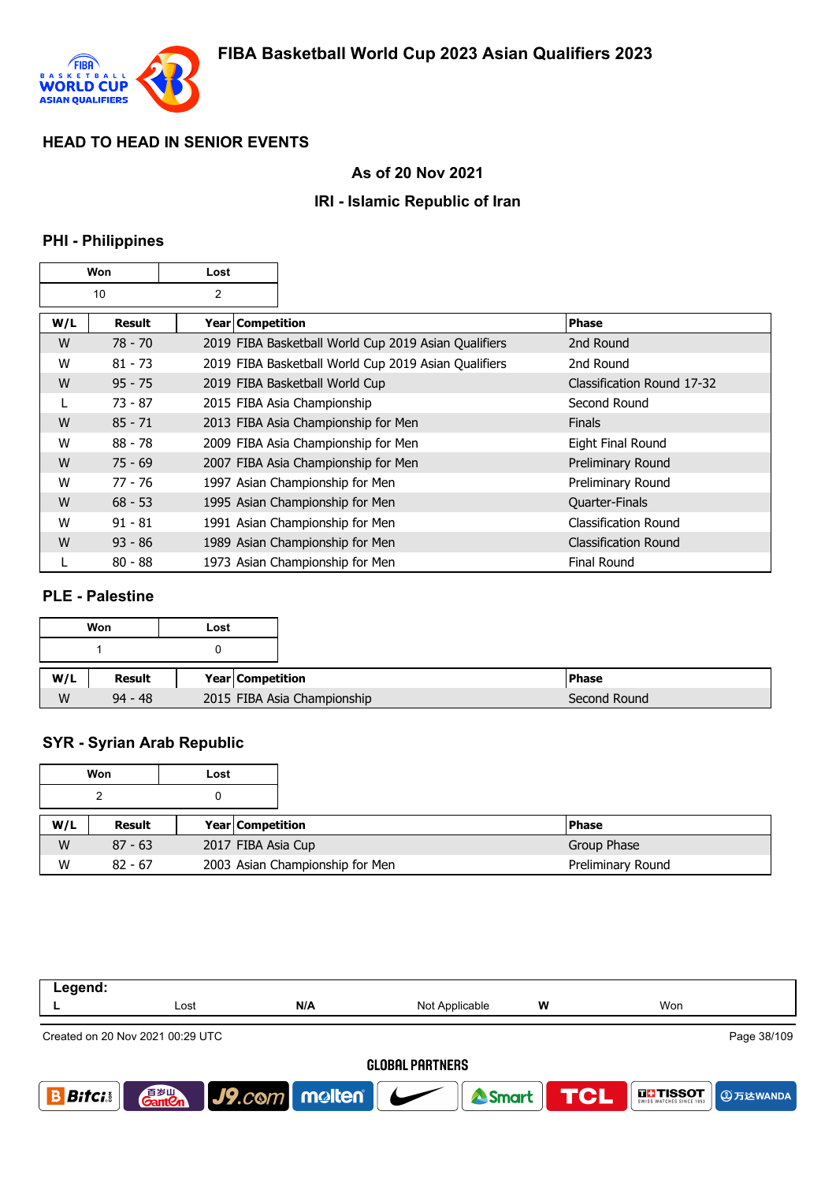## HEAD TO HEAD IN SENIOR EVENTS

### As of 20 Nov 2021

### IRI - Islamic Republic of Iran

### PHI - Philippines

| Won | Lost |
|---|---|
| 10 | 2 |

| W/L | Result | Year | Competition | Phase |
|---|---|---|---|---|
| W | 78 - 70 | 2019 | FIBA Basketball World Cup 2019 Asian Qualifiers | 2nd Round |
| W | 81 - 73 | 2019 | FIBA Basketball World Cup 2019 Asian Qualifiers | 2nd Round |
| W | 95 - 75 | 2019 | FIBA Basketball World Cup | Classification Round 17-32 |
| L | 73 - 87 | 2015 | FIBA Asia Championship | Second Round |
| W | 85 - 71 | 2013 | FIBA Asia Championship for Men | Finals |
| W | 88 - 78 | 2009 | FIBA Asia Championship for Men | Eight Final Round |
| W | 75 - 69 | 2007 | FIBA Asia Championship for Men | Preliminary Round |
| W | 77 - 76 | 1997 | Asian Championship for Men | Preliminary Round |
| W | 68 - 53 | 1995 | Asian Championship for Men | Quarter-Finals |
| W | 91 - 81 | 1991 | Asian Championship for Men | Classification Round |
| W | 93 - 86 | 1989 | Asian Championship for Men | Classification Round |
| L | 80 - 88 | 1973 | Asian Championship for Men | Final Round |

### PLE - Palestine

| Won | Lost |
|---|---|
| 1 | 0 |

| W/L | Result | Year | Competition | Phase |
|---|---|---|---|---|
| W | 94 - 48 | 2015 | FIBA Asia Championship | Second Round |

### SYR - Syrian Arab Republic

| Won | Lost |
|---|---|
| 2 | 0 |

| W/L | Result | Year | Competition | Phase |
|---|---|---|---|---|
| W | 87 - 63 | 2017 | FIBA Asia Cup | Group Phase |
| W | 82 - 67 | 2003 | Asian Championship for Men | Preliminary Round |

| Legend: | | | | | |
|---|---|---|---|---|---|
| L | Lost | N/A | Not Applicable | W | Won |

Created on 20 Nov 2021 00:29 UTC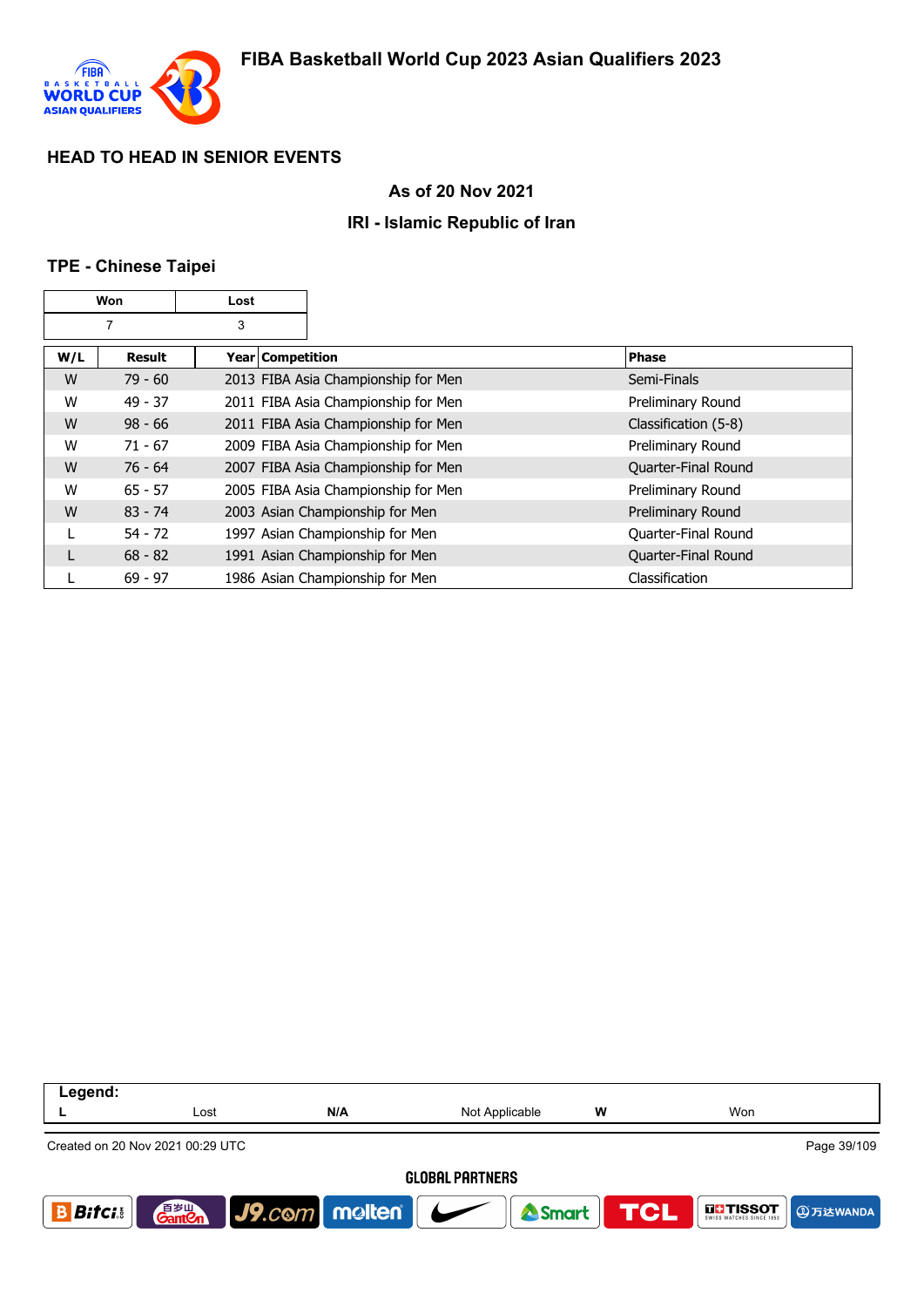## HEAD TO HEAD IN SENIOR EVENTS

### As of 20 Nov 2021

### IRI - Islamic Republic of Iran

### TPE - Chinese Taipei

| Won | Lost |
|---|---|
| 7 | 3 |

| W/L | Result | Year | Competition | Phase |
|---|---|---|---|---|
| W | 79 - 60 | 2013 | FIBA Asia Championship for Men | Semi-Finals |
| W | 49 - 37 | 2011 | FIBA Asia Championship for Men | Preliminary Round |
| W | 98 - 66 | 2011 | FIBA Asia Championship for Men | Classification (5-8) |
| W | 71 - 67 | 2009 | FIBA Asia Championship for Men | Preliminary Round |
| W | 76 - 64 | 2007 | FIBA Asia Championship for Men | Quarter-Final Round |
| W | 65 - 57 | 2005 | FIBA Asia Championship for Men | Preliminary Round |
| W | 83 - 74 | 2003 | Asian Championship for Men | Preliminary Round |
| L | 54 - 72 | 1997 | Asian Championship for Men | Quarter-Final Round |
| L | 68 - 82 | 1991 | Asian Championship for Men | Quarter-Final Round |
| L | 69 - 97 | 1986 | Asian Championship for Men | Classification |

| Legend: | | | | | |
|---|---|---|---|---|---|
| L | Lost | N/A | Not Applicable | W | Won |

Created on 20 Nov 2021 00:29 UTC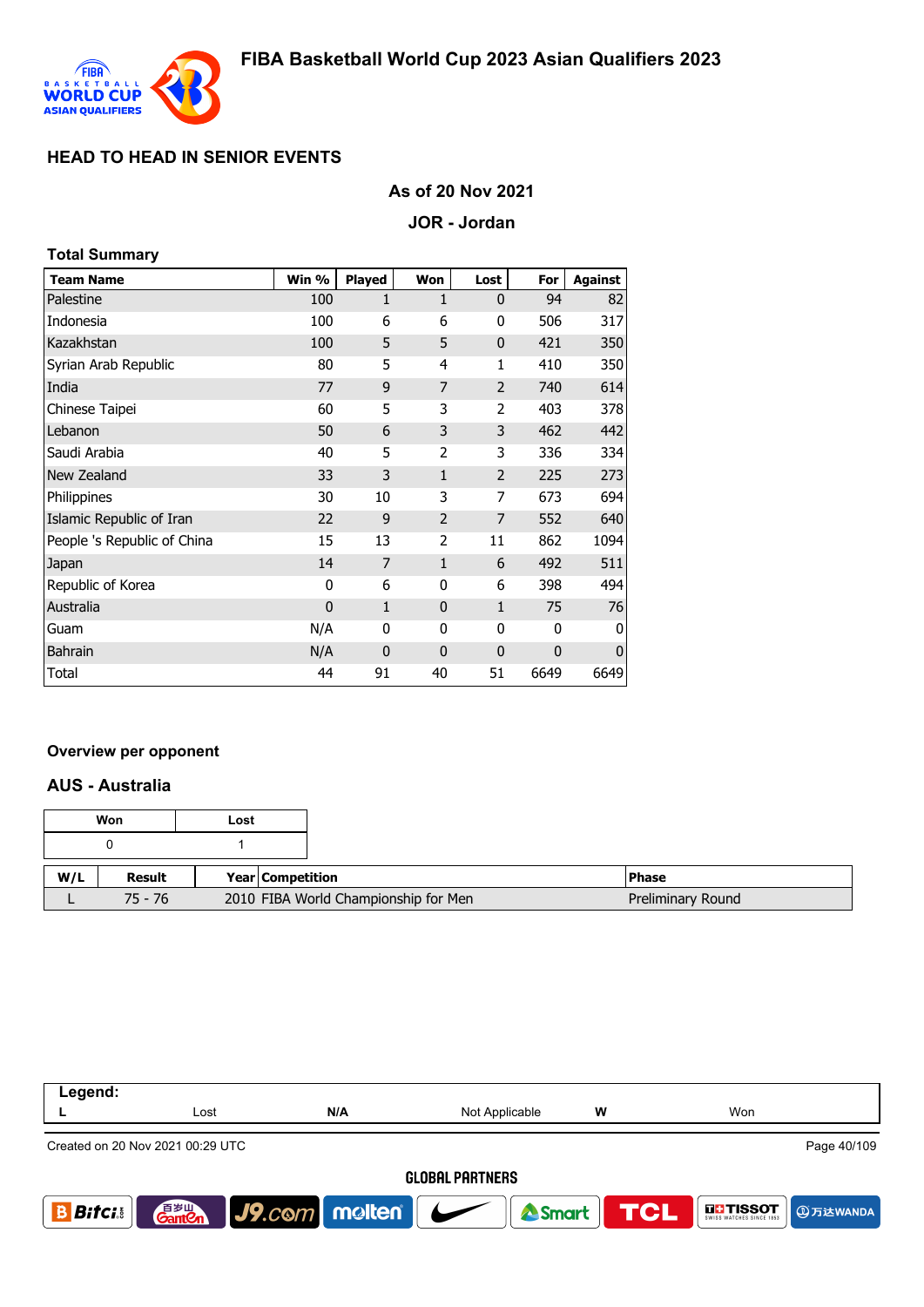## HEAD TO HEAD IN SENIOR EVENTS

### As of 20 Nov 2021

### JOR - Jordan

**Total Summary**

| Team Name | Win % | Played | Won | Lost | For | Against |
|---|---|---|---|---|---|---|
| Palestine | 100 | 1 | 1 | 0 | 94 | 82 |
| Indonesia | 100 | 6 | 6 | 0 | 506 | 317 |
| Kazakhstan | 100 | 5 | 5 | 0 | 421 | 350 |
| Syrian Arab Republic | 80 | 5 | 4 | 1 | 410 | 350 |
| India | 77 | 9 | 7 | 2 | 740 | 614 |
| Chinese Taipei | 60 | 5 | 3 | 2 | 403 | 378 |
| Lebanon | 50 | 6 | 3 | 3 | 462 | 442 |
| Saudi Arabia | 40 | 5 | 2 | 3 | 336 | 334 |
| New Zealand | 33 | 3 | 1 | 2 | 225 | 273 |
| Philippines | 30 | 10 | 3 | 7 | 673 | 694 |
| Islamic Republic of Iran | 22 | 9 | 2 | 7 | 552 | 640 |
| People 's Republic of China | 15 | 13 | 2 | 11 | 862 | 1094 |
| Japan | 14 | 7 | 1 | 6 | 492 | 511 |
| Republic of Korea | 0 | 6 | 0 | 6 | 398 | 494 |
| Australia | 0 | 1 | 0 | 1 | 75 | 76 |
| Guam | N/A | 0 | 0 | 0 | 0 | 0 |
| Bahrain | N/A | 0 | 0 | 0 | 0 | 0 |
| Total | 44 | 91 | 40 | 51 | 6649 | 6649 |

**Overview per opponent**

**AUS - Australia**

| Won | Lost |
|---|---|
| 0 | 1 |

| W/L | Result | Year | Competition | Phase |
|---|---|---|---|---|
| L | 75 - 76 | 2010 | FIBA World Championship for Men | Preliminary Round |

| Legend: | | | | | |
|---|---|---|---|---|---|
| L | Lost | N/A | Not Applicable | W | Won |

Created on 20 Nov 2021 00:29 UTC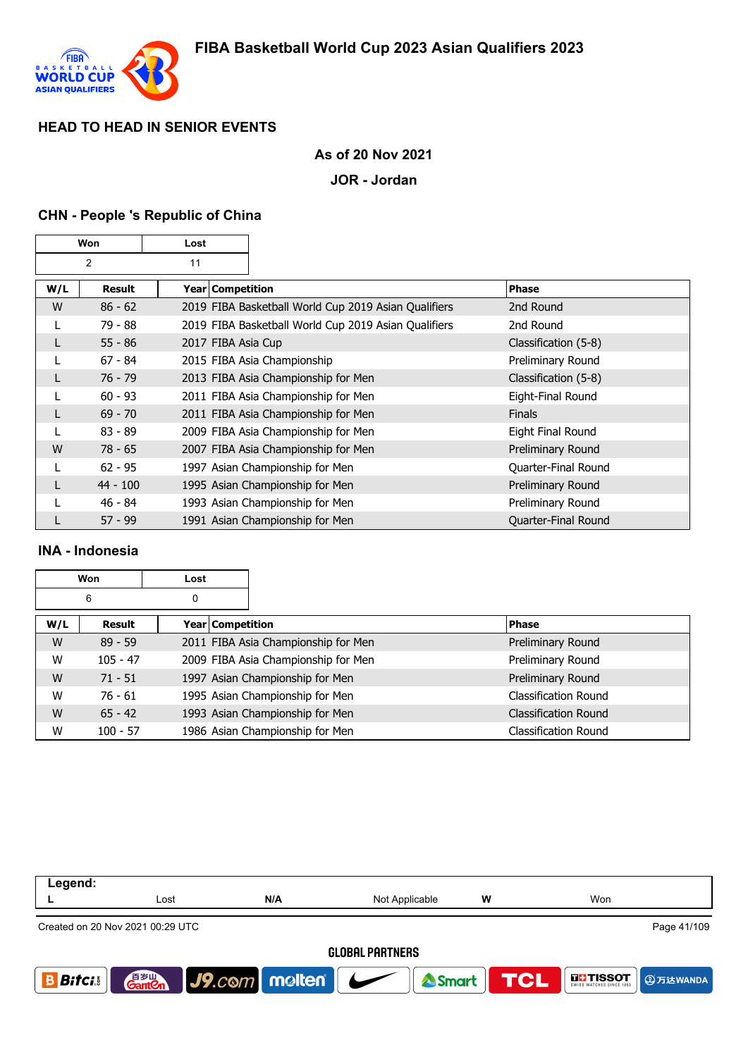# FIBA Basketball World Cup 2023 Asian Qualifiers 2023

## HEAD TO HEAD IN SENIOR EVENTS

**As of 20 Nov 2021**

**JOR - Jordan**

### CHN - People 's Republic of China

| Won | Lost |
|---|---|
| 2 | 11 |

| W/L | Result | Year | Competition | Phase |
|---|---|---|---|---|
| W | 86 - 62 | 2019 | FIBA Basketball World Cup 2019 Asian Qualifiers | 2nd Round |
| L | 79 - 88 | 2019 | FIBA Basketball World Cup 2019 Asian Qualifiers | 2nd Round |
| L | 55 - 86 | 2017 | FIBA Asia Cup | Classification (5-8) |
| L | 67 - 84 | 2015 | FIBA Asia Championship | Preliminary Round |
| L | 76 - 79 | 2013 | FIBA Asia Championship for Men | Classification (5-8) |
| L | 60 - 93 | 2011 | FIBA Asia Championship for Men | Eight-Final Round |
| L | 69 - 70 | 2011 | FIBA Asia Championship for Men | Finals |
| L | 83 - 89 | 2009 | FIBA Asia Championship for Men | Eight Final Round |
| W | 78 - 65 | 2007 | FIBA Asia Championship for Men | Preliminary Round |
| L | 62 - 95 | 1997 | Asian Championship for Men | Quarter-Final Round |
| L | 44 - 100 | 1995 | Asian Championship for Men | Preliminary Round |
| L | 46 - 84 | 1993 | Asian Championship for Men | Preliminary Round |
| L | 57 - 99 | 1991 | Asian Championship for Men | Quarter-Final Round |

### INA - Indonesia

| Won | Lost |
|---|---|
| 6 | 0 |

| W/L | Result | Year | Competition | Phase |
|---|---|---|---|---|
| W | 89 - 59 | 2011 | FIBA Asia Championship for Men | Preliminary Round |
| W | 105 - 47 | 2009 | FIBA Asia Championship for Men | Preliminary Round |
| W | 71 - 51 | 1997 | Asian Championship for Men | Preliminary Round |
| W | 76 - 61 | 1995 | Asian Championship for Men | Classification Round |
| W | 65 - 42 | 1993 | Asian Championship for Men | Classification Round |
| W | 100 - 57 | 1986 | Asian Championship for Men | Classification Round |

| Legend: | | | | | |
|---|---|---|---|---|---|
| L | Lost | N/A | Not Applicable | W | Won |

Created on 20 Nov 2021 00:29 UTC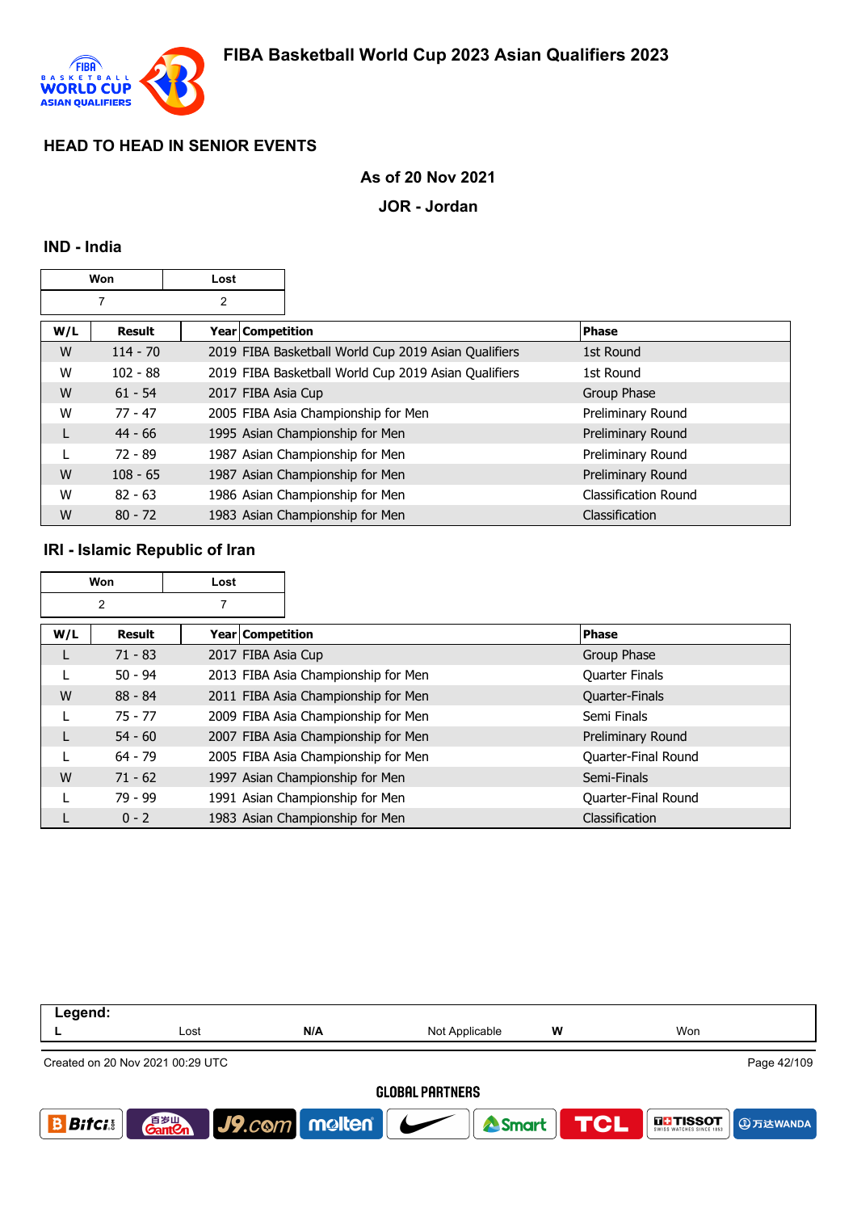# FIBA Basketball World Cup 2023 Asian Qualifiers 2023

## HEAD TO HEAD IN SENIOR EVENTS

**As of 20 Nov 2021**

**JOR - Jordan**

### IND - India

| Won | Lost |
|---|---|
| 7 | 2 |

| W/L | Result | Year | Competition | Phase |
|---|---|---|---|---|
| W | 114 - 70 | 2019 | FIBA Basketball World Cup 2019 Asian Qualifiers | 1st Round |
| W | 102 - 88 | 2019 | FIBA Basketball World Cup 2019 Asian Qualifiers | 1st Round |
| W | 61 - 54 | 2017 | FIBA Asia Cup | Group Phase |
| W | 77 - 47 | 2005 | FIBA Asia Championship for Men | Preliminary Round |
| L | 44 - 66 | 1995 | Asian Championship for Men | Preliminary Round |
| L | 72 - 89 | 1987 | Asian Championship for Men | Preliminary Round |
| W | 108 - 65 | 1987 | Asian Championship for Men | Preliminary Round |
| W | 82 - 63 | 1986 | Asian Championship for Men | Classification Round |
| W | 80 - 72 | 1983 | Asian Championship for Men | Classification |

### IRI - Islamic Republic of Iran

| Won | Lost |
|---|---|
| 2 | 7 |

| W/L | Result | Year | Competition | Phase |
|---|---|---|---|---|
| L | 71 - 83 | 2017 | FIBA Asia Cup | Group Phase |
| L | 50 - 94 | 2013 | FIBA Asia Championship for Men | Quarter Finals |
| W | 88 - 84 | 2011 | FIBA Asia Championship for Men | Quarter-Finals |
| L | 75 - 77 | 2009 | FIBA Asia Championship for Men | Semi Finals |
| L | 54 - 60 | 2007 | FIBA Asia Championship for Men | Preliminary Round |
| L | 64 - 79 | 2005 | FIBA Asia Championship for Men | Quarter-Final Round |
| W | 71 - 62 | 1997 | Asian Championship for Men | Semi-Finals |
| L | 79 - 99 | 1991 | Asian Championship for Men | Quarter-Final Round |
| L | 0 - 2 | 1983 | Asian Championship for Men | Classification |

**Legend:**

| L | Lost | N/A | Not Applicable | W | Won |
|---|---|---|---|---|---|

Created on 20 Nov 2021 00:29 UTC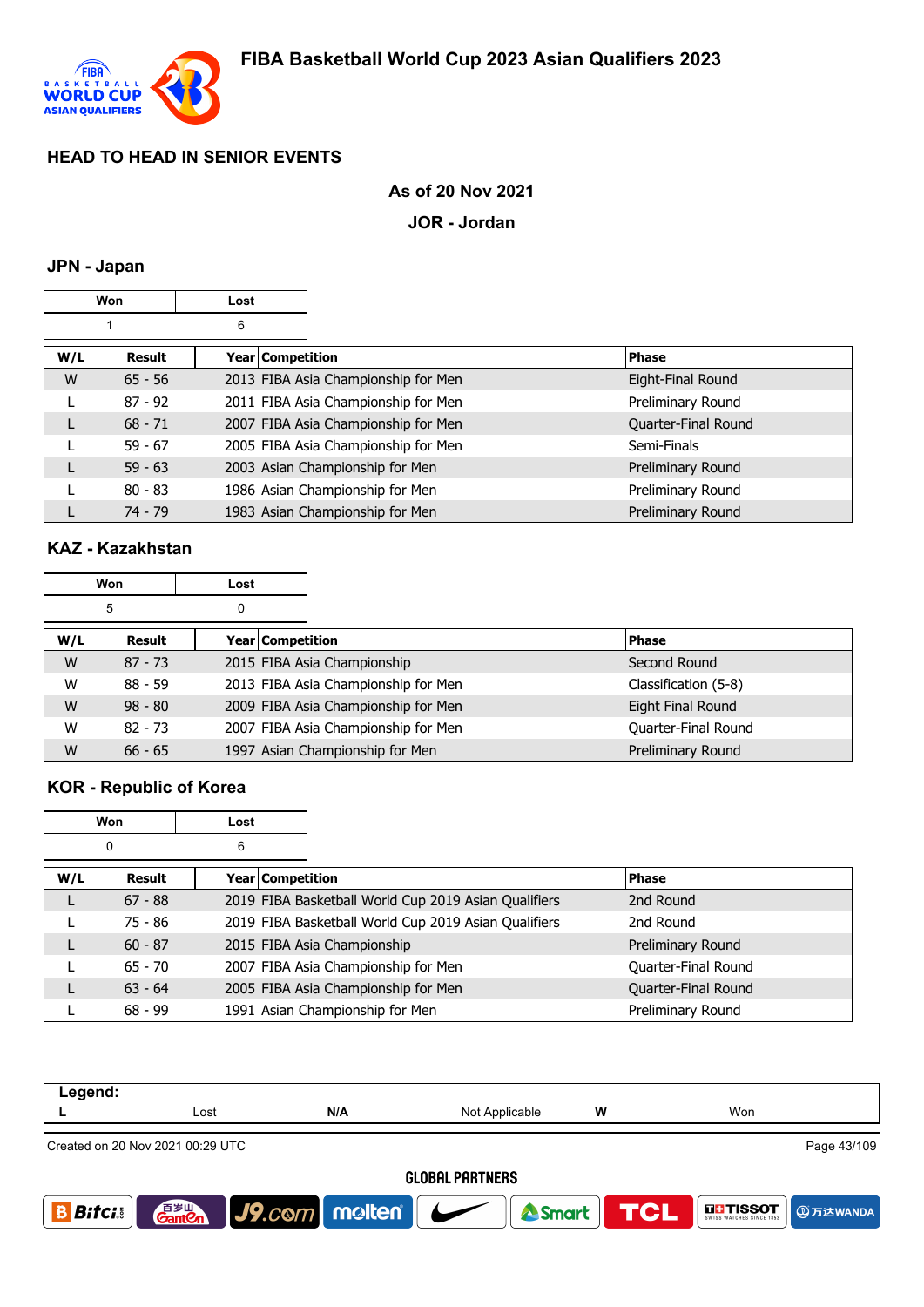# FIBA Basketball World Cup 2023 Asian Qualifiers 2023

## HEAD TO HEAD IN SENIOR EVENTS

**As of 20 Nov 2021**

**JOR - Jordan**

### JPN - Japan

| Won | Lost |
|---|---|
| 1 | 6 |

| W/L | Result | Year | Competition | Phase |
|---|---|---|---|---|
| W | 65 - 56 | 2013 | FIBA Asia Championship for Men | Eight-Final Round |
| L | 87 - 92 | 2011 | FIBA Asia Championship for Men | Preliminary Round |
| L | 68 - 71 | 2007 | FIBA Asia Championship for Men | Quarter-Final Round |
| L | 59 - 67 | 2005 | FIBA Asia Championship for Men | Semi-Finals |
| L | 59 - 63 | 2003 | Asian Championship for Men | Preliminary Round |
| L | 80 - 83 | 1986 | Asian Championship for Men | Preliminary Round |
| L | 74 - 79 | 1983 | Asian Championship for Men | Preliminary Round |

### KAZ - Kazakhstan

| Won | Lost |
|---|---|
| 5 | 0 |

| W/L | Result | Year | Competition | Phase |
|---|---|---|---|---|
| W | 87 - 73 | 2015 | FIBA Asia Championship | Second Round |
| W | 88 - 59 | 2013 | FIBA Asia Championship for Men | Classification (5-8) |
| W | 98 - 80 | 2009 | FIBA Asia Championship for Men | Eight Final Round |
| W | 82 - 73 | 2007 | FIBA Asia Championship for Men | Quarter-Final Round |
| W | 66 - 65 | 1997 | Asian Championship for Men | Preliminary Round |

### KOR - Republic of Korea

| Won | Lost |
|---|---|
| 0 | 6 |

| W/L | Result | Year | Competition | Phase |
|---|---|---|---|---|
| L | 67 - 88 | 2019 | FIBA Basketball World Cup 2019 Asian Qualifiers | 2nd Round |
| L | 75 - 86 | 2019 | FIBA Basketball World Cup 2019 Asian Qualifiers | 2nd Round |
| L | 60 - 87 | 2015 | FIBA Asia Championship | Preliminary Round |
| L | 65 - 70 | 2007 | FIBA Asia Championship for Men | Quarter-Final Round |
| L | 63 - 64 | 2005 | FIBA Asia Championship for Men | Quarter-Final Round |
| L | 68 - 99 | 1991 | Asian Championship for Men | Preliminary Round |

**Legend:**

| L | Lost | N/A | Not Applicable | W | Won |
|---|---|---|---|---|---|

Created on 20 Nov 2021 00:29 UTC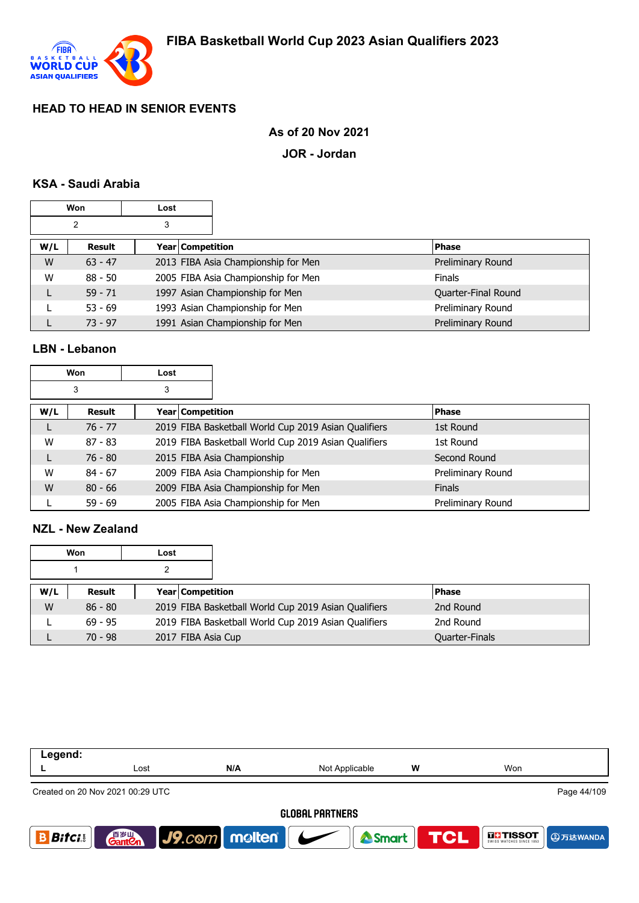# FIBA Basketball World Cup 2023 Asian Qualifiers 2023

## HEAD TO HEAD IN SENIOR EVENTS

**As of 20 Nov 2021**

**JOR - Jordan**

### KSA - Saudi Arabia

| Won | Lost |
|---|---|
| 2 | 3 |

| W/L | Result | Year | Competition | Phase |
|---|---|---|---|---|
| W | 63 - 47 | 2013 | FIBA Asia Championship for Men | Preliminary Round |
| W | 88 - 50 | 2005 | FIBA Asia Championship for Men | Finals |
| L | 59 - 71 | 1997 | Asian Championship for Men | Quarter-Final Round |
| L | 53 - 69 | 1993 | Asian Championship for Men | Preliminary Round |
| L | 73 - 97 | 1991 | Asian Championship for Men | Preliminary Round |

### LBN - Lebanon

| Won | Lost |
|---|---|
| 3 | 3 |

| W/L | Result | Year | Competition | Phase |
|---|---|---|---|---|
| L | 76 - 77 | 2019 | FIBA Basketball World Cup 2019 Asian Qualifiers | 1st Round |
| W | 87 - 83 | 2019 | FIBA Basketball World Cup 2019 Asian Qualifiers | 1st Round |
| L | 76 - 80 | 2015 | FIBA Asia Championship | Second Round |
| W | 84 - 67 | 2009 | FIBA Asia Championship for Men | Preliminary Round |
| W | 80 - 66 | 2009 | FIBA Asia Championship for Men | Finals |
| L | 59 - 69 | 2005 | FIBA Asia Championship for Men | Preliminary Round |

### NZL - New Zealand

| Won | Lost |
|---|---|
| 1 | 2 |

| W/L | Result | Year | Competition | Phase |
|---|---|---|---|---|
| W | 86 - 80 | 2019 | FIBA Basketball World Cup 2019 Asian Qualifiers | 2nd Round |
| L | 69 - 95 | 2019 | FIBA Basketball World Cup 2019 Asian Qualifiers | 2nd Round |
| L | 70 - 98 | 2017 | FIBA Asia Cup | Quarter-Finals |

| Legend: | | | | | |
|---|---|---|---|---|---|
| L | Lost | N/A | Not Applicable | W | Won |

Created on 20 Nov 2021 00:29 UTC

GLOBAL PARTNERS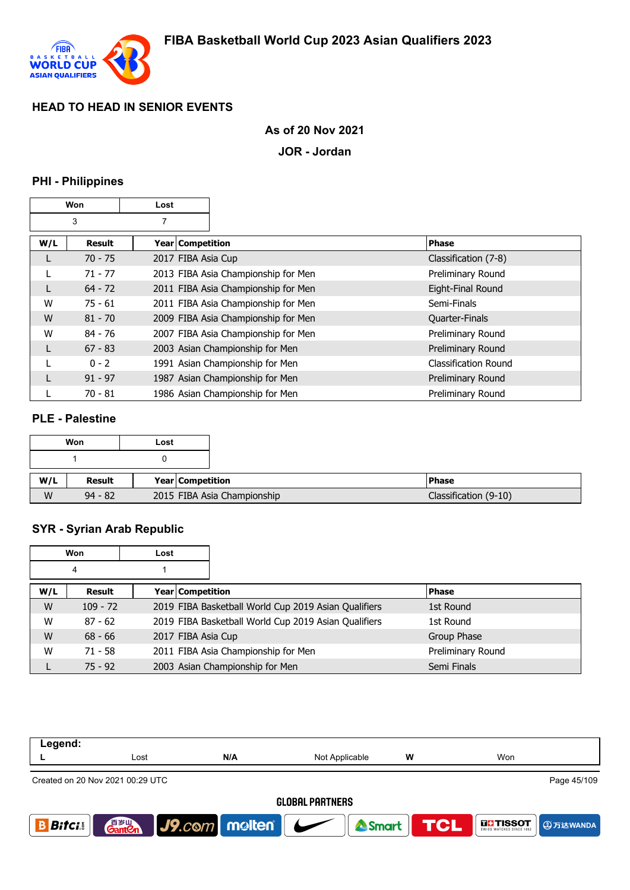# FIBA Basketball World Cup 2023 Asian Qualifiers 2023

## HEAD TO HEAD IN SENIOR EVENTS

**As of 20 Nov 2021**

**JOR - Jordan**

### PHI - Philippines

| Won | Lost |
|---|---|
| 3 | 7 |

| W/L | Result | Year | Competition | Phase |
|---|---|---|---|---|
| L | 70 - 75 | 2017 | FIBA Asia Cup | Classification (7-8) |
| L | 71 - 77 | 2013 | FIBA Asia Championship for Men | Preliminary Round |
| L | 64 - 72 | 2011 | FIBA Asia Championship for Men | Eight-Final Round |
| W | 75 - 61 | 2011 | FIBA Asia Championship for Men | Semi-Finals |
| W | 81 - 70 | 2009 | FIBA Asia Championship for Men | Quarter-Finals |
| W | 84 - 76 | 2007 | FIBA Asia Championship for Men | Preliminary Round |
| L | 67 - 83 | 2003 | Asian Championship for Men | Preliminary Round |
| L | 0 - 2 | 1991 | Asian Championship for Men | Classification Round |
| L | 91 - 97 | 1987 | Asian Championship for Men | Preliminary Round |
| L | 70 - 81 | 1986 | Asian Championship for Men | Preliminary Round |

### PLE - Palestine

| Won | Lost |
|---|---|
| 1 | 0 |

| W/L | Result | Year | Competition | Phase |
|---|---|---|---|---|
| W | 94 - 82 | 2015 | FIBA Asia Championship | Classification (9-10) |

### SYR - Syrian Arab Republic

| Won | Lost |
|---|---|
| 4 | 1 |

| W/L | Result | Year | Competition | Phase |
|---|---|---|---|---|
| W | 109 - 72 | 2019 | FIBA Basketball World Cup 2019 Asian Qualifiers | 1st Round |
| W | 87 - 62 | 2019 | FIBA Basketball World Cup 2019 Asian Qualifiers | 1st Round |
| W | 68 - 66 | 2017 | FIBA Asia Cup | Group Phase |
| W | 71 - 58 | 2011 | FIBA Asia Championship for Men | Preliminary Round |
| L | 75 - 92 | 2003 | Asian Championship for Men | Semi Finals |

**Legend:**

| L | Lost | N/A | Not Applicable | W | Won |
|---|---|---|---|---|---|

Created on 20 Nov 2021 00:29 UTC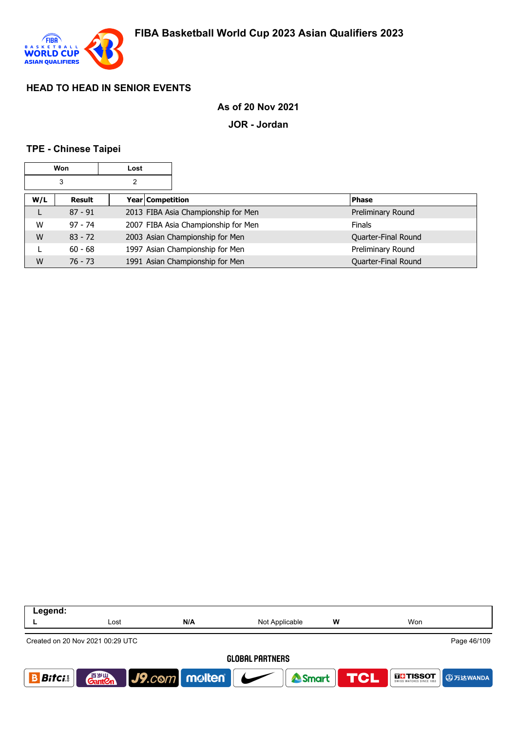## HEAD TO HEAD IN SENIOR EVENTS

**As of 20 Nov 2021**

**JOR - Jordan**

### TPE - Chinese Taipei

| Won | Lost |
|---|---|
| 3 | 2 |

| W/L | Result | Year | Competition | Phase |
|---|---|---|---|---|
| L | 87 - 91 | 2013 | FIBA Asia Championship for Men | Preliminary Round |
| W | 97 - 74 | 2007 | FIBA Asia Championship for Men | Finals |
| W | 83 - 72 | 2003 | Asian Championship for Men | Quarter-Final Round |
| L | 60 - 68 | 1997 | Asian Championship for Men | Preliminary Round |
| W | 76 - 73 | 1991 | Asian Championship for Men | Quarter-Final Round |

**Legend:**

| L | Lost | N/A | Not Applicable | W | Won |
|---|---|---|---|---|---|

Created on 20 Nov 2021 00:29 UTC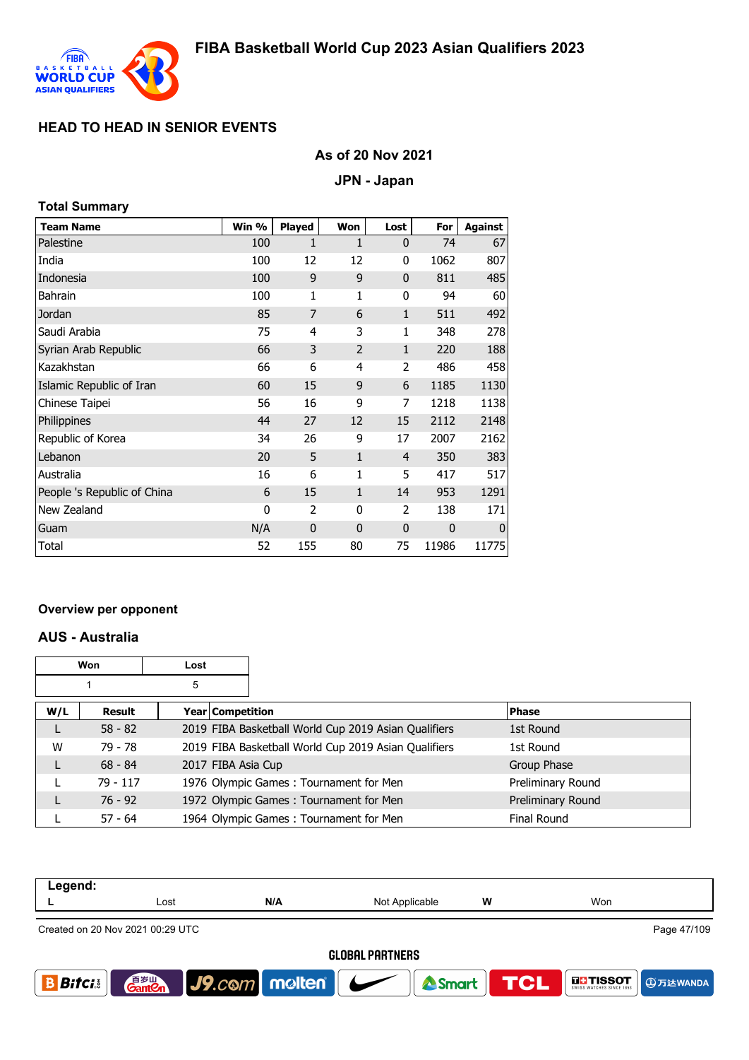# FIBA Basketball World Cup 2023 Asian Qualifiers 2023

## HEAD TO HEAD IN SENIOR EVENTS

**As of 20 Nov 2021**

**JPN - Japan**

### Total Summary

| Team Name | Win % | Played | Won | Lost | For | Against |
|---|---|---|---|---|---|---|
| Palestine | 100 | 1 | 1 | 0 | 74 | 67 |
| India | 100 | 12 | 12 | 0 | 1062 | 807 |
| Indonesia | 100 | 9 | 9 | 0 | 811 | 485 |
| Bahrain | 100 | 1 | 1 | 0 | 94 | 60 |
| Jordan | 85 | 7 | 6 | 1 | 511 | 492 |
| Saudi Arabia | 75 | 4 | 3 | 1 | 348 | 278 |
| Syrian Arab Republic | 66 | 3 | 2 | 1 | 220 | 188 |
| Kazakhstan | 66 | 6 | 4 | 2 | 486 | 458 |
| Islamic Republic of Iran | 60 | 15 | 9 | 6 | 1185 | 1130 |
| Chinese Taipei | 56 | 16 | 9 | 7 | 1218 | 1138 |
| Philippines | 44 | 27 | 12 | 15 | 2112 | 2148 |
| Republic of Korea | 34 | 26 | 9 | 17 | 2007 | 2162 |
| Lebanon | 20 | 5 | 1 | 4 | 350 | 383 |
| Australia | 16 | 6 | 1 | 5 | 417 | 517 |
| People 's Republic of China | 6 | 15 | 1 | 14 | 953 | 1291 |
| New Zealand | 0 | 2 | 0 | 2 | 138 | 171 |
| Guam | N/A | 0 | 0 | 0 | 0 | 0 |
| Total | 52 | 155 | 80 | 75 | 11986 | 11775 |

### Overview per opponent

### AUS - Australia

| Won | Lost |
|---|---|
| 1 | 5 |

| W/L | Result | Year | Competition | Phase |
|---|---|---|---|---|
| L | 58 - 82 | 2019 | FIBA Basketball World Cup 2019 Asian Qualifiers | 1st Round |
| W | 79 - 78 | 2019 | FIBA Basketball World Cup 2019 Asian Qualifiers | 1st Round |
| L | 68 - 84 | 2017 | FIBA Asia Cup | Group Phase |
| L | 79 - 117 | 1976 | Olympic Games : Tournament for Men | Preliminary Round |
| L | 76 - 92 | 1972 | Olympic Games : Tournament for Men | Preliminary Round |
| L | 57 - 64 | 1964 | Olympic Games : Tournament for Men | Final Round |

| Legend: | | | | | |
|---|---|---|---|---|---|
| L | Lost | N/A | Not Applicable | W | Won |

Created on 20 Nov 2021 00:29 UTC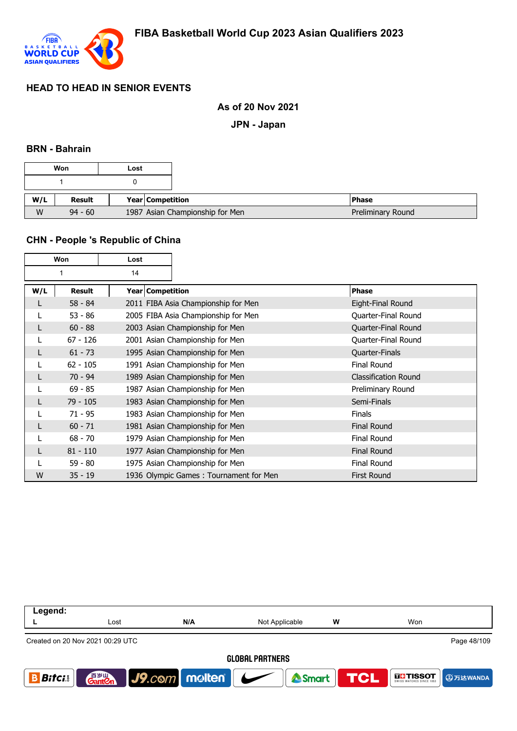# FIBA Basketball World Cup 2023 Asian Qualifiers 2023

## HEAD TO HEAD IN SENIOR EVENTS

**As of 20 Nov 2021**

**JPN - Japan**

### BRN - Bahrain

| Won | Lost |
|---|---|
| 1 | 0 |

| W/L | Result | Year | Competition | Phase |
|---|---|---|---|---|
| W | 94 - 60 | 1987 | Asian Championship for Men | Preliminary Round |

### CHN - People 's Republic of China

| Won | Lost |
|---|---|
| 1 | 14 |

| W/L | Result | Year | Competition | Phase |
|---|---|---|---|---|
| L | 58 - 84 | 2011 | FIBA Asia Championship for Men | Eight-Final Round |
| L | 53 - 86 | 2005 | FIBA Asia Championship for Men | Quarter-Final Round |
| L | 60 - 88 | 2003 | Asian Championship for Men | Quarter-Final Round |
| L | 67 - 126 | 2001 | Asian Championship for Men | Quarter-Final Round |
| L | 61 - 73 | 1995 | Asian Championship for Men | Quarter-Finals |
| L | 62 - 105 | 1991 | Asian Championship for Men | Final Round |
| L | 70 - 94 | 1989 | Asian Championship for Men | Classification Round |
| L | 69 - 85 | 1987 | Asian Championship for Men | Preliminary Round |
| L | 79 - 105 | 1983 | Asian Championship for Men | Semi-Finals |
| L | 71 - 95 | 1983 | Asian Championship for Men | Finals |
| L | 60 - 71 | 1981 | Asian Championship for Men | Final Round |
| L | 68 - 70 | 1979 | Asian Championship for Men | Final Round |
| L | 81 - 110 | 1977 | Asian Championship for Men | Final Round |
| L | 59 - 80 | 1975 | Asian Championship for Men | Final Round |
| W | 35 - 19 | 1936 | Olympic Games : Tournament for Men | First Round |

| Legend: | | | | | |
|---|---|---|---|---|---|
| L | Lost | N/A | Not Applicable | W | Won |

Created on 20 Nov 2021 00:29 UTC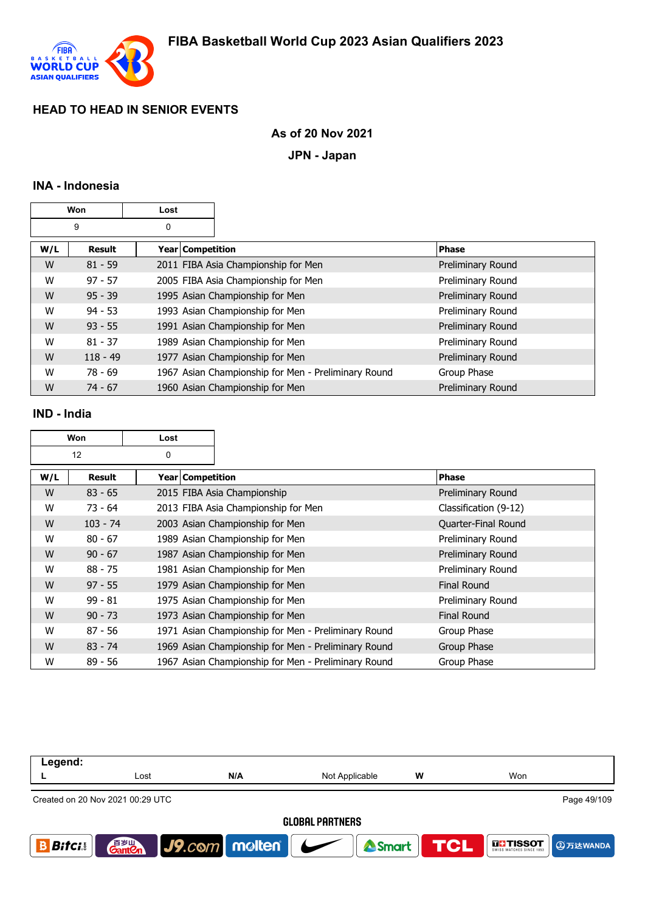# FIBA Basketball World Cup 2023 Asian Qualifiers 2023

## HEAD TO HEAD IN SENIOR EVENTS

**As of 20 Nov 2021**

**JPN - Japan**

### INA - Indonesia

| Won | Lost |
|---|---|
| 9 | 0 |

| W/L | Result | Year | Competition | Phase |
|---|---|---|---|---|
| W | 81 - 59 | 2011 | FIBA Asia Championship for Men | Preliminary Round |
| W | 97 - 57 | 2005 | FIBA Asia Championship for Men | Preliminary Round |
| W | 95 - 39 | 1995 | Asian Championship for Men | Preliminary Round |
| W | 94 - 53 | 1993 | Asian Championship for Men | Preliminary Round |
| W | 93 - 55 | 1991 | Asian Championship for Men | Preliminary Round |
| W | 81 - 37 | 1989 | Asian Championship for Men | Preliminary Round |
| W | 118 - 49 | 1977 | Asian Championship for Men | Preliminary Round |
| W | 78 - 69 | 1967 | Asian Championship for Men - Preliminary Round | Group Phase |
| W | 74 - 67 | 1960 | Asian Championship for Men | Preliminary Round |

### IND - India

| Won | Lost |
|---|---|
| 12 | 0 |

| W/L | Result | Year | Competition | Phase |
|---|---|---|---|---|
| W | 83 - 65 | 2015 | FIBA Asia Championship | Preliminary Round |
| W | 73 - 64 | 2013 | FIBA Asia Championship for Men | Classification (9-12) |
| W | 103 - 74 | 2003 | Asian Championship for Men | Quarter-Final Round |
| W | 80 - 67 | 1989 | Asian Championship for Men | Preliminary Round |
| W | 90 - 67 | 1987 | Asian Championship for Men | Preliminary Round |
| W | 88 - 75 | 1981 | Asian Championship for Men | Preliminary Round |
| W | 97 - 55 | 1979 | Asian Championship for Men | Final Round |
| W | 99 - 81 | 1975 | Asian Championship for Men | Preliminary Round |
| W | 90 - 73 | 1973 | Asian Championship for Men | Final Round |
| W | 87 - 56 | 1971 | Asian Championship for Men - Preliminary Round | Group Phase |
| W | 83 - 74 | 1969 | Asian Championship for Men - Preliminary Round | Group Phase |
| W | 89 - 56 | 1967 | Asian Championship for Men - Preliminary Round | Group Phase |

| Legend: | | | | | |
|---|---|---|---|---|---|
| L | Lost | N/A | Not Applicable | W | Won |

Created on 20 Nov 2021 00:29 UTC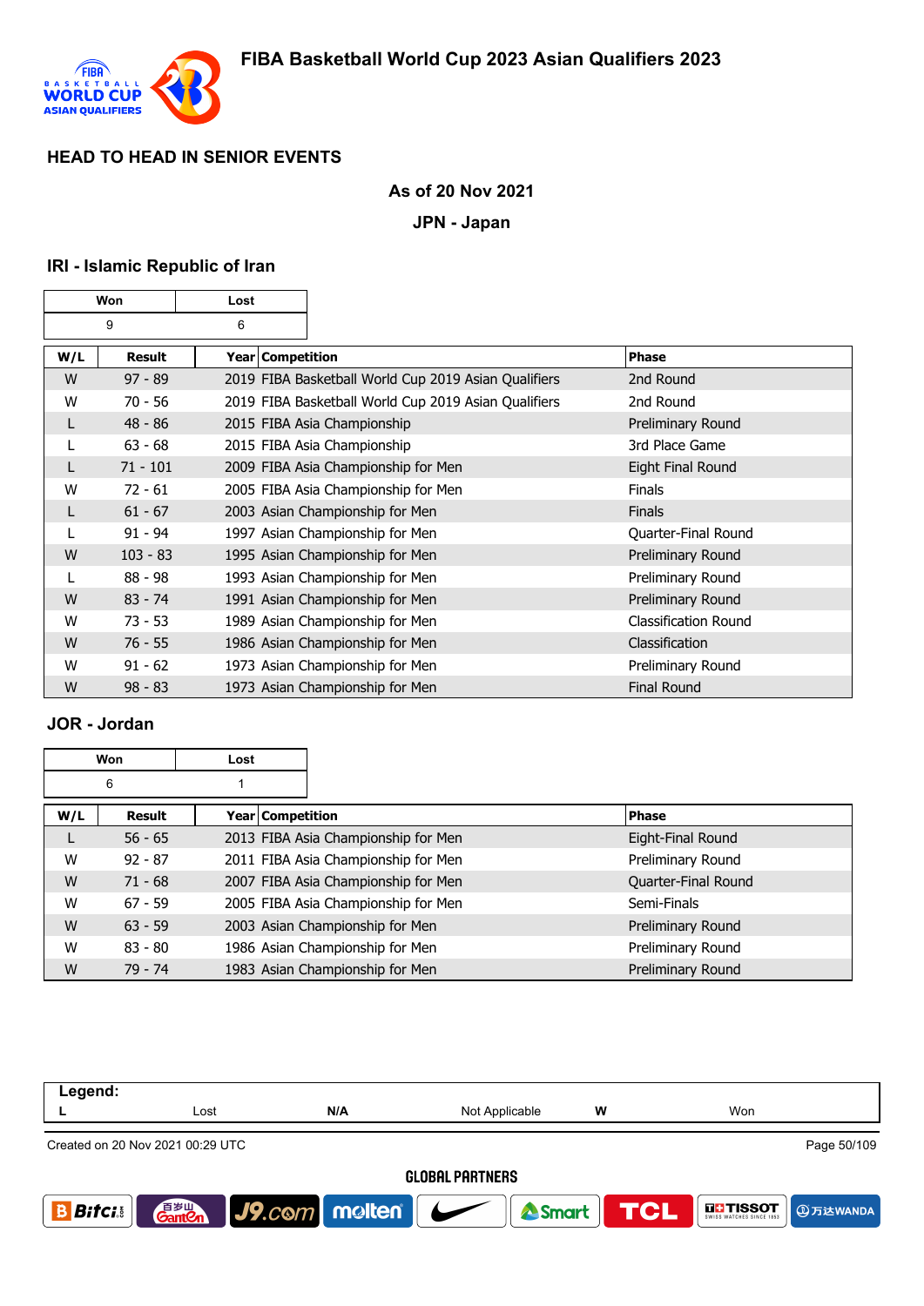# FIBA Basketball World Cup 2023 Asian Qualifiers 2023

## HEAD TO HEAD IN SENIOR EVENTS

**As of 20 Nov 2021**

**JPN - Japan**

### IRI - Islamic Republic of Iran

| Won | Lost |
|---|---|
| 9 | 6 |

| W/L | Result | Year | Competition | Phase |
|---|---|---|---|---|
| W | 97 - 89 | 2019 | FIBA Basketball World Cup 2019 Asian Qualifiers | 2nd Round |
| W | 70 - 56 | 2019 | FIBA Basketball World Cup 2019 Asian Qualifiers | 2nd Round |
| L | 48 - 86 | 2015 | FIBA Asia Championship | Preliminary Round |
| L | 63 - 68 | 2015 | FIBA Asia Championship | 3rd Place Game |
| L | 71 - 101 | 2009 | FIBA Asia Championship for Men | Eight Final Round |
| W | 72 - 61 | 2005 | FIBA Asia Championship for Men | Finals |
| L | 61 - 67 | 2003 | Asian Championship for Men | Finals |
| L | 91 - 94 | 1997 | Asian Championship for Men | Quarter-Final Round |
| W | 103 - 83 | 1995 | Asian Championship for Men | Preliminary Round |
| L | 88 - 98 | 1993 | Asian Championship for Men | Preliminary Round |
| W | 83 - 74 | 1991 | Asian Championship for Men | Preliminary Round |
| W | 73 - 53 | 1989 | Asian Championship for Men | Classification Round |
| W | 76 - 55 | 1986 | Asian Championship for Men | Classification |
| W | 91 - 62 | 1973 | Asian Championship for Men | Preliminary Round |
| W | 98 - 83 | 1973 | Asian Championship for Men | Final Round |

### JOR - Jordan

| Won | Lost |
|---|---|
| 6 | 1 |

| W/L | Result | Year | Competition | Phase |
|---|---|---|---|---|
| L | 56 - 65 | 2013 | FIBA Asia Championship for Men | Eight-Final Round |
| W | 92 - 87 | 2011 | FIBA Asia Championship for Men | Preliminary Round |
| W | 71 - 68 | 2007 | FIBA Asia Championship for Men | Quarter-Final Round |
| W | 67 - 59 | 2005 | FIBA Asia Championship for Men | Semi-Finals |
| W | 63 - 59 | 2003 | Asian Championship for Men | Preliminary Round |
| W | 83 - 80 | 1986 | Asian Championship for Men | Preliminary Round |
| W | 79 - 74 | 1983 | Asian Championship for Men | Preliminary Round |

| Legend: | | | | | |
|---|---|---|---|---|---|
| L | Lost | N/A | Not Applicable | W | Won |

Created on 20 Nov 2021 00:29 UTC

GLOBAL PARTNERS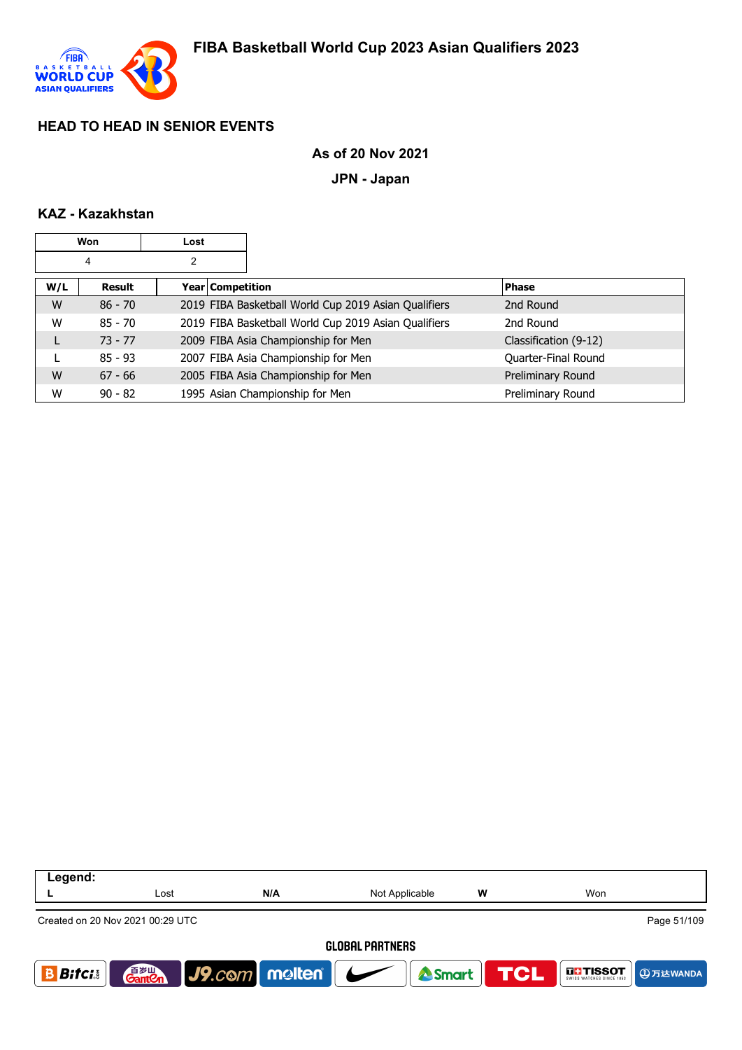## HEAD TO HEAD IN SENIOR EVENTS

**As of 20 Nov 2021**

**JPN - Japan**

### KAZ - Kazakhstan

| Won | Lost |
|---|---|
| 4 | 2 |

| W/L | Result | Year | Competition | Phase |
|---|---|---|---|---|
| W | 86 - 70 | 2019 | FIBA Basketball World Cup 2019 Asian Qualifiers | 2nd Round |
| W | 85 - 70 | 2019 | FIBA Basketball World Cup 2019 Asian Qualifiers | 2nd Round |
| L | 73 - 77 | 2009 | FIBA Asia Championship for Men | Classification (9-12) |
| L | 85 - 93 | 2007 | FIBA Asia Championship for Men | Quarter-Final Round |
| W | 67 - 66 | 2005 | FIBA Asia Championship for Men | Preliminary Round |
| W | 90 - 82 | 1995 | Asian Championship for Men | Preliminary Round |

| Legend: | | | | | |
|---|---|---|---|---|---|
| L | Lost | N/A | Not Applicable | W | Won |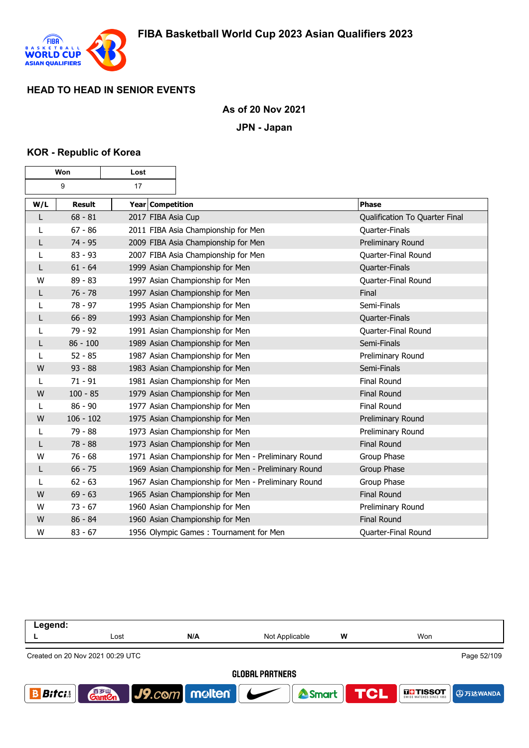# FIBA Basketball World Cup 2023 Asian Qualifiers 2023

## HEAD TO HEAD IN SENIOR EVENTS

**As of 20 Nov 2021**

**JPN - Japan**

### KOR - Republic of Korea

| Won | Lost |
|---|---|
| 9 | 17 |

| W/L | Result | Year | Competition | Phase |
|---|---|---|---|---|
| L | 68 - 81 | 2017 | FIBA Asia Cup | Qualification To Quarter Final |
| L | 67 - 86 | 2011 | FIBA Asia Championship for Men | Quarter-Finals |
| L | 74 - 95 | 2009 | FIBA Asia Championship for Men | Preliminary Round |
| L | 83 - 93 | 2007 | FIBA Asia Championship for Men | Quarter-Final Round |
| L | 61 - 64 | 1999 | Asian Championship for Men | Quarter-Finals |
| W | 89 - 83 | 1997 | Asian Championship for Men | Quarter-Final Round |
| L | 76 - 78 | 1997 | Asian Championship for Men | Final |
| L | 78 - 97 | 1995 | Asian Championship for Men | Semi-Finals |
| L | 66 - 89 | 1993 | Asian Championship for Men | Quarter-Finals |
| L | 79 - 92 | 1991 | Asian Championship for Men | Quarter-Final Round |
| L | 86 - 100 | 1989 | Asian Championship for Men | Semi-Finals |
| L | 52 - 85 | 1987 | Asian Championship for Men | Preliminary Round |
| W | 93 - 88 | 1983 | Asian Championship for Men | Semi-Finals |
| L | 71 - 91 | 1981 | Asian Championship for Men | Final Round |
| W | 100 - 85 | 1979 | Asian Championship for Men | Final Round |
| L | 86 - 90 | 1977 | Asian Championship for Men | Final Round |
| W | 106 - 102 | 1975 | Asian Championship for Men | Preliminary Round |
| L | 79 - 88 | 1973 | Asian Championship for Men | Preliminary Round |
| L | 78 - 88 | 1973 | Asian Championship for Men | Final Round |
| W | 76 - 68 | 1971 | Asian Championship for Men - Preliminary Round | Group Phase |
| L | 66 - 75 | 1969 | Asian Championship for Men - Preliminary Round | Group Phase |
| L | 62 - 63 | 1967 | Asian Championship for Men - Preliminary Round | Group Phase |
| W | 69 - 63 | 1965 | Asian Championship for Men | Final Round |
| W | 73 - 67 | 1960 | Asian Championship for Men | Preliminary Round |
| W | 86 - 84 | 1960 | Asian Championship for Men | Final Round |
| W | 83 - 67 | 1956 | Olympic Games : Tournament for Men | Quarter-Final Round |

**Legend:**

| L | Lost | N/A | Not Applicable | W | Won |
|---|---|---|---|---|---|

Created on 20 Nov 2021 00:29 UTC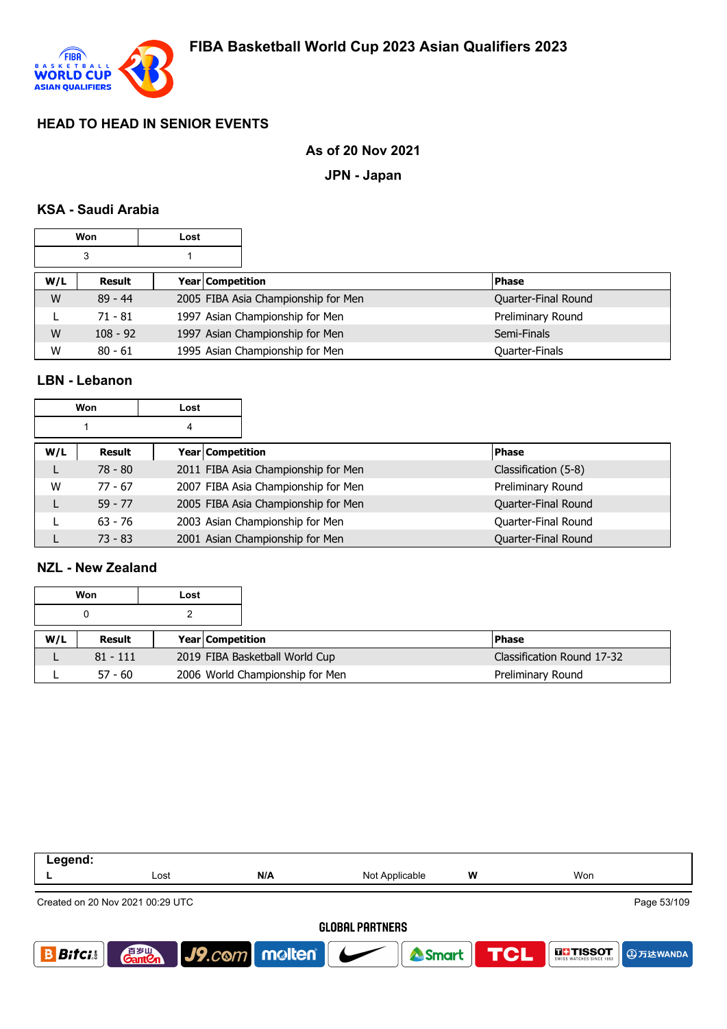# FIBA Basketball World Cup 2023 Asian Qualifiers 2023

## HEAD TO HEAD IN SENIOR EVENTS

**As of 20 Nov 2021**

**JPN - Japan**

### KSA - Saudi Arabia

| Won | Lost |
|---|---|
| 3 | 1 |

| W/L | Result | Year | Competition | Phase |
|---|---|---|---|---|
| W | 89 - 44 | 2005 | FIBA Asia Championship for Men | Quarter-Final Round |
| L | 71 - 81 | 1997 | Asian Championship for Men | Preliminary Round |
| W | 108 - 92 | 1997 | Asian Championship for Men | Semi-Finals |
| W | 80 - 61 | 1995 | Asian Championship for Men | Quarter-Finals |

### LBN - Lebanon

| Won | Lost |
|---|---|
| 1 | 4 |

| W/L | Result | Year | Competition | Phase |
|---|---|---|---|---|
| L | 78 - 80 | 2011 | FIBA Asia Championship for Men | Classification (5-8) |
| W | 77 - 67 | 2007 | FIBA Asia Championship for Men | Preliminary Round |
| L | 59 - 77 | 2005 | FIBA Asia Championship for Men | Quarter-Final Round |
| L | 63 - 76 | 2003 | Asian Championship for Men | Quarter-Final Round |
| L | 73 - 83 | 2001 | Asian Championship for Men | Quarter-Final Round |

### NZL - New Zealand

| Won | Lost |
|---|---|
| 0 | 2 |

| W/L | Result | Year | Competition | Phase |
|---|---|---|---|---|
| L | 81 - 111 | 2019 | FIBA Basketball World Cup | Classification Round 17-32 |
| L | 57 - 60 | 2006 | World Championship for Men | Preliminary Round |

**Legend:**

| L | Lost | N/A | Not Applicable | W | Won |
|---|---|---|---|---|---|

Created on 20 Nov 2021 00:29 UTC

GLOBAL PARTNERS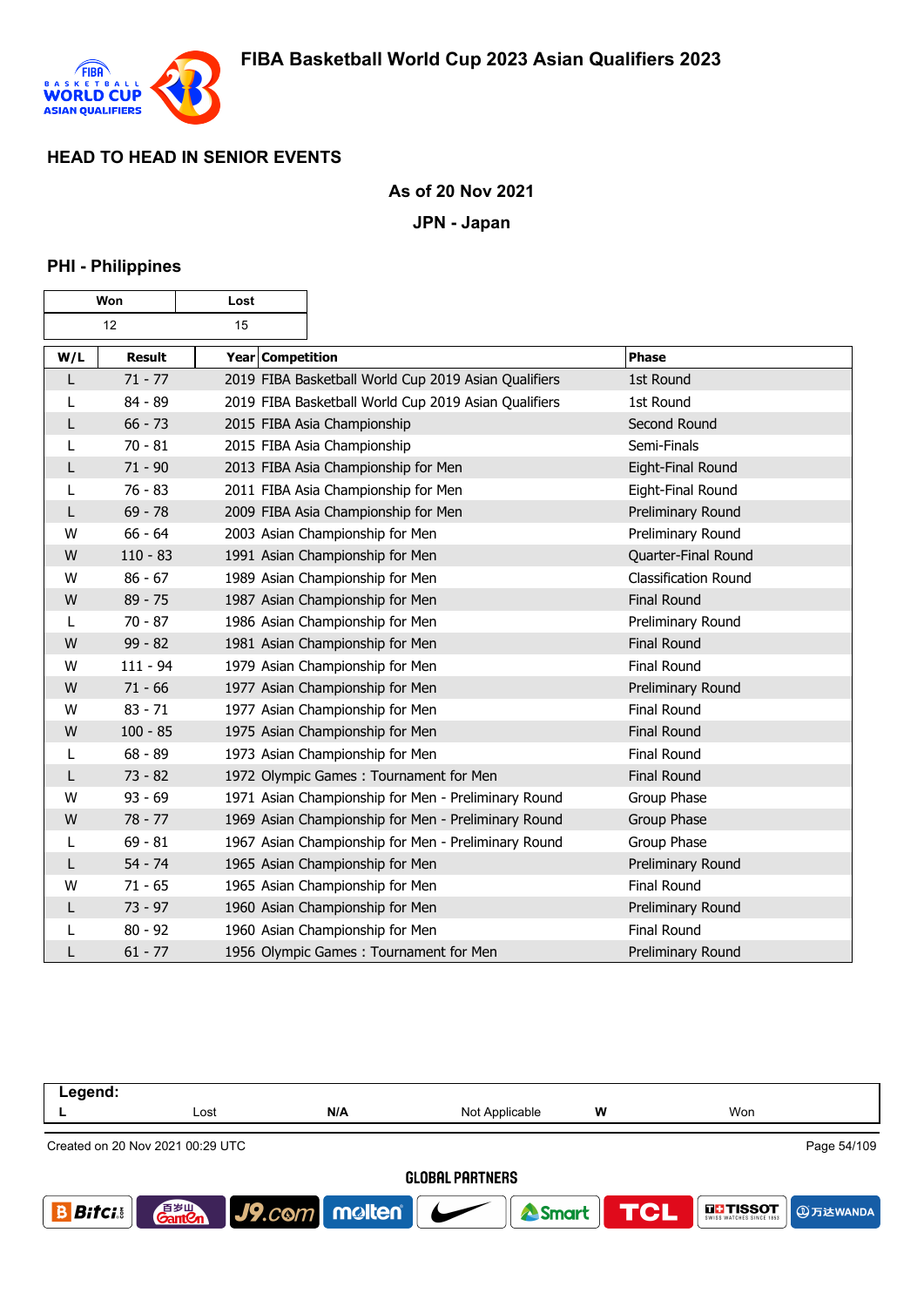# FIBA Basketball World Cup 2023 Asian Qualifiers 2023

## HEAD TO HEAD IN SENIOR EVENTS

**As of 20 Nov 2021**

**JPN - Japan**

### PHI - Philippines

| Won | Lost |
|---|---|
| 12 | 15 |

| W/L | Result | Year | Competition | Phase |
|---|---|---|---|---|
| L | 71 - 77 | 2019 | FIBA Basketball World Cup 2019 Asian Qualifiers | 1st Round |
| L | 84 - 89 | 2019 | FIBA Basketball World Cup 2019 Asian Qualifiers | 1st Round |
| L | 66 - 73 | 2015 | FIBA Asia Championship | Second Round |
| L | 70 - 81 | 2015 | FIBA Asia Championship | Semi-Finals |
| L | 71 - 90 | 2013 | FIBA Asia Championship for Men | Eight-Final Round |
| L | 76 - 83 | 2011 | FIBA Asia Championship for Men | Eight-Final Round |
| L | 69 - 78 | 2009 | FIBA Asia Championship for Men | Preliminary Round |
| W | 66 - 64 | 2003 | Asian Championship for Men | Preliminary Round |
| W | 110 - 83 | 1991 | Asian Championship for Men | Quarter-Final Round |
| W | 86 - 67 | 1989 | Asian Championship for Men | Classification Round |
| W | 89 - 75 | 1987 | Asian Championship for Men | Final Round |
| L | 70 - 87 | 1986 | Asian Championship for Men | Preliminary Round |
| W | 99 - 82 | 1981 | Asian Championship for Men | Final Round |
| W | 111 - 94 | 1979 | Asian Championship for Men | Final Round |
| W | 71 - 66 | 1977 | Asian Championship for Men | Preliminary Round |
| W | 83 - 71 | 1977 | Asian Championship for Men | Final Round |
| W | 100 - 85 | 1975 | Asian Championship for Men | Final Round |
| L | 68 - 89 | 1973 | Asian Championship for Men | Final Round |
| L | 73 - 82 | 1972 | Olympic Games : Tournament for Men | Final Round |
| W | 93 - 69 | 1971 | Asian Championship for Men - Preliminary Round | Group Phase |
| W | 78 - 77 | 1969 | Asian Championship for Men - Preliminary Round | Group Phase |
| L | 69 - 81 | 1967 | Asian Championship for Men - Preliminary Round | Group Phase |
| L | 54 - 74 | 1965 | Asian Championship for Men | Preliminary Round |
| W | 71 - 65 | 1965 | Asian Championship for Men | Final Round |
| L | 73 - 97 | 1960 | Asian Championship for Men | Preliminary Round |
| L | 80 - 92 | 1960 | Asian Championship for Men | Final Round |
| L | 61 - 77 | 1956 | Olympic Games : Tournament for Men | Preliminary Round |

| Legend: | | | | | |
|---|---|---|---|---|---|
| L | Lost | N/A | Not Applicable | W | Won |

Created on 20 Nov 2021 00:29 UTC

GLOBAL PARTNERS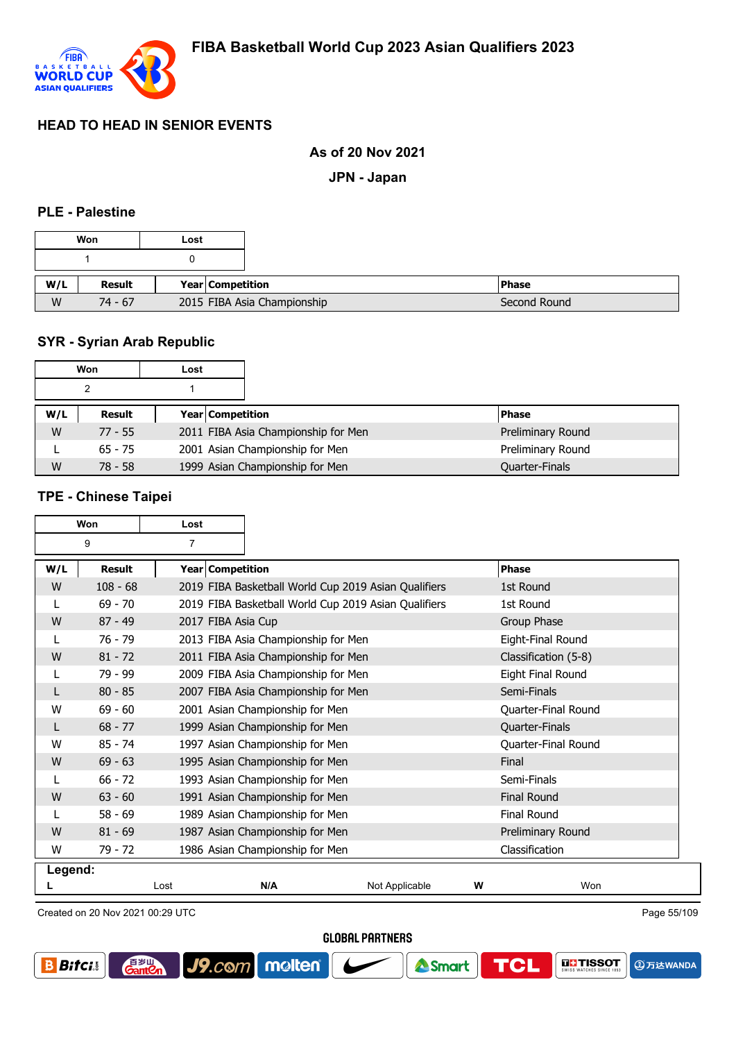# FIBA Basketball World Cup 2023 Asian Qualifiers 2023

## HEAD TO HEAD IN SENIOR EVENTS

**As of 20 Nov 2021**

**JPN - Japan**

### PLE - Palestine

| Won | Lost |
|---|---|
| 1 | 0 |

| W/L | Result | Year | Competition | Phase |
|---|---|---|---|---|
| W | 74 - 67 | 2015 | FIBA Asia Championship | Second Round |

### SYR - Syrian Arab Republic

| Won | Lost |
|---|---|
| 2 | 1 |

| W/L | Result | Year | Competition | Phase |
|---|---|---|---|---|
| W | 77 - 55 | 2011 | FIBA Asia Championship for Men | Preliminary Round |
| L | 65 - 75 | 2001 | Asian Championship for Men | Preliminary Round |
| W | 78 - 58 | 1999 | Asian Championship for Men | Quarter-Finals |

### TPE - Chinese Taipei

| Won | Lost |
|---|---|
| 9 | 7 |

| W/L | Result | Year | Competition | Phase |
|---|---|---|---|---|
| W | 108 - 68 | 2019 | FIBA Basketball World Cup 2019 Asian Qualifiers | 1st Round |
| L | 69 - 70 | 2019 | FIBA Basketball World Cup 2019 Asian Qualifiers | 1st Round |
| W | 87 - 49 | 2017 | FIBA Asia Cup | Group Phase |
| L | 76 - 79 | 2013 | FIBA Asia Championship for Men | Eight-Final Round |
| W | 81 - 72 | 2011 | FIBA Asia Championship for Men | Classification (5-8) |
| L | 79 - 99 | 2009 | FIBA Asia Championship for Men | Eight Final Round |
| L | 80 - 85 | 2007 | FIBA Asia Championship for Men | Semi-Finals |
| W | 69 - 60 | 2001 | Asian Championship for Men | Quarter-Final Round |
| L | 68 - 77 | 1999 | Asian Championship for Men | Quarter-Finals |
| W | 85 - 74 | 1997 | Asian Championship for Men | Quarter-Final Round |
| W | 69 - 63 | 1995 | Asian Championship for Men | Final |
| L | 66 - 72 | 1993 | Asian Championship for Men | Semi-Finals |
| W | 63 - 60 | 1991 | Asian Championship for Men | Final Round |
| L | 58 - 69 | 1989 | Asian Championship for Men | Final Round |
| W | 81 - 69 | 1987 | Asian Championship for Men | Preliminary Round |
| W | 79 - 72 | 1986 | Asian Championship for Men | Classification |

**Legend:**

| L | Lost | N/A | Not Applicable | W | Won |
|---|---|---|---|---|---|

Created on 20 Nov 2021 00:29 UTC

GLOBAL PARTNERS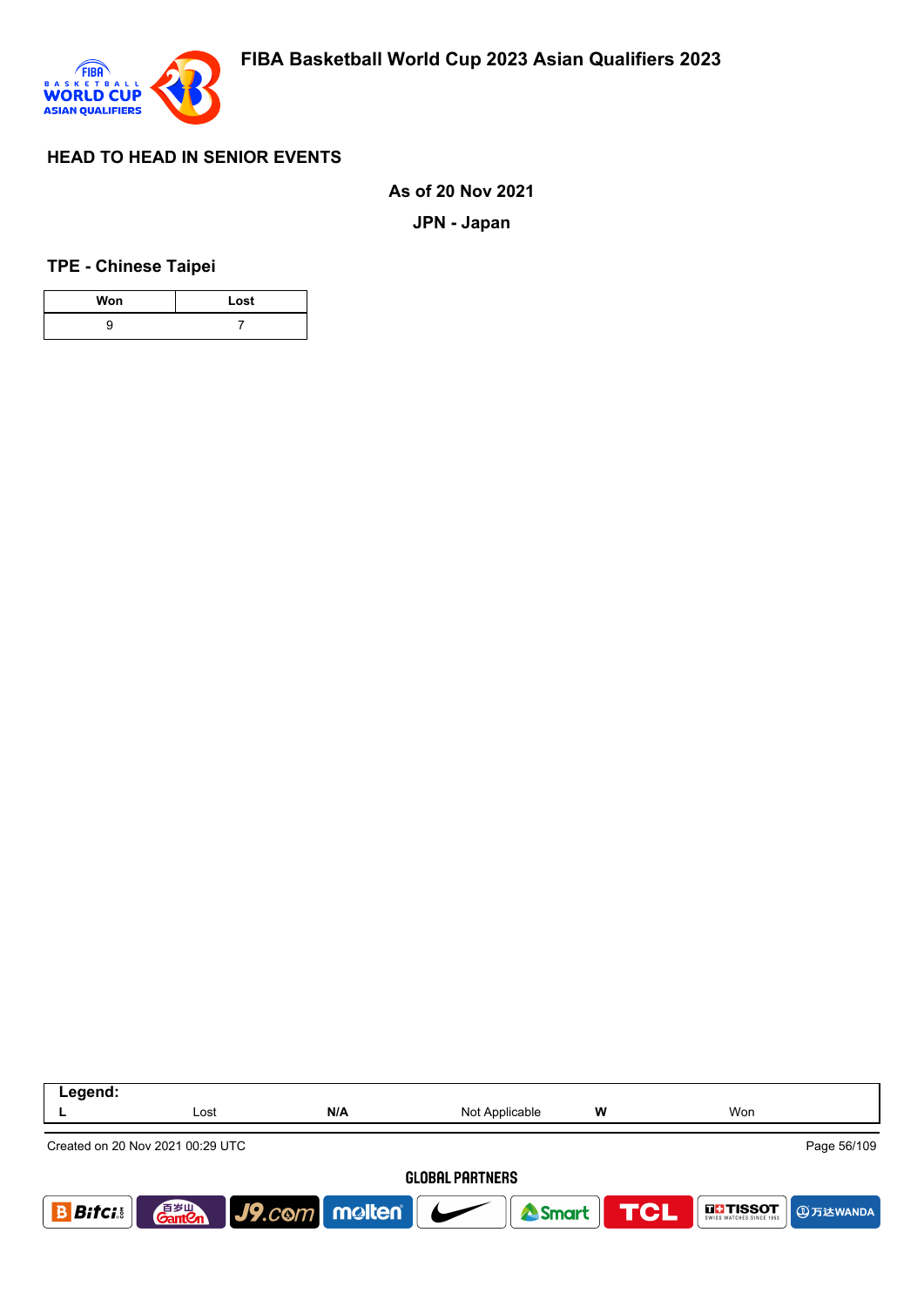## HEAD TO HEAD IN SENIOR EVENTS

**As of 20 Nov 2021**

**JPN - Japan**

### TPE - Chinese Taipei

| Won | Lost |
|---|---|
| 9 | 7 |

| Legend: | | | | | |
|---|---|---|---|---|---|
| L | Lost | N/A | Not Applicable | W | Won |

Created on 20 Nov 2021 00:29 UTC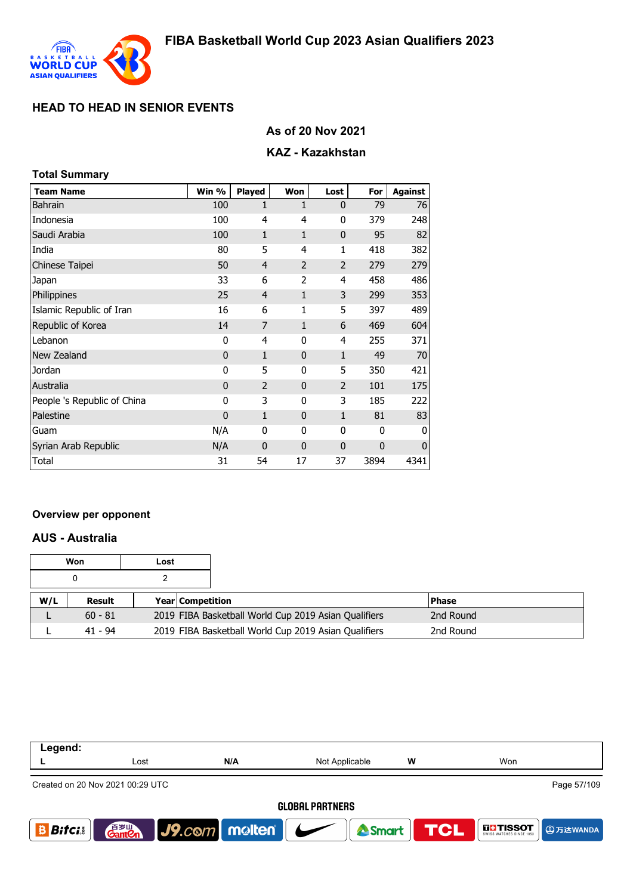# FIBA Basketball World Cup 2023 Asian Qualifiers 2023

## HEAD TO HEAD IN SENIOR EVENTS

### As of 20 Nov 2021

### KAZ - Kazakhstan

**Total Summary**

| Team Name | Win % | Played | Won | Lost | For | Against |
|---|---|---|---|---|---|---|
| Bahrain | 100 | 1 | 1 | 0 | 79 | 76 |
| Indonesia | 100 | 4 | 4 | 0 | 379 | 248 |
| Saudi Arabia | 100 | 1 | 1 | 0 | 95 | 82 |
| India | 80 | 5 | 4 | 1 | 418 | 382 |
| Chinese Taipei | 50 | 4 | 2 | 2 | 279 | 279 |
| Japan | 33 | 6 | 2 | 4 | 458 | 486 |
| Philippines | 25 | 4 | 1 | 3 | 299 | 353 |
| Islamic Republic of Iran | 16 | 6 | 1 | 5 | 397 | 489 |
| Republic of Korea | 14 | 7 | 1 | 6 | 469 | 604 |
| Lebanon | 0 | 4 | 0 | 4 | 255 | 371 |
| New Zealand | 0 | 1 | 0 | 1 | 49 | 70 |
| Jordan | 0 | 5 | 0 | 5 | 350 | 421 |
| Australia | 0 | 2 | 0 | 2 | 101 | 175 |
| People 's Republic of China | 0 | 3 | 0 | 3 | 185 | 222 |
| Palestine | 0 | 1 | 0 | 1 | 81 | 83 |
| Guam | N/A | 0 | 0 | 0 | 0 | 0 |
| Syrian Arab Republic | N/A | 0 | 0 | 0 | 0 | 0 |
| Total | 31 | 54 | 17 | 37 | 3894 | 4341 |

**Overview per opponent**

### AUS - Australia

| Won | Lost |
|---|---|
| 0 | 2 |

| W/L | Result | Year | Competition | Phase |
|---|---|---|---|---|
| L | 60 - 81 | 2019 | FIBA Basketball World Cup 2019 Asian Qualifiers | 2nd Round |
| L | 41 - 94 | 2019 | FIBA Basketball World Cup 2019 Asian Qualifiers | 2nd Round |

| Legend: | | | | | |
|---|---|---|---|---|---|
| L | Lost | N/A | Not Applicable | W | Won |

Created on 20 Nov 2021 00:29 UTC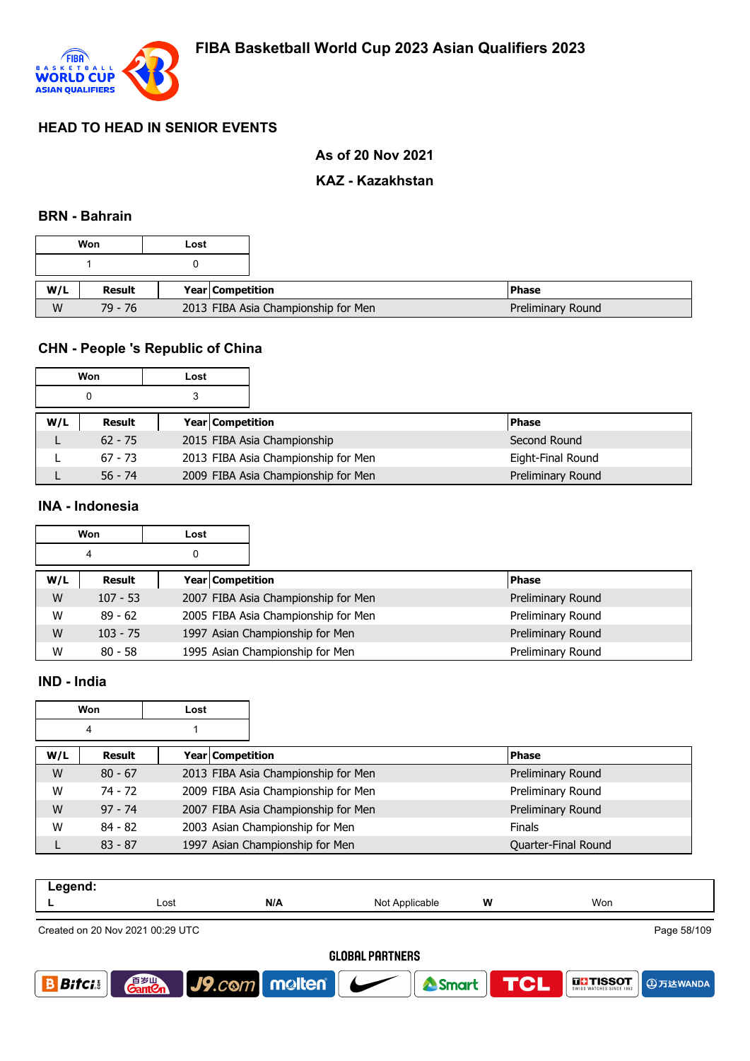## HEAD TO HEAD IN SENIOR EVENTS

### As of 20 Nov 2021

### KAZ - Kazakhstan

### BRN - Bahrain

| Won | Lost |
|---|---|
| 1 | 0 |

| W/L | Result | Year | Competition | Phase |
|---|---|---|---|---|
| W | 79 - 76 | 2013 | FIBA Asia Championship for Men | Preliminary Round |

### CHN - People 's Republic of China

| Won | Lost |
|---|---|
| 0 | 3 |

| W/L | Result | Year | Competition | Phase |
|---|---|---|---|---|
| L | 62 - 75 | 2015 | FIBA Asia Championship | Second Round |
| L | 67 - 73 | 2013 | FIBA Asia Championship for Men | Eight-Final Round |
| L | 56 - 74 | 2009 | FIBA Asia Championship for Men | Preliminary Round |

### INA - Indonesia

| Won | Lost |
|---|---|
| 4 | 0 |

| W/L | Result | Year | Competition | Phase |
|---|---|---|---|---|
| W | 107 - 53 | 2007 | FIBA Asia Championship for Men | Preliminary Round |
| W | 89 - 62 | 2005 | FIBA Asia Championship for Men | Preliminary Round |
| W | 103 - 75 | 1997 | Asian Championship for Men | Preliminary Round |
| W | 80 - 58 | 1995 | Asian Championship for Men | Preliminary Round |

### IND - India

| Won | Lost |
|---|---|
| 4 | 1 |

| W/L | Result | Year | Competition | Phase |
|---|---|---|---|---|
| W | 80 - 67 | 2013 | FIBA Asia Championship for Men | Preliminary Round |
| W | 74 - 72 | 2009 | FIBA Asia Championship for Men | Preliminary Round |
| W | 97 - 74 | 2007 | FIBA Asia Championship for Men | Preliminary Round |
| W | 84 - 82 | 2003 | Asian Championship for Men | Finals |
| L | 83 - 87 | 1997 | Asian Championship for Men | Quarter-Final Round |

**Legend:**

| L | Lost | N/A | Not Applicable | W | Won |
|---|---|---|---|---|---|

Created on 20 Nov 2021 00:29 UTC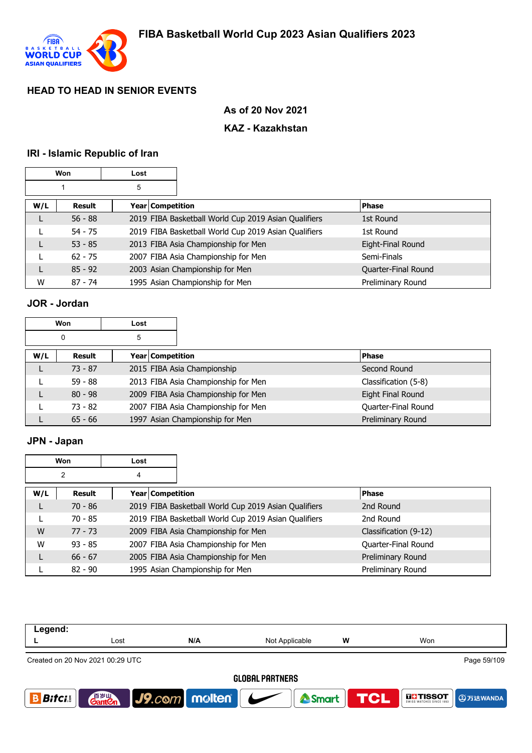# FIBA Basketball World Cup 2023 Asian Qualifiers 2023

## HEAD TO HEAD IN SENIOR EVENTS

**As of 20 Nov 2021**

**KAZ - Kazakhstan**

### IRI - Islamic Republic of Iran

| Won | Lost |
|---|---|
| 1 | 5 |

| W/L | Result | Year | Competition | Phase |
|---|---|---|---|---|
| L | 56 - 88 | 2019 | FIBA Basketball World Cup 2019 Asian Qualifiers | 1st Round |
| L | 54 - 75 | 2019 | FIBA Basketball World Cup 2019 Asian Qualifiers | 1st Round |
| L | 53 - 85 | 2013 | FIBA Asia Championship for Men | Eight-Final Round |
| L | 62 - 75 | 2007 | FIBA Asia Championship for Men | Semi-Finals |
| L | 85 - 92 | 2003 | Asian Championship for Men | Quarter-Final Round |
| W | 87 - 74 | 1995 | Asian Championship for Men | Preliminary Round |

### JOR - Jordan

| Won | Lost |
|---|---|
| 0 | 5 |

| W/L | Result | Year | Competition | Phase |
|---|---|---|---|---|
| L | 73 - 87 | 2015 | FIBA Asia Championship | Second Round |
| L | 59 - 88 | 2013 | FIBA Asia Championship for Men | Classification (5-8) |
| L | 80 - 98 | 2009 | FIBA Asia Championship for Men | Eight Final Round |
| L | 73 - 82 | 2007 | FIBA Asia Championship for Men | Quarter-Final Round |
| L | 65 - 66 | 1997 | Asian Championship for Men | Preliminary Round |

### JPN - Japan

| Won | Lost |
|---|---|
| 2 | 4 |

| W/L | Result | Year | Competition | Phase |
|---|---|---|---|---|
| L | 70 - 86 | 2019 | FIBA Basketball World Cup 2019 Asian Qualifiers | 2nd Round |
| L | 70 - 85 | 2019 | FIBA Basketball World Cup 2019 Asian Qualifiers | 2nd Round |
| W | 77 - 73 | 2009 | FIBA Asia Championship for Men | Classification (9-12) |
| W | 93 - 85 | 2007 | FIBA Asia Championship for Men | Quarter-Final Round |
| L | 66 - 67 | 2005 | FIBA Asia Championship for Men | Preliminary Round |
| L | 82 - 90 | 1995 | Asian Championship for Men | Preliminary Round |

**Legend:**

| L | Lost | N/A | Not Applicable | W | Won |
|---|---|---|---|---|---|

Created on 20 Nov 2021 00:29 UTC

GLOBAL PARTNERS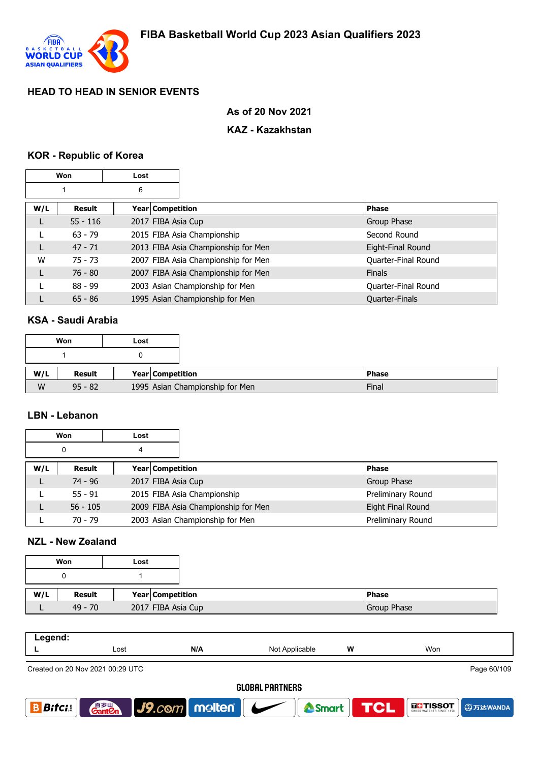# FIBA Basketball World Cup 2023 Asian Qualifiers 2023

## HEAD TO HEAD IN SENIOR EVENTS

**As of 20 Nov 2021**

**KAZ - Kazakhstan**

### KOR - Republic of Korea

| Won | Lost |
|---|---|
| 1 | 6 |

| W/L | Result | Year | Competition | Phase |
|---|---|---|---|---|
| L | 55 - 116 | 2017 | FIBA Asia Cup | Group Phase |
| L | 63 - 79 | 2015 | FIBA Asia Championship | Second Round |
| L | 47 - 71 | 2013 | FIBA Asia Championship for Men | Eight-Final Round |
| W | 75 - 73 | 2007 | FIBA Asia Championship for Men | Quarter-Final Round |
| L | 76 - 80 | 2007 | FIBA Asia Championship for Men | Finals |
| L | 88 - 99 | 2003 | Asian Championship for Men | Quarter-Final Round |
| L | 65 - 86 | 1995 | Asian Championship for Men | Quarter-Finals |

### KSA - Saudi Arabia

| Won | Lost |
|---|---|
| 1 | 0 |

| W/L | Result | Year | Competition | Phase |
|---|---|---|---|---|
| W | 95 - 82 | 1995 | Asian Championship for Men | Final |

### LBN - Lebanon

| Won | Lost |
|---|---|
| 0 | 4 |

| W/L | Result | Year | Competition | Phase |
|---|---|---|---|---|
| L | 74 - 96 | 2017 | FIBA Asia Cup | Group Phase |
| L | 55 - 91 | 2015 | FIBA Asia Championship | Preliminary Round |
| L | 56 - 105 | 2009 | FIBA Asia Championship for Men | Eight Final Round |
| L | 70 - 79 | 2003 | Asian Championship for Men | Preliminary Round |

### NZL - New Zealand

| Won | Lost |
|---|---|
| 0 | 1 |

| W/L | Result | Year | Competition | Phase |
|---|---|---|---|---|
| L | 49 - 70 | 2017 | FIBA Asia Cup | Group Phase |

**Legend:**

| L | Lost | N/A | Not Applicable | W | Won |
|---|---|---|---|---|---|

Created on 20 Nov 2021 00:29 UTC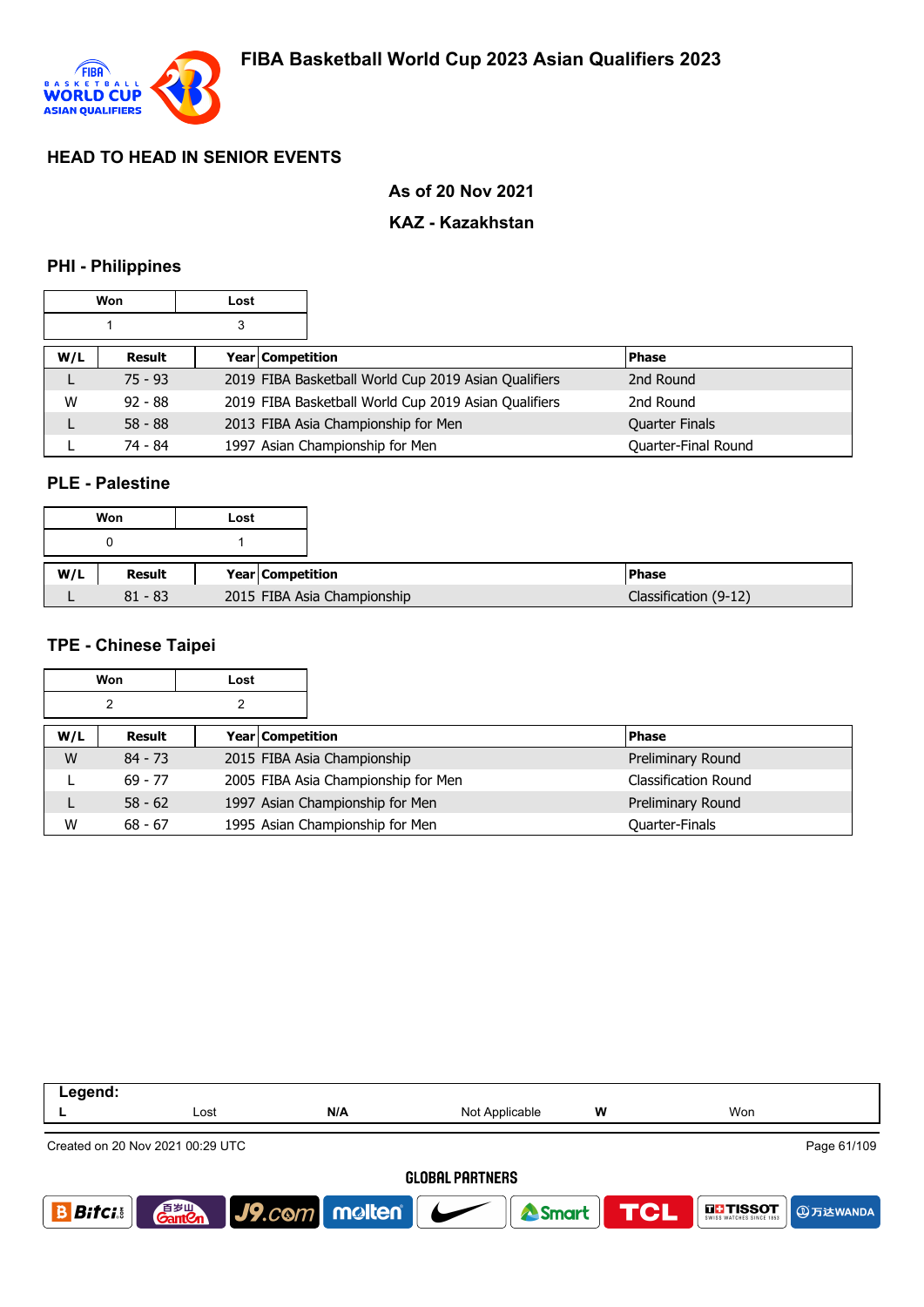# FIBA Basketball World Cup 2023 Asian Qualifiers 2023

## HEAD TO HEAD IN SENIOR EVENTS

**As of 20 Nov 2021**

**KAZ - Kazakhstan**

### PHI - Philippines

| Won | Lost |
|---|---|
| 1 | 3 |

| W/L | Result | Year | Competition | Phase |
|---|---|---|---|---|
| L | 75 - 93 | 2019 | FIBA Basketball World Cup 2019 Asian Qualifiers | 2nd Round |
| W | 92 - 88 | 2019 | FIBA Basketball World Cup 2019 Asian Qualifiers | 2nd Round |
| L | 58 - 88 | 2013 | FIBA Asia Championship for Men | Quarter Finals |
| L | 74 - 84 | 1997 | Asian Championship for Men | Quarter-Final Round |

### PLE - Palestine

| Won | Lost |
|---|---|
| 0 | 1 |

| W/L | Result | Year | Competition | Phase |
|---|---|---|---|---|
| L | 81 - 83 | 2015 | FIBA Asia Championship | Classification (9-12) |

### TPE - Chinese Taipei

| Won | Lost |
|---|---|
| 2 | 2 |

| W/L | Result | Year | Competition | Phase |
|---|---|---|---|---|
| W | 84 - 73 | 2015 | FIBA Asia Championship | Preliminary Round |
| L | 69 - 77 | 2005 | FIBA Asia Championship for Men | Classification Round |
| L | 58 - 62 | 1997 | Asian Championship for Men | Preliminary Round |
| W | 68 - 67 | 1995 | Asian Championship for Men | Quarter-Finals |

| Legend: | | | | | |
|---|---|---|---|---|---|
| L | Lost | N/A | Not Applicable | W | Won |

Created on 20 Nov 2021 00:29 UTC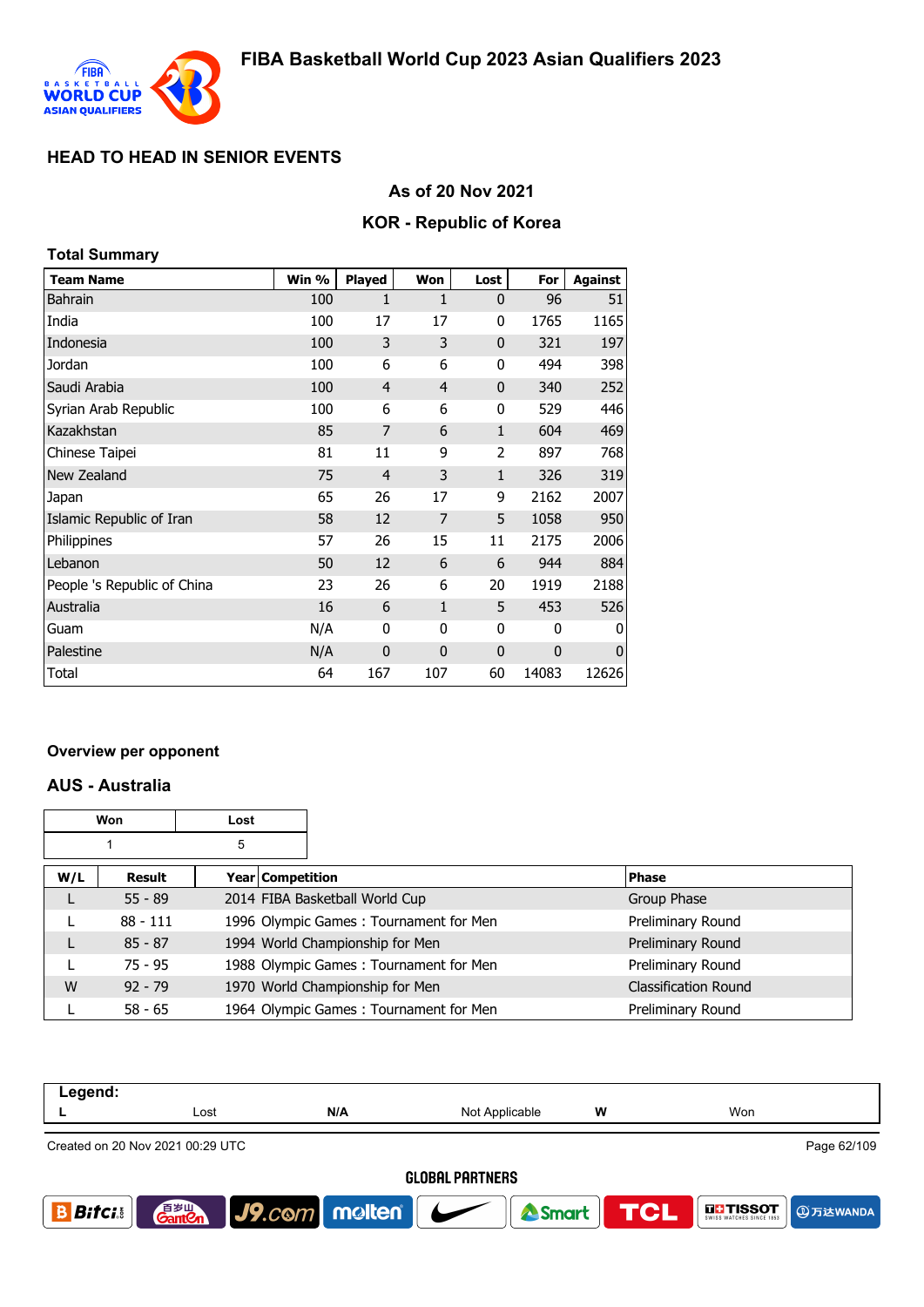# FIBA Basketball World Cup 2023 Asian Qualifiers 2023

## HEAD TO HEAD IN SENIOR EVENTS

### As of 20 Nov 2021

### KOR - Republic of Korea

#### Total Summary

| Team Name | Win % | Played | Won | Lost | For | Against |
|---|---|---|---|---|---|---|
| Bahrain | 100 | 1 | 1 | 0 | 96 | 51 |
| India | 100 | 17 | 17 | 0 | 1765 | 1165 |
| Indonesia | 100 | 3 | 3 | 0 | 321 | 197 |
| Jordan | 100 | 6 | 6 | 0 | 494 | 398 |
| Saudi Arabia | 100 | 4 | 4 | 0 | 340 | 252 |
| Syrian Arab Republic | 100 | 6 | 6 | 0 | 529 | 446 |
| Kazakhstan | 85 | 7 | 6 | 1 | 604 | 469 |
| Chinese Taipei | 81 | 11 | 9 | 2 | 897 | 768 |
| New Zealand | 75 | 4 | 3 | 1 | 326 | 319 |
| Japan | 65 | 26 | 17 | 9 | 2162 | 2007 |
| Islamic Republic of Iran | 58 | 12 | 7 | 5 | 1058 | 950 |
| Philippines | 57 | 26 | 15 | 11 | 2175 | 2006 |
| Lebanon | 50 | 12 | 6 | 6 | 944 | 884 |
| People 's Republic of China | 23 | 26 | 6 | 20 | 1919 | 2188 |
| Australia | 16 | 6 | 1 | 5 | 453 | 526 |
| Guam | N/A | 0 | 0 | 0 | 0 | 0 |
| Palestine | N/A | 0 | 0 | 0 | 0 | 0 |
| Total | 64 | 167 | 107 | 60 | 14083 | 12626 |

#### Overview per opponent

### AUS - Australia

| Won | Lost |
|---|---|
| 1 | 5 |

| W/L | Result | Year | Competition | Phase |
|---|---|---|---|---|
| L | 55 - 89 | 2014 | FIBA Basketball World Cup | Group Phase |
| L | 88 - 111 | 1996 | Olympic Games : Tournament for Men | Preliminary Round |
| L | 85 - 87 | 1994 | World Championship for Men | Preliminary Round |
| L | 75 - 95 | 1988 | Olympic Games : Tournament for Men | Preliminary Round |
| W | 92 - 79 | 1970 | World Championship for Men | Classification Round |
| L | 58 - 65 | 1964 | Olympic Games : Tournament for Men | Preliminary Round |

**Legend:**

| L | Lost | N/A | Not Applicable | W | Won |
|---|---|---|---|---|---|

Created on 20 Nov 2021 00:29 UTC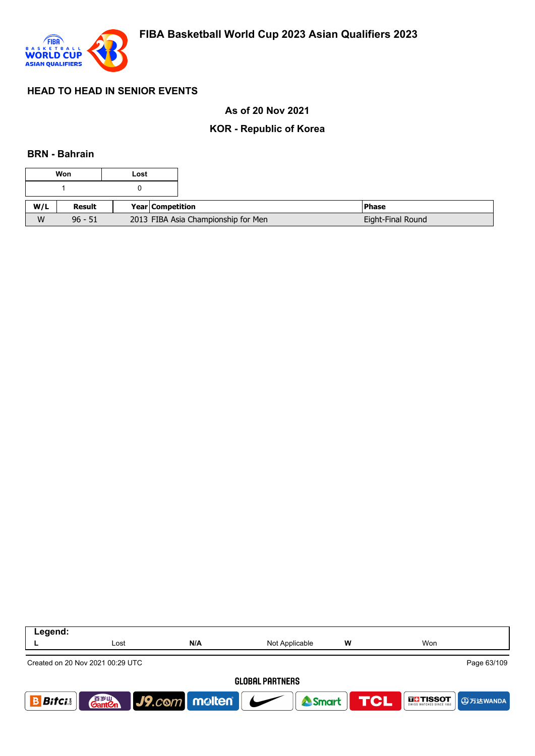## HEAD TO HEAD IN SENIOR EVENTS

### As of 20 Nov 2021

### KOR - Republic of Korea

### BRN - Bahrain

| Won | Lost |
|---|---|
| 1 | 0 |

| W/L | Result | Year | Competition | Phase |
|---|---|---|---|---|
| W | 96 - 51 | 2013 | FIBA Asia Championship for Men | Eight-Final Round |

| Legend: | | | | | |
|---|---|---|---|---|---|
| L | Lost | N/A | Not Applicable | W | Won |

Created on 20 Nov 2021 00:29 UTC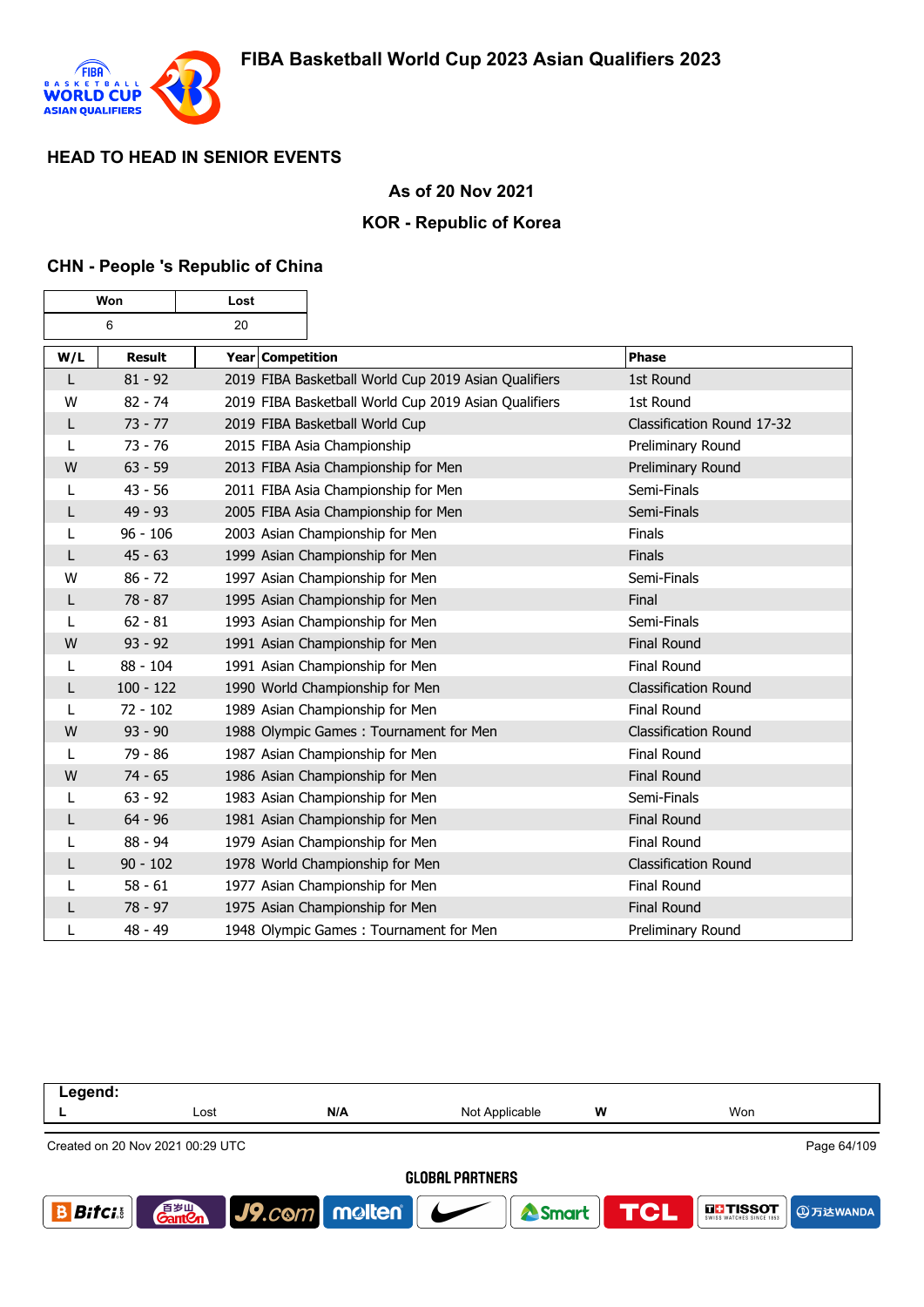## HEAD TO HEAD IN SENIOR EVENTS

### As of 20 Nov 2021

### KOR - Republic of Korea

### CHN - People 's Republic of China

| Won | Lost |
|---|---|
| 6 | 20 |

| W/L | Result | Year | Competition | Phase |
|---|---|---|---|---|
| L | 81 - 92 | 2019 | FIBA Basketball World Cup 2019 Asian Qualifiers | 1st Round |
| W | 82 - 74 | 2019 | FIBA Basketball World Cup 2019 Asian Qualifiers | 1st Round |
| L | 73 - 77 | 2019 | FIBA Basketball World Cup | Classification Round 17-32 |
| L | 73 - 76 | 2015 | FIBA Asia Championship | Preliminary Round |
| W | 63 - 59 | 2013 | FIBA Asia Championship for Men | Preliminary Round |
| L | 43 - 56 | 2011 | FIBA Asia Championship for Men | Semi-Finals |
| L | 49 - 93 | 2005 | FIBA Asia Championship for Men | Semi-Finals |
| L | 96 - 106 | 2003 | Asian Championship for Men | Finals |
| L | 45 - 63 | 1999 | Asian Championship for Men | Finals |
| W | 86 - 72 | 1997 | Asian Championship for Men | Semi-Finals |
| L | 78 - 87 | 1995 | Asian Championship for Men | Final |
| L | 62 - 81 | 1993 | Asian Championship for Men | Semi-Finals |
| W | 93 - 92 | 1991 | Asian Championship for Men | Final Round |
| L | 88 - 104 | 1991 | Asian Championship for Men | Final Round |
| L | 100 - 122 | 1990 | World Championship for Men | Classification Round |
| L | 72 - 102 | 1989 | Asian Championship for Men | Final Round |
| W | 93 - 90 | 1988 | Olympic Games : Tournament for Men | Classification Round |
| L | 79 - 86 | 1987 | Asian Championship for Men | Final Round |
| W | 74 - 65 | 1986 | Asian Championship for Men | Final Round |
| L | 63 - 92 | 1983 | Asian Championship for Men | Semi-Finals |
| L | 64 - 96 | 1981 | Asian Championship for Men | Final Round |
| L | 88 - 94 | 1979 | Asian Championship for Men | Final Round |
| L | 90 - 102 | 1978 | World Championship for Men | Classification Round |
| L | 58 - 61 | 1977 | Asian Championship for Men | Final Round |
| L | 78 - 97 | 1975 | Asian Championship for Men | Final Round |
| L | 48 - 49 | 1948 | Olympic Games : Tournament for Men | Preliminary Round |

**Legend:**

| L | Lost | N/A | Not Applicable | W | Won |
|---|---|---|---|---|---|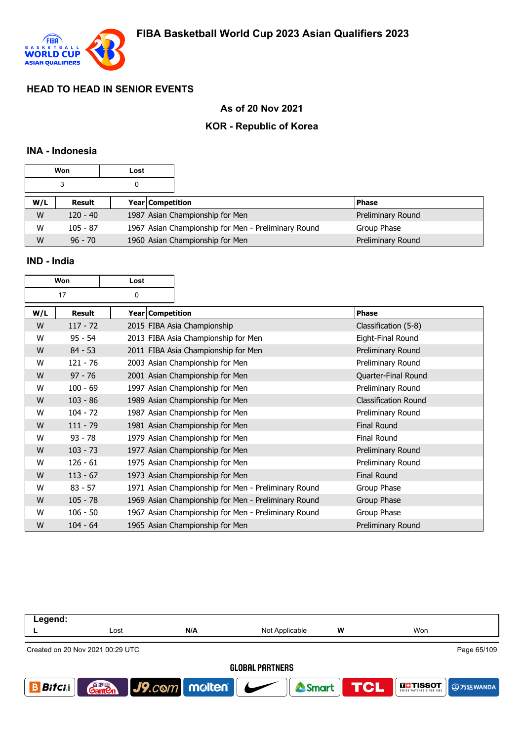## HEAD TO HEAD IN SENIOR EVENTS

### As of 20 Nov 2021

### KOR - Republic of Korea

### INA - Indonesia

| Won | Lost |
|---|---|
| 3 | 0 |

| W/L | Result | Year | Competition | Phase |
|---|---|---|---|---|
| W | 120 - 40 | 1987 | Asian Championship for Men | Preliminary Round |
| W | 105 - 87 | 1967 | Asian Championship for Men - Preliminary Round | Group Phase |
| W | 96 - 70 | 1960 | Asian Championship for Men | Preliminary Round |

### IND - India

| Won | Lost |
|---|---|
| 17 | 0 |

| W/L | Result | Year | Competition | Phase |
|---|---|---|---|---|
| W | 117 - 72 | 2015 | FIBA Asia Championship | Classification (5-8) |
| W | 95 - 54 | 2013 | FIBA Asia Championship for Men | Eight-Final Round |
| W | 84 - 53 | 2011 | FIBA Asia Championship for Men | Preliminary Round |
| W | 121 - 76 | 2003 | Asian Championship for Men | Preliminary Round |
| W | 97 - 76 | 2001 | Asian Championship for Men | Quarter-Final Round |
| W | 100 - 69 | 1997 | Asian Championship for Men | Preliminary Round |
| W | 103 - 86 | 1989 | Asian Championship for Men | Classification Round |
| W | 104 - 72 | 1987 | Asian Championship for Men | Preliminary Round |
| W | 111 - 79 | 1981 | Asian Championship for Men | Final Round |
| W | 93 - 78 | 1979 | Asian Championship for Men | Final Round |
| W | 103 - 73 | 1977 | Asian Championship for Men | Preliminary Round |
| W | 126 - 61 | 1975 | Asian Championship for Men | Preliminary Round |
| W | 113 - 67 | 1973 | Asian Championship for Men | Final Round |
| W | 83 - 57 | 1971 | Asian Championship for Men - Preliminary Round | Group Phase |
| W | 105 - 78 | 1969 | Asian Championship for Men - Preliminary Round | Group Phase |
| W | 106 - 50 | 1967 | Asian Championship for Men - Preliminary Round | Group Phase |
| W | 104 - 64 | 1965 | Asian Championship for Men | Preliminary Round |

**Legend:**

| L | Lost | N/A | Not Applicable | W | Won |
|---|---|---|---|---|---|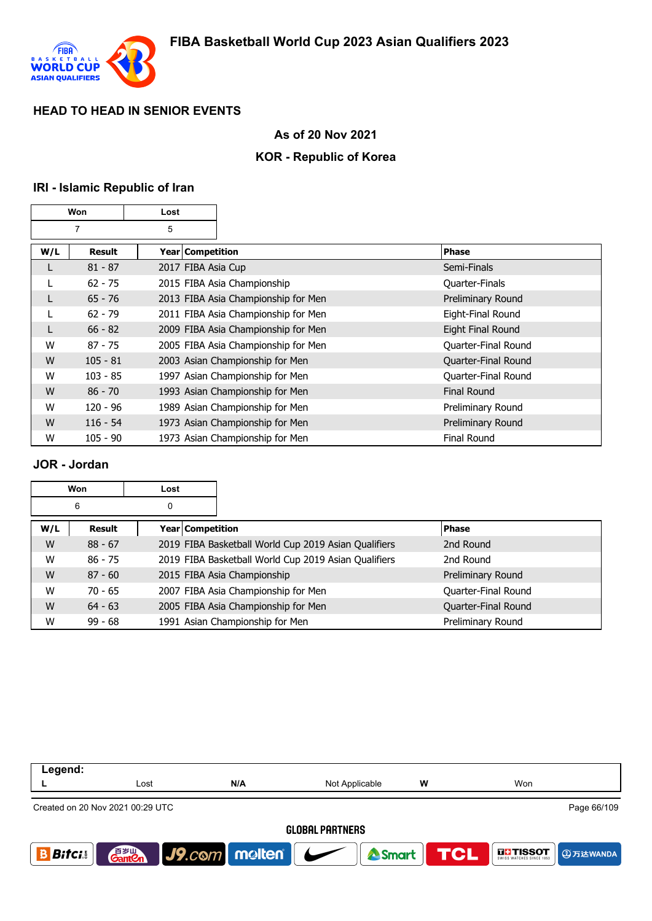## HEAD TO HEAD IN SENIOR EVENTS

### As of 20 Nov 2021

### KOR - Republic of Korea

### IRI - Islamic Republic of Iran

| Won | Lost |
|---|---|
| 7 | 5 |

| W/L | Result | Year | Competition | Phase |
|---|---|---|---|---|
| L | 81 - 87 | 2017 | FIBA Asia Cup | Semi-Finals |
| L | 62 - 75 | 2015 | FIBA Asia Championship | Quarter-Finals |
| L | 65 - 76 | 2013 | FIBA Asia Championship for Men | Preliminary Round |
| L | 62 - 79 | 2011 | FIBA Asia Championship for Men | Eight-Final Round |
| L | 66 - 82 | 2009 | FIBA Asia Championship for Men | Eight Final Round |
| W | 87 - 75 | 2005 | FIBA Asia Championship for Men | Quarter-Final Round |
| W | 105 - 81 | 2003 | Asian Championship for Men | Quarter-Final Round |
| W | 103 - 85 | 1997 | Asian Championship for Men | Quarter-Final Round |
| W | 86 - 70 | 1993 | Asian Championship for Men | Final Round |
| W | 120 - 96 | 1989 | Asian Championship for Men | Preliminary Round |
| W | 116 - 54 | 1973 | Asian Championship for Men | Preliminary Round |
| W | 105 - 90 | 1973 | Asian Championship for Men | Final Round |

### JOR - Jordan

| Won | Lost |
|---|---|
| 6 | 0 |

| W/L | Result | Year | Competition | Phase |
|---|---|---|---|---|
| W | 88 - 67 | 2019 | FIBA Basketball World Cup 2019 Asian Qualifiers | 2nd Round |
| W | 86 - 75 | 2019 | FIBA Basketball World Cup 2019 Asian Qualifiers | 2nd Round |
| W | 87 - 60 | 2015 | FIBA Asia Championship | Preliminary Round |
| W | 70 - 65 | 2007 | FIBA Asia Championship for Men | Quarter-Final Round |
| W | 64 - 63 | 2005 | FIBA Asia Championship for Men | Quarter-Final Round |
| W | 99 - 68 | 1991 | Asian Championship for Men | Preliminary Round |

**Legend:**

| L | Lost | N/A | Not Applicable | W | Won |
|---|---|---|---|---|---|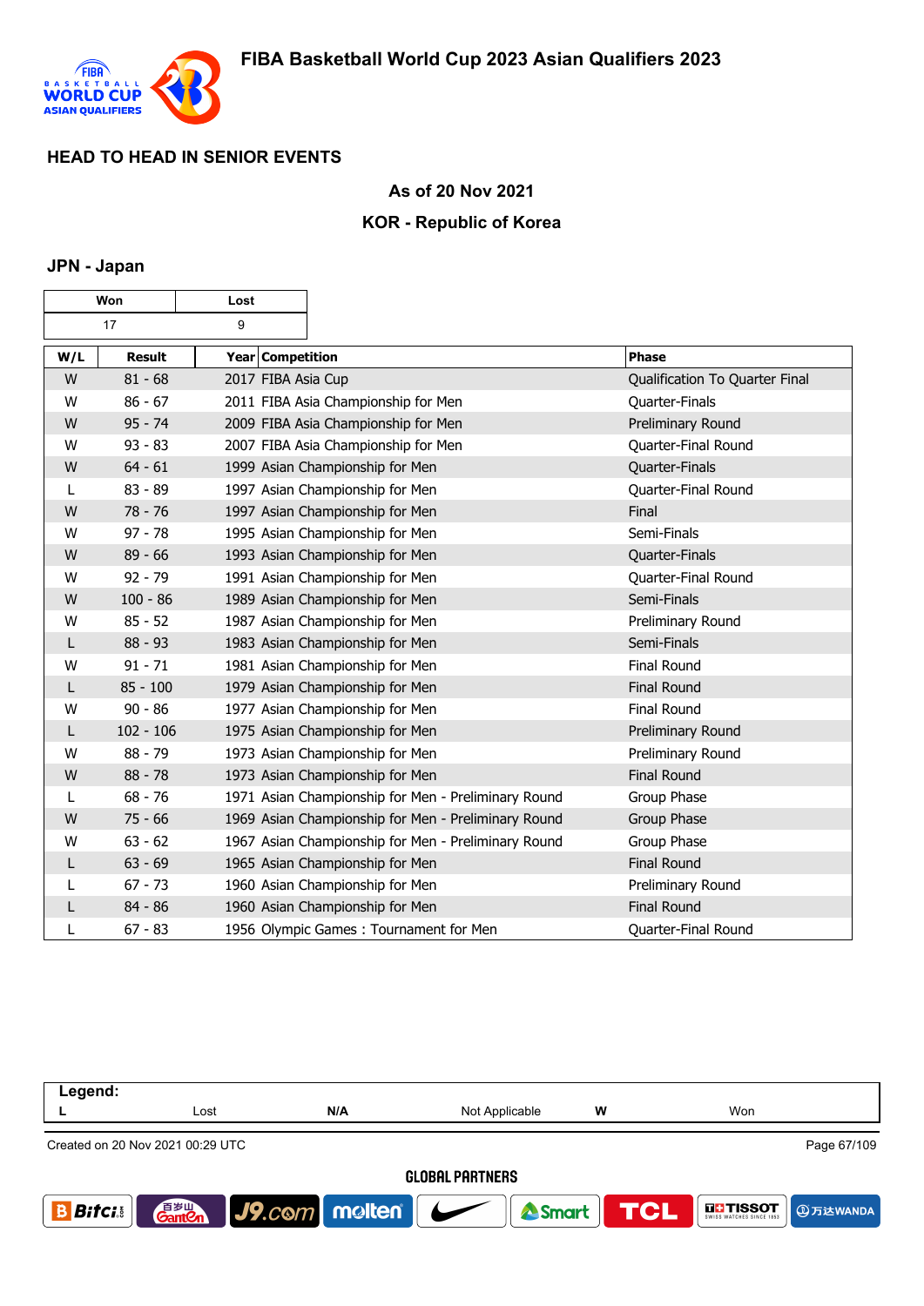# FIBA Basketball World Cup 2023 Asian Qualifiers 2023

## HEAD TO HEAD IN SENIOR EVENTS

### As of 20 Nov 2021

### KOR - Republic of Korea

### JPN - Japan

| Won | Lost |
|---|---|
| 17 | 9 |

| W/L | Result | Year | Competition | Phase |
|---|---|---|---|---|
| W | 81 - 68 | 2017 | FIBA Asia Cup | Qualification To Quarter Final |
| W | 86 - 67 | 2011 | FIBA Asia Championship for Men | Quarter-Finals |
| W | 95 - 74 | 2009 | FIBA Asia Championship for Men | Preliminary Round |
| W | 93 - 83 | 2007 | FIBA Asia Championship for Men | Quarter-Final Round |
| W | 64 - 61 | 1999 | Asian Championship for Men | Quarter-Finals |
| L | 83 - 89 | 1997 | Asian Championship for Men | Quarter-Final Round |
| W | 78 - 76 | 1997 | Asian Championship for Men | Final |
| W | 97 - 78 | 1995 | Asian Championship for Men | Semi-Finals |
| W | 89 - 66 | 1993 | Asian Championship for Men | Quarter-Finals |
| W | 92 - 79 | 1991 | Asian Championship for Men | Quarter-Final Round |
| W | 100 - 86 | 1989 | Asian Championship for Men | Semi-Finals |
| W | 85 - 52 | 1987 | Asian Championship for Men | Preliminary Round |
| L | 88 - 93 | 1983 | Asian Championship for Men | Semi-Finals |
| W | 91 - 71 | 1981 | Asian Championship for Men | Final Round |
| L | 85 - 100 | 1979 | Asian Championship for Men | Final Round |
| W | 90 - 86 | 1977 | Asian Championship for Men | Final Round |
| L | 102 - 106 | 1975 | Asian Championship for Men | Preliminary Round |
| W | 88 - 79 | 1973 | Asian Championship for Men | Preliminary Round |
| W | 88 - 78 | 1973 | Asian Championship for Men | Final Round |
| L | 68 - 76 | 1971 | Asian Championship for Men - Preliminary Round | Group Phase |
| W | 75 - 66 | 1969 | Asian Championship for Men - Preliminary Round | Group Phase |
| W | 63 - 62 | 1967 | Asian Championship for Men - Preliminary Round | Group Phase |
| L | 63 - 69 | 1965 | Asian Championship for Men | Final Round |
| L | 67 - 73 | 1960 | Asian Championship for Men | Preliminary Round |
| L | 84 - 86 | 1960 | Asian Championship for Men | Final Round |
| L | 67 - 83 | 1956 | Olympic Games : Tournament for Men | Quarter-Final Round |

**Legend:**

| L | Lost | N/A | Not Applicable | W | Won |
|---|---|---|---|---|---|

Created on 20 Nov 2021 00:29 UTC

GLOBAL PARTNERS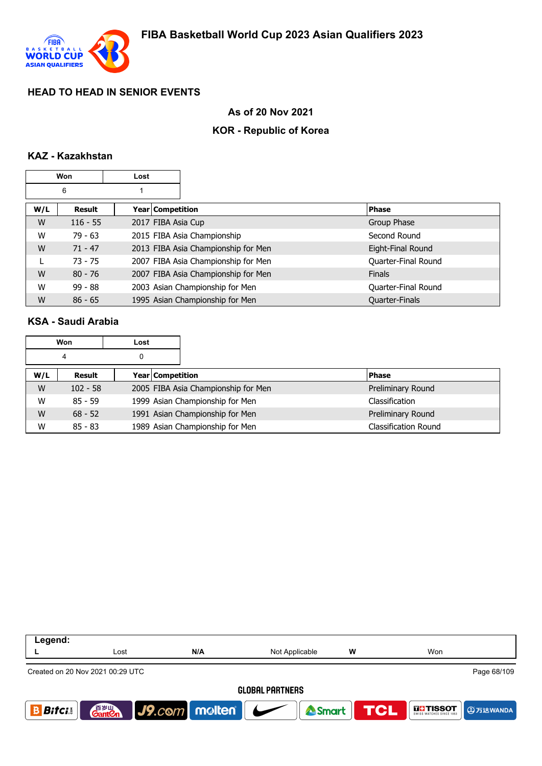## HEAD TO HEAD IN SENIOR EVENTS

### As of 20 Nov 2021

### KOR - Republic of Korea

### KAZ - Kazakhstan

| Won | Lost |
|---|---|
| 6 | 1 |

| W/L | Result | Year | Competition | Phase |
|---|---|---|---|---|
| W | 116 - 55 | 2017 | FIBA Asia Cup | Group Phase |
| W | 79 - 63 | 2015 | FIBA Asia Championship | Second Round |
| W | 71 - 47 | 2013 | FIBA Asia Championship for Men | Eight-Final Round |
| L | 73 - 75 | 2007 | FIBA Asia Championship for Men | Quarter-Final Round |
| W | 80 - 76 | 2007 | FIBA Asia Championship for Men | Finals |
| W | 99 - 88 | 2003 | Asian Championship for Men | Quarter-Final Round |
| W | 86 - 65 | 1995 | Asian Championship for Men | Quarter-Finals |

### KSA - Saudi Arabia

| Won | Lost |
|---|---|
| 4 | 0 |

| W/L | Result | Year | Competition | Phase |
|---|---|---|---|---|
| W | 102 - 58 | 2005 | FIBA Asia Championship for Men | Preliminary Round |
| W | 85 - 59 | 1999 | Asian Championship for Men | Classification |
| W | 68 - 52 | 1991 | Asian Championship for Men | Preliminary Round |
| W | 85 - 83 | 1989 | Asian Championship for Men | Classification Round |

**Legend:**

| L | Lost | N/A | Not Applicable | W | Won |
|---|---|---|---|---|---|

Created on 20 Nov 2021 00:29 UTC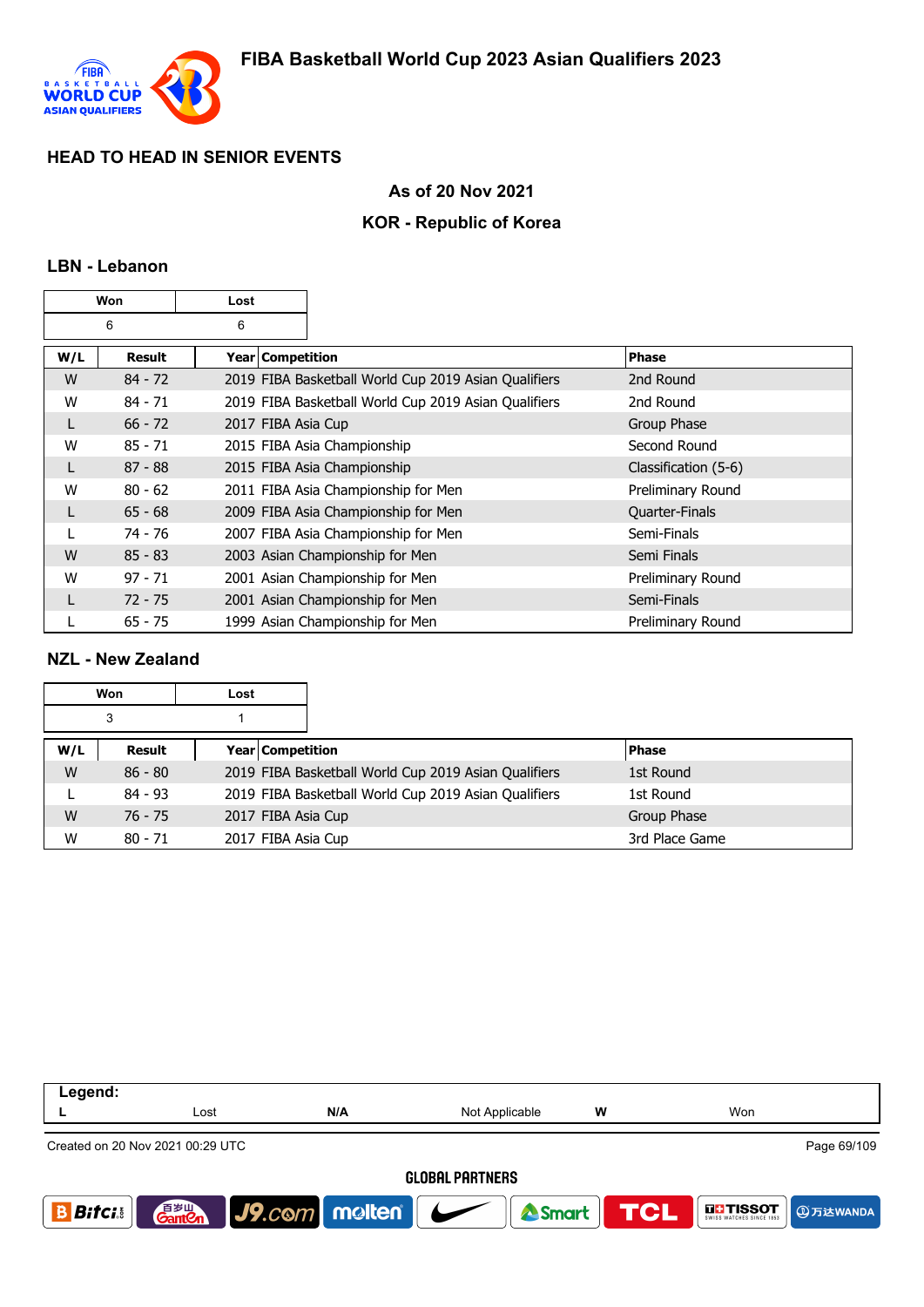## HEAD TO HEAD IN SENIOR EVENTS

### As of 20 Nov 2021

### KOR - Republic of Korea

### LBN - Lebanon

| Won | Lost |
|---|---|
| 6 | 6 |

| W/L | Result | Year | Competition | Phase |
|---|---|---|---|---|
| W | 84 - 72 | 2019 | FIBA Basketball World Cup 2019 Asian Qualifiers | 2nd Round |
| W | 84 - 71 | 2019 | FIBA Basketball World Cup 2019 Asian Qualifiers | 2nd Round |
| L | 66 - 72 | 2017 | FIBA Asia Cup | Group Phase |
| W | 85 - 71 | 2015 | FIBA Asia Championship | Second Round |
| L | 87 - 88 | 2015 | FIBA Asia Championship | Classification (5-6) |
| W | 80 - 62 | 2011 | FIBA Asia Championship for Men | Preliminary Round |
| L | 65 - 68 | 2009 | FIBA Asia Championship for Men | Quarter-Finals |
| L | 74 - 76 | 2007 | FIBA Asia Championship for Men | Semi-Finals |
| W | 85 - 83 | 2003 | Asian Championship for Men | Semi Finals |
| W | 97 - 71 | 2001 | Asian Championship for Men | Preliminary Round |
| L | 72 - 75 | 2001 | Asian Championship for Men | Semi-Finals |
| L | 65 - 75 | 1999 | Asian Championship for Men | Preliminary Round |

### NZL - New Zealand

| Won | Lost |
|---|---|
| 3 | 1 |

| W/L | Result | Year | Competition | Phase |
|---|---|---|---|---|
| W | 86 - 80 | 2019 | FIBA Basketball World Cup 2019 Asian Qualifiers | 1st Round |
| L | 84 - 93 | 2019 | FIBA Basketball World Cup 2019 Asian Qualifiers | 1st Round |
| W | 76 - 75 | 2017 | FIBA Asia Cup | Group Phase |
| W | 80 - 71 | 2017 | FIBA Asia Cup | 3rd Place Game |

| Legend: | | | | | |
|---|---|---|---|---|---|
| L | Lost | N/A | Not Applicable | W | Won |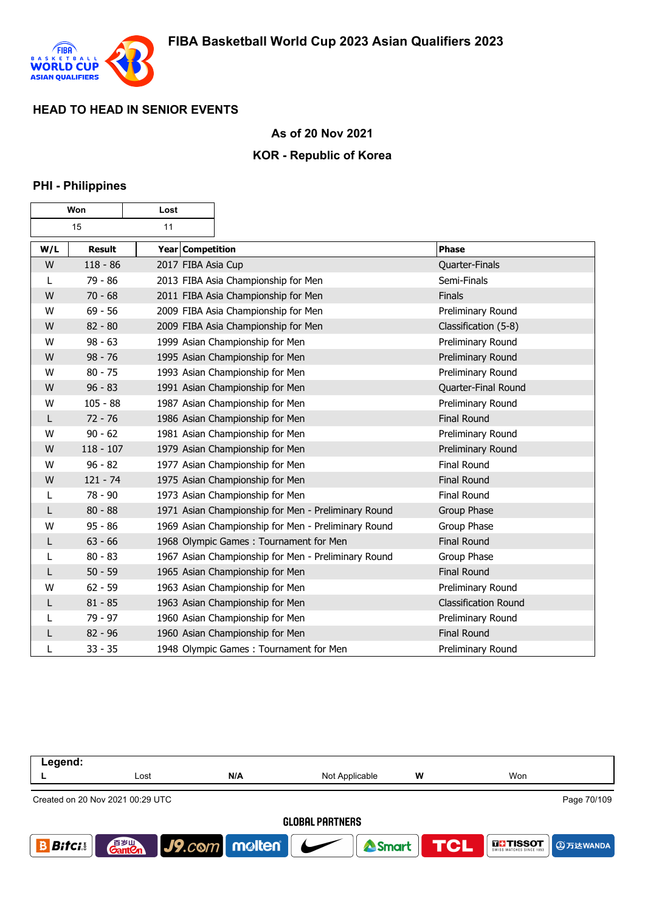# FIBA Basketball World Cup 2023 Asian Qualifiers 2023

## HEAD TO HEAD IN SENIOR EVENTS

### As of 20 Nov 2021

### KOR - Republic of Korea

### PHI - Philippines

| Won | Lost |
|---|---|
| 15 | 11 |

| W/L | Result | Year | Competition | Phase |
|---|---|---|---|---|
| W | 118 - 86 | 2017 | FIBA Asia Cup | Quarter-Finals |
| L | 79 - 86 | 2013 | FIBA Asia Championship for Men | Semi-Finals |
| W | 70 - 68 | 2011 | FIBA Asia Championship for Men | Finals |
| W | 69 - 56 | 2009 | FIBA Asia Championship for Men | Preliminary Round |
| W | 82 - 80 | 2009 | FIBA Asia Championship for Men | Classification (5-8) |
| W | 98 - 63 | 1999 | Asian Championship for Men | Preliminary Round |
| W | 98 - 76 | 1995 | Asian Championship for Men | Preliminary Round |
| W | 80 - 75 | 1993 | Asian Championship for Men | Preliminary Round |
| W | 96 - 83 | 1991 | Asian Championship for Men | Quarter-Final Round |
| W | 105 - 88 | 1987 | Asian Championship for Men | Preliminary Round |
| L | 72 - 76 | 1986 | Asian Championship for Men | Final Round |
| W | 90 - 62 | 1981 | Asian Championship for Men | Preliminary Round |
| W | 118 - 107 | 1979 | Asian Championship for Men | Preliminary Round |
| W | 96 - 82 | 1977 | Asian Championship for Men | Final Round |
| W | 121 - 74 | 1975 | Asian Championship for Men | Final Round |
| L | 78 - 90 | 1973 | Asian Championship for Men | Final Round |
| L | 80 - 88 | 1971 | Asian Championship for Men - Preliminary Round | Group Phase |
| W | 95 - 86 | 1969 | Asian Championship for Men - Preliminary Round | Group Phase |
| L | 63 - 66 | 1968 | Olympic Games : Tournament for Men | Final Round |
| L | 80 - 83 | 1967 | Asian Championship for Men - Preliminary Round | Group Phase |
| L | 50 - 59 | 1965 | Asian Championship for Men | Final Round |
| W | 62 - 59 | 1963 | Asian Championship for Men | Preliminary Round |
| L | 81 - 85 | 1963 | Asian Championship for Men | Classification Round |
| L | 79 - 97 | 1960 | Asian Championship for Men | Preliminary Round |
| L | 82 - 96 | 1960 | Asian Championship for Men | Final Round |
| L | 33 - 35 | 1948 | Olympic Games : Tournament for Men | Preliminary Round |

**Legend:**

| L | Lost | N/A | Not Applicable | W | Won |
|---|---|---|---|---|---|

Created on 20 Nov 2021 00:29 UTC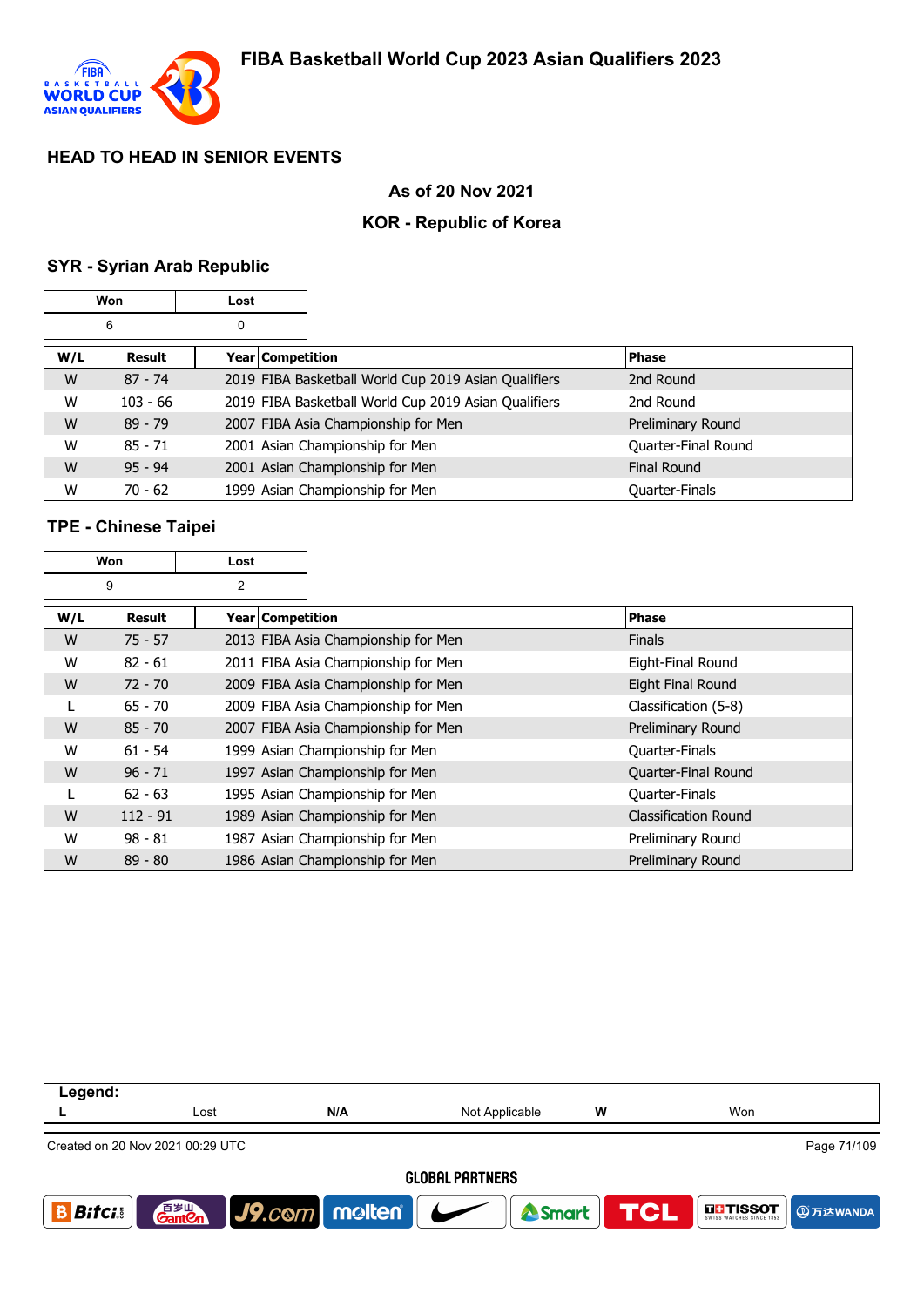## HEAD TO HEAD IN SENIOR EVENTS

**As of 20 Nov 2021**

**KOR - Republic of Korea**

### SYR - Syrian Arab Republic

| Won | Lost |
|---|---|
| 6 | 0 |

| W/L | Result | Year | Competition | Phase |
|---|---|---|---|---|
| W | 87 - 74 | 2019 | FIBA Basketball World Cup 2019 Asian Qualifiers | 2nd Round |
| W | 103 - 66 | 2019 | FIBA Basketball World Cup 2019 Asian Qualifiers | 2nd Round |
| W | 89 - 79 | 2007 | FIBA Asia Championship for Men | Preliminary Round |
| W | 85 - 71 | 2001 | Asian Championship for Men | Quarter-Final Round |
| W | 95 - 94 | 2001 | Asian Championship for Men | Final Round |
| W | 70 - 62 | 1999 | Asian Championship for Men | Quarter-Finals |

### TPE - Chinese Taipei

| Won | Lost |
|---|---|
| 9 | 2 |

| W/L | Result | Year | Competition | Phase |
|---|---|---|---|---|
| W | 75 - 57 | 2013 | FIBA Asia Championship for Men | Finals |
| W | 82 - 61 | 2011 | FIBA Asia Championship for Men | Eight-Final Round |
| W | 72 - 70 | 2009 | FIBA Asia Championship for Men | Eight Final Round |
| L | 65 - 70 | 2009 | FIBA Asia Championship for Men | Classification (5-8) |
| W | 85 - 70 | 2007 | FIBA Asia Championship for Men | Preliminary Round |
| W | 61 - 54 | 1999 | Asian Championship for Men | Quarter-Finals |
| W | 96 - 71 | 1997 | Asian Championship for Men | Quarter-Final Round |
| L | 62 - 63 | 1995 | Asian Championship for Men | Quarter-Finals |
| W | 112 - 91 | 1989 | Asian Championship for Men | Classification Round |
| W | 98 - 81 | 1987 | Asian Championship for Men | Preliminary Round |
| W | 89 - 80 | 1986 | Asian Championship for Men | Preliminary Round |

**Legend:**

| L | Lost | N/A | Not Applicable | W | Won |
|---|---|---|---|---|---|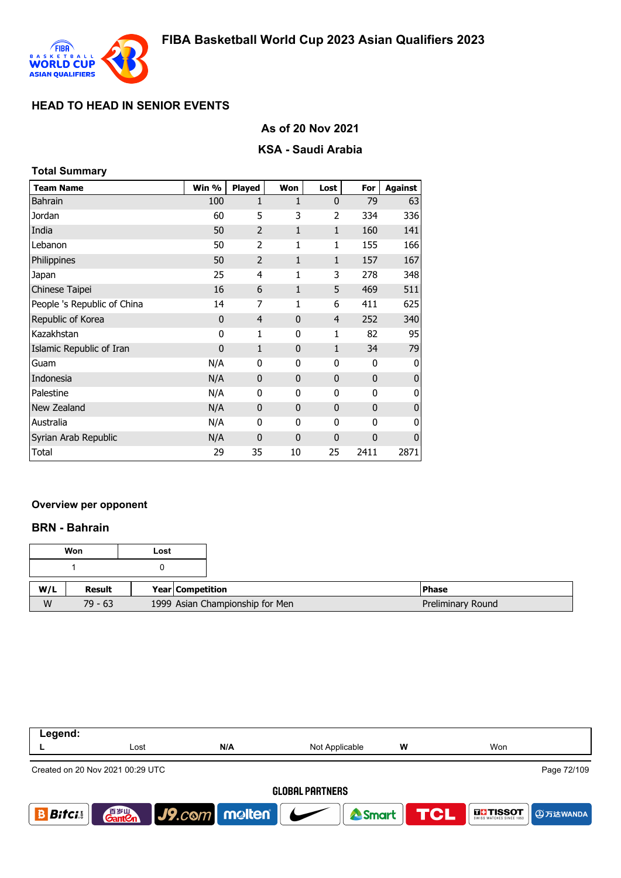# FIBA Basketball World Cup 2023 Asian Qualifiers 2023

## HEAD TO HEAD IN SENIOR EVENTS

### As of 20 Nov 2021

### KSA - Saudi Arabia

**Total Summary**

| Team Name | Win % | Played | Won | Lost | For | Against |
|---|---|---|---|---|---|---|
| Bahrain | 100 | 1 | 1 | 0 | 79 | 63 |
| Jordan | 60 | 5 | 3 | 2 | 334 | 336 |
| India | 50 | 2 | 1 | 1 | 160 | 141 |
| Lebanon | 50 | 2 | 1 | 1 | 155 | 166 |
| Philippines | 50 | 2 | 1 | 1 | 157 | 167 |
| Japan | 25 | 4 | 1 | 3 | 278 | 348 |
| Chinese Taipei | 16 | 6 | 1 | 5 | 469 | 511 |
| People 's Republic of China | 14 | 7 | 1 | 6 | 411 | 625 |
| Republic of Korea | 0 | 4 | 0 | 4 | 252 | 340 |
| Kazakhstan | 0 | 1 | 0 | 1 | 82 | 95 |
| Islamic Republic of Iran | 0 | 1 | 0 | 1 | 34 | 79 |
| Guam | N/A | 0 | 0 | 0 | 0 | 0 |
| Indonesia | N/A | 0 | 0 | 0 | 0 | 0 |
| Palestine | N/A | 0 | 0 | 0 | 0 | 0 |
| New Zealand | N/A | 0 | 0 | 0 | 0 | 0 |
| Australia | N/A | 0 | 0 | 0 | 0 | 0 |
| Syrian Arab Republic | N/A | 0 | 0 | 0 | 0 | 0 |
| Total | 29 | 35 | 10 | 25 | 2411 | 2871 |

### Overview per opponent

### BRN - Bahrain

| Won | Lost |
|---|---|
| 1 | 0 |

| W/L | Result | Year | Competition | Phase |
|---|---|---|---|---|
| W | 79 - 63 | 1999 | Asian Championship for Men | Preliminary Round |

**Legend:**

| L | Lost | N/A | Not Applicable | W | Won |
|---|---|---|---|---|---|

Created on 20 Nov 2021 00:29 UTC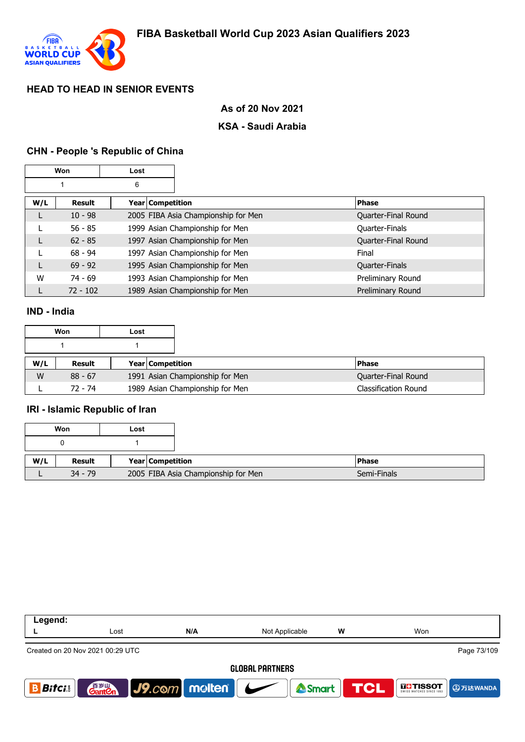# FIBA Basketball World Cup 2023 Asian Qualifiers 2023

## HEAD TO HEAD IN SENIOR EVENTS

**As of 20 Nov 2021**

**KSA - Saudi Arabia**

### CHN - People 's Republic of China

| Won | Lost |
|---|---|
| 1 | 6 |

| W/L | Result | Year | Competition | Phase |
|---|---|---|---|---|
| L | 10 - 98 | 2005 | FIBA Asia Championship for Men | Quarter-Final Round |
| L | 56 - 85 | 1999 | Asian Championship for Men | Quarter-Finals |
| L | 62 - 85 | 1997 | Asian Championship for Men | Quarter-Final Round |
| L | 68 - 94 | 1997 | Asian Championship for Men | Final |
| L | 69 - 92 | 1995 | Asian Championship for Men | Quarter-Finals |
| W | 74 - 69 | 1993 | Asian Championship for Men | Preliminary Round |
| L | 72 - 102 | 1989 | Asian Championship for Men | Preliminary Round |

### IND - India

| Won | Lost |
|---|---|
| 1 | 1 |

| W/L | Result | Year | Competition | Phase |
|---|---|---|---|---|
| W | 88 - 67 | 1991 | Asian Championship for Men | Quarter-Final Round |
| L | 72 - 74 | 1989 | Asian Championship for Men | Classification Round |

### IRI - Islamic Republic of Iran

| Won | Lost |
|---|---|
| 0 | 1 |

| W/L | Result | Year | Competition | Phase |
|---|---|---|---|---|
| L | 34 - 79 | 2005 | FIBA Asia Championship for Men | Semi-Finals |

**Legend:**

| L | Lost | N/A | Not Applicable | W | Won |
|---|---|---|---|---|---|

Created on 20 Nov 2021 00:29 UTC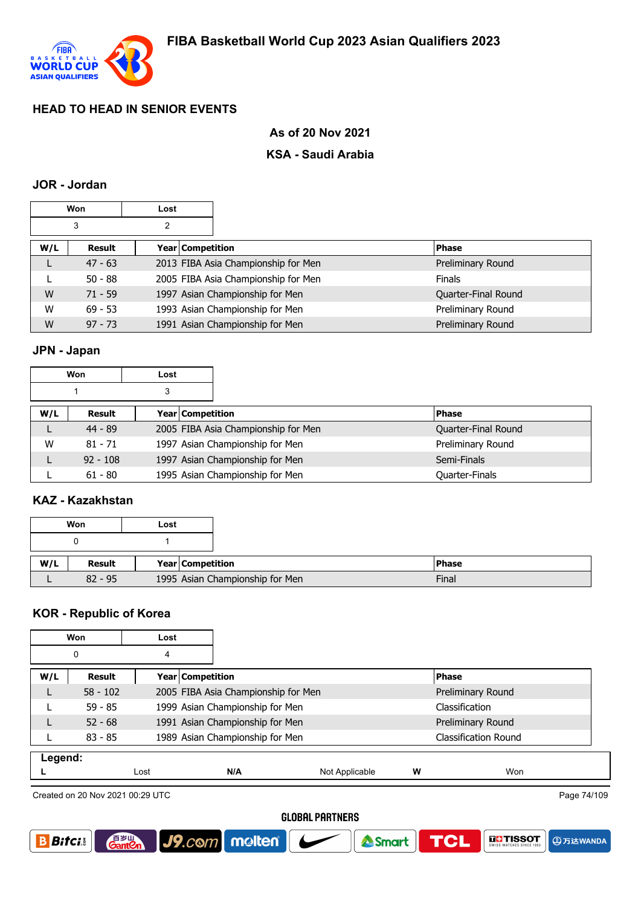# FIBA Basketball World Cup 2023 Asian Qualifiers 2023

## HEAD TO HEAD IN SENIOR EVENTS

### As of 20 Nov 2021

### KSA - Saudi Arabia

### JOR - Jordan

| Won | Lost |
|---|---|
| 3 | 2 |

| W/L | Result | Year | Competition | Phase |
|---|---|---|---|---|
| L | 47 - 63 | 2013 | FIBA Asia Championship for Men | Preliminary Round |
| L | 50 - 88 | 2005 | FIBA Asia Championship for Men | Finals |
| W | 71 - 59 | 1997 | Asian Championship for Men | Quarter-Final Round |
| W | 69 - 53 | 1993 | Asian Championship for Men | Preliminary Round |
| W | 97 - 73 | 1991 | Asian Championship for Men | Preliminary Round |

### JPN - Japan

| Won | Lost |
|---|---|
| 1 | 3 |

| W/L | Result | Year | Competition | Phase |
|---|---|---|---|---|
| L | 44 - 89 | 2005 | FIBA Asia Championship for Men | Quarter-Final Round |
| W | 81 - 71 | 1997 | Asian Championship for Men | Preliminary Round |
| L | 92 - 108 | 1997 | Asian Championship for Men | Semi-Finals |
| L | 61 - 80 | 1995 | Asian Championship for Men | Quarter-Finals |

### KAZ - Kazakhstan

| Won | Lost |
|---|---|
| 0 | 1 |

| W/L | Result | Year | Competition | Phase |
|---|---|---|---|---|
| L | 82 - 95 | 1995 | Asian Championship for Men | Final |

### KOR - Republic of Korea

| Won | Lost |
|---|---|
| 0 | 4 |

| W/L | Result | Year | Competition | Phase |
|---|---|---|---|---|
| L | 58 - 102 | 2005 | FIBA Asia Championship for Men | Preliminary Round |
| L | 59 - 85 | 1999 | Asian Championship for Men | Classification |
| L | 52 - 68 | 1991 | Asian Championship for Men | Preliminary Round |
| L | 83 - 85 | 1989 | Asian Championship for Men | Classification Round |

**Legend:**

| L | Lost | N/A | Not Applicable | W | Won |
|---|---|---|---|---|---|

Created on 20 Nov 2021 00:29 UTC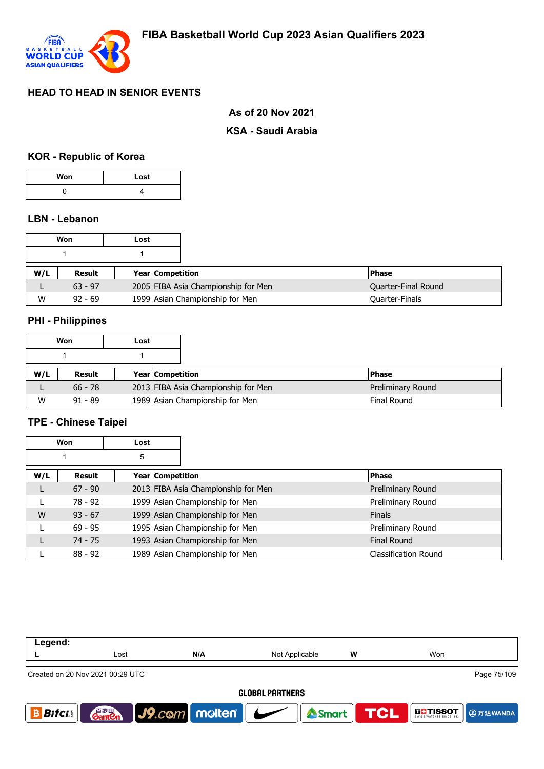# FIBA Basketball World Cup 2023 Asian Qualifiers 2023

## HEAD TO HEAD IN SENIOR EVENTS

**As of 20 Nov 2021**

**KSA - Saudi Arabia**

### KOR - Republic of Korea

| Won | Lost |
|---|---|
| 0 | 4 |

### LBN - Lebanon

| Won | Lost |
|---|---|
| 1 | 1 |

| W/L | Result | Year | Competition | Phase |
|---|---|---|---|---|
| L | 63 - 97 | 2005 | FIBA Asia Championship for Men | Quarter-Final Round |
| W | 92 - 69 | 1999 | Asian Championship for Men | Quarter-Finals |

### PHI - Philippines

| Won | Lost |
|---|---|
| 1 | 1 |

| W/L | Result | Year | Competition | Phase |
|---|---|---|---|---|
| L | 66 - 78 | 2013 | FIBA Asia Championship for Men | Preliminary Round |
| W | 91 - 89 | 1989 | Asian Championship for Men | Final Round |

### TPE - Chinese Taipei

| Won | Lost |
|---|---|
| 1 | 5 |

| W/L | Result | Year | Competition | Phase |
|---|---|---|---|---|
| L | 67 - 90 | 2013 | FIBA Asia Championship for Men | Preliminary Round |
| L | 78 - 92 | 1999 | Asian Championship for Men | Preliminary Round |
| W | 93 - 67 | 1999 | Asian Championship for Men | Finals |
| L | 69 - 95 | 1995 | Asian Championship for Men | Preliminary Round |
| L | 74 - 75 | 1993 | Asian Championship for Men | Final Round |
| L | 88 - 92 | 1989 | Asian Championship for Men | Classification Round |

| Legend: | | | | | |
|---|---|---|---|---|---|
| L | Lost | N/A | Not Applicable | W | Won |

Created on 20 Nov 2021 00:29 UTC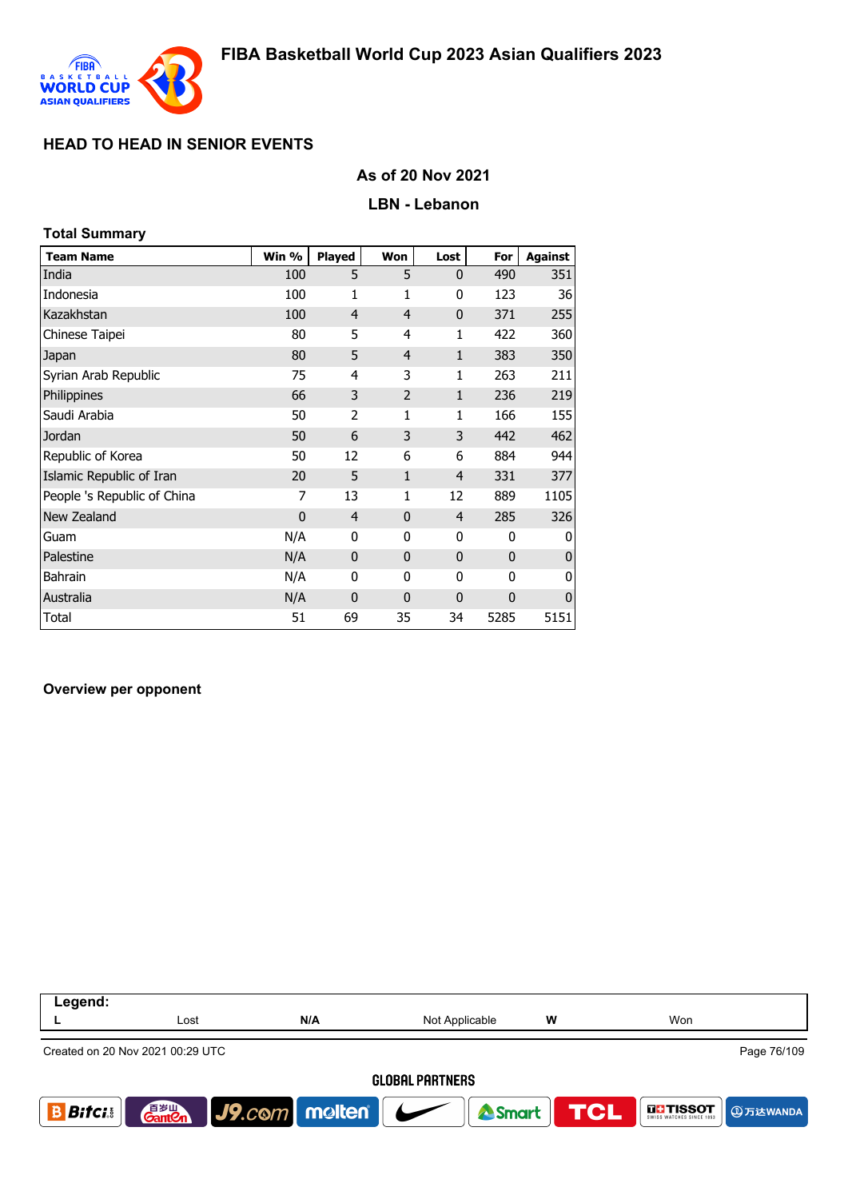# FIBA Basketball World Cup 2023 Asian Qualifiers 2023

## HEAD TO HEAD IN SENIOR EVENTS

**As of 20 Nov 2021**

**LBN - Lebanon**

### Total Summary

| Team Name | Win % | Played | Won | Lost | For | Against |
|---|---|---|---|---|---|---|
| India | 100 | 5 | 5 | 0 | 490 | 351 |
| Indonesia | 100 | 1 | 1 | 0 | 123 | 36 |
| Kazakhstan | 100 | 4 | 4 | 0 | 371 | 255 |
| Chinese Taipei | 80 | 5 | 4 | 1 | 422 | 360 |
| Japan | 80 | 5 | 4 | 1 | 383 | 350 |
| Syrian Arab Republic | 75 | 4 | 3 | 1 | 263 | 211 |
| Philippines | 66 | 3 | 2 | 1 | 236 | 219 |
| Saudi Arabia | 50 | 2 | 1 | 1 | 166 | 155 |
| Jordan | 50 | 6 | 3 | 3 | 442 | 462 |
| Republic of Korea | 50 | 12 | 6 | 6 | 884 | 944 |
| Islamic Republic of Iran | 20 | 5 | 1 | 4 | 331 | 377 |
| People 's Republic of China | 7 | 13 | 1 | 12 | 889 | 1105 |
| New Zealand | 0 | 4 | 0 | 4 | 285 | 326 |
| Guam | N/A | 0 | 0 | 0 | 0 | 0 |
| Palestine | N/A | 0 | 0 | 0 | 0 | 0 |
| Bahrain | N/A | 0 | 0 | 0 | 0 | 0 |
| Australia | N/A | 0 | 0 | 0 | 0 | 0 |
| Total | 51 | 69 | 35 | 34 | 5285 | 5151 |

### Overview per opponent

**Legend:**

| L | Lost | N/A | Not Applicable | W | Won |
|---|---|---|---|---|---|

Created on 20 Nov 2021 00:29 UTC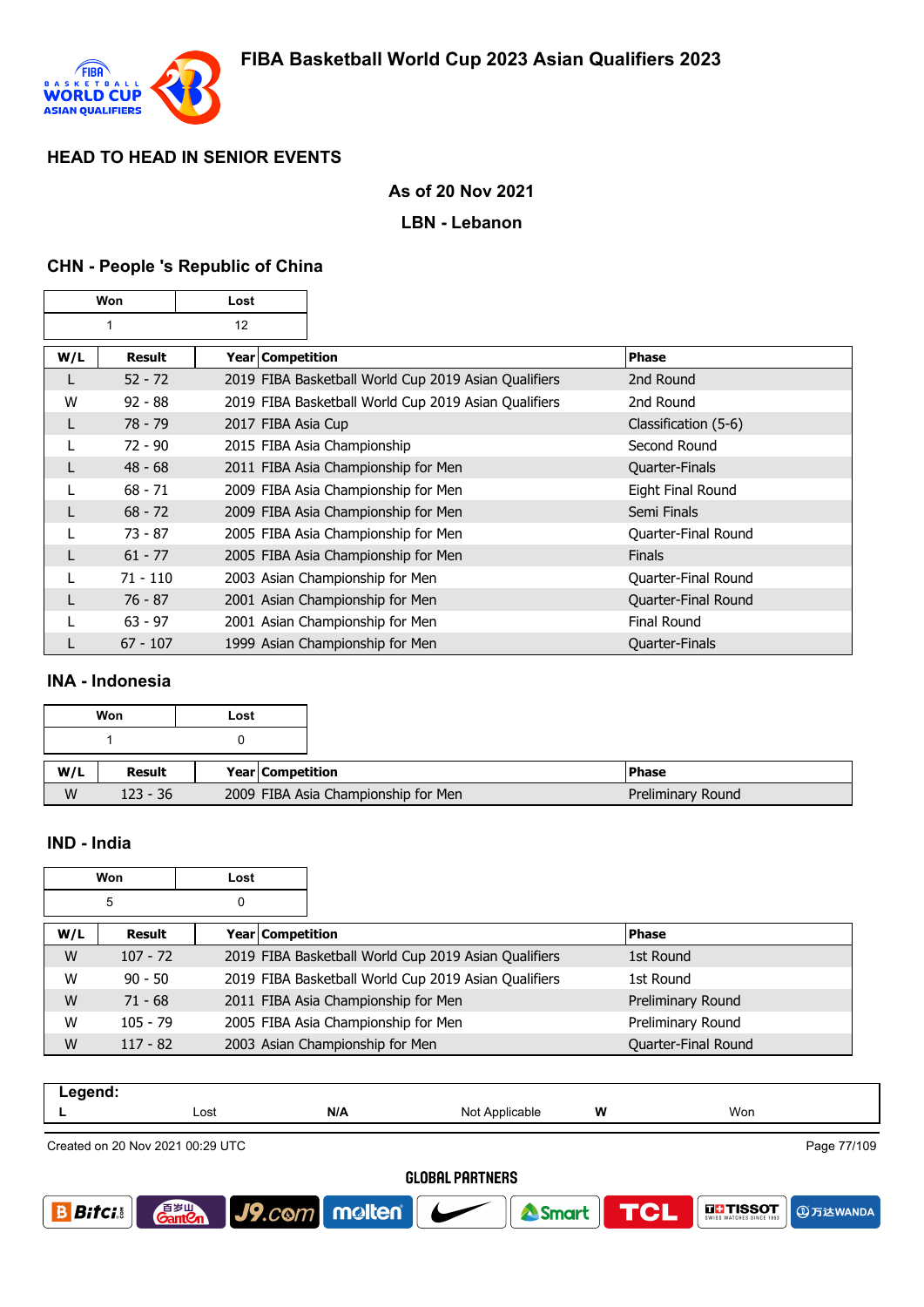# FIBA Basketball World Cup 2023 Asian Qualifiers 2023

## HEAD TO HEAD IN SENIOR EVENTS

**As of 20 Nov 2021**

**LBN - Lebanon**

### CHN - People 's Republic of China

| Won | Lost |
|---|---|
| 1 | 12 |

| W/L | Result | Year | Competition | Phase |
|---|---|---|---|---|
| L | 52 - 72 | 2019 | FIBA Basketball World Cup 2019 Asian Qualifiers | 2nd Round |
| W | 92 - 88 | 2019 | FIBA Basketball World Cup 2019 Asian Qualifiers | 2nd Round |
| L | 78 - 79 | 2017 | FIBA Asia Cup | Classification (5-6) |
| L | 72 - 90 | 2015 | FIBA Asia Championship | Second Round |
| L | 48 - 68 | 2011 | FIBA Asia Championship for Men | Quarter-Finals |
| L | 68 - 71 | 2009 | FIBA Asia Championship for Men | Eight Final Round |
| L | 68 - 72 | 2009 | FIBA Asia Championship for Men | Semi Finals |
| L | 73 - 87 | 2005 | FIBA Asia Championship for Men | Quarter-Final Round |
| L | 61 - 77 | 2005 | FIBA Asia Championship for Men | Finals |
| L | 71 - 110 | 2003 | Asian Championship for Men | Quarter-Final Round |
| L | 76 - 87 | 2001 | Asian Championship for Men | Quarter-Final Round |
| L | 63 - 97 | 2001 | Asian Championship for Men | Final Round |
| L | 67 - 107 | 1999 | Asian Championship for Men | Quarter-Finals |

### INA - Indonesia

| Won | Lost |
|---|---|
| 1 | 0 |

| W/L | Result | Year | Competition | Phase |
|---|---|---|---|---|
| W | 123 - 36 | 2009 | FIBA Asia Championship for Men | Preliminary Round |

### IND - India

| Won | Lost |
|---|---|
| 5 | 0 |

| W/L | Result | Year | Competition | Phase |
|---|---|---|---|---|
| W | 107 - 72 | 2019 | FIBA Basketball World Cup 2019 Asian Qualifiers | 1st Round |
| W | 90 - 50 | 2019 | FIBA Basketball World Cup 2019 Asian Qualifiers | 1st Round |
| W | 71 - 68 | 2011 | FIBA Asia Championship for Men | Preliminary Round |
| W | 105 - 79 | 2005 | FIBA Asia Championship for Men | Preliminary Round |
| W | 117 - 82 | 2003 | Asian Championship for Men | Quarter-Final Round |

**Legend:**

| L | Lost | N/A | Not Applicable | W | Won |
|---|---|---|---|---|---|

Created on 20 Nov 2021 00:29 UTC

GLOBAL PARTNERS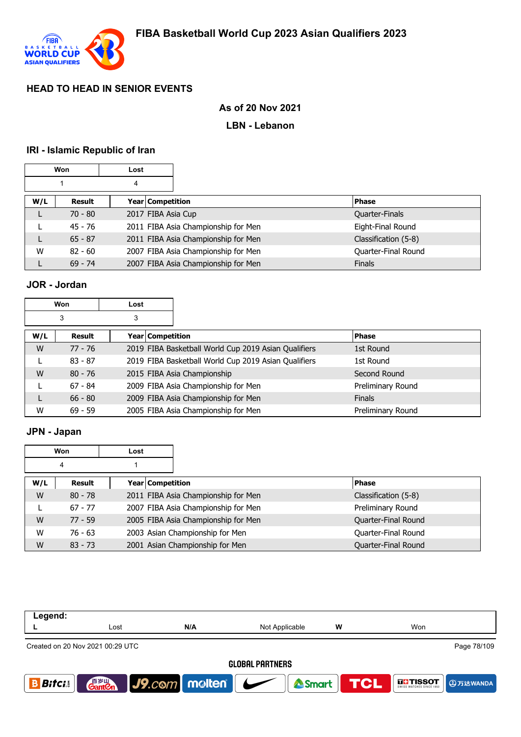# FIBA Basketball World Cup 2023 Asian Qualifiers 2023

## HEAD TO HEAD IN SENIOR EVENTS

**As of 20 Nov 2021**

**LBN - Lebanon**

### IRI - Islamic Republic of Iran

| Won | Lost |
|---|---|
| 1 | 4 |

| W/L | Result | Year | Competition | Phase |
|---|---|---|---|---|
| L | 70 - 80 | 2017 | FIBA Asia Cup | Quarter-Finals |
| L | 45 - 76 | 2011 | FIBA Asia Championship for Men | Eight-Final Round |
| L | 65 - 87 | 2011 | FIBA Asia Championship for Men | Classification (5-8) |
| W | 82 - 60 | 2007 | FIBA Asia Championship for Men | Quarter-Final Round |
| L | 69 - 74 | 2007 | FIBA Asia Championship for Men | Finals |

### JOR - Jordan

| Won | Lost |
|---|---|
| 3 | 3 |

| W/L | Result | Year | Competition | Phase |
|---|---|---|---|---|
| W | 77 - 76 | 2019 | FIBA Basketball World Cup 2019 Asian Qualifiers | 1st Round |
| L | 83 - 87 | 2019 | FIBA Basketball World Cup 2019 Asian Qualifiers | 1st Round |
| W | 80 - 76 | 2015 | FIBA Asia Championship | Second Round |
| L | 67 - 84 | 2009 | FIBA Asia Championship for Men | Preliminary Round |
| L | 66 - 80 | 2009 | FIBA Asia Championship for Men | Finals |
| W | 69 - 59 | 2005 | FIBA Asia Championship for Men | Preliminary Round |

### JPN - Japan

| Won | Lost |
|---|---|
| 4 | 1 |

| W/L | Result | Year | Competition | Phase |
|---|---|---|---|---|
| W | 80 - 78 | 2011 | FIBA Asia Championship for Men | Classification (5-8) |
| L | 67 - 77 | 2007 | FIBA Asia Championship for Men | Preliminary Round |
| W | 77 - 59 | 2005 | FIBA Asia Championship for Men | Quarter-Final Round |
| W | 76 - 63 | 2003 | Asian Championship for Men | Quarter-Final Round |
| W | 83 - 73 | 2001 | Asian Championship for Men | Quarter-Final Round |

| Legend: | | | | | |
|---|---|---|---|---|---|
| L | Lost | N/A | Not Applicable | W | Won |

Created on 20 Nov 2021 00:29 UTC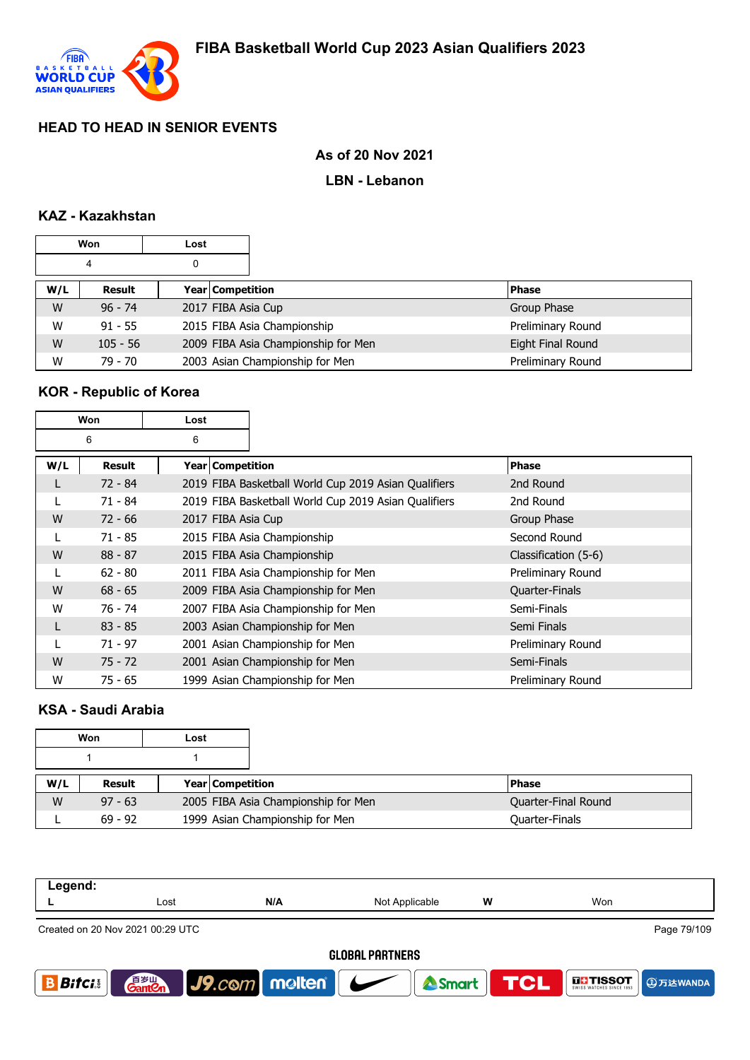# FIBA Basketball World Cup 2023 Asian Qualifiers 2023

## HEAD TO HEAD IN SENIOR EVENTS

**As of 20 Nov 2021**

**LBN - Lebanon**

### KAZ - Kazakhstan

| Won | Lost |
|---|---|
| 4 | 0 |

| W/L | Result | Year | Competition | Phase |
|---|---|---|---|---|
| W | 96 - 74 | 2017 | FIBA Asia Cup | Group Phase |
| W | 91 - 55 | 2015 | FIBA Asia Championship | Preliminary Round |
| W | 105 - 56 | 2009 | FIBA Asia Championship for Men | Eight Final Round |
| W | 79 - 70 | 2003 | Asian Championship for Men | Preliminary Round |

### KOR - Republic of Korea

| Won | Lost |
|---|---|
| 6 | 6 |

| W/L | Result | Year | Competition | Phase |
|---|---|---|---|---|
| L | 72 - 84 | 2019 | FIBA Basketball World Cup 2019 Asian Qualifiers | 2nd Round |
| L | 71 - 84 | 2019 | FIBA Basketball World Cup 2019 Asian Qualifiers | 2nd Round |
| W | 72 - 66 | 2017 | FIBA Asia Cup | Group Phase |
| L | 71 - 85 | 2015 | FIBA Asia Championship | Second Round |
| W | 88 - 87 | 2015 | FIBA Asia Championship | Classification (5-6) |
| L | 62 - 80 | 2011 | FIBA Asia Championship for Men | Preliminary Round |
| W | 68 - 65 | 2009 | FIBA Asia Championship for Men | Quarter-Finals |
| W | 76 - 74 | 2007 | FIBA Asia Championship for Men | Semi-Finals |
| L | 83 - 85 | 2003 | Asian Championship for Men | Semi Finals |
| L | 71 - 97 | 2001 | Asian Championship for Men | Preliminary Round |
| W | 75 - 72 | 2001 | Asian Championship for Men | Semi-Finals |
| W | 75 - 65 | 1999 | Asian Championship for Men | Preliminary Round |

### KSA - Saudi Arabia

| Won | Lost |
|---|---|
| 1 | 1 |

| W/L | Result | Year | Competition | Phase |
|---|---|---|---|---|
| W | 97 - 63 | 2005 | FIBA Asia Championship for Men | Quarter-Final Round |
| L | 69 - 92 | 1999 | Asian Championship for Men | Quarter-Finals |

| Legend: | | | | | |
|---|---|---|---|---|---|
| L | Lost | N/A | Not Applicable | W | Won |

Created on 20 Nov 2021 00:29 UTC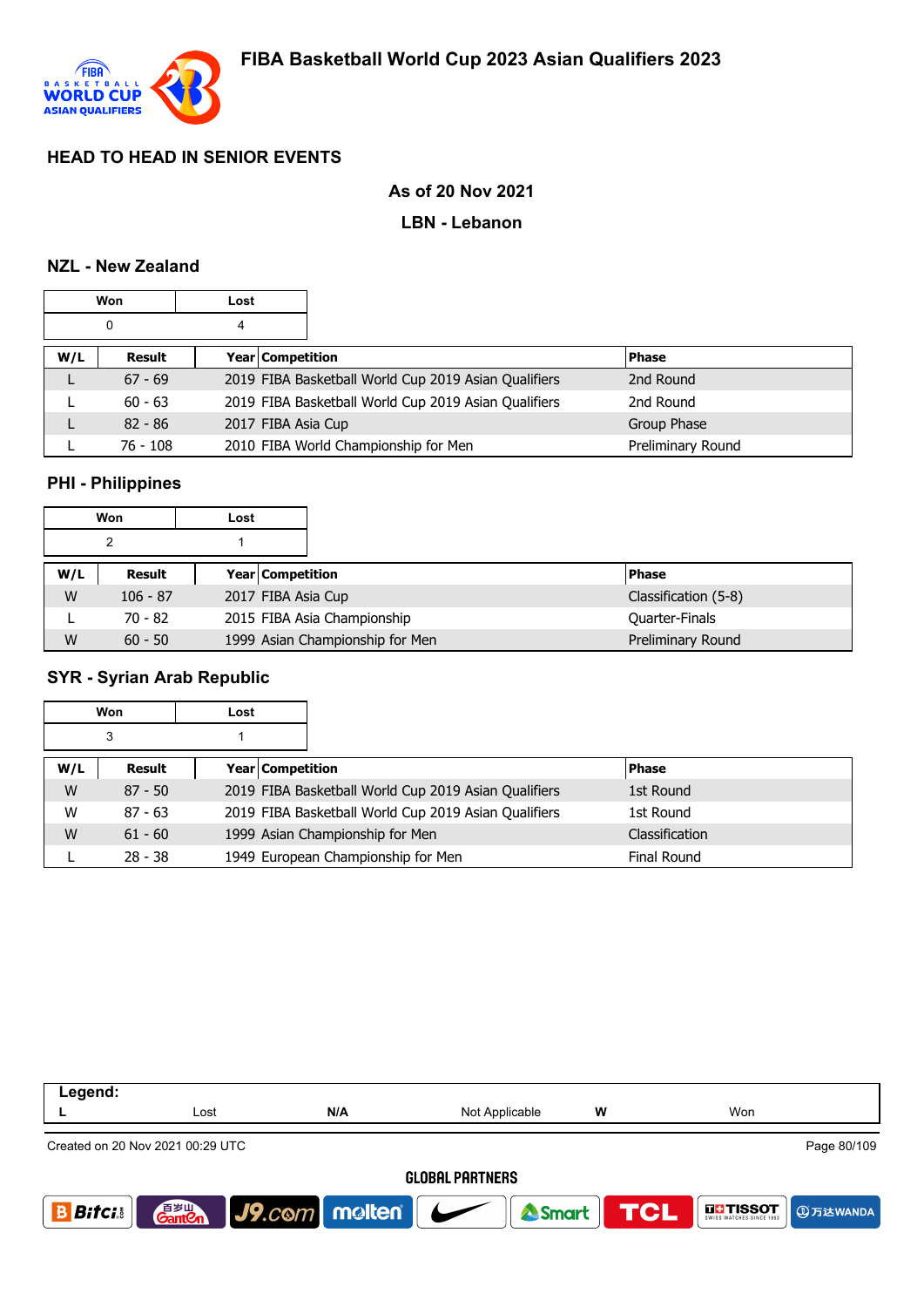# FIBA Basketball World Cup 2023 Asian Qualifiers 2023

## HEAD TO HEAD IN SENIOR EVENTS

**As of 20 Nov 2021**

**LBN - Lebanon**

### NZL - New Zealand

| Won | Lost |
|---|---|
| 0 | 4 |

| W/L | Result | Year | Competition | Phase |
|---|---|---|---|---|
| L | 67 - 69 | 2019 | FIBA Basketball World Cup 2019 Asian Qualifiers | 2nd Round |
| L | 60 - 63 | 2019 | FIBA Basketball World Cup 2019 Asian Qualifiers | 2nd Round |
| L | 82 - 86 | 2017 | FIBA Asia Cup | Group Phase |
| L | 76 - 108 | 2010 | FIBA World Championship for Men | Preliminary Round |

### PHI - Philippines

| Won | Lost |
|---|---|
| 2 | 1 |

| W/L | Result | Year | Competition | Phase |
|---|---|---|---|---|
| W | 106 - 87 | 2017 | FIBA Asia Cup | Classification (5-8) |
| L | 70 - 82 | 2015 | FIBA Asia Championship | Quarter-Finals |
| W | 60 - 50 | 1999 | Asian Championship for Men | Preliminary Round |

### SYR - Syrian Arab Republic

| Won | Lost |
|---|---|
| 3 | 1 |

| W/L | Result | Year | Competition | Phase |
|---|---|---|---|---|
| W | 87 - 50 | 2019 | FIBA Basketball World Cup 2019 Asian Qualifiers | 1st Round |
| W | 87 - 63 | 2019 | FIBA Basketball World Cup 2019 Asian Qualifiers | 1st Round |
| W | 61 - 60 | 1999 | Asian Championship for Men | Classification |
| L | 28 - 38 | 1949 | European Championship for Men | Final Round |

| Legend: | | | | | |
|---|---|---|---|---|---|
| L | Lost | N/A | Not Applicable | W | Won |

Created on 20 Nov 2021 00:29 UTC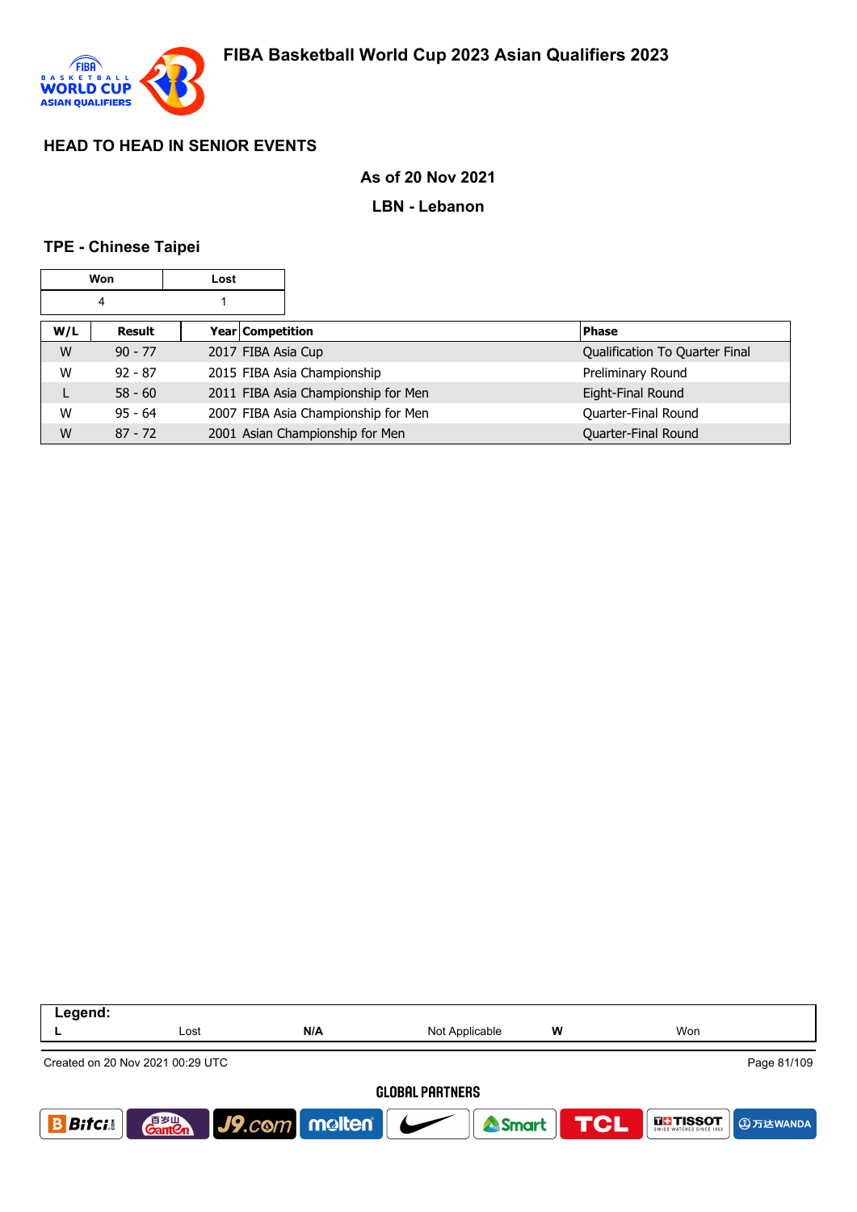# FIBA Basketball World Cup 2023 Asian Qualifiers 2023

## HEAD TO HEAD IN SENIOR EVENTS

**As of 20 Nov 2021**

**LBN - Lebanon**

### TPE - Chinese Taipei

| Won | Lost |
|---|---|
| 4 | 1 |

| W/L | Result | Year | Competition | Phase |
|---|---|---|---|---|
| W | 90 - 77 | 2017 | FIBA Asia Cup | Qualification To Quarter Final |
| W | 92 - 87 | 2015 | FIBA Asia Championship | Preliminary Round |
| L | 58 - 60 | 2011 | FIBA Asia Championship for Men | Eight-Final Round |
| W | 95 - 64 | 2007 | FIBA Asia Championship for Men | Quarter-Final Round |
| W | 87 - 72 | 2001 | Asian Championship for Men | Quarter-Final Round |

| Legend: | | | | | |
|---|---|---|---|---|---|
| L | Lost | N/A | Not Applicable | W | Won |

Created on 20 Nov 2021 00:29 UTC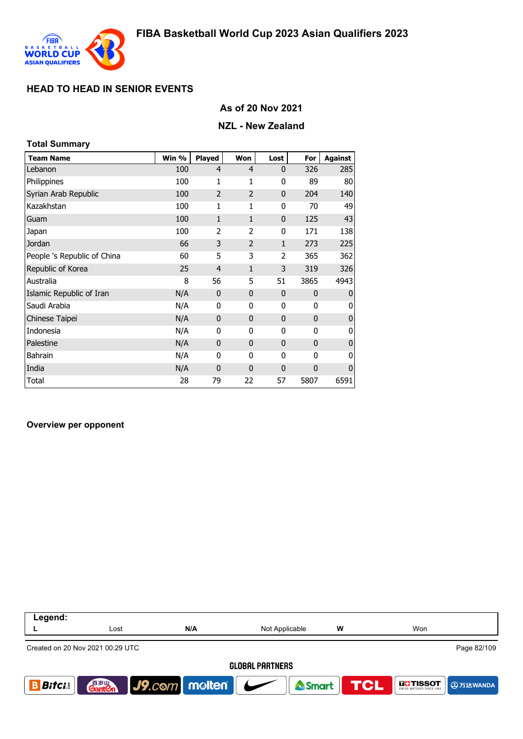# FIBA Basketball World Cup 2023 Asian Qualifiers 2023

## HEAD TO HEAD IN SENIOR EVENTS

### As of 20 Nov 2021

### NZL - New Zealand

**Total Summary**

| Team Name | Win % | Played | Won | Lost | For | Against |
|---|---|---|---|---|---|---|
| Lebanon | 100 | 4 | 4 | 0 | 326 | 285 |
| Philippines | 100 | 1 | 1 | 0 | 89 | 80 |
| Syrian Arab Republic | 100 | 2 | 2 | 0 | 204 | 140 |
| Kazakhstan | 100 | 1 | 1 | 0 | 70 | 49 |
| Guam | 100 | 1 | 1 | 0 | 125 | 43 |
| Japan | 100 | 2 | 2 | 0 | 171 | 138 |
| Jordan | 66 | 3 | 2 | 1 | 273 | 225 |
| People 's Republic of China | 60 | 5 | 3 | 2 | 365 | 362 |
| Republic of Korea | 25 | 4 | 1 | 3 | 319 | 326 |
| Australia | 8 | 56 | 5 | 51 | 3865 | 4943 |
| Islamic Republic of Iran | N/A | 0 | 0 | 0 | 0 | 0 |
| Saudi Arabia | N/A | 0 | 0 | 0 | 0 | 0 |
| Chinese Taipei | N/A | 0 | 0 | 0 | 0 | 0 |
| Indonesia | N/A | 0 | 0 | 0 | 0 | 0 |
| Palestine | N/A | 0 | 0 | 0 | 0 | 0 |
| Bahrain | N/A | 0 | 0 | 0 | 0 | 0 |
| India | N/A | 0 | 0 | 0 | 0 | 0 |
| Total | 28 | 79 | 22 | 57 | 5807 | 6591 |

**Overview per opponent**

| Legend: | | | | | |
|---|---|---|---|---|---|
| L | Lost | N/A | Not Applicable | W | Won |

Created on 20 Nov 2021 00:29 UTC

GLOBAL PARTNERS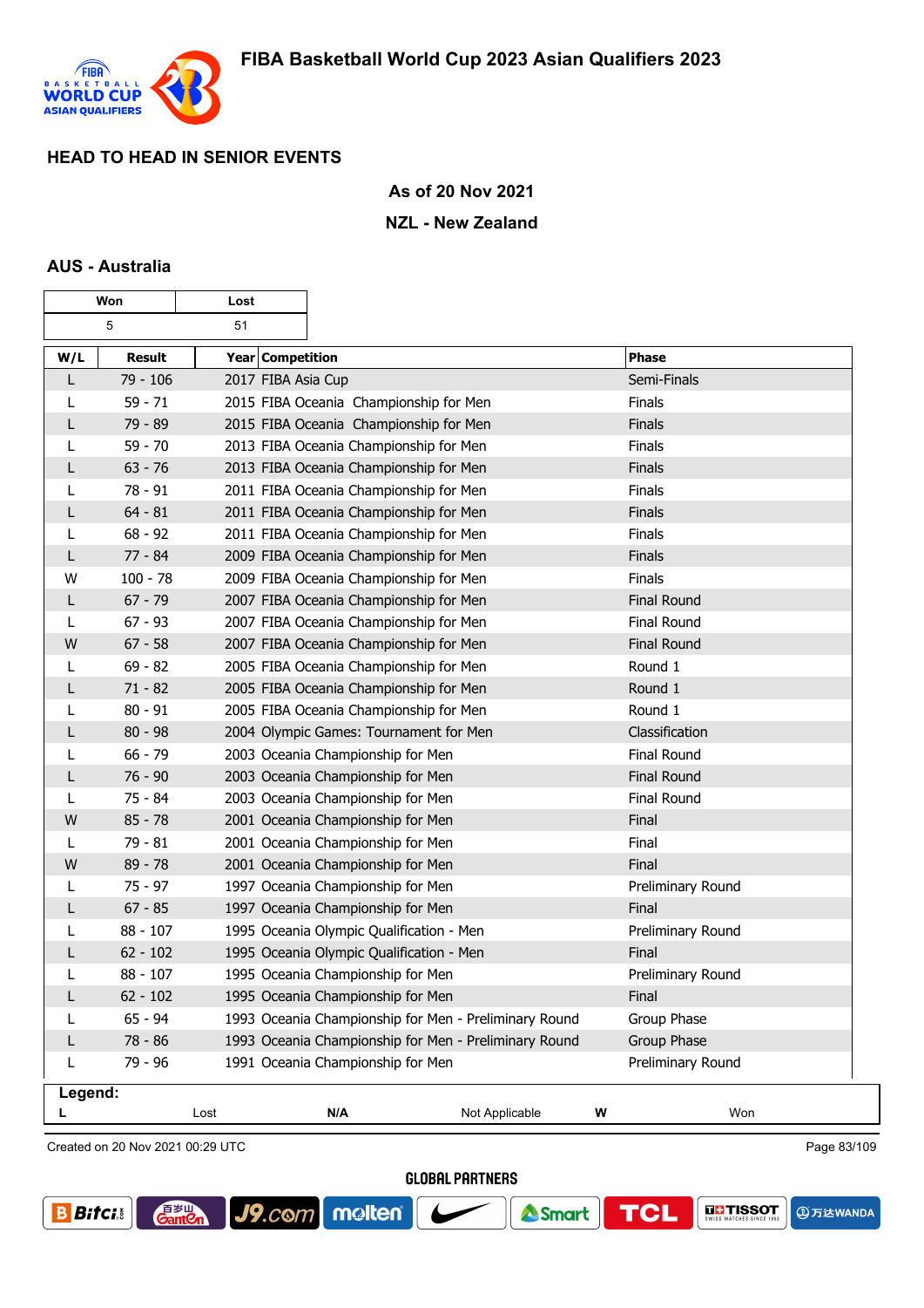## FIBA Basketball World Cup 2023 Asian Qualifiers 2023

### HEAD TO HEAD IN SENIOR EVENTS

**As of 20 Nov 2021**

**NZL - New Zealand**

### AUS - Australia

| Won | Lost |
|---|---|
| 5 | 51 |

| W/L | Result | Year | Competition | Phase |
|---|---|---|---|---|
| L | 79 - 106 | 2017 | FIBA Asia Cup | Semi-Finals |
| L | 59 - 71 | 2015 | FIBA Oceania Championship for Men | Finals |
| L | 79 - 89 | 2015 | FIBA Oceania Championship for Men | Finals |
| L | 59 - 70 | 2013 | FIBA Oceania Championship for Men | Finals |
| L | 63 - 76 | 2013 | FIBA Oceania Championship for Men | Finals |
| L | 78 - 91 | 2011 | FIBA Oceania Championship for Men | Finals |
| L | 64 - 81 | 2011 | FIBA Oceania Championship for Men | Finals |
| L | 68 - 92 | 2011 | FIBA Oceania Championship for Men | Finals |
| L | 77 - 84 | 2009 | FIBA Oceania Championship for Men | Finals |
| W | 100 - 78 | 2009 | FIBA Oceania Championship for Men | Finals |
| L | 67 - 79 | 2007 | FIBA Oceania Championship for Men | Final Round |
| L | 67 - 93 | 2007 | FIBA Oceania Championship for Men | Final Round |
| W | 67 - 58 | 2007 | FIBA Oceania Championship for Men | Final Round |
| L | 69 - 82 | 2005 | FIBA Oceania Championship for Men | Round 1 |
| L | 71 - 82 | 2005 | FIBA Oceania Championship for Men | Round 1 |
| L | 80 - 91 | 2005 | FIBA Oceania Championship for Men | Round 1 |
| L | 80 - 98 | 2004 | Olympic Games: Tournament for Men | Classification |
| L | 66 - 79 | 2003 | Oceania Championship for Men | Final Round |
| L | 76 - 90 | 2003 | Oceania Championship for Men | Final Round |
| L | 75 - 84 | 2003 | Oceania Championship for Men | Final Round |
| W | 85 - 78 | 2001 | Oceania Championship for Men | Final |
| L | 79 - 81 | 2001 | Oceania Championship for Men | Final |
| W | 89 - 78 | 2001 | Oceania Championship for Men | Final |
| L | 75 - 97 | 1997 | Oceania Championship for Men | Preliminary Round |
| L | 67 - 85 | 1997 | Oceania Championship for Men | Final |
| L | 88 - 107 | 1995 | Oceania Olympic Qualification - Men | Preliminary Round |
| L | 62 - 102 | 1995 | Oceania Olympic Qualification - Men | Final |
| L | 88 - 107 | 1995 | Oceania Championship for Men | Preliminary Round |
| L | 62 - 102 | 1995 | Oceania Championship for Men | Final |
| L | 65 - 94 | 1993 | Oceania Championship for Men - Preliminary Round | Group Phase |
| L | 78 - 86 | 1993 | Oceania Championship for Men - Preliminary Round | Group Phase |
| L | 79 - 96 | 1991 | Oceania Championship for Men | Preliminary Round |

**Legend:**

| | | | | | |
|---|---|---|---|---|---|
| **L** | Lost | **N/A** | Not Applicable | **W** | Won |

Created on 20 Nov 2021 00:29 UTC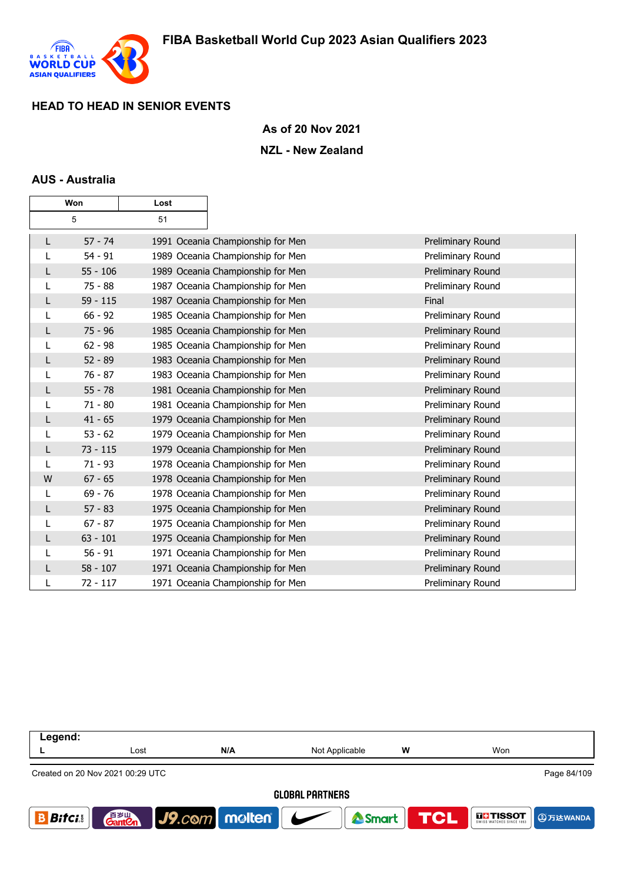## HEAD TO HEAD IN SENIOR EVENTS

**As of 20 Nov 2021**

**NZL - New Zealand**

### AUS - Australia

| Won | Lost |
| --- | --- |
| 5 | 51 |

| | | | |
| --- | --- | --- | --- |
| L | 57 - 74 | 1991 Oceania Championship for Men | Preliminary Round |
| L | 54 - 91 | 1989 Oceania Championship for Men | Preliminary Round |
| L | 55 - 106 | 1989 Oceania Championship for Men | Preliminary Round |
| L | 75 - 88 | 1987 Oceania Championship for Men | Preliminary Round |
| L | 59 - 115 | 1987 Oceania Championship for Men | Final |
| L | 66 - 92 | 1985 Oceania Championship for Men | Preliminary Round |
| L | 75 - 96 | 1985 Oceania Championship for Men | Preliminary Round |
| L | 62 - 98 | 1985 Oceania Championship for Men | Preliminary Round |
| L | 52 - 89 | 1983 Oceania Championship for Men | Preliminary Round |
| L | 76 - 87 | 1983 Oceania Championship for Men | Preliminary Round |
| L | 55 - 78 | 1981 Oceania Championship for Men | Preliminary Round |
| L | 71 - 80 | 1981 Oceania Championship for Men | Preliminary Round |
| L | 41 - 65 | 1979 Oceania Championship for Men | Preliminary Round |
| L | 53 - 62 | 1979 Oceania Championship for Men | Preliminary Round |
| L | 73 - 115 | 1979 Oceania Championship for Men | Preliminary Round |
| L | 71 - 93 | 1978 Oceania Championship for Men | Preliminary Round |
| W | 67 - 65 | 1978 Oceania Championship for Men | Preliminary Round |
| L | 69 - 76 | 1978 Oceania Championship for Men | Preliminary Round |
| L | 57 - 83 | 1975 Oceania Championship for Men | Preliminary Round |
| L | 67 - 87 | 1975 Oceania Championship for Men | Preliminary Round |
| L | 63 - 101 | 1975 Oceania Championship for Men | Preliminary Round |
| L | 56 - 91 | 1971 Oceania Championship for Men | Preliminary Round |
| L | 58 - 107 | 1971 Oceania Championship for Men | Preliminary Round |
| L | 72 - 117 | 1971 Oceania Championship for Men | Preliminary Round |

| Legend: | | | | | |
| --- | --- | --- | --- | --- | --- |
| L | Lost | N/A | Not Applicable | W | Won |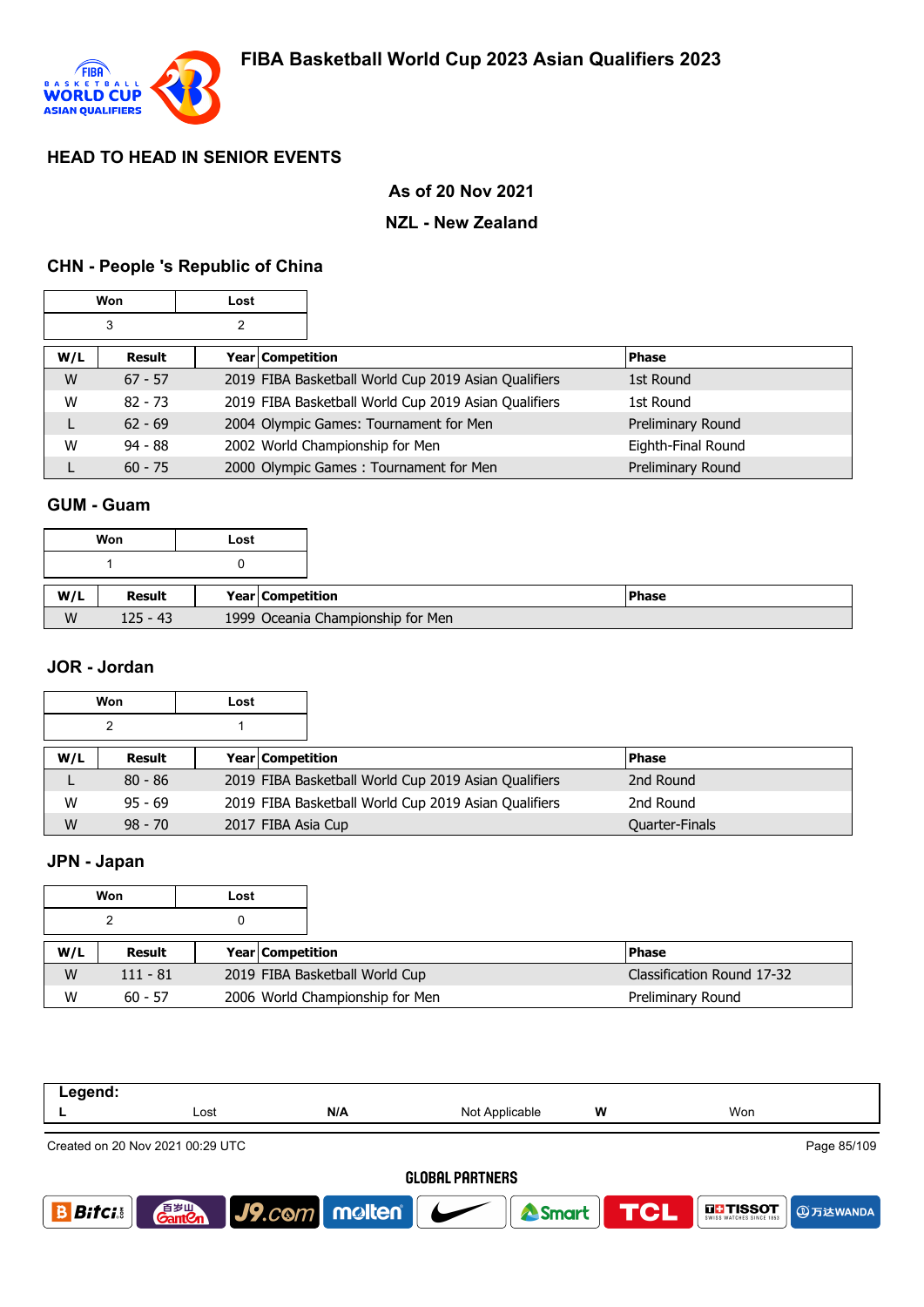# FIBA Basketball World Cup 2023 Asian Qualifiers 2023

## HEAD TO HEAD IN SENIOR EVENTS

**As of 20 Nov 2021**

**NZL - New Zealand**

### CHN - People 's Republic of China

| Won | Lost |
|---|---|
| 3 | 2 |

| W/L | Result | Year | Competition | Phase |
|---|---|---|---|---|
| W | 67 - 57 | 2019 | FIBA Basketball World Cup 2019 Asian Qualifiers | 1st Round |
| W | 82 - 73 | 2019 | FIBA Basketball World Cup 2019 Asian Qualifiers | 1st Round |
| L | 62 - 69 | 2004 | Olympic Games: Tournament for Men | Preliminary Round |
| W | 94 - 88 | 2002 | World Championship for Men | Eighth-Final Round |
| L | 60 - 75 | 2000 | Olympic Games : Tournament for Men | Preliminary Round |

### GUM - Guam

| Won | Lost |
|---|---|
| 1 | 0 |

| W/L | Result | Year | Competition | Phase |
|---|---|---|---|---|
| W | 125 - 43 | 1999 | Oceania Championship for Men | |

### JOR - Jordan

| Won | Lost |
|---|---|
| 2 | 1 |

| W/L | Result | Year | Competition | Phase |
|---|---|---|---|---|
| L | 80 - 86 | 2019 | FIBA Basketball World Cup 2019 Asian Qualifiers | 2nd Round |
| W | 95 - 69 | 2019 | FIBA Basketball World Cup 2019 Asian Qualifiers | 2nd Round |
| W | 98 - 70 | 2017 | FIBA Asia Cup | Quarter-Finals |

### JPN - Japan

| Won | Lost |
|---|---|
| 2 | 0 |

| W/L | Result | Year | Competition | Phase |
|---|---|---|---|---|
| W | 111 - 81 | 2019 | FIBA Basketball World Cup | Classification Round 17-32 |
| W | 60 - 57 | 2006 | World Championship for Men | Preliminary Round |

| Legend: | | | | | |
|---|---|---|---|---|---|
| L | Lost | N/A | Not Applicable | W | Won |

Created on 20 Nov 2021 00:29 UTC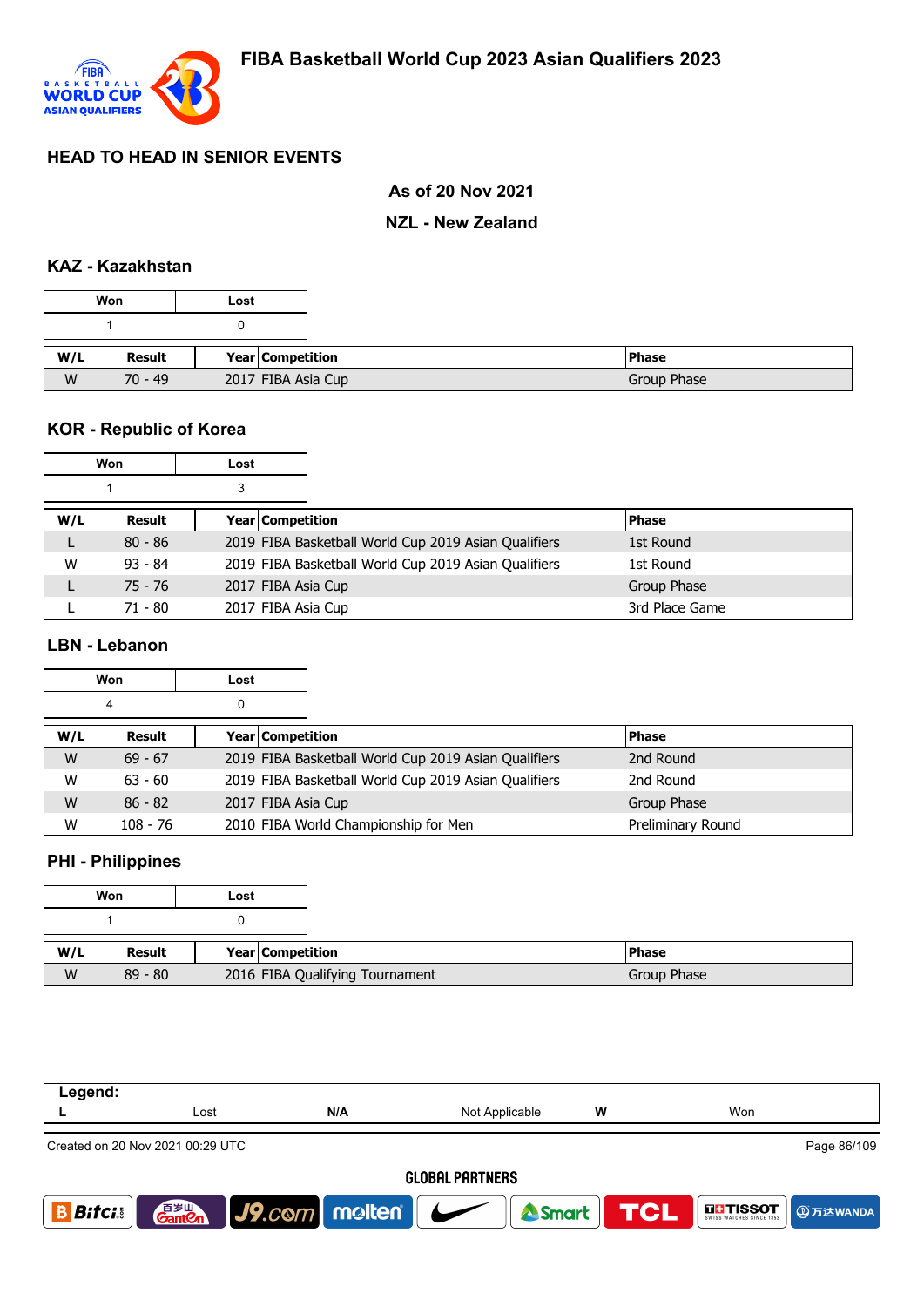# FIBA Basketball World Cup 2023 Asian Qualifiers 2023

## HEAD TO HEAD IN SENIOR EVENTS

**As of 20 Nov 2021**

**NZL - New Zealand**

### KAZ - Kazakhstan

| Won | Lost |
|---|---|
| 1 | 0 |

| W/L | Result | Year | Competition | Phase |
|---|---|---|---|---|
| W | 70 - 49 | 2017 | FIBA Asia Cup | Group Phase |

### KOR - Republic of Korea

| Won | Lost |
|---|---|
| 1 | 3 |

| W/L | Result | Year | Competition | Phase |
|---|---|---|---|---|
| L | 80 - 86 | 2019 | FIBA Basketball World Cup 2019 Asian Qualifiers | 1st Round |
| W | 93 - 84 | 2019 | FIBA Basketball World Cup 2019 Asian Qualifiers | 1st Round |
| L | 75 - 76 | 2017 | FIBA Asia Cup | Group Phase |
| L | 71 - 80 | 2017 | FIBA Asia Cup | 3rd Place Game |

### LBN - Lebanon

| Won | Lost |
|---|---|
| 4 | 0 |

| W/L | Result | Year | Competition | Phase |
|---|---|---|---|---|
| W | 69 - 67 | 2019 | FIBA Basketball World Cup 2019 Asian Qualifiers | 2nd Round |
| W | 63 - 60 | 2019 | FIBA Basketball World Cup 2019 Asian Qualifiers | 2nd Round |
| W | 86 - 82 | 2017 | FIBA Asia Cup | Group Phase |
| W | 108 - 76 | 2010 | FIBA World Championship for Men | Preliminary Round |

### PHI - Philippines

| Won | Lost |
|---|---|
| 1 | 0 |

| W/L | Result | Year | Competition | Phase |
|---|---|---|---|---|
| W | 89 - 80 | 2016 | FIBA Qualifying Tournament | Group Phase |

**Legend:**

| L | Lost | N/A | Not Applicable | W | Won |
|---|---|---|---|---|---|

Created on 20 Nov 2021 00:29 UTC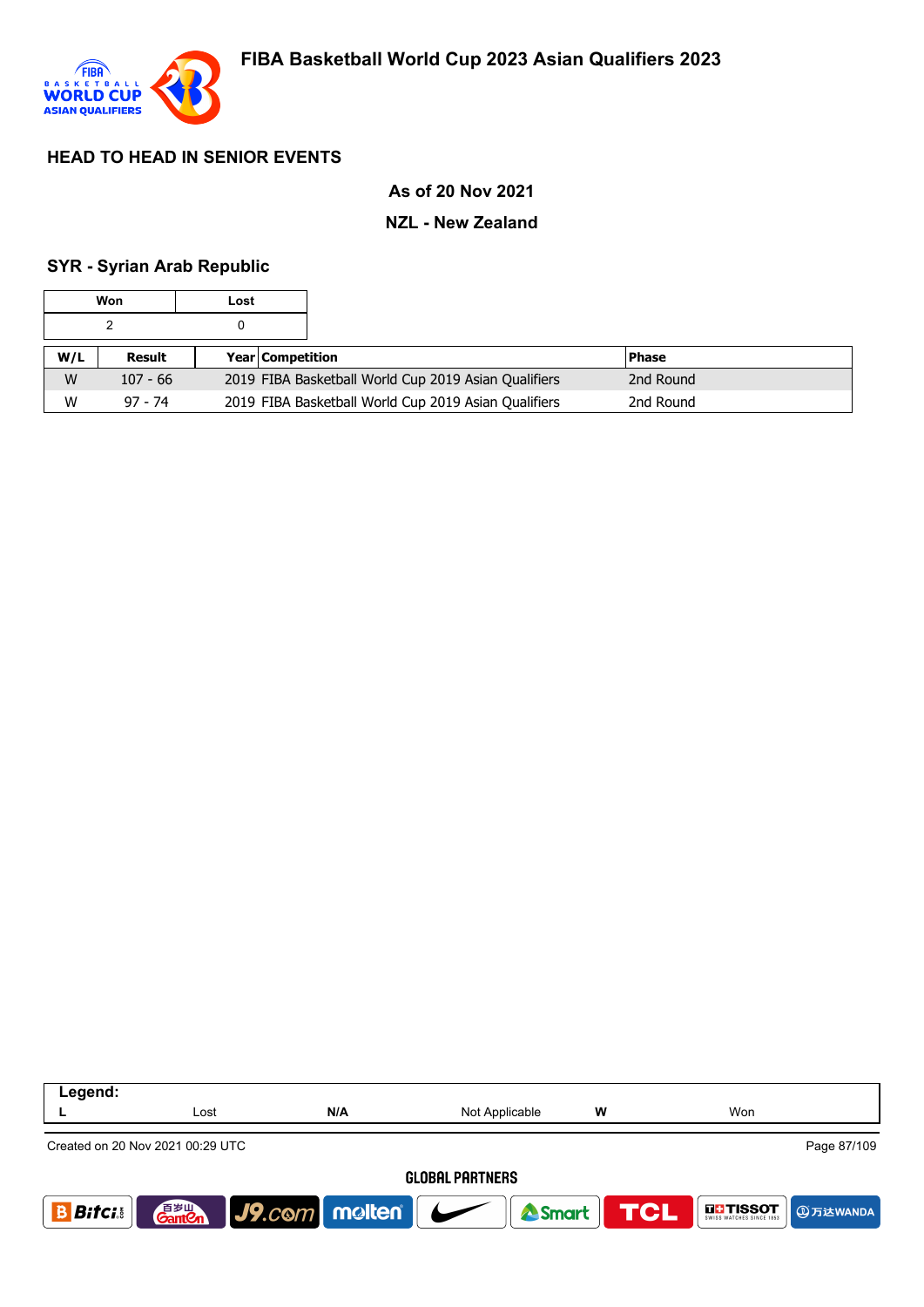## HEAD TO HEAD IN SENIOR EVENTS

**As of 20 Nov 2021**

**NZL - New Zealand**

### SYR - Syrian Arab Republic

| Won | Lost |
|---|---|
| 2 | 0 |

| W/L | Result | Year | Competition | Phase |
|---|---|---|---|---|
| W | 107 - 66 | 2019 | FIBA Basketball World Cup 2019 Asian Qualifiers | 2nd Round |
| W | 97 - 74 | 2019 | FIBA Basketball World Cup 2019 Asian Qualifiers | 2nd Round |

**Legend:**

| | | | | | |
|---|---|---|---|---|---|
| **L** | Lost | **N/A** | Not Applicable | **W** | Won |

Created on 20 Nov 2021 00:29 UTC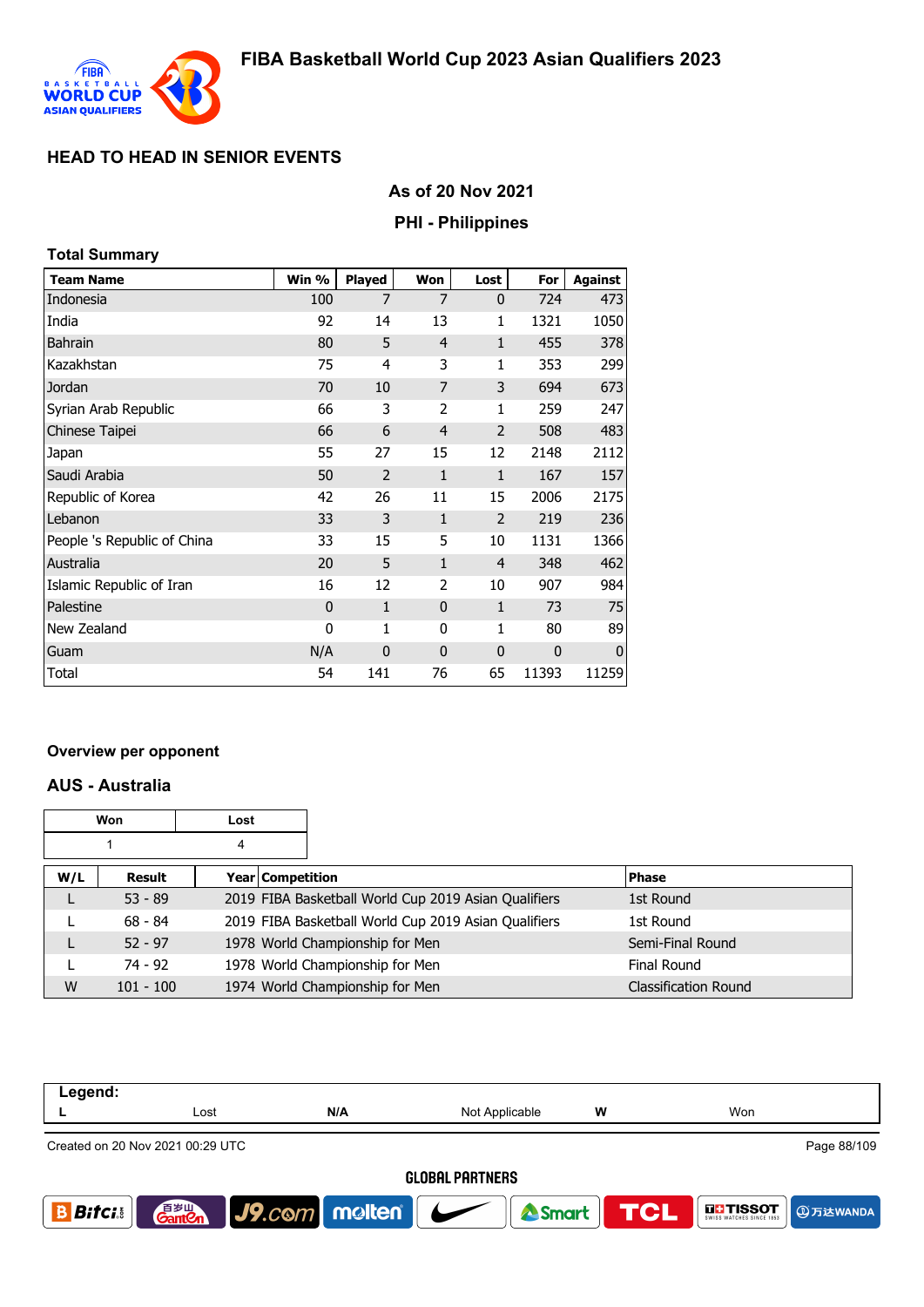## HEAD TO HEAD IN SENIOR EVENTS

### As of 20 Nov 2021

### PHI - Philippines

**Total Summary**

| Team Name | Win % | Played | Won | Lost | For | Against |
|---|---|---|---|---|---|---|
| Indonesia | 100 | 7 | 7 | 0 | 724 | 473 |
| India | 92 | 14 | 13 | 1 | 1321 | 1050 |
| Bahrain | 80 | 5 | 4 | 1 | 455 | 378 |
| Kazakhstan | 75 | 4 | 3 | 1 | 353 | 299 |
| Jordan | 70 | 10 | 7 | 3 | 694 | 673 |
| Syrian Arab Republic | 66 | 3 | 2 | 1 | 259 | 247 |
| Chinese Taipei | 66 | 6 | 4 | 2 | 508 | 483 |
| Japan | 55 | 27 | 15 | 12 | 2148 | 2112 |
| Saudi Arabia | 50 | 2 | 1 | 1 | 167 | 157 |
| Republic of Korea | 42 | 26 | 11 | 15 | 2006 | 2175 |
| Lebanon | 33 | 3 | 1 | 2 | 219 | 236 |
| People 's Republic of China | 33 | 15 | 5 | 10 | 1131 | 1366 |
| Australia | 20 | 5 | 1 | 4 | 348 | 462 |
| Islamic Republic of Iran | 16 | 12 | 2 | 10 | 907 | 984 |
| Palestine | 0 | 1 | 0 | 1 | 73 | 75 |
| New Zealand | 0 | 1 | 0 | 1 | 80 | 89 |
| Guam | N/A | 0 | 0 | 0 | 0 | 0 |
| Total | 54 | 141 | 76 | 65 | 11393 | 11259 |

### Overview per opponent

### AUS - Australia

| Won | Lost |
|---|---|
| 1 | 4 |

| W/L | Result | Year | Competition | Phase |
|---|---|---|---|---|
| L | 53 - 89 | 2019 | FIBA Basketball World Cup 2019 Asian Qualifiers | 1st Round |
| L | 68 - 84 | 2019 | FIBA Basketball World Cup 2019 Asian Qualifiers | 1st Round |
| L | 52 - 97 | 1978 | World Championship for Men | Semi-Final Round |
| L | 74 - 92 | 1978 | World Championship for Men | Final Round |
| W | 101 - 100 | 1974 | World Championship for Men | Classification Round |

**Legend:**

| L | Lost | N/A | Not Applicable | W | Won |
|---|---|---|---|---|---|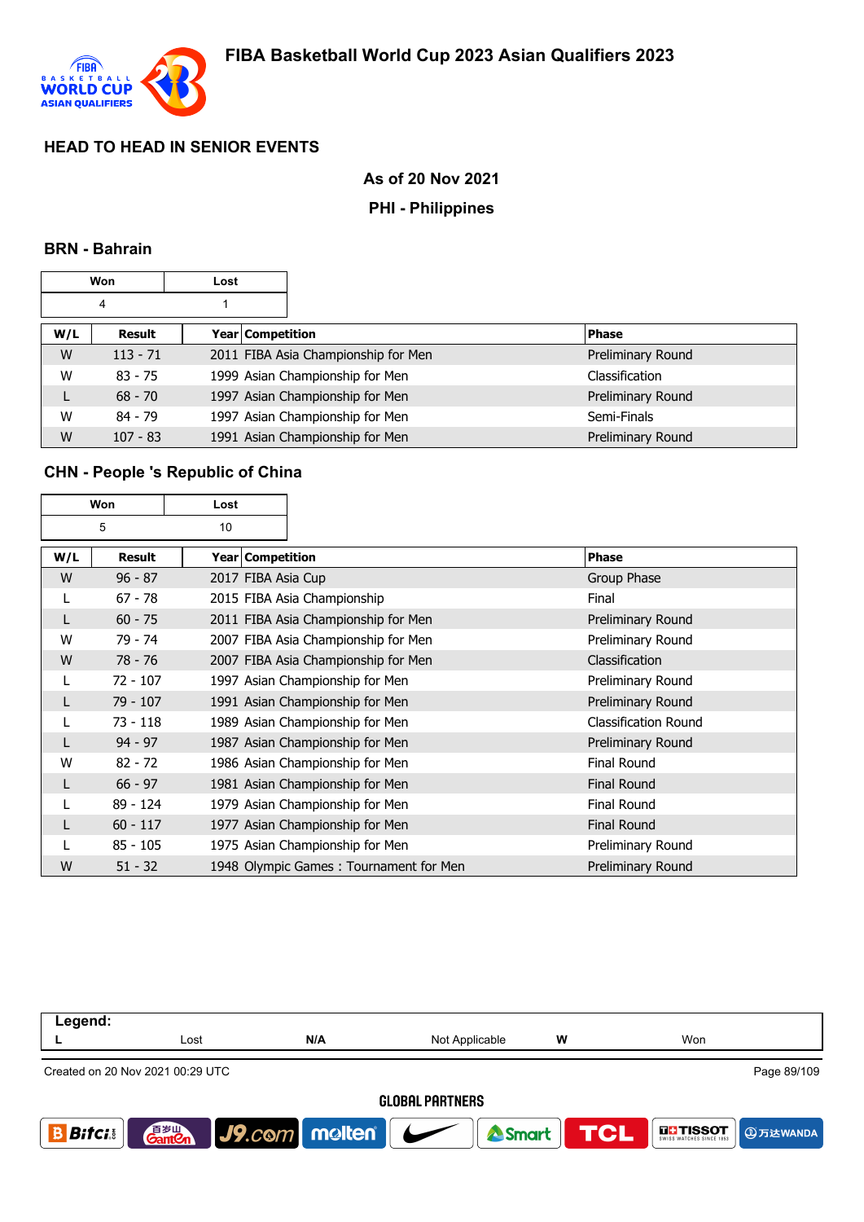## HEAD TO HEAD IN SENIOR EVENTS

**As of 20 Nov 2021**

**PHI - Philippines**

### BRN - Bahrain

| Won | Lost |
|---|---|
| 4 | 1 |

| W/L | Result | Year | Competition | Phase |
|---|---|---|---|---|
| W | 113 - 71 | 2011 | FIBA Asia Championship for Men | Preliminary Round |
| W | 83 - 75 | 1999 | Asian Championship for Men | Classification |
| L | 68 - 70 | 1997 | Asian Championship for Men | Preliminary Round |
| W | 84 - 79 | 1997 | Asian Championship for Men | Semi-Finals |
| W | 107 - 83 | 1991 | Asian Championship for Men | Preliminary Round |

### CHN - People 's Republic of China

| Won | Lost |
|---|---|
| 5 | 10 |

| W/L | Result | Year | Competition | Phase |
|---|---|---|---|---|
| W | 96 - 87 | 2017 | FIBA Asia Cup | Group Phase |
| L | 67 - 78 | 2015 | FIBA Asia Championship | Final |
| L | 60 - 75 | 2011 | FIBA Asia Championship for Men | Preliminary Round |
| W | 79 - 74 | 2007 | FIBA Asia Championship for Men | Preliminary Round |
| W | 78 - 76 | 2007 | FIBA Asia Championship for Men | Classification |
| L | 72 - 107 | 1997 | Asian Championship for Men | Preliminary Round |
| L | 79 - 107 | 1991 | Asian Championship for Men | Preliminary Round |
| L | 73 - 118 | 1989 | Asian Championship for Men | Classification Round |
| L | 94 - 97 | 1987 | Asian Championship for Men | Preliminary Round |
| W | 82 - 72 | 1986 | Asian Championship for Men | Final Round |
| L | 66 - 97 | 1981 | Asian Championship for Men | Final Round |
| L | 89 - 124 | 1979 | Asian Championship for Men | Final Round |
| L | 60 - 117 | 1977 | Asian Championship for Men | Final Round |
| L | 85 - 105 | 1975 | Asian Championship for Men | Preliminary Round |
| W | 51 - 32 | 1948 | Olympic Games : Tournament for Men | Preliminary Round |

| Legend: | | | | | |
|---|---|---|---|---|---|
| L | Lost | N/A | Not Applicable | W | Won |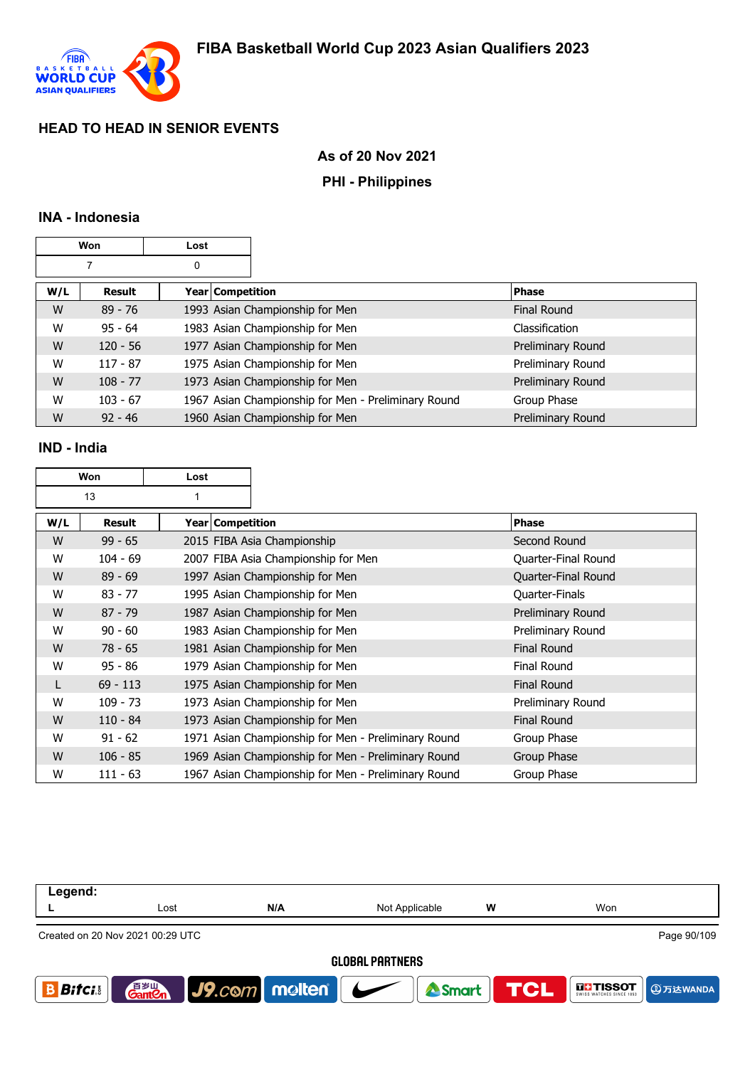## HEAD TO HEAD IN SENIOR EVENTS

**As of 20 Nov 2021**

**PHI - Philippines**

### INA - Indonesia

| Won | Lost |
|---|---|
| 7 | 0 |

| W/L | Result | Year | Competition | Phase |
|---|---|---|---|---|
| W | 89 - 76 | 1993 | Asian Championship for Men | Final Round |
| W | 95 - 64 | 1983 | Asian Championship for Men | Classification |
| W | 120 - 56 | 1977 | Asian Championship for Men | Preliminary Round |
| W | 117 - 87 | 1975 | Asian Championship for Men | Preliminary Round |
| W | 108 - 77 | 1973 | Asian Championship for Men | Preliminary Round |
| W | 103 - 67 | 1967 | Asian Championship for Men - Preliminary Round | Group Phase |
| W | 92 - 46 | 1960 | Asian Championship for Men | Preliminary Round |

### IND - India

| Won | Lost |
|---|---|
| 13 | 1 |

| W/L | Result | Year | Competition | Phase |
|---|---|---|---|---|
| W | 99 - 65 | 2015 | FIBA Asia Championship | Second Round |
| W | 104 - 69 | 2007 | FIBA Asia Championship for Men | Quarter-Final Round |
| W | 89 - 69 | 1997 | Asian Championship for Men | Quarter-Final Round |
| W | 83 - 77 | 1995 | Asian Championship for Men | Quarter-Finals |
| W | 87 - 79 | 1987 | Asian Championship for Men | Preliminary Round |
| W | 90 - 60 | 1983 | Asian Championship for Men | Preliminary Round |
| W | 78 - 65 | 1981 | Asian Championship for Men | Final Round |
| W | 95 - 86 | 1979 | Asian Championship for Men | Final Round |
| L | 69 - 113 | 1975 | Asian Championship for Men | Final Round |
| W | 109 - 73 | 1973 | Asian Championship for Men | Preliminary Round |
| W | 110 - 84 | 1973 | Asian Championship for Men | Final Round |
| W | 91 - 62 | 1971 | Asian Championship for Men - Preliminary Round | Group Phase |
| W | 106 - 85 | 1969 | Asian Championship for Men - Preliminary Round | Group Phase |
| W | 111 - 63 | 1967 | Asian Championship for Men - Preliminary Round | Group Phase |

**Legend:**

| L | Lost | N/A | Not Applicable | W | Won |
|---|---|---|---|---|---|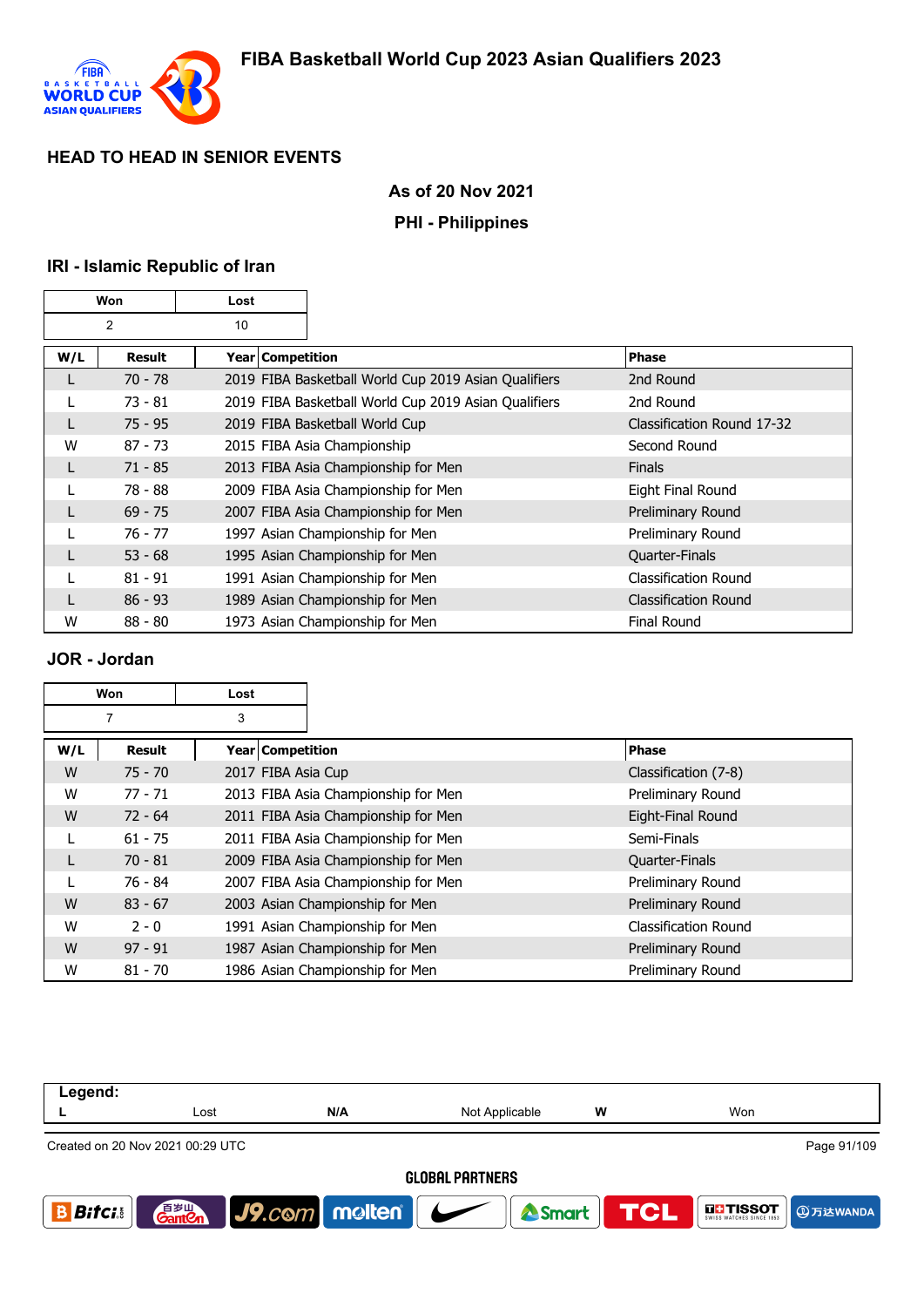## HEAD TO HEAD IN SENIOR EVENTS

**As of 20 Nov 2021**

**PHI - Philippines**

### IRI - Islamic Republic of Iran

| Won | Lost |
|---|---|
| 2 | 10 |

| W/L | Result | Year | Competition | Phase |
|---|---|---|---|---|
| L | 70 - 78 | 2019 | FIBA Basketball World Cup 2019 Asian Qualifiers | 2nd Round |
| L | 73 - 81 | 2019 | FIBA Basketball World Cup 2019 Asian Qualifiers | 2nd Round |
| L | 75 - 95 | 2019 | FIBA Basketball World Cup | Classification Round 17-32 |
| W | 87 - 73 | 2015 | FIBA Asia Championship | Second Round |
| L | 71 - 85 | 2013 | FIBA Asia Championship for Men | Finals |
| L | 78 - 88 | 2009 | FIBA Asia Championship for Men | Eight Final Round |
| L | 69 - 75 | 2007 | FIBA Asia Championship for Men | Preliminary Round |
| L | 76 - 77 | 1997 | Asian Championship for Men | Preliminary Round |
| L | 53 - 68 | 1995 | Asian Championship for Men | Quarter-Finals |
| L | 81 - 91 | 1991 | Asian Championship for Men | Classification Round |
| L | 86 - 93 | 1989 | Asian Championship for Men | Classification Round |
| W | 88 - 80 | 1973 | Asian Championship for Men | Final Round |

### JOR - Jordan

| Won | Lost |
|---|---|
| 7 | 3 |

| W/L | Result | Year | Competition | Phase |
|---|---|---|---|---|
| W | 75 - 70 | 2017 | FIBA Asia Cup | Classification (7-8) |
| W | 77 - 71 | 2013 | FIBA Asia Championship for Men | Preliminary Round |
| W | 72 - 64 | 2011 | FIBA Asia Championship for Men | Eight-Final Round |
| L | 61 - 75 | 2011 | FIBA Asia Championship for Men | Semi-Finals |
| L | 70 - 81 | 2009 | FIBA Asia Championship for Men | Quarter-Finals |
| L | 76 - 84 | 2007 | FIBA Asia Championship for Men | Preliminary Round |
| W | 83 - 67 | 2003 | Asian Championship for Men | Preliminary Round |
| W | 2 - 0 | 1991 | Asian Championship for Men | Classification Round |
| W | 97 - 91 | 1987 | Asian Championship for Men | Preliminary Round |
| W | 81 - 70 | 1986 | Asian Championship for Men | Preliminary Round |

**Legend:**

| L | Lost | N/A | Not Applicable | W | Won |
|---|---|---|---|---|---|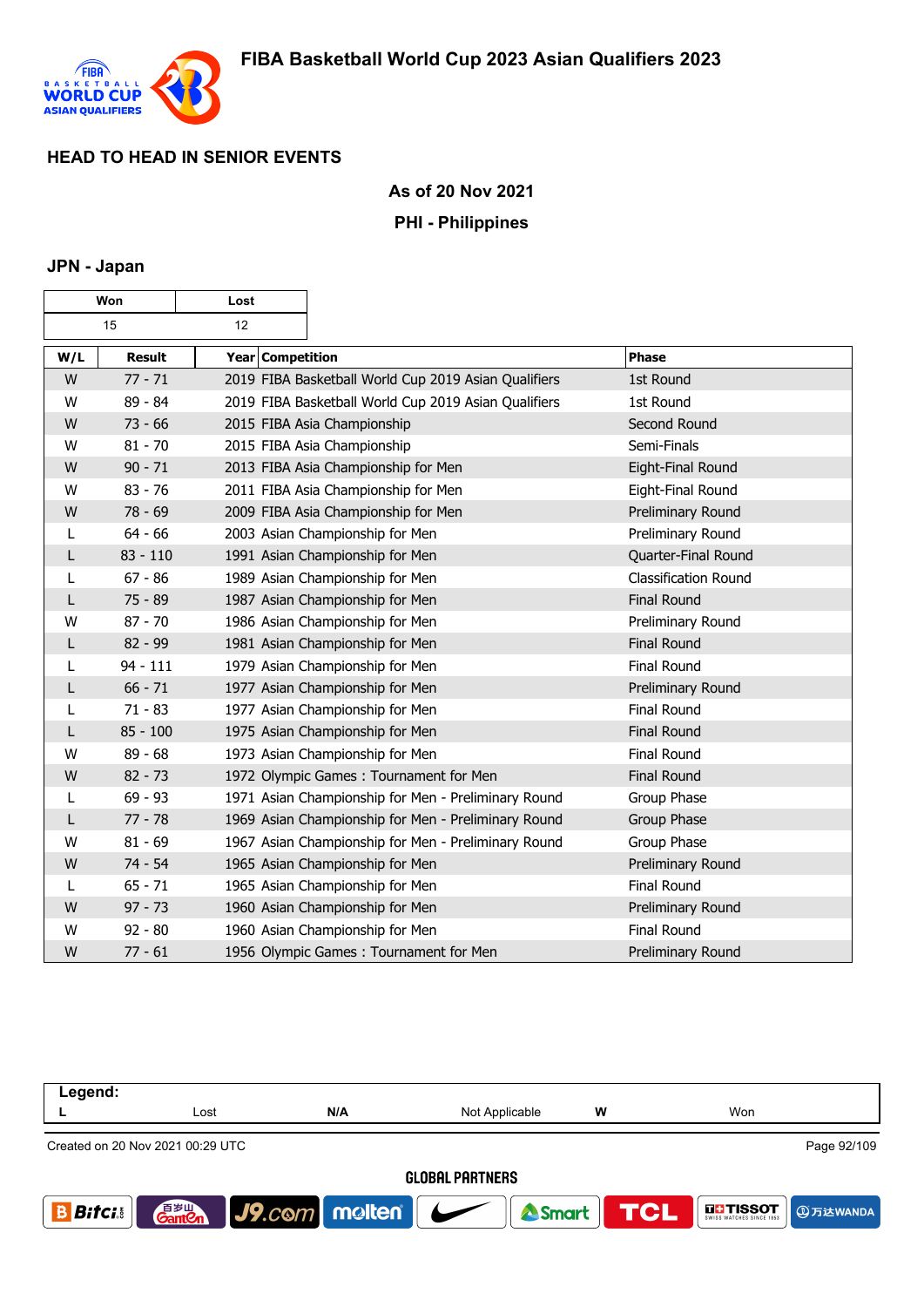# FIBA Basketball World Cup 2023 Asian Qualifiers 2023

## HEAD TO HEAD IN SENIOR EVENTS

### As of 20 Nov 2021

### PHI - Philippines

### JPN - Japan

| Won | Lost |
|---|---|
| 15 | 12 |

| W/L | Result | Year | Competition | Phase |
|---|---|---|---|---|
| W | 77 - 71 | 2019 | FIBA Basketball World Cup 2019 Asian Qualifiers | 1st Round |
| W | 89 - 84 | 2019 | FIBA Basketball World Cup 2019 Asian Qualifiers | 1st Round |
| W | 73 - 66 | 2015 | FIBA Asia Championship | Second Round |
| W | 81 - 70 | 2015 | FIBA Asia Championship | Semi-Finals |
| W | 90 - 71 | 2013 | FIBA Asia Championship for Men | Eight-Final Round |
| W | 83 - 76 | 2011 | FIBA Asia Championship for Men | Eight-Final Round |
| W | 78 - 69 | 2009 | FIBA Asia Championship for Men | Preliminary Round |
| L | 64 - 66 | 2003 | Asian Championship for Men | Preliminary Round |
| L | 83 - 110 | 1991 | Asian Championship for Men | Quarter-Final Round |
| L | 67 - 86 | 1989 | Asian Championship for Men | Classification Round |
| L | 75 - 89 | 1987 | Asian Championship for Men | Final Round |
| W | 87 - 70 | 1986 | Asian Championship for Men | Preliminary Round |
| L | 82 - 99 | 1981 | Asian Championship for Men | Final Round |
| L | 94 - 111 | 1979 | Asian Championship for Men | Final Round |
| L | 66 - 71 | 1977 | Asian Championship for Men | Preliminary Round |
| L | 71 - 83 | 1977 | Asian Championship for Men | Final Round |
| L | 85 - 100 | 1975 | Asian Championship for Men | Final Round |
| W | 89 - 68 | 1973 | Asian Championship for Men | Final Round |
| W | 82 - 73 | 1972 | Olympic Games : Tournament for Men | Final Round |
| L | 69 - 93 | 1971 | Asian Championship for Men - Preliminary Round | Group Phase |
| L | 77 - 78 | 1969 | Asian Championship for Men - Preliminary Round | Group Phase |
| W | 81 - 69 | 1967 | Asian Championship for Men - Preliminary Round | Group Phase |
| W | 74 - 54 | 1965 | Asian Championship for Men | Preliminary Round |
| L | 65 - 71 | 1965 | Asian Championship for Men | Final Round |
| W | 97 - 73 | 1960 | Asian Championship for Men | Preliminary Round |
| W | 92 - 80 | 1960 | Asian Championship for Men | Final Round |
| W | 77 - 61 | 1956 | Olympic Games : Tournament for Men | Preliminary Round |

| Legend: | | | | | |
|---|---|---|---|---|---|
| L | Lost | N/A | Not Applicable | W | Won |

Created on 20 Nov 2021 00:29 UTC

GLOBAL PARTNERS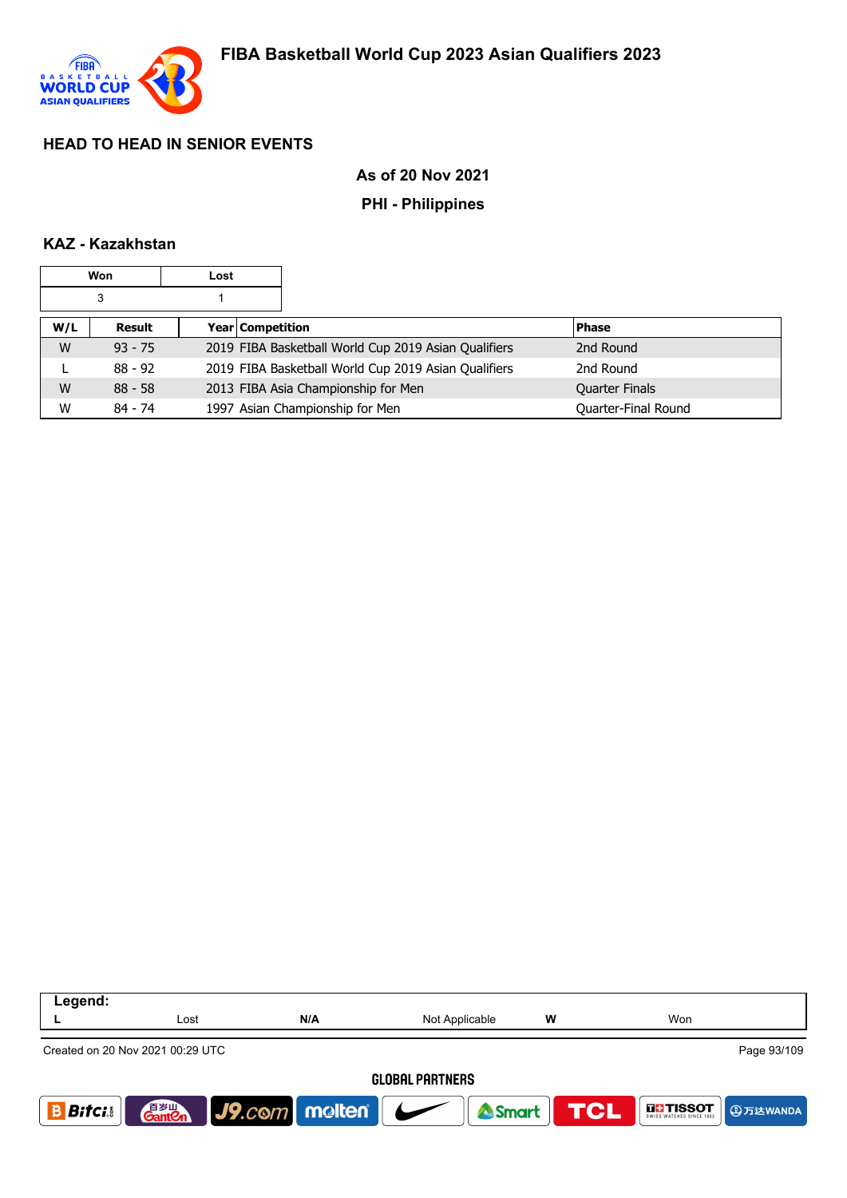# FIBA Basketball World Cup 2023 Asian Qualifiers 2023

## HEAD TO HEAD IN SENIOR EVENTS

**As of 20 Nov 2021**

**PHI - Philippines**

### KAZ - Kazakhstan

| Won | Lost |
|---|---|
| 3 | 1 |

| W/L | Result | Year | Competition | Phase |
|---|---|---|---|---|
| W | 93 - 75 | 2019 | FIBA Basketball World Cup 2019 Asian Qualifiers | 2nd Round |
| L | 88 - 92 | 2019 | FIBA Basketball World Cup 2019 Asian Qualifiers | 2nd Round |
| W | 88 - 58 | 2013 | FIBA Asia Championship for Men | Quarter Finals |
| W | 84 - 74 | 1997 | Asian Championship for Men | Quarter-Final Round |

**Legend:**

| L | Lost | N/A | Not Applicable | W | Won |
|---|---|---|---|---|---|

Created on 20 Nov 2021 00:29 UTC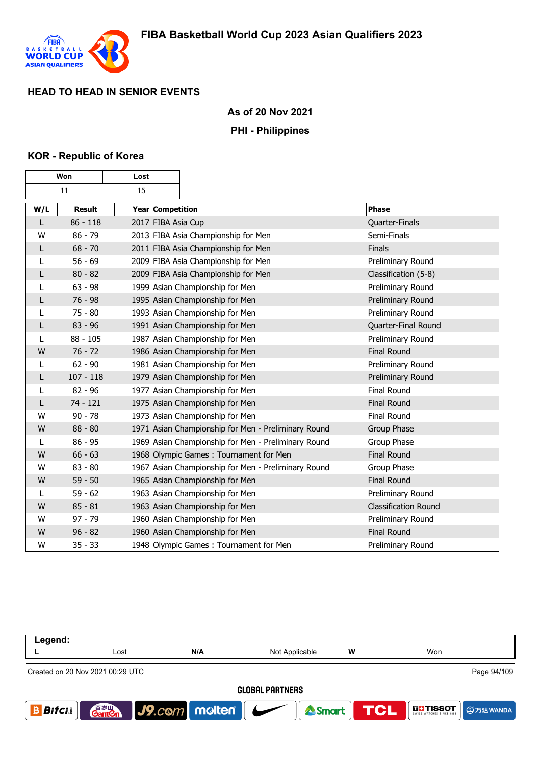## HEAD TO HEAD IN SENIOR EVENTS

**As of 20 Nov 2021**

**PHI - Philippines**

### KOR - Republic of Korea

| Won | Lost |
|---|---|
| 11 | 15 |

| W/L | Result | Year | Competition | Phase |
|---|---|---|---|---|
| L | 86 - 118 | 2017 | FIBA Asia Cup | Quarter-Finals |
| W | 86 - 79 | 2013 | FIBA Asia Championship for Men | Semi-Finals |
| L | 68 - 70 | 2011 | FIBA Asia Championship for Men | Finals |
| L | 56 - 69 | 2009 | FIBA Asia Championship for Men | Preliminary Round |
| L | 80 - 82 | 2009 | FIBA Asia Championship for Men | Classification (5-8) |
| L | 63 - 98 | 1999 | Asian Championship for Men | Preliminary Round |
| L | 76 - 98 | 1995 | Asian Championship for Men | Preliminary Round |
| L | 75 - 80 | 1993 | Asian Championship for Men | Preliminary Round |
| L | 83 - 96 | 1991 | Asian Championship for Men | Quarter-Final Round |
| L | 88 - 105 | 1987 | Asian Championship for Men | Preliminary Round |
| W | 76 - 72 | 1986 | Asian Championship for Men | Final Round |
| L | 62 - 90 | 1981 | Asian Championship for Men | Preliminary Round |
| L | 107 - 118 | 1979 | Asian Championship for Men | Preliminary Round |
| L | 82 - 96 | 1977 | Asian Championship for Men | Final Round |
| L | 74 - 121 | 1975 | Asian Championship for Men | Final Round |
| W | 90 - 78 | 1973 | Asian Championship for Men | Final Round |
| W | 88 - 80 | 1971 | Asian Championship for Men - Preliminary Round | Group Phase |
| L | 86 - 95 | 1969 | Asian Championship for Men - Preliminary Round | Group Phase |
| W | 66 - 63 | 1968 | Olympic Games : Tournament for Men | Final Round |
| W | 83 - 80 | 1967 | Asian Championship for Men - Preliminary Round | Group Phase |
| W | 59 - 50 | 1965 | Asian Championship for Men | Final Round |
| L | 59 - 62 | 1963 | Asian Championship for Men | Preliminary Round |
| W | 85 - 81 | 1963 | Asian Championship for Men | Classification Round |
| W | 97 - 79 | 1960 | Asian Championship for Men | Preliminary Round |
| W | 96 - 82 | 1960 | Asian Championship for Men | Final Round |
| W | 35 - 33 | 1948 | Olympic Games : Tournament for Men | Preliminary Round |

| Legend: | | | | | |
|---|---|---|---|---|---|
| **L** | Lost | **N/A** | Not Applicable | **W** | Won |

Created on 20 Nov 2021 00:29 UTC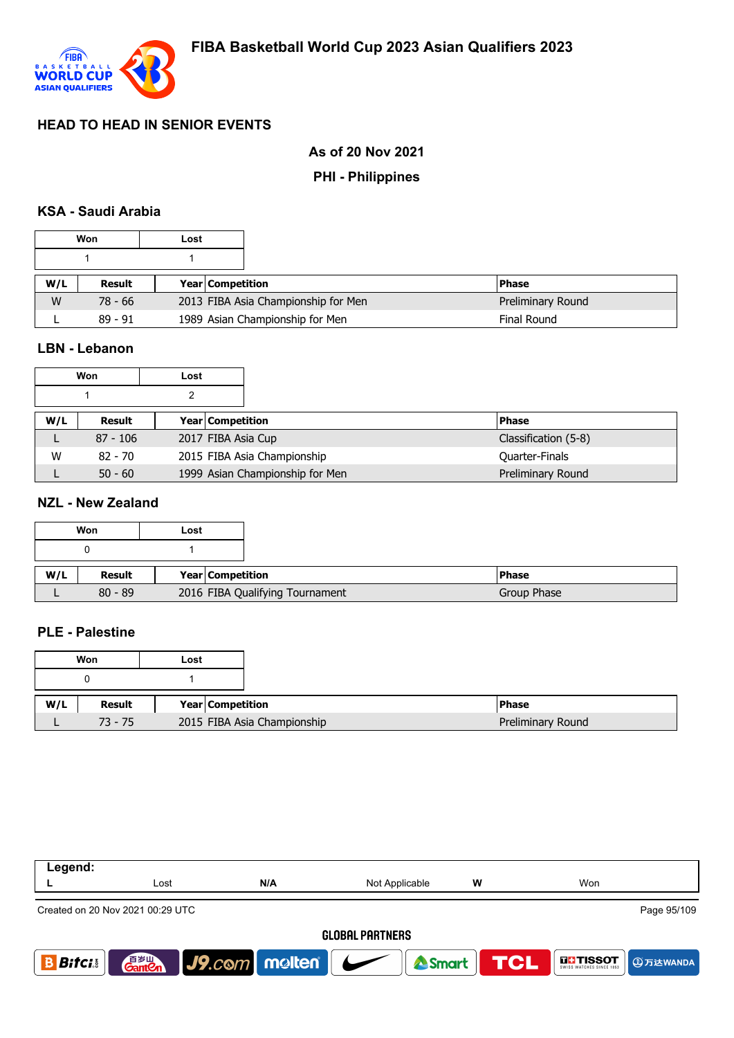# FIBA Basketball World Cup 2023 Asian Qualifiers 2023

## HEAD TO HEAD IN SENIOR EVENTS

**As of 20 Nov 2021**

**PHI - Philippines**

### KSA - Saudi Arabia

| Won | Lost |
|---|---|
| 1 | 1 |

| W/L | Result | Year | Competition | Phase |
|---|---|---|---|---|
| W | 78 - 66 | 2013 | FIBA Asia Championship for Men | Preliminary Round |
| L | 89 - 91 | 1989 | Asian Championship for Men | Final Round |

### LBN - Lebanon

| Won | Lost |
|---|---|
| 1 | 2 |

| W/L | Result | Year | Competition | Phase |
|---|---|---|---|---|
| L | 87 - 106 | 2017 | FIBA Asia Cup | Classification (5-8) |
| W | 82 - 70 | 2015 | FIBA Asia Championship | Quarter-Finals |
| L | 50 - 60 | 1999 | Asian Championship for Men | Preliminary Round |

### NZL - New Zealand

| Won | Lost |
|---|---|
| 0 | 1 |

| W/L | Result | Year | Competition | Phase |
|---|---|---|---|---|
| L | 80 - 89 | 2016 | FIBA Qualifying Tournament | Group Phase |

### PLE - Palestine

| Won | Lost |
|---|---|
| 0 | 1 |

| W/L | Result | Year | Competition | Phase |
|---|---|---|---|---|
| L | 73 - 75 | 2015 | FIBA Asia Championship | Preliminary Round |

| Legend: | | | | | |
|---|---|---|---|---|---|
| L | Lost | N/A | Not Applicable | W | Won |

Created on 20 Nov 2021 00:29 UTC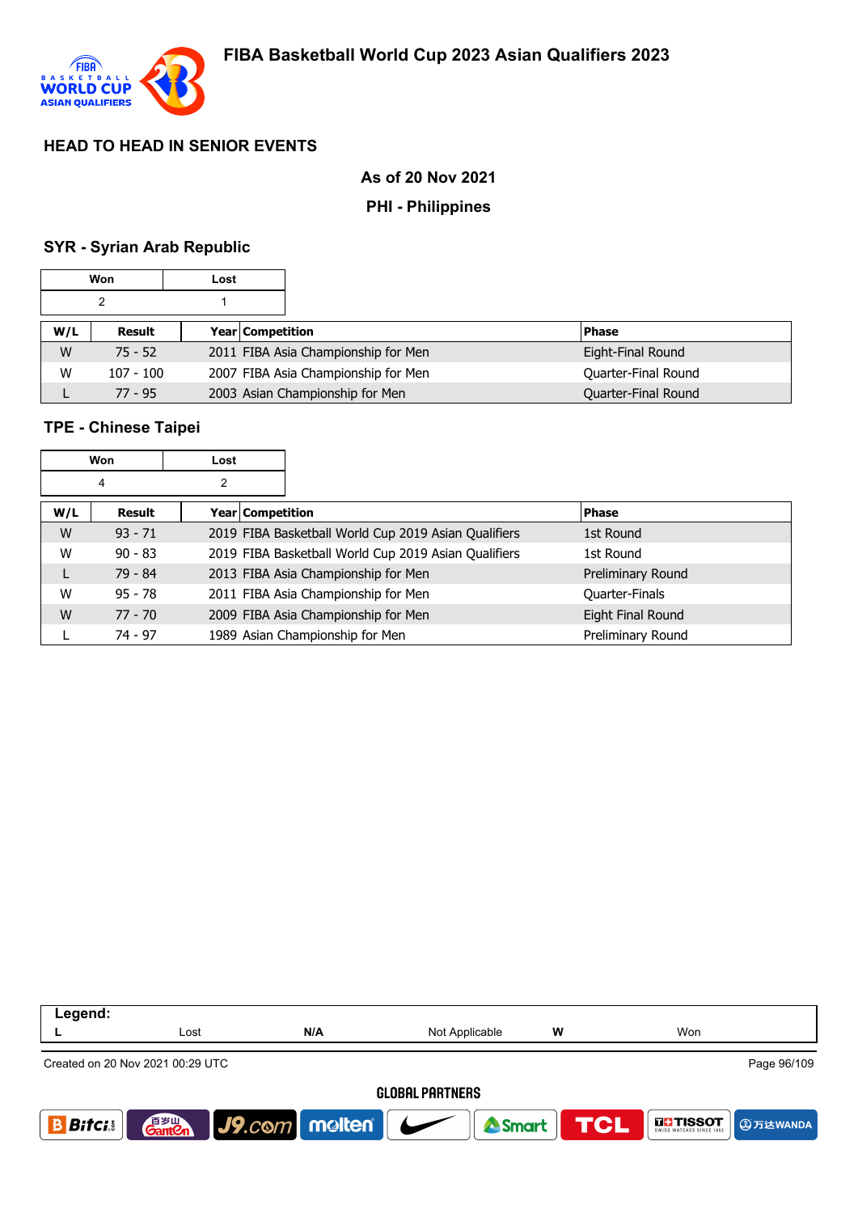# FIBA Basketball World Cup 2023 Asian Qualifiers 2023

## HEAD TO HEAD IN SENIOR EVENTS

**As of 20 Nov 2021**

**PHI - Philippines**

### SYR - Syrian Arab Republic

| Won | Lost |
|---|---|
| 2 | 1 |

| W/L | Result | Year | Competition | Phase |
|---|---|---|---|---|
| W | 75 - 52 | 2011 | FIBA Asia Championship for Men | Eight-Final Round |
| W | 107 - 100 | 2007 | FIBA Asia Championship for Men | Quarter-Final Round |
| L | 77 - 95 | 2003 | Asian Championship for Men | Quarter-Final Round |

### TPE - Chinese Taipei

| Won | Lost |
|---|---|
| 4 | 2 |

| W/L | Result | Year | Competition | Phase |
|---|---|---|---|---|
| W | 93 - 71 | 2019 | FIBA Basketball World Cup 2019 Asian Qualifiers | 1st Round |
| W | 90 - 83 | 2019 | FIBA Basketball World Cup 2019 Asian Qualifiers | 1st Round |
| L | 79 - 84 | 2013 | FIBA Asia Championship for Men | Preliminary Round |
| W | 95 - 78 | 2011 | FIBA Asia Championship for Men | Quarter-Finals |
| W | 77 - 70 | 2009 | FIBA Asia Championship for Men | Eight Final Round |
| L | 74 - 97 | 1989 | Asian Championship for Men | Preliminary Round |

**Legend:**

| L | Lost | N/A | Not Applicable | W | Won |
|---|---|---|---|---|---|

Created on 20 Nov 2021 00:29 UTC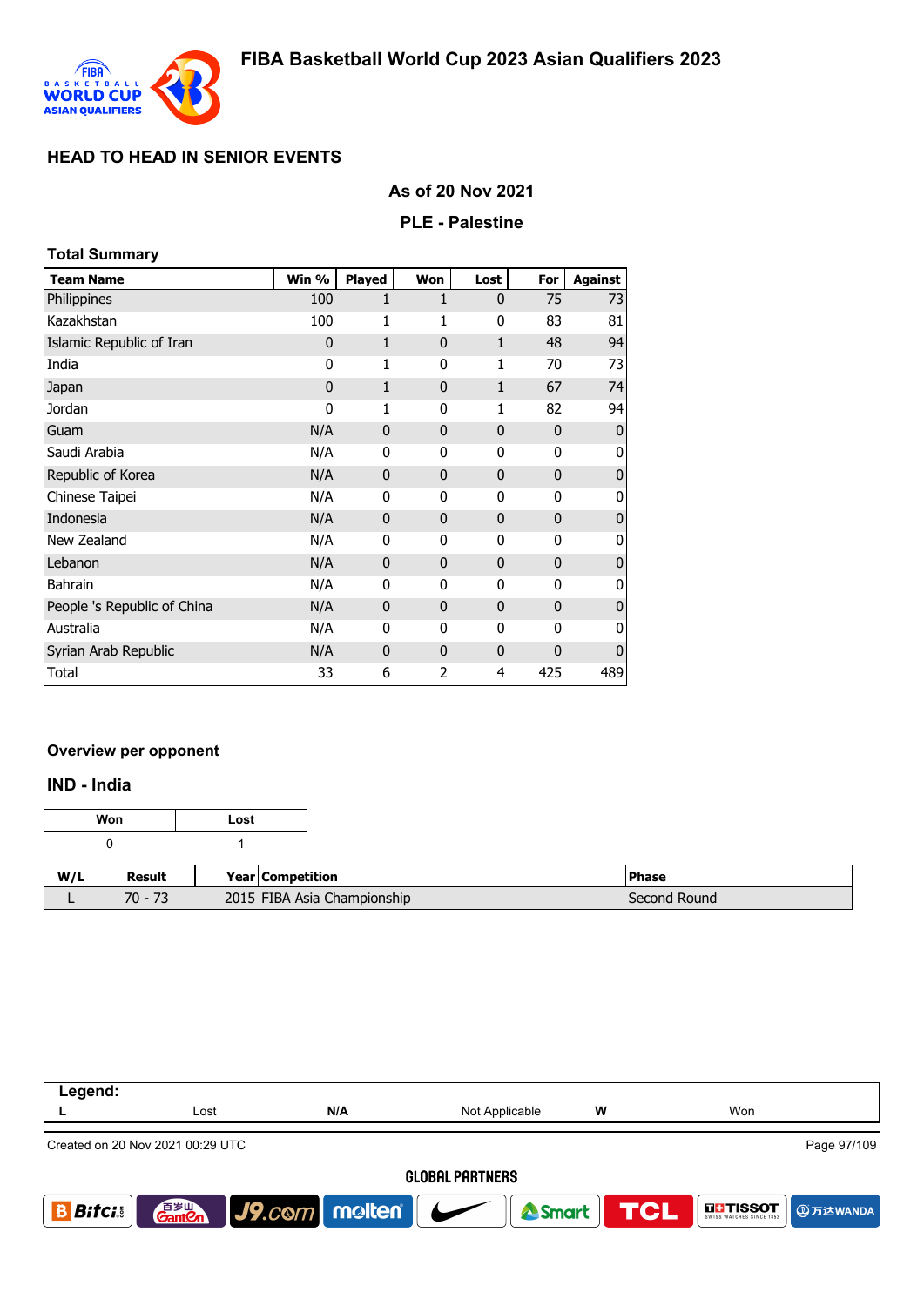# FIBA Basketball World Cup 2023 Asian Qualifiers 2023

## HEAD TO HEAD IN SENIOR EVENTS

### As of 20 Nov 2021

### PLE - Palestine

**Total Summary**

| Team Name | Win % | Played | Won | Lost | For | Against |
|---|---|---|---|---|---|---|
| Philippines | 100 | 1 | 1 | 0 | 75 | 73 |
| Kazakhstan | 100 | 1 | 1 | 0 | 83 | 81 |
| Islamic Republic of Iran | 0 | 1 | 0 | 1 | 48 | 94 |
| India | 0 | 1 | 0 | 1 | 70 | 73 |
| Japan | 0 | 1 | 0 | 1 | 67 | 74 |
| Jordan | 0 | 1 | 0 | 1 | 82 | 94 |
| Guam | N/A | 0 | 0 | 0 | 0 | 0 |
| Saudi Arabia | N/A | 0 | 0 | 0 | 0 | 0 |
| Republic of Korea | N/A | 0 | 0 | 0 | 0 | 0 |
| Chinese Taipei | N/A | 0 | 0 | 0 | 0 | 0 |
| Indonesia | N/A | 0 | 0 | 0 | 0 | 0 |
| New Zealand | N/A | 0 | 0 | 0 | 0 | 0 |
| Lebanon | N/A | 0 | 0 | 0 | 0 | 0 |
| Bahrain | N/A | 0 | 0 | 0 | 0 | 0 |
| People 's Republic of China | N/A | 0 | 0 | 0 | 0 | 0 |
| Australia | N/A | 0 | 0 | 0 | 0 | 0 |
| Syrian Arab Republic | N/A | 0 | 0 | 0 | 0 | 0 |
| Total | 33 | 6 | 2 | 4 | 425 | 489 |

**Overview per opponent**

### IND - India

| Won | Lost |
|---|---|
| 0 | 1 |

| W/L | Result | Year | Competition | Phase |
|---|---|---|---|---|
| L | 70 - 73 | 2015 | FIBA Asia Championship | Second Round |

| Legend: | | | | | |
|---|---|---|---|---|---|
| L | Lost | N/A | Not Applicable | W | Won |

Created on 20 Nov 2021 00:29 UTC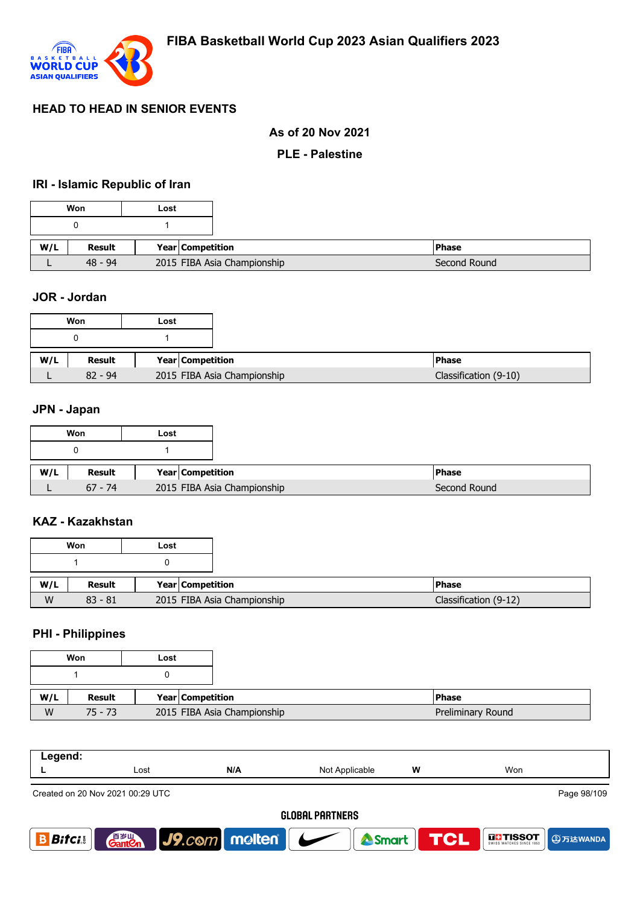# FIBA Basketball World Cup 2023 Asian Qualifiers 2023

## HEAD TO HEAD IN SENIOR EVENTS

**As of 20 Nov 2021**

**PLE - Palestine**

### IRI - Islamic Republic of Iran

| Won | Lost |
|---|---|
| 0 | 1 |

| W/L | Result | Year | Competition | Phase |
|---|---|---|---|---|
| L | 48 - 94 | 2015 | FIBA Asia Championship | Second Round |

### JOR - Jordan

| Won | Lost |
|---|---|
| 0 | 1 |

| W/L | Result | Year | Competition | Phase |
|---|---|---|---|---|
| L | 82 - 94 | 2015 | FIBA Asia Championship | Classification (9-10) |

### JPN - Japan

| Won | Lost |
|---|---|
| 0 | 1 |

| W/L | Result | Year | Competition | Phase |
|---|---|---|---|---|
| L | 67 - 74 | 2015 | FIBA Asia Championship | Second Round |

### KAZ - Kazakhstan

| Won | Lost |
|---|---|
| 1 | 0 |

| W/L | Result | Year | Competition | Phase |
|---|---|---|---|---|
| W | 83 - 81 | 2015 | FIBA Asia Championship | Classification (9-12) |

### PHI - Philippines

| Won | Lost |
|---|---|
| 1 | 0 |

| W/L | Result | Year | Competition | Phase |
|---|---|---|---|---|
| W | 75 - 73 | 2015 | FIBA Asia Championship | Preliminary Round |

| Legend: | | | | | |
|---|---|---|---|---|---|
| L | Lost | N/A | Not Applicable | W | Won |

Created on 20 Nov 2021 00:29 UTC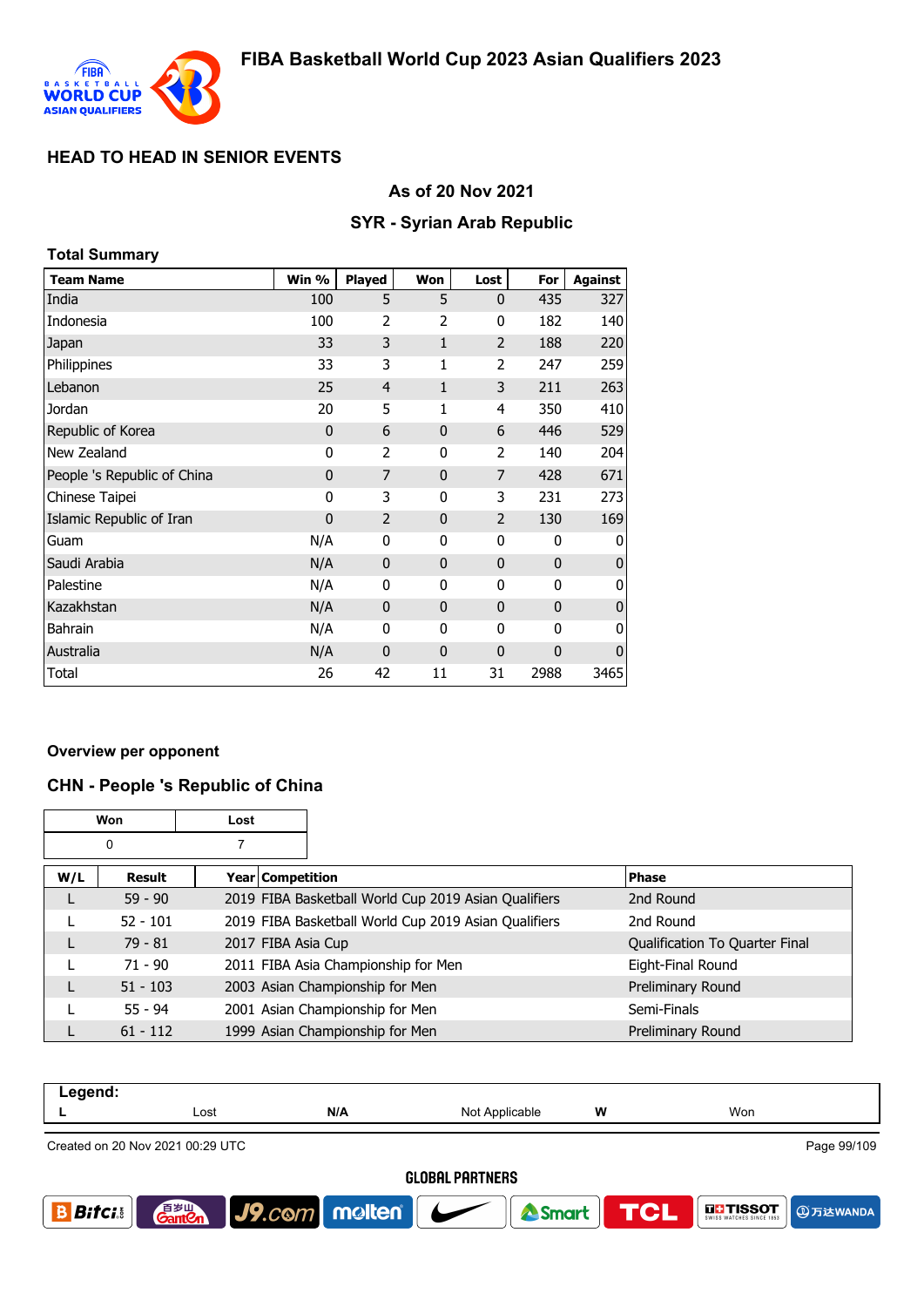# FIBA Basketball World Cup 2023 Asian Qualifiers 2023

## HEAD TO HEAD IN SENIOR EVENTS

### As of 20 Nov 2021

### SYR - Syrian Arab Republic

**Total Summary**

| Team Name | Win % | Played | Won | Lost | For | Against |
|---|---|---|---|---|---|---|
| India | 100 | 5 | 5 | 0 | 435 | 327 |
| Indonesia | 100 | 2 | 2 | 0 | 182 | 140 |
| Japan | 33 | 3 | 1 | 2 | 188 | 220 |
| Philippines | 33 | 3 | 1 | 2 | 247 | 259 |
| Lebanon | 25 | 4 | 1 | 3 | 211 | 263 |
| Jordan | 20 | 5 | 1 | 4 | 350 | 410 |
| Republic of Korea | 0 | 6 | 0 | 6 | 446 | 529 |
| New Zealand | 0 | 2 | 0 | 2 | 140 | 204 |
| People 's Republic of China | 0 | 7 | 0 | 7 | 428 | 671 |
| Chinese Taipei | 0 | 3 | 0 | 3 | 231 | 273 |
| Islamic Republic of Iran | 0 | 2 | 0 | 2 | 130 | 169 |
| Guam | N/A | 0 | 0 | 0 | 0 | 0 |
| Saudi Arabia | N/A | 0 | 0 | 0 | 0 | 0 |
| Palestine | N/A | 0 | 0 | 0 | 0 | 0 |
| Kazakhstan | N/A | 0 | 0 | 0 | 0 | 0 |
| Bahrain | N/A | 0 | 0 | 0 | 0 | 0 |
| Australia | N/A | 0 | 0 | 0 | 0 | 0 |
| Total | 26 | 42 | 11 | 31 | 2988 | 3465 |

**Overview per opponent**

### CHN - People 's Republic of China

| Won | Lost |
|---|---|
| 0 | 7 |

| W/L | Result | Year | Competition | Phase |
|---|---|---|---|---|
| L | 59 - 90 | 2019 | FIBA Basketball World Cup 2019 Asian Qualifiers | 2nd Round |
| L | 52 - 101 | 2019 | FIBA Basketball World Cup 2019 Asian Qualifiers | 2nd Round |
| L | 79 - 81 | 2017 | FIBA Asia Cup | Qualification To Quarter Final |
| L | 71 - 90 | 2011 | FIBA Asia Championship for Men | Eight-Final Round |
| L | 51 - 103 | 2003 | Asian Championship for Men | Preliminary Round |
| L | 55 - 94 | 2001 | Asian Championship for Men | Semi-Finals |
| L | 61 - 112 | 1999 | Asian Championship for Men | Preliminary Round |

| Legend: | | | | | |
|---|---|---|---|---|---|
| L | Lost | N/A | Not Applicable | W | Won |

Created on 20 Nov 2021 00:29 UTC

GLOBAL PARTNERS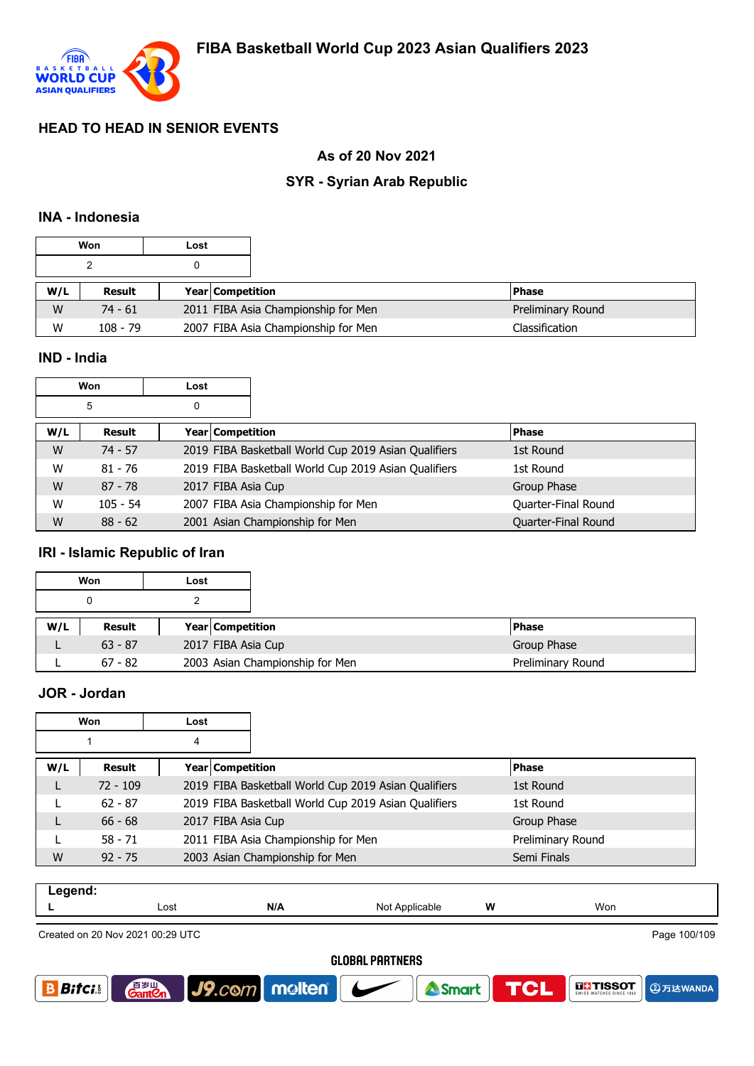## HEAD TO HEAD IN SENIOR EVENTS

### As of 20 Nov 2021

### SYR - Syrian Arab Republic

### INA - Indonesia

| Won | Lost |
|---|---|
| 2 | 0 |

| W/L | Result | Year | Competition | Phase |
|---|---|---|---|---|
| W | 74 - 61 | 2011 | FIBA Asia Championship for Men | Preliminary Round |
| W | 108 - 79 | 2007 | FIBA Asia Championship for Men | Classification |

### IND - India

| Won | Lost |
|---|---|
| 5 | 0 |

| W/L | Result | Year | Competition | Phase |
|---|---|---|---|---|
| W | 74 - 57 | 2019 | FIBA Basketball World Cup 2019 Asian Qualifiers | 1st Round |
| W | 81 - 76 | 2019 | FIBA Basketball World Cup 2019 Asian Qualifiers | 1st Round |
| W | 87 - 78 | 2017 | FIBA Asia Cup | Group Phase |
| W | 105 - 54 | 2007 | FIBA Asia Championship for Men | Quarter-Final Round |
| W | 88 - 62 | 2001 | Asian Championship for Men | Quarter-Final Round |

### IRI - Islamic Republic of Iran

| Won | Lost |
|---|---|
| 0 | 2 |

| W/L | Result | Year | Competition | Phase |
|---|---|---|---|---|
| L | 63 - 87 | 2017 | FIBA Asia Cup | Group Phase |
| L | 67 - 82 | 2003 | Asian Championship for Men | Preliminary Round |

### JOR - Jordan

| Won | Lost |
|---|---|
| 1 | 4 |

| W/L | Result | Year | Competition | Phase |
|---|---|---|---|---|
| L | 72 - 109 | 2019 | FIBA Basketball World Cup 2019 Asian Qualifiers | 1st Round |
| L | 62 - 87 | 2019 | FIBA Basketball World Cup 2019 Asian Qualifiers | 1st Round |
| L | 66 - 68 | 2017 | FIBA Asia Cup | Group Phase |
| L | 58 - 71 | 2011 | FIBA Asia Championship for Men | Preliminary Round |
| W | 92 - 75 | 2003 | Asian Championship for Men | Semi Finals |

**Legend:**

| L | Lost | N/A | Not Applicable | W | Won |
|---|---|---|---|---|---|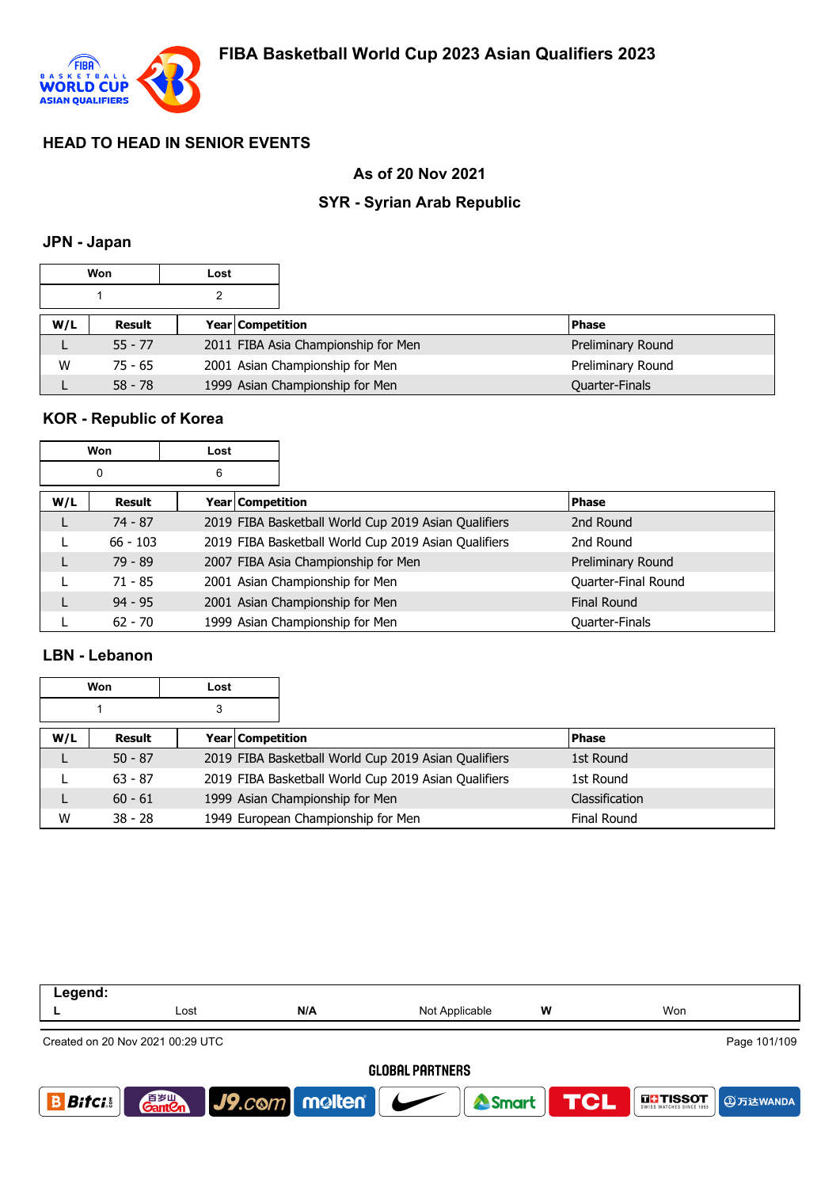# FIBA Basketball World Cup 2023 Asian Qualifiers 2023

## HEAD TO HEAD IN SENIOR EVENTS

### As of 20 Nov 2021

### SYR - Syrian Arab Republic

## JPN - Japan

| Won | Lost |
|---|---|
| 1 | 2 |

| W/L | Result | Year | Competition | Phase |
|---|---|---|---|---|
| L | 55 - 77 | 2011 | FIBA Asia Championship for Men | Preliminary Round |
| W | 75 - 65 | 2001 | Asian Championship for Men | Preliminary Round |
| L | 58 - 78 | 1999 | Asian Championship for Men | Quarter-Finals |

## KOR - Republic of Korea

| Won | Lost |
|---|---|
| 0 | 6 |

| W/L | Result | Year | Competition | Phase |
|---|---|---|---|---|
| L | 74 - 87 | 2019 | FIBA Basketball World Cup 2019 Asian Qualifiers | 2nd Round |
| L | 66 - 103 | 2019 | FIBA Basketball World Cup 2019 Asian Qualifiers | 2nd Round |
| L | 79 - 89 | 2007 | FIBA Asia Championship for Men | Preliminary Round |
| L | 71 - 85 | 2001 | Asian Championship for Men | Quarter-Final Round |
| L | 94 - 95 | 2001 | Asian Championship for Men | Final Round |
| L | 62 - 70 | 1999 | Asian Championship for Men | Quarter-Finals |

## LBN - Lebanon

| Won | Lost |
|---|---|
| 1 | 3 |

| W/L | Result | Year | Competition | Phase |
|---|---|---|---|---|
| L | 50 - 87 | 2019 | FIBA Basketball World Cup 2019 Asian Qualifiers | 1st Round |
| L | 63 - 87 | 2019 | FIBA Basketball World Cup 2019 Asian Qualifiers | 1st Round |
| L | 60 - 61 | 1999 | Asian Championship for Men | Classification |
| W | 38 - 28 | 1949 | European Championship for Men | Final Round |

| Legend: | | | | | |
|---|---|---|---|---|---|
| L | Lost | N/A | Not Applicable | W | Won |

Created on 20 Nov 2021 00:29 UTC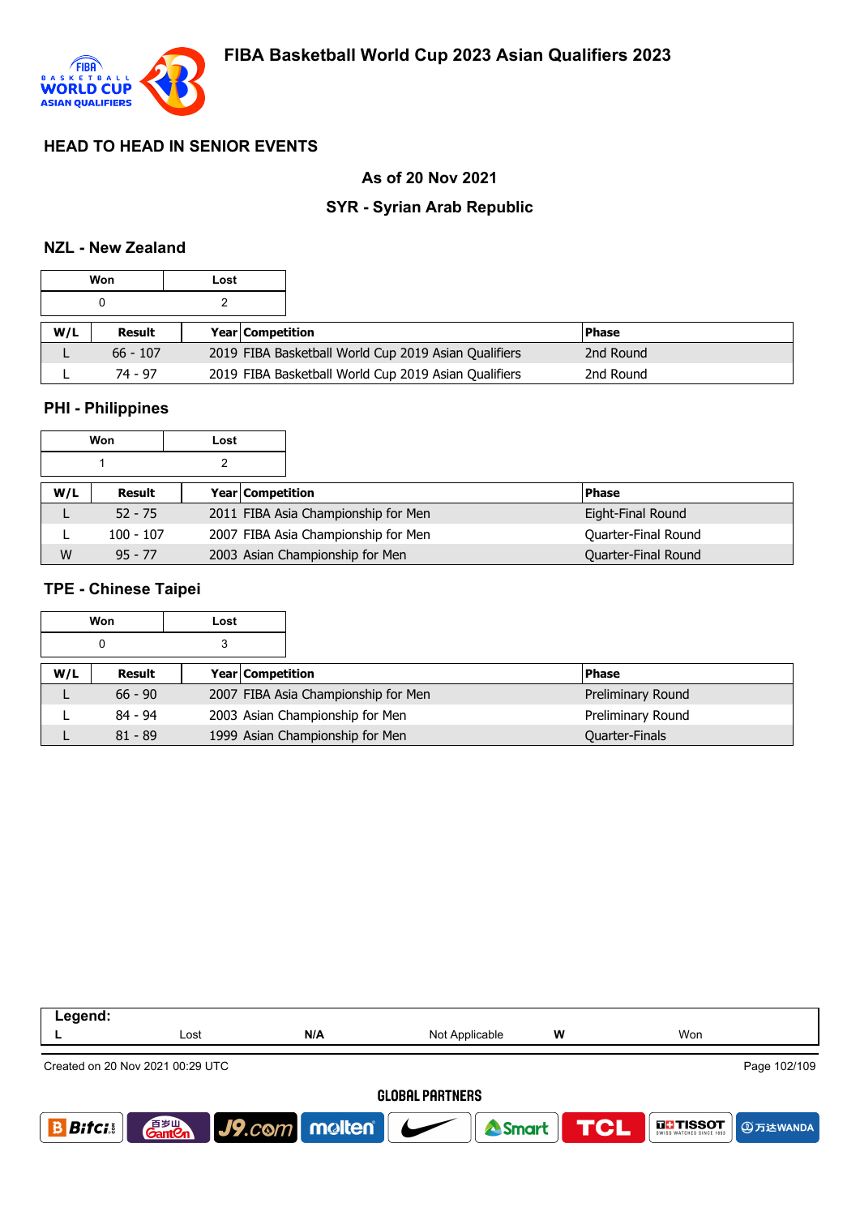## FIBA Basketball World Cup 2023 Asian Qualifiers 2023

### HEAD TO HEAD IN SENIOR EVENTS

**As of 20 Nov 2021**

**SYR - Syrian Arab Republic**

### NZL - New Zealand

| Won | Lost |
|---|---|
| 0 | 2 |

| W/L | Result | Year | Competition | Phase |
|---|---|---|---|---|
| L | 66 - 107 | 2019 | FIBA Basketball World Cup 2019 Asian Qualifiers | 2nd Round |
| L | 74 - 97 | 2019 | FIBA Basketball World Cup 2019 Asian Qualifiers | 2nd Round |

### PHI - Philippines

| Won | Lost |
|---|---|
| 1 | 2 |

| W/L | Result | Year | Competition | Phase |
|---|---|---|---|---|
| L | 52 - 75 | 2011 | FIBA Asia Championship for Men | Eight-Final Round |
| L | 100 - 107 | 2007 | FIBA Asia Championship for Men | Quarter-Final Round |
| W | 95 - 77 | 2003 | Asian Championship for Men | Quarter-Final Round |

### TPE - Chinese Taipei

| Won | Lost |
|---|---|
| 0 | 3 |

| W/L | Result | Year | Competition | Phase |
|---|---|---|---|---|
| L | 66 - 90 | 2007 | FIBA Asia Championship for Men | Preliminary Round |
| L | 84 - 94 | 2003 | Asian Championship for Men | Preliminary Round |
| L | 81 - 89 | 1999 | Asian Championship for Men | Quarter-Finals |

**Legend:**

| L | Lost | N/A | Not Applicable | W | Won |
|---|---|---|---|---|---|

Created on 20 Nov 2021 00:29 UTC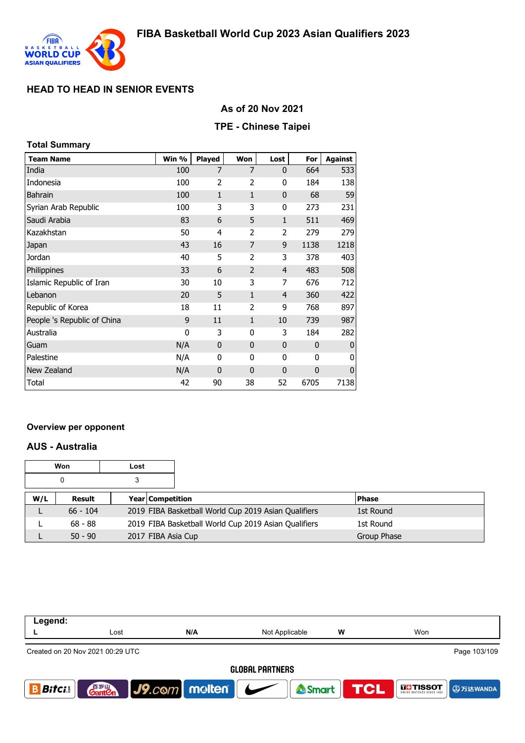# FIBA Basketball World Cup 2023 Asian Qualifiers 2023

## HEAD TO HEAD IN SENIOR EVENTS

### As of 20 Nov 2021

### TPE - Chinese Taipei

**Total Summary**

| Team Name | Win % | Played | Won | Lost | For | Against |
|---|---|---|---|---|---|---|
| India | 100 | 7 | 7 | 0 | 664 | 533 |
| Indonesia | 100 | 2 | 2 | 0 | 184 | 138 |
| Bahrain | 100 | 1 | 1 | 0 | 68 | 59 |
| Syrian Arab Republic | 100 | 3 | 3 | 0 | 273 | 231 |
| Saudi Arabia | 83 | 6 | 5 | 1 | 511 | 469 |
| Kazakhstan | 50 | 4 | 2 | 2 | 279 | 279 |
| Japan | 43 | 16 | 7 | 9 | 1138 | 1218 |
| Jordan | 40 | 5 | 2 | 3 | 378 | 403 |
| Philippines | 33 | 6 | 2 | 4 | 483 | 508 |
| Islamic Republic of Iran | 30 | 10 | 3 | 7 | 676 | 712 |
| Lebanon | 20 | 5 | 1 | 4 | 360 | 422 |
| Republic of Korea | 18 | 11 | 2 | 9 | 768 | 897 |
| People 's Republic of China | 9 | 11 | 1 | 10 | 739 | 987 |
| Australia | 0 | 3 | 0 | 3 | 184 | 282 |
| Guam | N/A | 0 | 0 | 0 | 0 | 0 |
| Palestine | N/A | 0 | 0 | 0 | 0 | 0 |
| New Zealand | N/A | 0 | 0 | 0 | 0 | 0 |
| Total | 42 | 90 | 38 | 52 | 6705 | 7138 |

**Overview per opponent**

### AUS - Australia

| Won | Lost |
|---|---|
| 0 | 3 |

| W/L | Result | Year | Competition | Phase |
|---|---|---|---|---|
| L | 66 - 104 | 2019 | FIBA Basketball World Cup 2019 Asian Qualifiers | 1st Round |
| L | 68 - 88 | 2019 | FIBA Basketball World Cup 2019 Asian Qualifiers | 1st Round |
| L | 50 - 90 | 2017 | FIBA Asia Cup | Group Phase |

**Legend:**

| L | Lost | N/A | Not Applicable | W | Won |
|---|---|---|---|---|---|

Created on 20 Nov 2021 00:29 UTC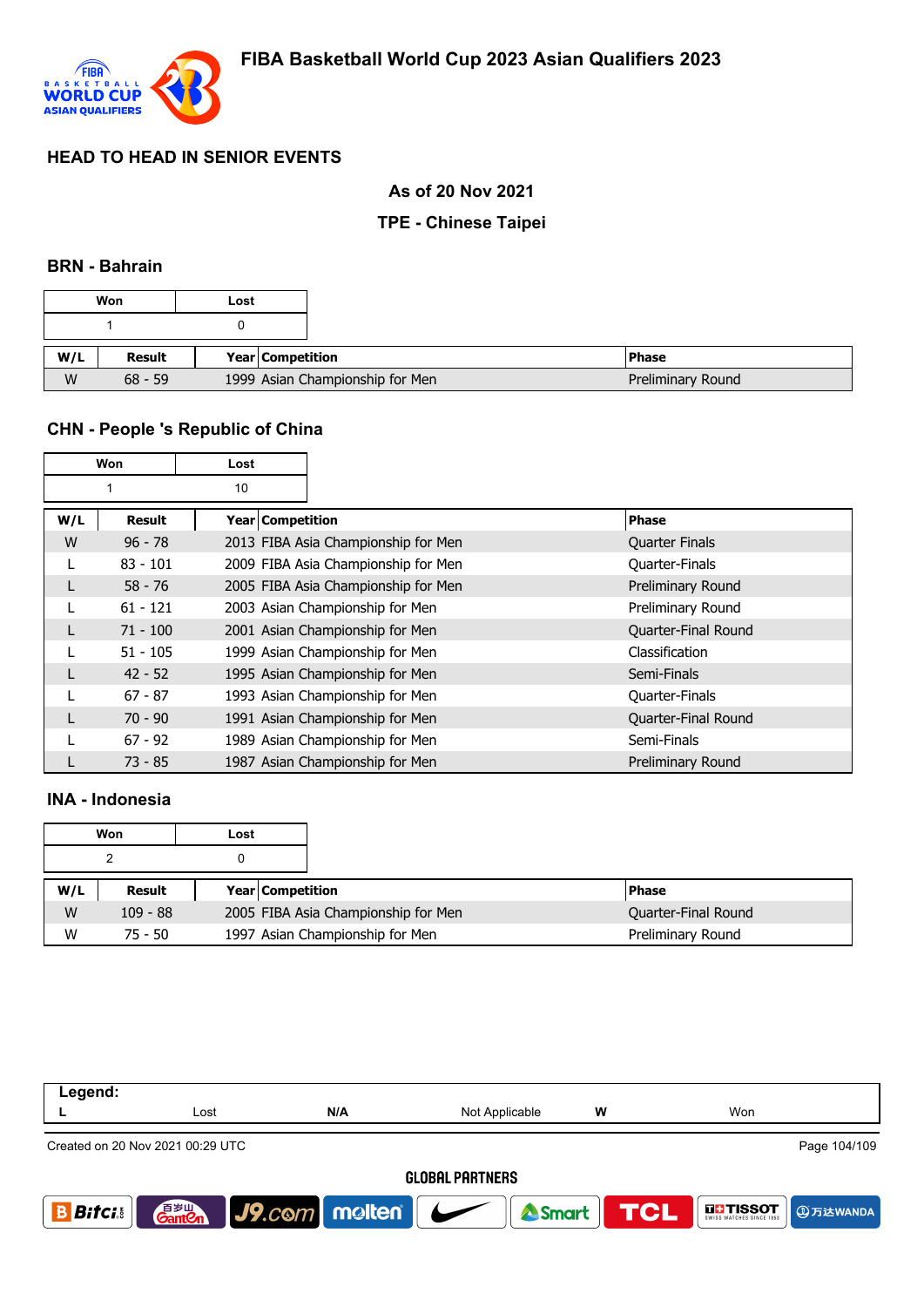# FIBA Basketball World Cup 2023 Asian Qualifiers 2023

## HEAD TO HEAD IN SENIOR EVENTS

**As of 20 Nov 2021**

**TPE - Chinese Taipei**

### BRN - Bahrain

| Won | Lost |
|---|---|
| 1 | 0 |

| W/L | Result | Year | Competition | Phase |
|---|---|---|---|---|
| W | 68 - 59 | 1999 | Asian Championship for Men | Preliminary Round |

### CHN - People 's Republic of China

| Won | Lost |
|---|---|
| 1 | 10 |

| W/L | Result | Year | Competition | Phase |
|---|---|---|---|---|
| W | 96 - 78 | 2013 | FIBA Asia Championship for Men | Quarter Finals |
| L | 83 - 101 | 2009 | FIBA Asia Championship for Men | Quarter-Finals |
| L | 58 - 76 | 2005 | FIBA Asia Championship for Men | Preliminary Round |
| L | 61 - 121 | 2003 | Asian Championship for Men | Preliminary Round |
| L | 71 - 100 | 2001 | Asian Championship for Men | Quarter-Final Round |
| L | 51 - 105 | 1999 | Asian Championship for Men | Classification |
| L | 42 - 52 | 1995 | Asian Championship for Men | Semi-Finals |
| L | 67 - 87 | 1993 | Asian Championship for Men | Quarter-Finals |
| L | 70 - 90 | 1991 | Asian Championship for Men | Quarter-Final Round |
| L | 67 - 92 | 1989 | Asian Championship for Men | Semi-Finals |
| L | 73 - 85 | 1987 | Asian Championship for Men | Preliminary Round |

### INA - Indonesia

| Won | Lost |
|---|---|
| 2 | 0 |

| W/L | Result | Year | Competition | Phase |
|---|---|---|---|---|
| W | 109 - 88 | 2005 | FIBA Asia Championship for Men | Quarter-Final Round |
| W | 75 - 50 | 1997 | Asian Championship for Men | Preliminary Round |

**Legend:**

| L | Lost | N/A | Not Applicable | W | Won |
|---|---|---|---|---|---|

Created on 20 Nov 2021 00:29 UTC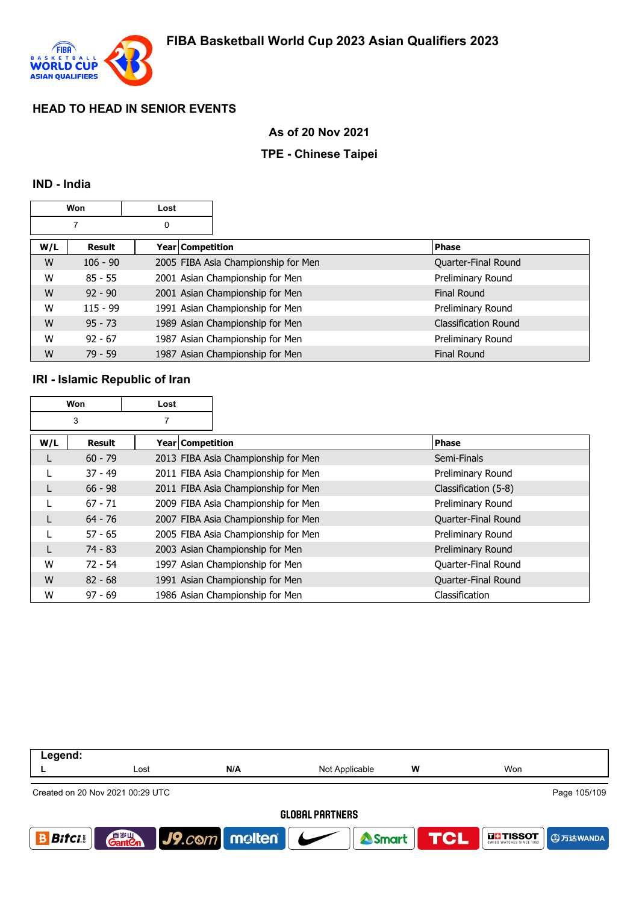# FIBA Basketball World Cup 2023 Asian Qualifiers 2023

## HEAD TO HEAD IN SENIOR EVENTS

**As of 20 Nov 2021**

**TPE - Chinese Taipei**

### IND - India

| Won | Lost |
|---|---|
| 7 | 0 |

| W/L | Result | Year | Competition | Phase |
|---|---|---|---|---|
| W | 106 - 90 | 2005 | FIBA Asia Championship for Men | Quarter-Final Round |
| W | 85 - 55 | 2001 | Asian Championship for Men | Preliminary Round |
| W | 92 - 90 | 2001 | Asian Championship for Men | Final Round |
| W | 115 - 99 | 1991 | Asian Championship for Men | Preliminary Round |
| W | 95 - 73 | 1989 | Asian Championship for Men | Classification Round |
| W | 92 - 67 | 1987 | Asian Championship for Men | Preliminary Round |
| W | 79 - 59 | 1987 | Asian Championship for Men | Final Round |

### IRI - Islamic Republic of Iran

| Won | Lost |
|---|---|
| 3 | 7 |

| W/L | Result | Year | Competition | Phase |
|---|---|---|---|---|
| L | 60 - 79 | 2013 | FIBA Asia Championship for Men | Semi-Finals |
| L | 37 - 49 | 2011 | FIBA Asia Championship for Men | Preliminary Round |
| L | 66 - 98 | 2011 | FIBA Asia Championship for Men | Classification (5-8) |
| L | 67 - 71 | 2009 | FIBA Asia Championship for Men | Preliminary Round |
| L | 64 - 76 | 2007 | FIBA Asia Championship for Men | Quarter-Final Round |
| L | 57 - 65 | 2005 | FIBA Asia Championship for Men | Preliminary Round |
| L | 74 - 83 | 2003 | Asian Championship for Men | Preliminary Round |
| W | 72 - 54 | 1997 | Asian Championship for Men | Quarter-Final Round |
| W | 82 - 68 | 1991 | Asian Championship for Men | Quarter-Final Round |
| W | 97 - 69 | 1986 | Asian Championship for Men | Classification |

**Legend:**

| L | Lost | N/A | Not Applicable | W | Won |
|---|---|---|---|---|---|

Created on 20 Nov 2021 00:29 UTC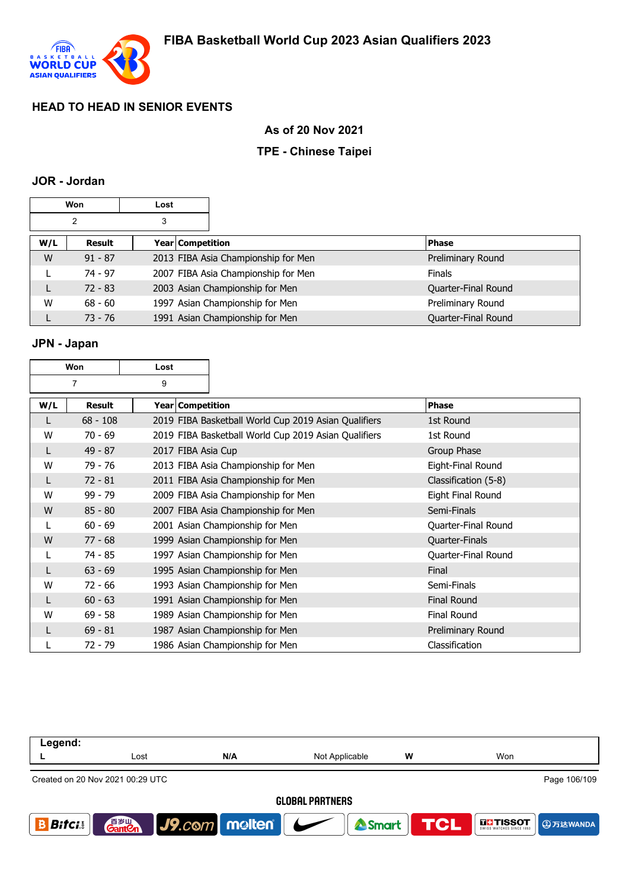## HEAD TO HEAD IN SENIOR EVENTS

### As of 20 Nov 2021

### TPE - Chinese Taipei

### JOR - Jordan

| Won | Lost |
|---|---|
| 2 | 3 |

| W/L | Result | Year | Competition | Phase |
|---|---|---|---|---|
| W | 91 - 87 | 2013 | FIBA Asia Championship for Men | Preliminary Round |
| L | 74 - 97 | 2007 | FIBA Asia Championship for Men | Finals |
| L | 72 - 83 | 2003 | Asian Championship for Men | Quarter-Final Round |
| W | 68 - 60 | 1997 | Asian Championship for Men | Preliminary Round |
| L | 73 - 76 | 1991 | Asian Championship for Men | Quarter-Final Round |

### JPN - Japan

| Won | Lost |
|---|---|
| 7 | 9 |

| W/L | Result | Year | Competition | Phase |
|---|---|---|---|---|
| L | 68 - 108 | 2019 | FIBA Basketball World Cup 2019 Asian Qualifiers | 1st Round |
| W | 70 - 69 | 2019 | FIBA Basketball World Cup 2019 Asian Qualifiers | 1st Round |
| L | 49 - 87 | 2017 | FIBA Asia Cup | Group Phase |
| W | 79 - 76 | 2013 | FIBA Asia Championship for Men | Eight-Final Round |
| L | 72 - 81 | 2011 | FIBA Asia Championship for Men | Classification (5-8) |
| W | 99 - 79 | 2009 | FIBA Asia Championship for Men | Eight Final Round |
| W | 85 - 80 | 2007 | FIBA Asia Championship for Men | Semi-Finals |
| L | 60 - 69 | 2001 | Asian Championship for Men | Quarter-Final Round |
| W | 77 - 68 | 1999 | Asian Championship for Men | Quarter-Finals |
| L | 74 - 85 | 1997 | Asian Championship for Men | Quarter-Final Round |
| L | 63 - 69 | 1995 | Asian Championship for Men | Final |
| W | 72 - 66 | 1993 | Asian Championship for Men | Semi-Finals |
| L | 60 - 63 | 1991 | Asian Championship for Men | Final Round |
| W | 69 - 58 | 1989 | Asian Championship for Men | Final Round |
| L | 69 - 81 | 1987 | Asian Championship for Men | Preliminary Round |
| L | 72 - 79 | 1986 | Asian Championship for Men | Classification |

| Legend: | | | | | |
|---|---|---|---|---|---|
| L | Lost | N/A | Not Applicable | W | Won |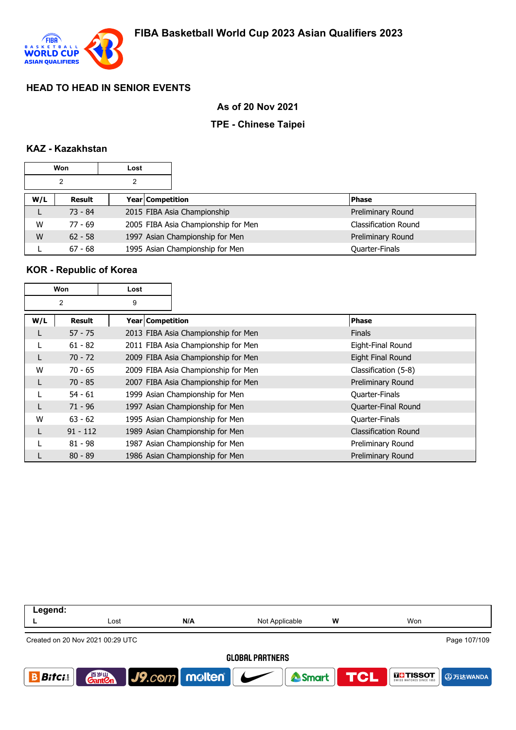# FIBA Basketball World Cup 2023 Asian Qualifiers 2023

## HEAD TO HEAD IN SENIOR EVENTS

**As of 20 Nov 2021**

**TPE - Chinese Taipei**

### KAZ - Kazakhstan

| Won | Lost |
|---|---|
| 2 | 2 |

| W/L | Result | Year | Competition | Phase |
|---|---|---|---|---|
| L | 73 - 84 | 2015 | FIBA Asia Championship | Preliminary Round |
| W | 77 - 69 | 2005 | FIBA Asia Championship for Men | Classification Round |
| W | 62 - 58 | 1997 | Asian Championship for Men | Preliminary Round |
| L | 67 - 68 | 1995 | Asian Championship for Men | Quarter-Finals |

### KOR - Republic of Korea

| Won | Lost |
|---|---|
| 2 | 9 |

| W/L | Result | Year | Competition | Phase |
|---|---|---|---|---|
| L | 57 - 75 | 2013 | FIBA Asia Championship for Men | Finals |
| L | 61 - 82 | 2011 | FIBA Asia Championship for Men | Eight-Final Round |
| L | 70 - 72 | 2009 | FIBA Asia Championship for Men | Eight Final Round |
| W | 70 - 65 | 2009 | FIBA Asia Championship for Men | Classification (5-8) |
| L | 70 - 85 | 2007 | FIBA Asia Championship for Men | Preliminary Round |
| L | 54 - 61 | 1999 | Asian Championship for Men | Quarter-Finals |
| L | 71 - 96 | 1997 | Asian Championship for Men | Quarter-Final Round |
| W | 63 - 62 | 1995 | Asian Championship for Men | Quarter-Finals |
| L | 91 - 112 | 1989 | Asian Championship for Men | Classification Round |
| L | 81 - 98 | 1987 | Asian Championship for Men | Preliminary Round |
| L | 80 - 89 | 1986 | Asian Championship for Men | Preliminary Round |

| Legend: | | | | | |
|---|---|---|---|---|---|
| L | Lost | N/A | Not Applicable | W | Won |

Created on 20 Nov 2021 00:29 UTC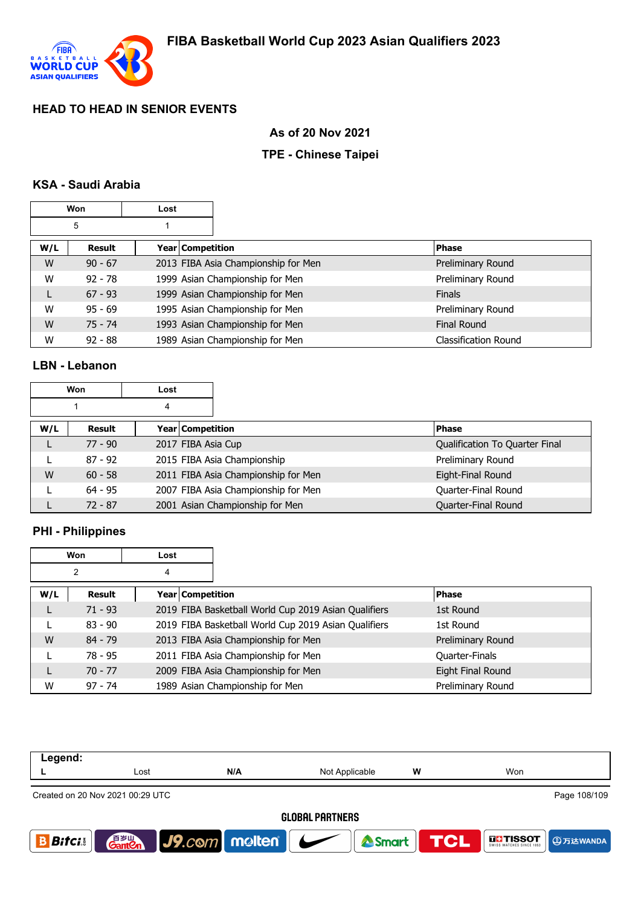# FIBA Basketball World Cup 2023 Asian Qualifiers 2023

## HEAD TO HEAD IN SENIOR EVENTS

**As of 20 Nov 2021**

**TPE - Chinese Taipei**

### KSA - Saudi Arabia

| Won | Lost |
|---|---|
| 5 | 1 |

| W/L | Result | Year | Competition | Phase |
|---|---|---|---|---|
| W | 90 - 67 | 2013 | FIBA Asia Championship for Men | Preliminary Round |
| W | 92 - 78 | 1999 | Asian Championship for Men | Preliminary Round |
| L | 67 - 93 | 1999 | Asian Championship for Men | Finals |
| W | 95 - 69 | 1995 | Asian Championship for Men | Preliminary Round |
| W | 75 - 74 | 1993 | Asian Championship for Men | Final Round |
| W | 92 - 88 | 1989 | Asian Championship for Men | Classification Round |

### LBN - Lebanon

| Won | Lost |
|---|---|
| 1 | 4 |

| W/L | Result | Year | Competition | Phase |
|---|---|---|---|---|
| L | 77 - 90 | 2017 | FIBA Asia Cup | Qualification To Quarter Final |
| L | 87 - 92 | 2015 | FIBA Asia Championship | Preliminary Round |
| W | 60 - 58 | 2011 | FIBA Asia Championship for Men | Eight-Final Round |
| L | 64 - 95 | 2007 | FIBA Asia Championship for Men | Quarter-Final Round |
| L | 72 - 87 | 2001 | Asian Championship for Men | Quarter-Final Round |

### PHI - Philippines

| Won | Lost |
|---|---|
| 2 | 4 |

| W/L | Result | Year | Competition | Phase |
|---|---|---|---|---|
| L | 71 - 93 | 2019 | FIBA Basketball World Cup 2019 Asian Qualifiers | 1st Round |
| L | 83 - 90 | 2019 | FIBA Basketball World Cup 2019 Asian Qualifiers | 1st Round |
| W | 84 - 79 | 2013 | FIBA Asia Championship for Men | Preliminary Round |
| L | 78 - 95 | 2011 | FIBA Asia Championship for Men | Quarter-Finals |
| L | 70 - 77 | 2009 | FIBA Asia Championship for Men | Eight Final Round |
| W | 97 - 74 | 1989 | Asian Championship for Men | Preliminary Round |

**Legend:**

| L | Lost | N/A | Not Applicable | W | Won |
|---|---|---|---|---|---|

Created on 20 Nov 2021 00:29 UTC

GLOBAL PARTNERS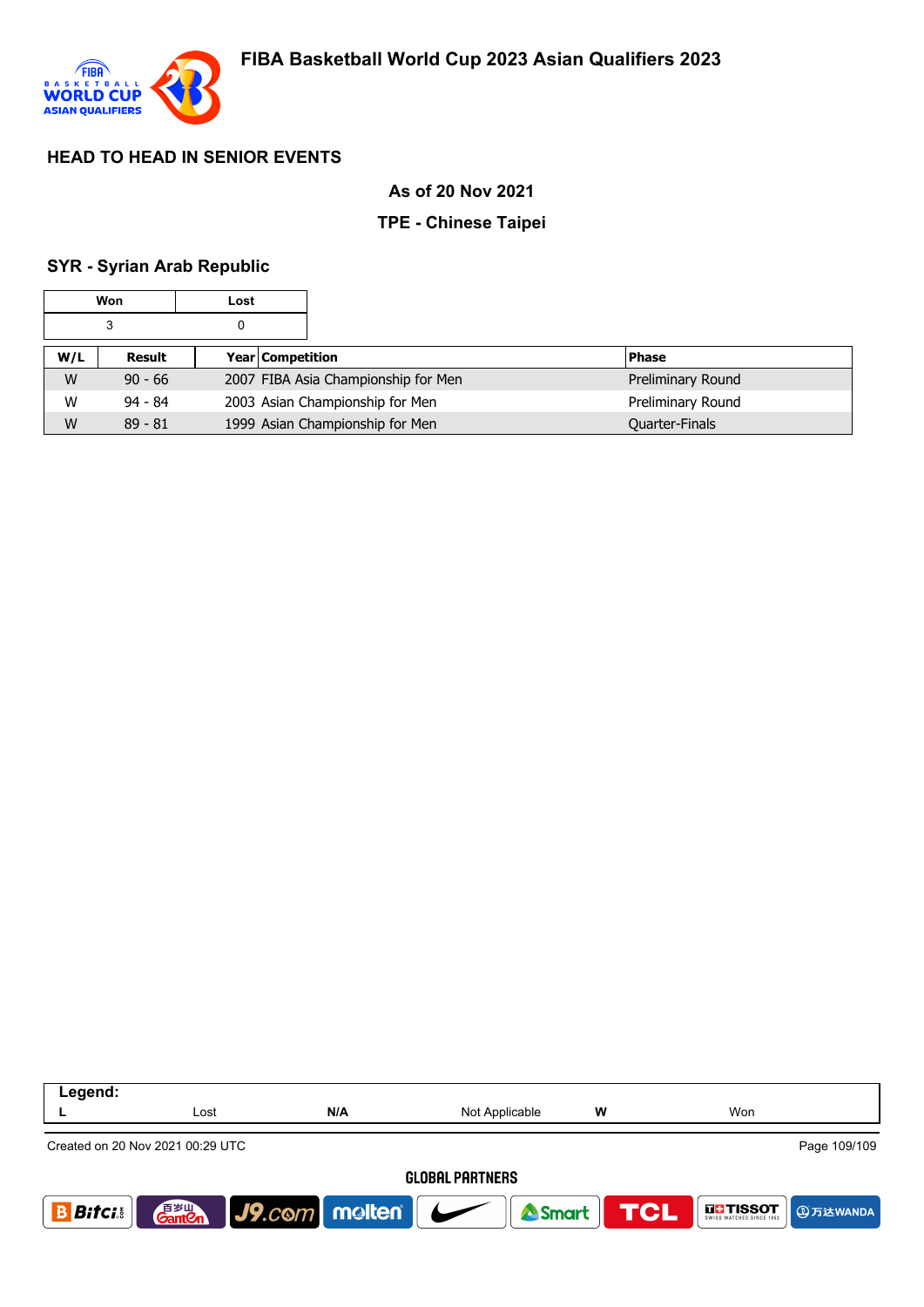# FIBA Basketball World Cup 2023 Asian Qualifiers 2023

## HEAD TO HEAD IN SENIOR EVENTS

**As of 20 Nov 2021**

**TPE - Chinese Taipei**

### SYR - Syrian Arab Republic

| Won | Lost |
|---|---|
| 3 | 0 |

| W/L | Result | Year | Competition | Phase |
|---|---|---|---|---|
| W | 90 - 66 | 2007 | FIBA Asia Championship for Men | Preliminary Round |
| W | 94 - 84 | 2003 | Asian Championship for Men | Preliminary Round |
| W | 89 - 81 | 1999 | Asian Championship for Men | Quarter-Finals |

Legend:

| | | | | | |
|---|---|---|---|---|---|
| L | Lost | N/A | Not Applicable | W | Won |

Created on 20 Nov 2021 00:29 UTC

GLOBAL PARTNERS